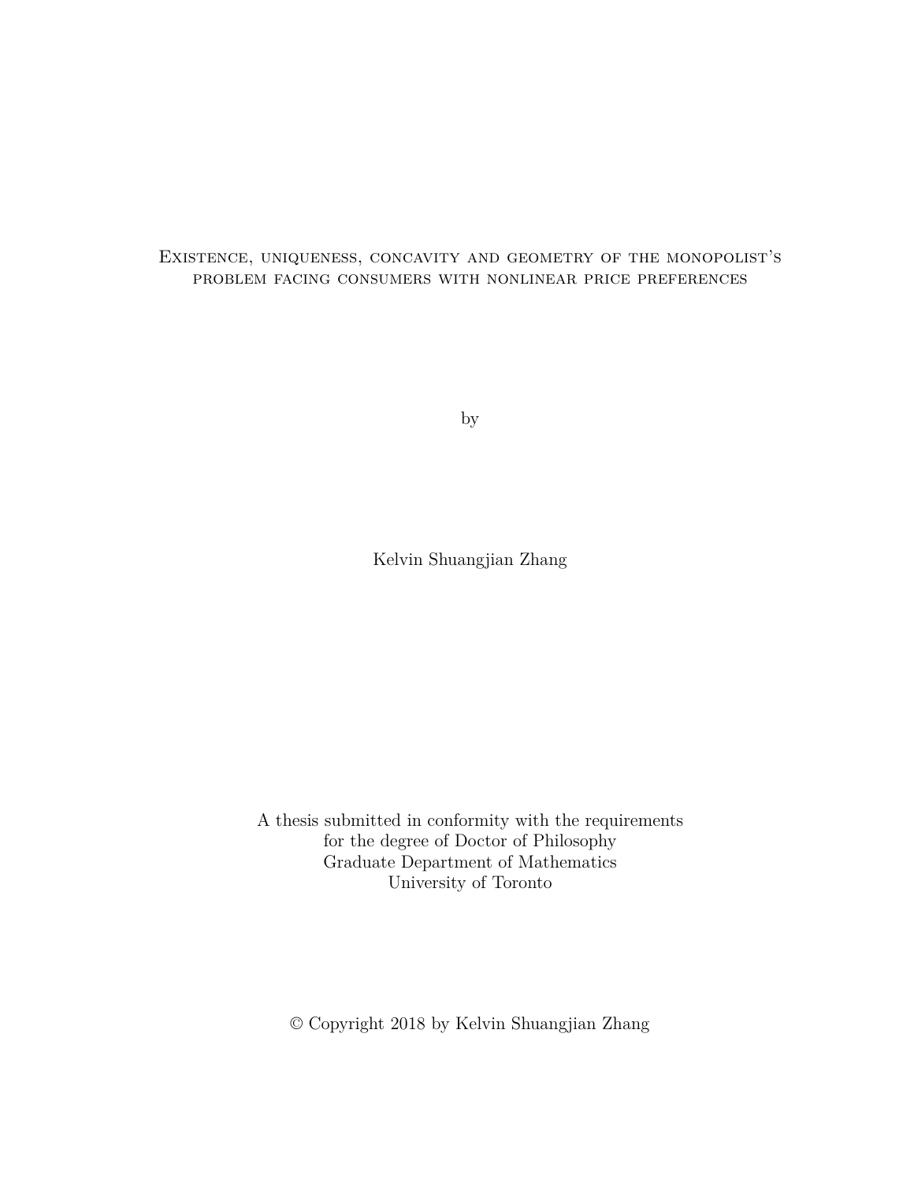# Existence, uniqueness, concavity and geometry of the monopolist's problem facing consumers with nonlinear price preferences

by

Kelvin Shuangjian Zhang

A thesis submitted in conformity with the requirements
for the degree of Doctor of Philosophy
Graduate Department of Mathematics
University of Toronto

© Copyright 2018 by Kelvin Shuangjian Zhang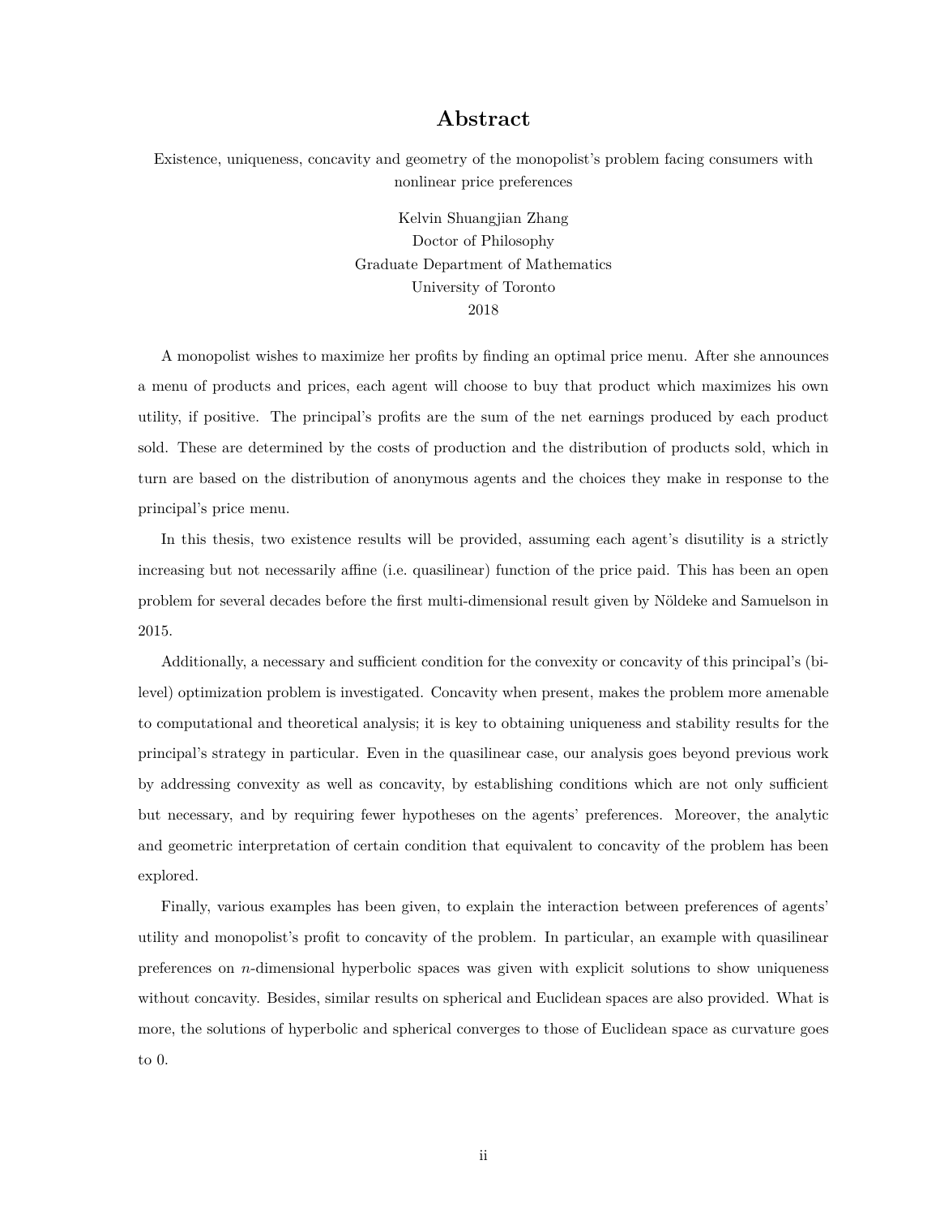# Abstract

Existence, uniqueness, concavity and geometry of the monopolist's problem facing consumers with nonlinear price preferences

Kelvin Shuangjian Zhang
Doctor of Philosophy
Graduate Department of Mathematics
University of Toronto
2018

A monopolist wishes to maximize her profits by finding an optimal price menu. After she announces a menu of products and prices, each agent will choose to buy that product which maximizes his own utility, if positive. The principal's profits are the sum of the net earnings produced by each product sold. These are determined by the costs of production and the distribution of products sold, which in turn are based on the distribution of anonymous agents and the choices they make in response to the principal's price menu.

In this thesis, two existence results will be provided, assuming each agent's disutility is a strictly increasing but not necessarily affine (i.e. quasilinear) function of the price paid. This has been an open problem for several decades before the first multi-dimensional result given by Nöldeke and Samuelson in 2015.

Additionally, a necessary and sufficient condition for the convexity or concavity of this principal's (bi-level) optimization problem is investigated. Concavity when present, makes the problem more amenable to computational and theoretical analysis; it is key to obtaining uniqueness and stability results for the principal's strategy in particular. Even in the quasilinear case, our analysis goes beyond previous work by addressing convexity as well as concavity, by establishing conditions which are not only sufficient but necessary, and by requiring fewer hypotheses on the agents' preferences. Moreover, the analytic and geometric interpretation of certain condition that equivalent to concavity of the problem has been explored.

Finally, various examples has been given, to explain the interaction between preferences of agents' utility and monopolist's profit to concavity of the problem. In particular, an example with quasilinear preferences on $n$-dimensional hyperbolic spaces was given with explicit solutions to show uniqueness without concavity. Besides, similar results on spherical and Euclidean spaces are also provided. What is more, the solutions of hyperbolic and spherical converges to those of Euclidean space as curvature goes to 0.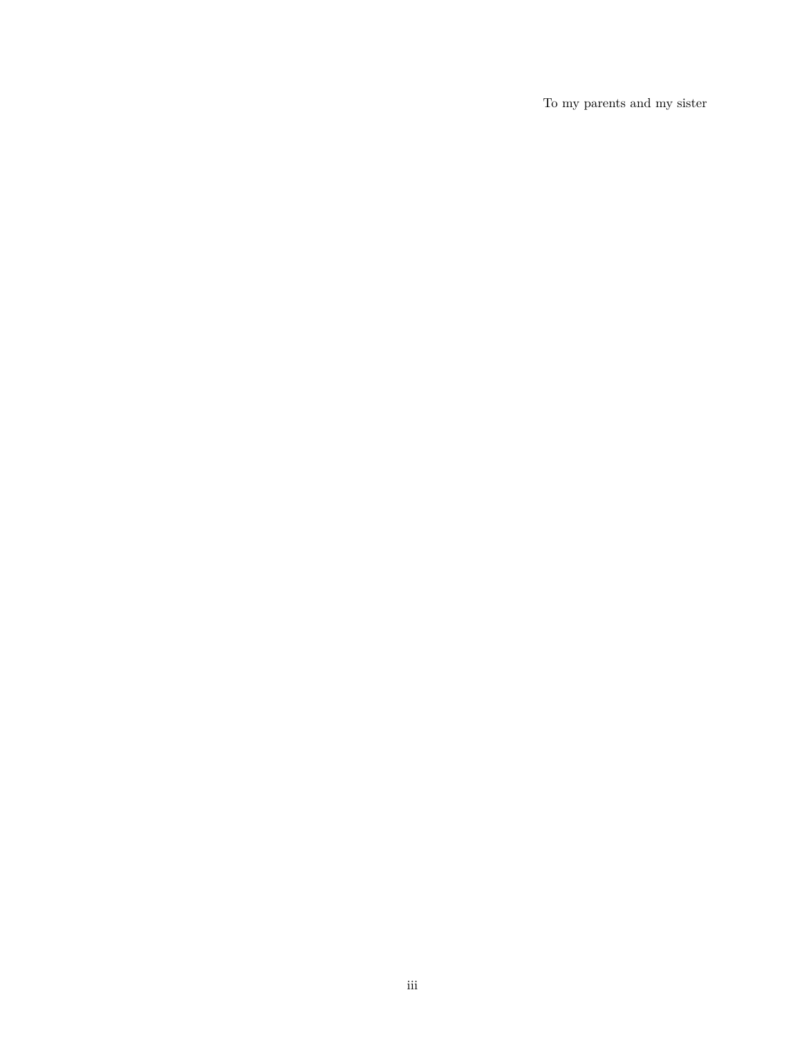To my parents and my sister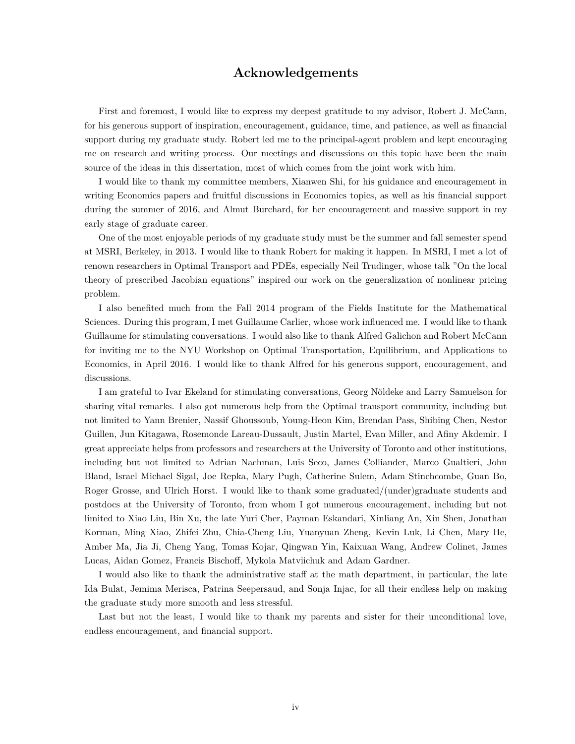# Acknowledgements

First and foremost, I would like to express my deepest gratitude to my advisor, Robert J. McCann, for his generous support of inspiration, encouragement, guidance, time, and patience, as well as financial support during my graduate study. Robert led me to the principal-agent problem and kept encouraging me on research and writing process. Our meetings and discussions on this topic have been the main source of the ideas in this dissertation, most of which comes from the joint work with him.

I would like to thank my committee members, Xianwen Shi, for his guidance and encouragement in writing Economics papers and fruitful discussions in Economics topics, as well as his financial support during the summer of 2016, and Almut Burchard, for her encouragement and massive support in my early stage of graduate career.

One of the most enjoyable periods of my graduate study must be the summer and fall semester spend at MSRI, Berkeley, in 2013. I would like to thank Robert for making it happen. In MSRI, I met a lot of renown researchers in Optimal Transport and PDEs, especially Neil Trudinger, whose talk "On the local theory of prescribed Jacobian equations" inspired our work on the generalization of nonlinear pricing problem.

I also benefited much from the Fall 2014 program of the Fields Institute for the Mathematical Sciences. During this program, I met Guillaume Carlier, whose work influenced me. I would like to thank Guillaume for stimulating conversations. I would also like to thank Alfred Galichon and Robert McCann for inviting me to the NYU Workshop on Optimal Transportation, Equilibrium, and Applications to Economics, in April 2016. I would like to thank Alfred for his generous support, encouragement, and discussions.

I am grateful to Ivar Ekeland for stimulating conversations, Georg Nöldeke and Larry Samuelson for sharing vital remarks. I also got numerous help from the Optimal transport community, including but not limited to Yann Brenier, Nassif Ghoussoub, Young-Heon Kim, Brendan Pass, Shibing Chen, Nestor Guillen, Jun Kitagawa, Rosemonde Lareau-Dussault, Justin Martel, Evan Miller, and Afiny Akdemir. I great appreciate helps from professors and researchers at the University of Toronto and other institutions, including but not limited to Adrian Nachman, Luis Seco, James Colliander, Marco Gualtieri, John Bland, Israel Michael Sigal, Joe Repka, Mary Pugh, Catherine Sulem, Adam Stinchcombe, Guan Bo, Roger Grosse, and Ulrich Horst. I would like to thank some graduated/(under)graduate students and postdocs at the University of Toronto, from whom I got numerous encouragement, including but not limited to Xiao Liu, Bin Xu, the late Yuri Cher, Payman Eskandari, Xinliang An, Xin Shen, Jonathan Korman, Ming Xiao, Zhifei Zhu, Chia-Cheng Liu, Yuanyuan Zheng, Kevin Luk, Li Chen, Mary He, Amber Ma, Jia Ji, Cheng Yang, Tomas Kojar, Qingwan Yin, Kaixuan Wang, Andrew Colinet, James Lucas, Aidan Gomez, Francis Bischoff, Mykola Matviichuk and Adam Gardner.

I would also like to thank the administrative staff at the math department, in particular, the late Ida Bulat, Jemima Merisca, Patrina Seepersaud, and Sonja Injac, for all their endless help on making the graduate study more smooth and less stressful.

Last but not the least, I would like to thank my parents and sister for their unconditional love, endless encouragement, and financial support.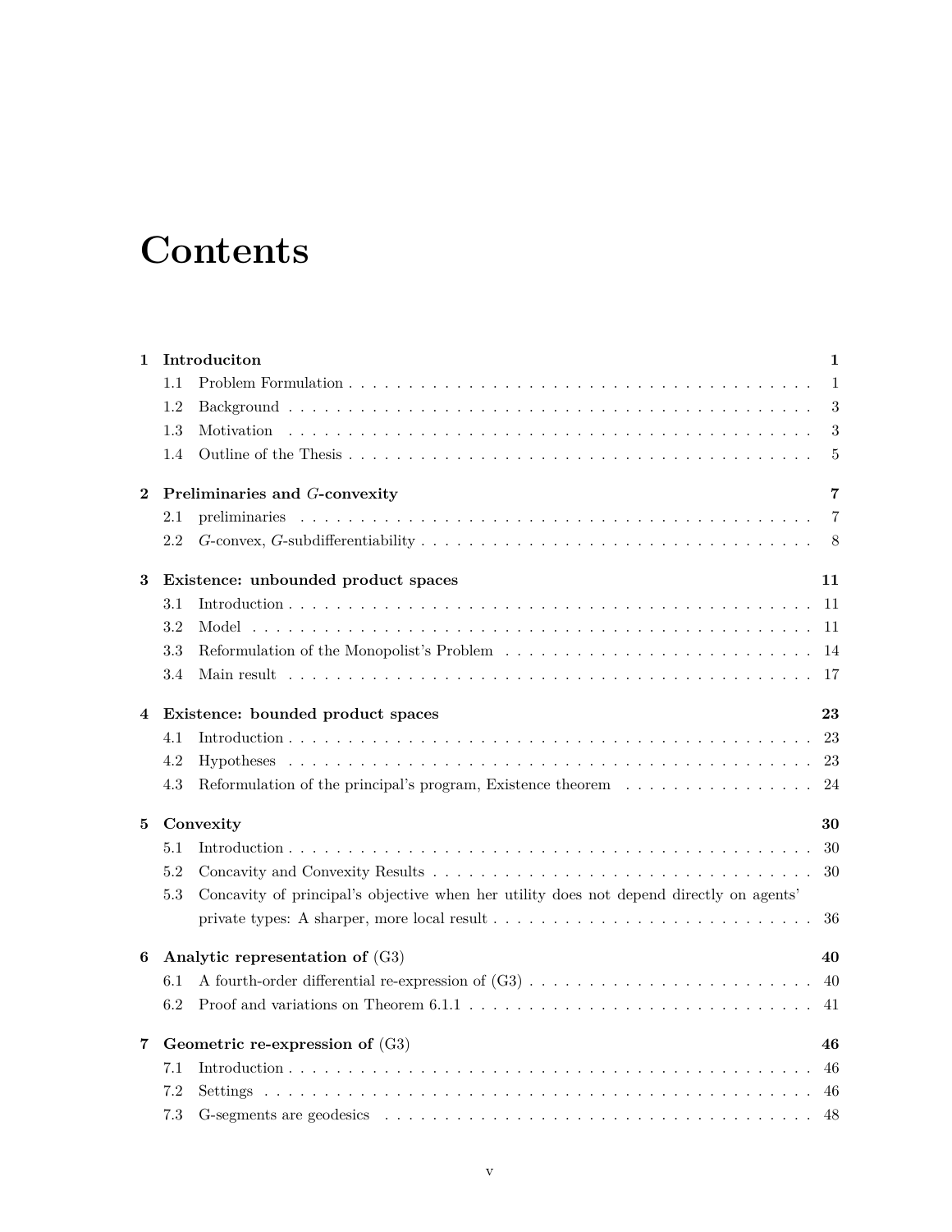# Contents

**1 Introduciton** **1**

- 1.1 Problem Formulation . . . . . . . . . 1
- 1.2 Background . . . . . . . . . 3
- 1.3 Motivation . . . . . . . . . 3
- 1.4 Outline of the Thesis . . . . . . . . . 5

**2 Preliminaries and $G$-convexity** **7**

- 2.1 preliminaries . . . . . . . . . 7
- 2.2 $G$-convex, $G$-subdifferentiability . . . . . . . . . 8

**3 Existence: unbounded product spaces** **11**

- 3.1 Introduction . . . . . . . . . 11
- 3.2 Model . . . . . . . . . 11
- 3.3 Reformulation of the Monopolist's Problem . . . . . . . . . 14
- 3.4 Main result . . . . . . . . . 17

**4 Existence: bounded product spaces** **23**

- 4.1 Introduction . . . . . . . . . 23
- 4.2 Hypotheses . . . . . . . . . 23
- 4.3 Reformulation of the principal's program, Existence theorem . . . . . . . . . 24

**5 Convexity** **30**

- 5.1 Introduction . . . . . . . . . 30
- 5.2 Concavity and Convexity Results . . . . . . . . . 30
- 5.3 Concavity of principal's objective when her utility does not depend directly on agents' private types: A sharper, more local result . . . . . . . . . 36

**6 Analytic representation of (G3)** **40**

- 6.1 A fourth-order differential re-expression of (G3) . . . . . . . . . 40
- 6.2 Proof and variations on Theorem 6.1.1 . . . . . . . . . 41

**7 Geometric re-expression of (G3)** **46**

- 7.1 Introduction . . . . . . . . . 46
- 7.2 Settings . . . . . . . . . 46
- 7.3 G-segments are geodesics . . . . . . . . . 48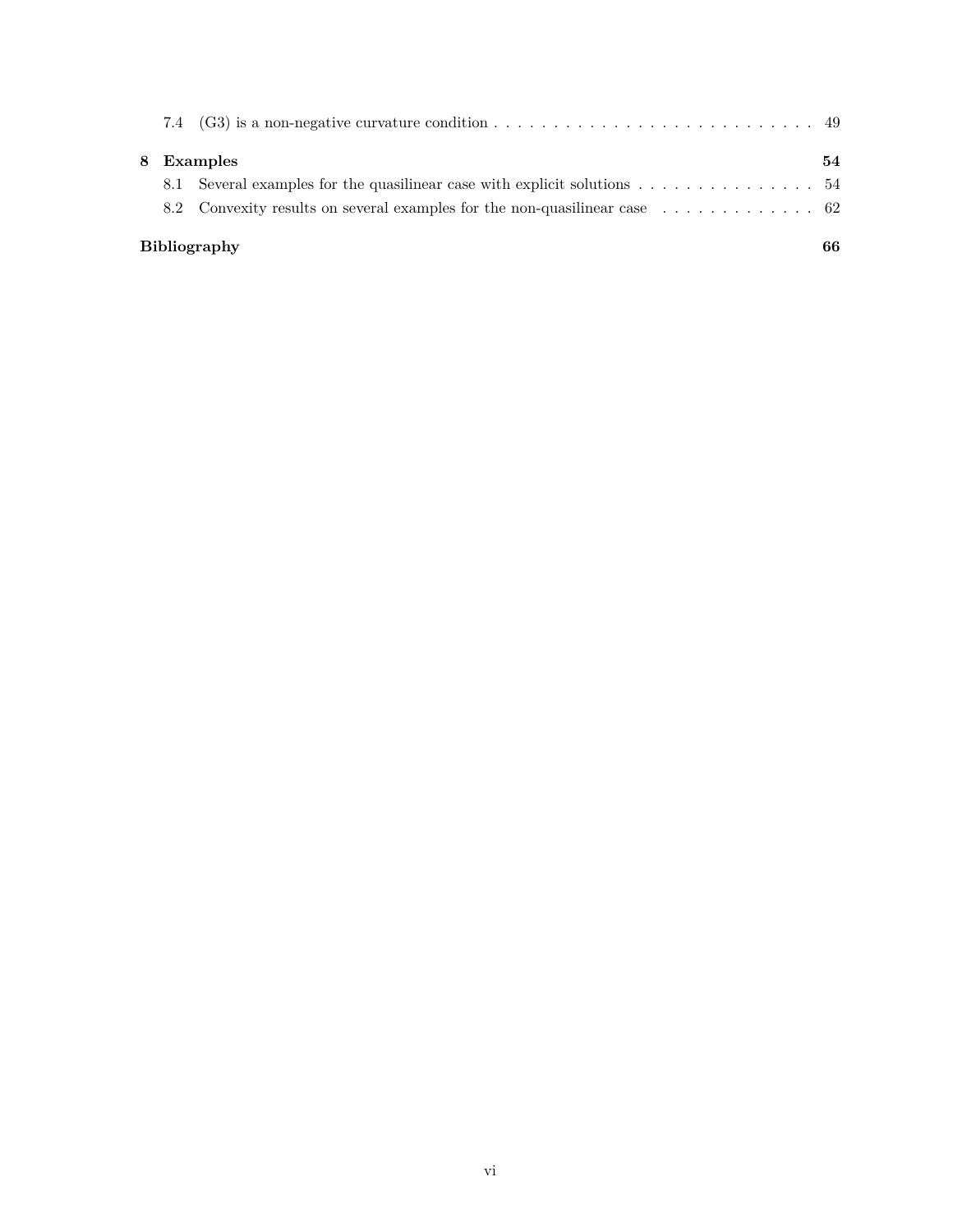7.4 (G3) is a non-negative curvature condition . . . . . . . . . . . . . . . . . . . . . . . . . . . . 49

**8 Examples** **54**

8.1 Several examples for the quasilinear case with explicit solutions . . . . . . . . . . . . . . . . 54

8.2 Convexity results on several examples for the non-quasilinear case . . . . . . . . . . . . . . 62

**Bibliography** **66**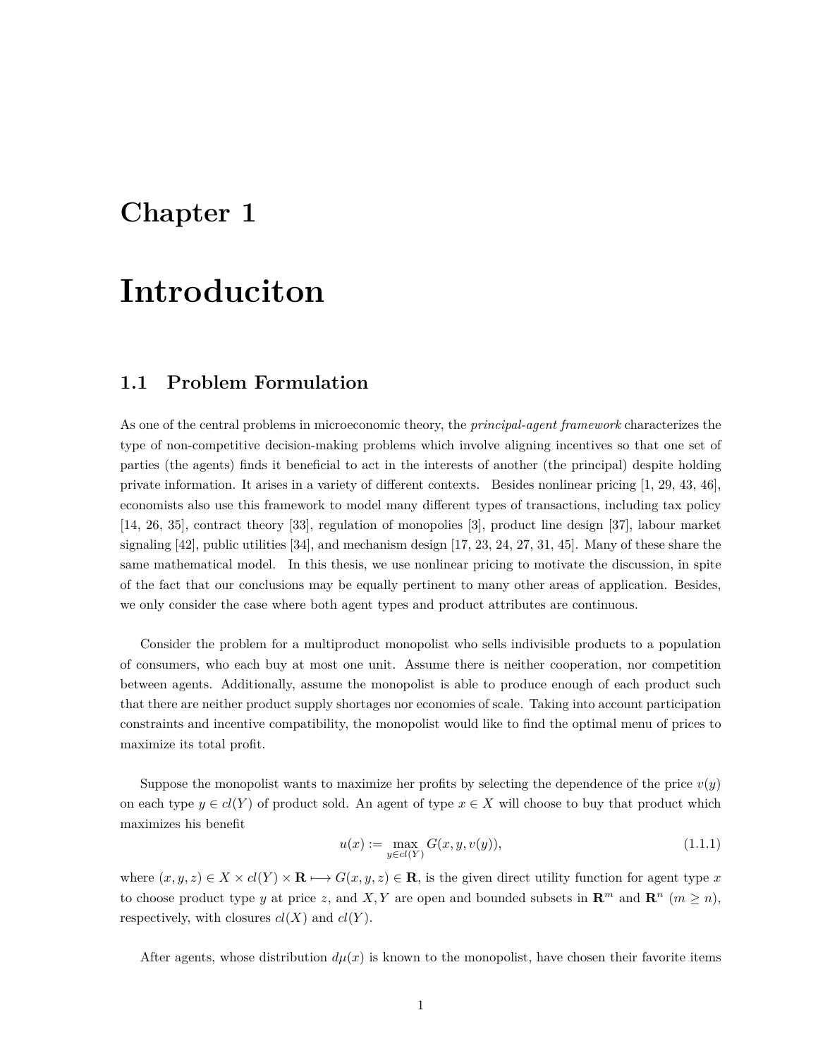# Chapter 1

# Introduciton

## 1.1 Problem Formulation

As one of the central problems in microeconomic theory, the *principal-agent framework* characterizes the type of non-competitive decision-making problems which involve aligning incentives so that one set of parties (the agents) finds it beneficial to act in the interests of another (the principal) despite holding private information. It arises in a variety of different contexts. Besides nonlinear pricing [1, 29, 43, 46], economists also use this framework to model many different types of transactions, including tax policy [14, 26, 35], contract theory [33], regulation of monopolies [3], product line design [37], labour market signaling [42], public utilities [34], and mechanism design [17, 23, 24, 27, 31, 45]. Many of these share the same mathematical model. In this thesis, we use nonlinear pricing to motivate the discussion, in spite of the fact that our conclusions may be equally pertinent to many other areas of application. Besides, we only consider the case where both agent types and product attributes are continuous.

Consider the problem for a multiproduct monopolist who sells indivisible products to a population of consumers, who each buy at most one unit. Assume there is neither cooperation, nor competition between agents. Additionally, assume the monopolist is able to produce enough of each product such that there are neither product supply shortages nor economies of scale. Taking into account participation constraints and incentive compatibility, the monopolist would like to find the optimal menu of prices to maximize its total profit.

Suppose the monopolist wants to maximize her profits by selecting the dependence of the price $v(y)$ on each type $y \in cl(Y)$ of product sold. An agent of type $x \in X$ will choose to buy that product which maximizes his benefit

$$u(x) := \max_{y \in cl(Y)} G(x, y, v(y)), \tag{1.1.1}$$

where $(x, y, z) \in X \times cl(Y) \times \mathbf{R} \longmapsto G(x, y, z) \in \mathbf{R}$, is the given direct utility function for agent type $x$ to choose product type $y$ at price $z$, and $X, Y$ are open and bounded subsets in $\mathbf{R}^m$ and $\mathbf{R}^n$ $(m \geq n)$, respectively, with closures $cl(X)$ and $cl(Y)$.

After agents, whose distribution $d\mu(x)$ is known to the monopolist, have chosen their favorite items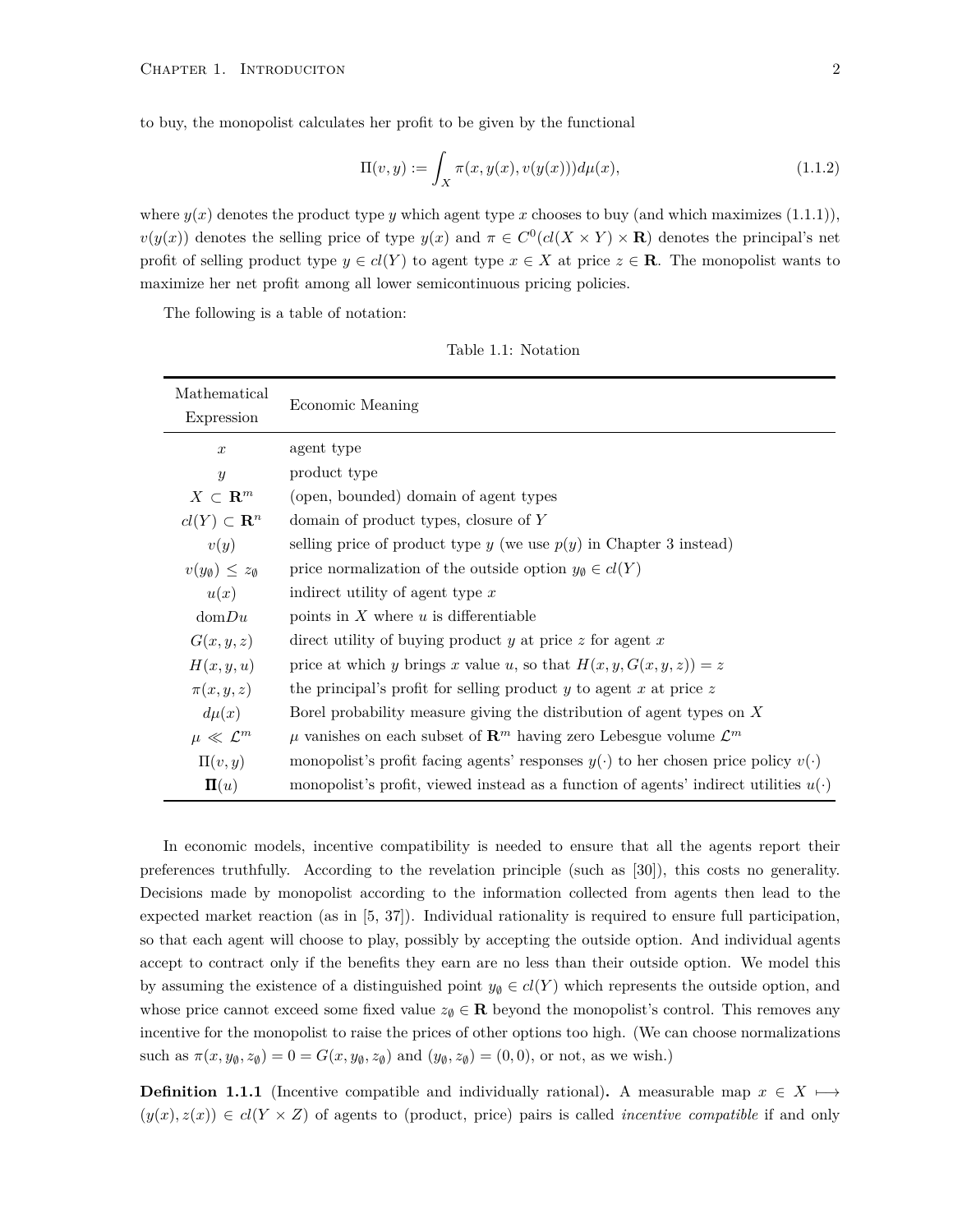to buy, the monopolist calculates her profit to be given by the functional

$$\Pi(v, y) := \int_X \pi(x, y(x), v(y(x))) d\mu(x), \tag{1.1.2}$$

where $y(x)$ denotes the product type $y$ which agent type $x$ chooses to buy (and which maximizes (1.1.1)), $v(y(x))$ denotes the selling price of type $y(x)$ and $\pi \in C^0(cl(X \times Y) \times \mathbf{R})$ denotes the principal's net profit of selling product type $y \in cl(Y)$ to agent type $x \in X$ at price $z \in \mathbf{R}$. The monopolist wants to maximize her net profit among all lower semicontinuous pricing policies.

The following is a table of notation:

Table 1.1: Notation

| Mathematical Expression | Economic Meaning |
|---|---|
| $x$ | agent type |
| $y$ | product type |
| $X \subset \mathbf{R}^m$ | (open, bounded) domain of agent types |
| $cl(Y) \subset \mathbf{R}^n$ | domain of product types, closure of $Y$ |
| $v(y)$ | selling price of product type $y$ (we use $p(y)$ in Chapter 3 instead) |
| $v(y_\emptyset) \leq z_\emptyset$ | price normalization of the outside option $y_\emptyset \in cl(Y)$ |
| $u(x)$ | indirect utility of agent type $x$ |
| $\mathrm{dom} Du$ | points in $X$ where $u$ is differentiable |
| $G(x, y, z)$ | direct utility of buying product $y$ at price $z$ for agent $x$ |
| $H(x, y, u)$ | price at which $y$ brings $x$ value $u$, so that $H(x, y, G(x, y, z)) = z$ |
| $\pi(x, y, z)$ | the principal's profit for selling product $y$ to agent $x$ at price $z$ |
| $d\mu(x)$ | Borel probability measure giving the distribution of agent types on $X$ |
| $\mu \ll \mathcal{L}^m$ | $\mu$ vanishes on each subset of $\mathbf{R}^m$ having zero Lebesgue volume $\mathcal{L}^m$ |
| $\Pi(v, y)$ | monopolist's profit facing agents' responses $y(\cdot)$ to her chosen price policy $v(\cdot)$ |
| $\mathbf{\Pi}(u)$ | monopolist's profit, viewed instead as a function of agents' indirect utilities $u(\cdot)$ |

In economic models, incentive compatibility is needed to ensure that all the agents report their preferences truthfully. According to the revelation principle (such as [30]), this costs no generality. Decisions made by monopolist according to the information collected from agents then lead to the expected market reaction (as in [5, 37]). Individual rationality is required to ensure full participation, so that each agent will choose to play, possibly by accepting the outside option. And individual agents accept to contract only if the benefits they earn are no less than their outside option. We model this by assuming the existence of a distinguished point $y_\emptyset \in cl(Y)$ which represents the outside option, and whose price cannot exceed some fixed value $z_\emptyset \in \mathbf{R}$ beyond the monopolist's control. This removes any incentive for the monopolist to raise the prices of other options too high. (We can choose normalizations such as $\pi(x, y_\emptyset, z_\emptyset) = 0 = G(x, y_\emptyset, z_\emptyset)$ and $(y_\emptyset, z_\emptyset) = (0, 0)$, or not, as we wish.)

**Definition 1.1.1** (Incentive compatible and individually rational)**.** A measurable map $x \in X \longmapsto (y(x), z(x)) \in cl(Y \times Z)$ of agents to (product, price) pairs is called *incentive compatible* if and only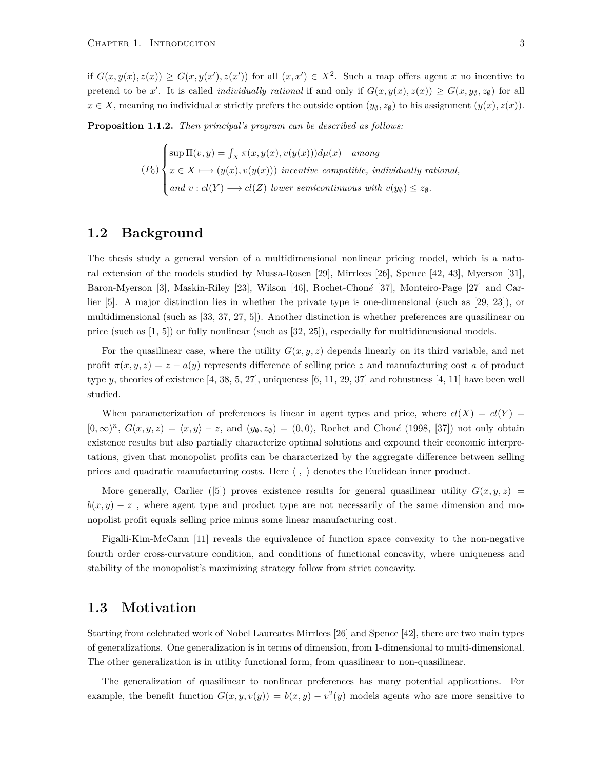if $G(x, y(x), z(x)) \geq G(x, y(x'), z(x'))$ for all $(x, x') \in X^2$. Such a map offers agent $x$ no incentive to pretend to be $x'$. It is called *individually rational* if and only if $G(x, y(x), z(x)) \geq G(x, y_\emptyset, z_\emptyset)$ for all $x \in X$, meaning no individual $x$ strictly prefers the outside option $(y_\emptyset, z_\emptyset)$ to his assignment $(y(x), z(x))$.

**Proposition 1.1.2.** *Then principal's program can be described as follows:*

$$(P_0)\begin{cases} \sup \Pi(v, y) = \int_X \pi(x, y(x), v(y(x))) d\mu(x) \quad \textit{among} \\ x \in X \longmapsto (y(x), v(y(x))) \textit{ incentive compatible, individually rational,} \\ \textit{and } v : cl(Y) \longrightarrow cl(Z) \textit{ lower semicontinuous with } v(y_\emptyset) \leq z_\emptyset. \end{cases}$$

## 1.2 Background

The thesis study a general version of a multidimensional nonlinear pricing model, which is a natural extension of the models studied by Mussa-Rosen [29], Mirrlees [26], Spence [42, 43], Myerson [31], Baron-Myerson [3], Maskin-Riley [23], Wilson [46], Rochet-Choné [37], Monteiro-Page [27] and Carlier [5]. A major distinction lies in whether the private type is one-dimensional (such as [29, 23]), or multidimensional (such as [33, 37, 27, 5]). Another distinction is whether preferences are quasilinear on price (such as [1, 5]) or fully nonlinear (such as [32, 25]), especially for multidimensional models.

For the quasilinear case, where the utility $G(x, y, z)$ depends linearly on its third variable, and net profit $\pi(x, y, z) = z - a(y)$ represents difference of selling price $z$ and manufacturing cost $a$ of product type $y$, theories of existence [4, 38, 5, 27], uniqueness [6, 11, 29, 37] and robustness [4, 11] have been well studied.

When parameterization of preferences is linear in agent types and price, where $cl(X) = cl(Y) = [0, \infty)^n$, $G(x, y, z) = \langle x, y \rangle - z$, and $(y_\emptyset, z_\emptyset) = (0, 0)$, Rochet and Choné (1998, [37]) not only obtain existence results but also partially characterize optimal solutions and expound their economic interpretations, given that monopolist profits can be characterized by the aggregate difference between selling prices and quadratic manufacturing costs. Here $\langle \; , \; \rangle$ denotes the Euclidean inner product.

More generally, Carlier ([5]) proves existence results for general quasilinear utility $G(x, y, z) = b(x, y) - z$ , where agent type and product type are not necessarily of the same dimension and monopolist profit equals selling price minus some linear manufacturing cost.

Figalli-Kim-McCann [11] reveals the equivalence of function space convexity to the non-negative fourth order cross-curvature condition, and conditions of functional concavity, where uniqueness and stability of the monopolist's maximizing strategy follow from strict concavity.

## 1.3 Motivation

Starting from celebrated work of Nobel Laureates Mirrlees [26] and Spence [42], there are two main types of generalizations. One generalization is in terms of dimension, from 1-dimensional to multi-dimensional. The other generalization is in utility functional form, from quasilinear to non-quasilinear.

The generalization of quasilinear to nonlinear preferences has many potential applications. For example, the benefit function $G(x, y, v(y)) = b(x, y) - v^2(y)$ models agents who are more sensitive to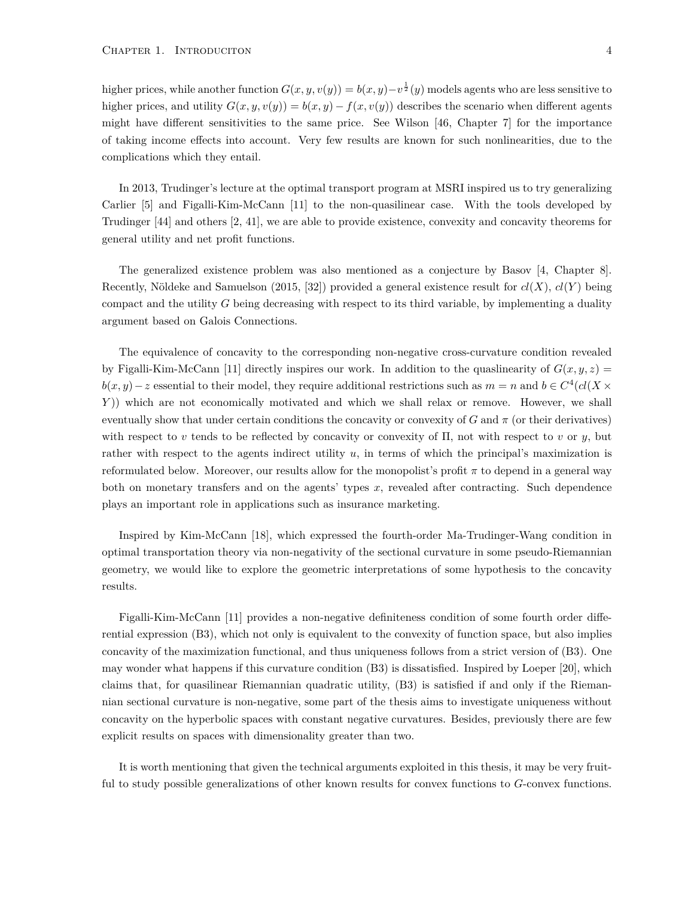higher prices, while another function $G(x, y, v(y)) = b(x, y) - v^{\frac{1}{2}}(y)$ models agents who are less sensitive to higher prices, and utility $G(x, y, v(y)) = b(x, y) - f(x, v(y))$ describes the scenario when different agents might have different sensitivities to the same price. See Wilson [46, Chapter 7] for the importance of taking income effects into account. Very few results are known for such nonlinearities, due to the complications which they entail.

In 2013, Trudinger's lecture at the optimal transport program at MSRI inspired us to try generalizing Carlier [5] and Figalli-Kim-McCann [11] to the non-quasilinear case. With the tools developed by Trudinger [44] and others [2, 41], we are able to provide existence, convexity and concavity theorems for general utility and net profit functions.

The generalized existence problem was also mentioned as a conjecture by Basov [4, Chapter 8]. Recently, Nöldeke and Samuelson (2015, [32]) provided a general existence result for $cl(X)$, $cl(Y)$ being compact and the utility $G$ being decreasing with respect to its third variable, by implementing a duality argument based on Galois Connections.

The equivalence of concavity to the corresponding non-negative cross-curvature condition revealed by Figalli-Kim-McCann [11] directly inspires our work. In addition to the quaslinearity of $G(x, y, z) = b(x, y) - z$ essential to their model, they require additional restrictions such as $m = n$ and $b \in C^4(cl(X \times Y))$ which are not economically motivated and which we shall relax or remove. However, we shall eventually show that under certain conditions the concavity or convexity of $G$ and $\pi$ (or their derivatives) with respect to $v$ tends to be reflected by concavity or convexity of $\Pi$, not with respect to $v$ or $y$, but rather with respect to the agents indirect utility $u$, in terms of which the principal's maximization is reformulated below. Moreover, our results allow for the monopolist's profit $\pi$ to depend in a general way both on monetary transfers and on the agents' types $x$, revealed after contracting. Such dependence plays an important role in applications such as insurance marketing.

Inspired by Kim-McCann [18], which expressed the fourth-order Ma-Trudinger-Wang condition in optimal transportation theory via non-negativity of the sectional curvature in some pseudo-Riemannian geometry, we would like to explore the geometric interpretations of some hypothesis to the concavity results.

Figalli-Kim-McCann [11] provides a non-negative definiteness condition of some fourth order differential expression (B3), which not only is equivalent to the convexity of function space, but also implies concavity of the maximization functional, and thus uniqueness follows from a strict version of (B3). One may wonder what happens if this curvature condition (B3) is dissatisfied. Inspired by Loeper [20], which claims that, for quasilinear Riemannian quadratic utility, (B3) is satisfied if and only if the Riemannian sectional curvature is non-negative, some part of the thesis aims to investigate uniqueness without concavity on the hyperbolic spaces with constant negative curvatures. Besides, previously there are few explicit results on spaces with dimensionality greater than two.

It is worth mentioning that given the technical arguments exploited in this thesis, it may be very fruitful to study possible generalizations of other known results for convex functions to $G$-convex functions.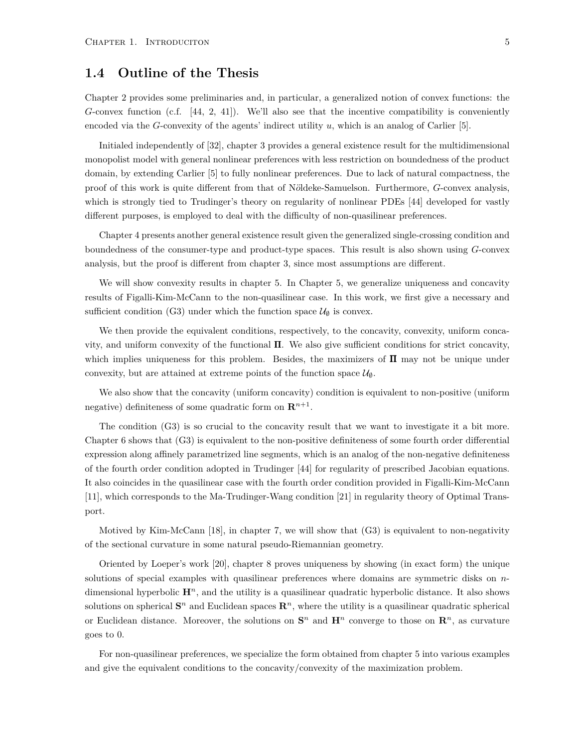## 1.4 Outline of the Thesis

Chapter 2 provides some preliminaries and, in particular, a generalized notion of convex functions: the $G$-convex function (c.f. [44, 2, 41]). We'll also see that the incentive compatibility is conveniently encoded via the $G$-convexity of the agents' indirect utility $u$, which is an analog of Carlier [5].

Initialed independently of [32], chapter 3 provides a general existence result for the multidimensional monopolist model with general nonlinear preferences with less restriction on boundedness of the product domain, by extending Carlier [5] to fully nonlinear preferences. Due to lack of natural compactness, the proof of this work is quite different from that of Nöldeke-Samuelson. Furthermore, $G$-convex analysis, which is strongly tied to Trudinger's theory on regularity of nonlinear PDEs [44] developed for vastly different purposes, is employed to deal with the difficulty of non-quasilinear preferences.

Chapter 4 presents another general existence result given the generalized single-crossing condition and boundedness of the consumer-type and product-type spaces. This result is also shown using $G$-convex analysis, but the proof is different from chapter 3, since most assumptions are different.

We will show convexity results in chapter 5. In Chapter 5, we generalize uniqueness and concavity results of Figalli-Kim-McCann to the non-quasilinear case. In this work, we first give a necessary and sufficient condition (G3) under which the function space $\mathcal{U}_\emptyset$ is convex.

We then provide the equivalent conditions, respectively, to the concavity, convexity, uniform concavity, and uniform convexity of the functional $\mathbf{\Pi}$. We also give sufficient conditions for strict concavity, which implies uniqueness for this problem. Besides, the maximizers of $\mathbf{\Pi}$ may not be unique under convexity, but are attained at extreme points of the function space $\mathcal{U}_\emptyset$.

We also show that the concavity (uniform concavity) condition is equivalent to non-positive (uniform negative) definiteness of some quadratic form on $\mathbf{R}^{n+1}$.

The condition (G3) is so crucial to the concavity result that we want to investigate it a bit more. Chapter 6 shows that (G3) is equivalent to the non-positive definiteness of some fourth order differential expression along affinely parametrized line segments, which is an analog of the non-negative definiteness of the fourth order condition adopted in Trudinger [44] for regularity of prescribed Jacobian equations. It also coincides in the quasilinear case with the fourth order condition provided in Figalli-Kim-McCann [11], which corresponds to the Ma-Trudinger-Wang condition [21] in regularity theory of Optimal Transport.

Motived by Kim-McCann [18], in chapter 7, we will show that (G3) is equivalent to non-negativity of the sectional curvature in some natural pseudo-Riemannian geometry.

Oriented by Loeper's work [20], chapter 8 proves uniqueness by showing (in exact form) the unique solutions of special examples with quasilinear preferences where domains are symmetric disks on $n$-dimensional hyperbolic $\mathbf{H}^n$, and the utility is a quasilinear quadratic hyperbolic distance. It also shows solutions on spherical $\mathbf{S}^n$ and Euclidean spaces $\mathbf{R}^n$, where the utility is a quasilinear quadratic spherical or Euclidean distance. Moreover, the solutions on $\mathbf{S}^n$ and $\mathbf{H}^n$ converge to those on $\mathbf{R}^n$, as curvature goes to 0.

For non-quasilinear preferences, we specialize the form obtained from chapter 5 into various examples and give the equivalent conditions to the concavity/convexity of the maximization problem.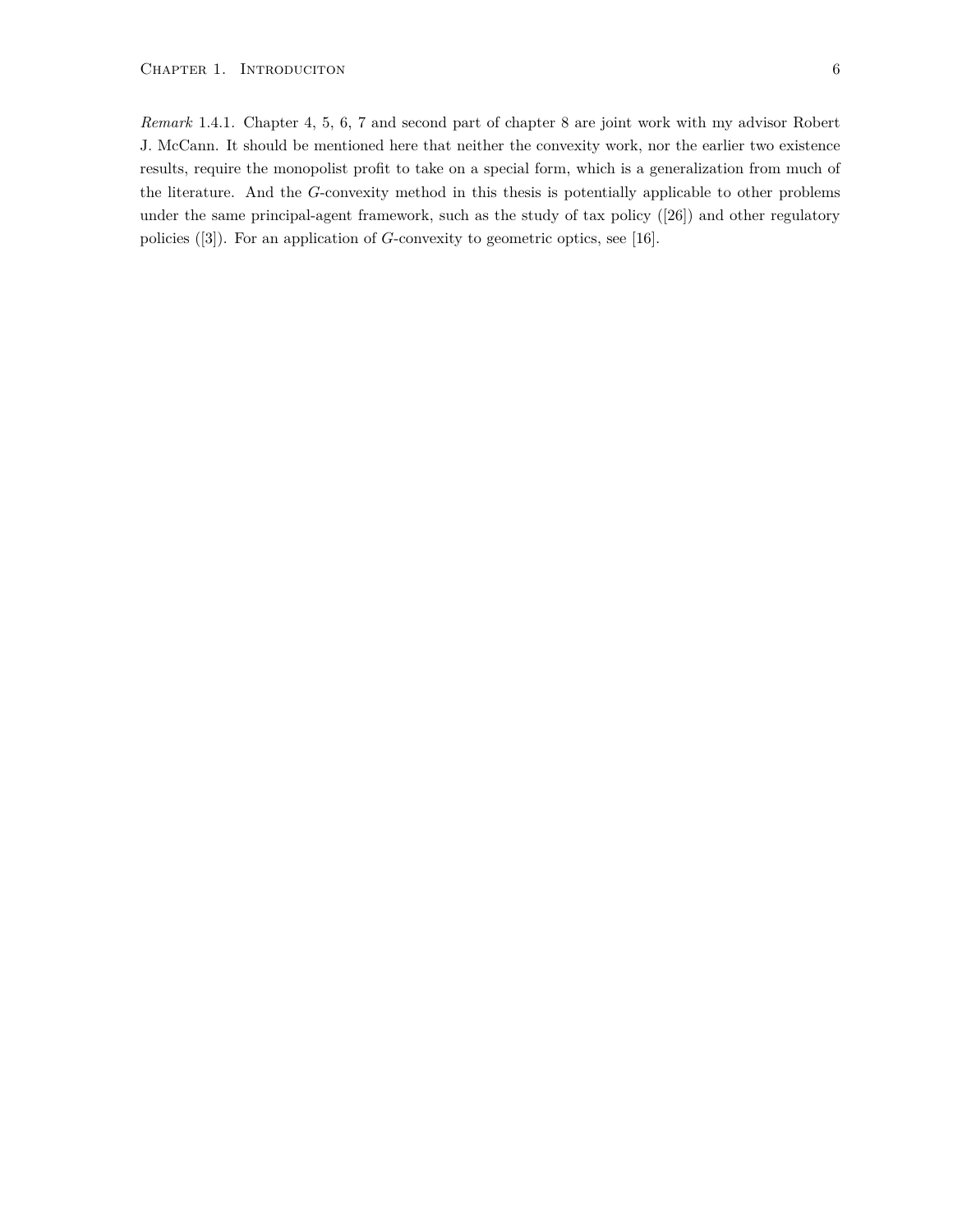*Remark* 1.4.1. Chapter 4, 5, 6, 7 and second part of chapter 8 are joint work with my advisor Robert J. McCann. It should be mentioned here that neither the convexity work, nor the earlier two existence results, require the monopolist profit to take on a special form, which is a generalization from much of the literature. And the $G$-convexity method in this thesis is potentially applicable to other problems under the same principal-agent framework, such as the study of tax policy ([26]) and other regulatory policies ([3]). For an application of $G$-convexity to geometric optics, see [16].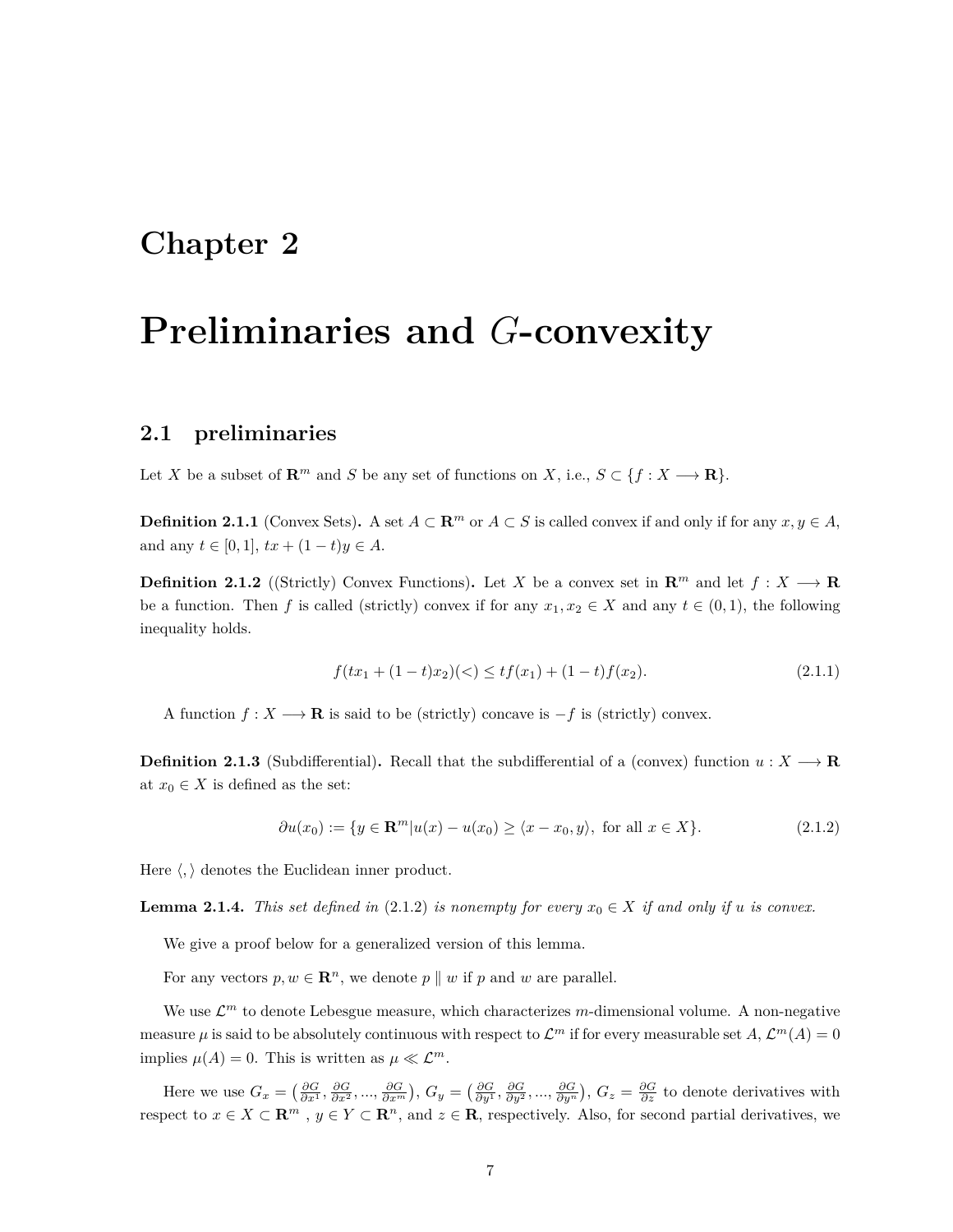# Chapter 2

# Preliminaries and $G$-convexity

## 2.1 preliminaries

Let $X$ be a subset of $\mathbf{R}^m$ and $S$ be any set of functions on $X$, i.e., $S \subset \{f : X \longrightarrow \mathbf{R}\}$.

**Definition 2.1.1** (Convex Sets)**.** A set $A \subset \mathbf{R}^m$ or $A \subset S$ is called convex if and only if for any $x, y \in A$, and any $t \in [0,1]$, $tx + (1-t)y \in A$.

**Definition 2.1.2** ((Strictly) Convex Functions)**.** Let $X$ be a convex set in $\mathbf{R}^m$ and let $f : X \longrightarrow \mathbf{R}$ be a function. Then $f$ is called (strictly) convex if for any $x_1, x_2 \in X$ and any $t \in (0,1)$, the following inequality holds.

$$f(tx_1 + (1-t)x_2)(<) \leq tf(x_1) + (1-t)f(x_2). \tag{2.1.1}$$

A function $f : X \longrightarrow \mathbf{R}$ is said to be (strictly) concave is $-f$ is (strictly) convex.

**Definition 2.1.3** (Subdifferential)**.** Recall that the subdifferential of a (convex) function $u : X \longrightarrow \mathbf{R}$ at $x_0 \in X$ is defined as the set:

$$\partial u(x_0) := \{y \in \mathbf{R}^m | u(x) - u(x_0) \geq \langle x - x_0, y \rangle, \text{ for all } x \in X\}. \tag{2.1.2}$$

Here $\langle , \rangle$ denotes the Euclidean inner product.

**Lemma 2.1.4.** *This set defined in* (2.1.2) *is nonempty for every $x_0 \in X$ if and only if $u$ is convex.*

We give a proof below for a generalized version of this lemma.

For any vectors $p, w \in \mathbf{R}^n$, we denote $p \parallel w$ if $p$ and $w$ are parallel.

We use $\mathcal{L}^m$ to denote Lebesgue measure, which characterizes $m$-dimensional volume. A non-negative measure $\mu$ is said to be absolutely continuous with respect to $\mathcal{L}^m$ if for every measurable set $A$, $\mathcal{L}^m(A) = 0$ implies $\mu(A) = 0$. This is written as $\mu \ll \mathcal{L}^m$.

Here we use $G_x = \left(\frac{\partial G}{\partial x^1}, \frac{\partial G}{\partial x^2}, ..., \frac{\partial G}{\partial x^m}\right)$, $G_y = \left(\frac{\partial G}{\partial y^1}, \frac{\partial G}{\partial y^2}, ..., \frac{\partial G}{\partial y^n}\right)$, $G_z = \frac{\partial G}{\partial z}$ to denote derivatives with respect to $x \in X \subset \mathbf{R}^m$ , $y \in Y \subset \mathbf{R}^n$, and $z \in \mathbf{R}$, respectively. Also, for second partial derivatives, we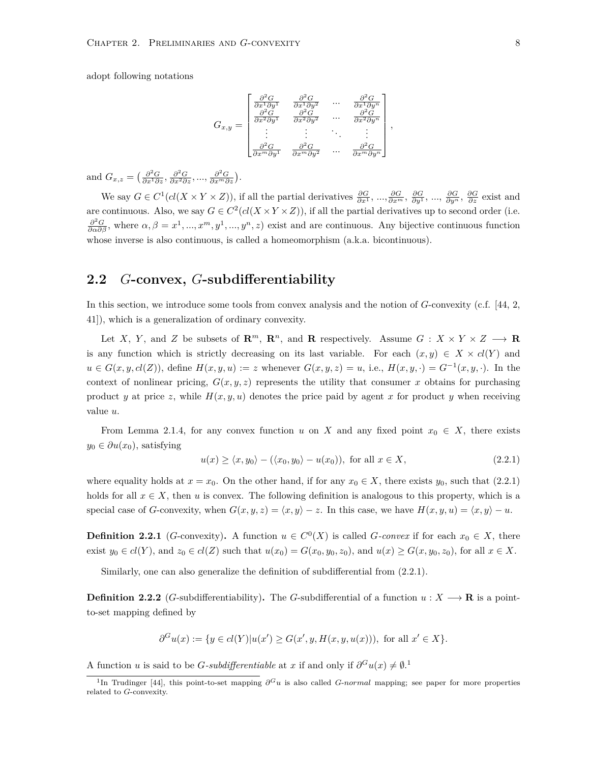adopt following notations

$$G_{x,y} = \begin{bmatrix} \frac{\partial^2 G}{\partial x^1 \partial y^1} & \frac{\partial^2 G}{\partial x^1 \partial y^2} & \cdots & \frac{\partial^2 G}{\partial x^1 \partial y^n} \\ \frac{\partial^2 G}{\partial x^2 \partial y^1} & \frac{\partial^2 G}{\partial x^2 \partial y^2} & \cdots & \frac{\partial^2 G}{\partial x^2 \partial y^n} \\ \vdots & \vdots & \ddots & \vdots \\ \frac{\partial^2 G}{\partial x^m \partial y^1} & \frac{\partial^2 G}{\partial x^m \partial y^2} & \cdots & \frac{\partial^2 G}{\partial x^m \partial y^n} \end{bmatrix},$$

and $G_{x,z} = \left( \frac{\partial^2 G}{\partial x^1 \partial z}, \frac{\partial^2 G}{\partial x^2 \partial z}, ..., \frac{\partial^2 G}{\partial x^m \partial z} \right)$.

We say $G \in C^1(cl(X \times Y \times Z))$, if all the partial derivatives $\frac{\partial G}{\partial x^1}$, ..., $\frac{\partial G}{\partial x^m}$, $\frac{\partial G}{\partial y^1}$, ..., $\frac{\partial G}{\partial y^n}$, $\frac{\partial G}{\partial z}$ exist and are continuous. Also, we say $G \in C^2(cl(X \times Y \times Z))$, if all the partial derivatives up to second order (i.e. $\frac{\partial^2 G}{\partial \alpha \partial \beta}$, where $\alpha, \beta = x^1, ..., x^m, y^1, ..., y^n, z$) exist and are continuous. Any bijective continuous function whose inverse is also continuous, is called a homeomorphism (a.k.a. bicontinuous).

## 2.2 $G$-convex, $G$-subdifferentiability

In this section, we introduce some tools from convex analysis and the notion of $G$-convexity (c.f. [44, 2, 41]), which is a generalization of ordinary convexity.

Let $X$, $Y$, and $Z$ be subsets of $\mathbf{R}^m$, $\mathbf{R}^n$, and $\mathbf{R}$ respectively. Assume $G : X \times Y \times Z \longrightarrow \mathbf{R}$ is any function which is strictly decreasing on its last variable. For each $(x, y) \in X \times cl(Y)$ and $u \in G(x, y, cl(Z))$, define $H(x, y, u) := z$ whenever $G(x, y, z) = u$, i.e., $H(x, y, \cdot) = G^{-1}(x, y, \cdot)$. In the context of nonlinear pricing, $G(x, y, z)$ represents the utility that consumer $x$ obtains for purchasing product $y$ at price $z$, while $H(x, y, u)$ denotes the price paid by agent $x$ for product $y$ when receiving value $u$.

From Lemma 2.1.4, for any convex function $u$ on $X$ and any fixed point $x_0 \in X$, there exists $y_0 \in \partial u(x_0)$, satisfying

$$u(x) \geq \langle x, y_0 \rangle - (\langle x_0, y_0 \rangle - u(x_0)), \text{ for all } x \in X, \tag{2.2.1}$$

where equality holds at $x = x_0$. On the other hand, if for any $x_0 \in X$, there exists $y_0$, such that (2.2.1) holds for all $x \in X$, then $u$ is convex. The following definition is analogous to this property, which is a special case of $G$-convexity, when $G(x, y, z) = \langle x, y \rangle - z$. In this case, we have $H(x, y, u) = \langle x, y \rangle - u$.

**Definition 2.2.1** ($G$-convexity)**.** A function $u \in C^0(X)$ is called *$G$-convex* if for each $x_0 \in X$, there exist $y_0 \in cl(Y)$, and $z_0 \in cl(Z)$ such that $u(x_0) = G(x_0, y_0, z_0)$, and $u(x) \geq G(x, y_0, z_0)$, for all $x \in X$.

Similarly, one can also generalize the definition of subdifferential from (2.2.1).

**Definition 2.2.2** ($G$-subdifferentiability)**.** The $G$-subdifferential of a function $u : X \longrightarrow \mathbf{R}$ is a point-to-set mapping defined by

$$\partial^G u(x) := \{y \in cl(Y) | u(x') \geq G(x', y, H(x, y, u(x))), \text{ for all } x' \in X\}.$$

A function $u$ is said to be *$G$-subdifferentiable* at $x$ if and only if $\partial^G u(x) \neq \emptyset$.[1]

[1] In Trudinger [44], this point-to-set mapping $\partial^G u$ is also called *$G$-normal* mapping; see paper for more properties related to $G$-convexity.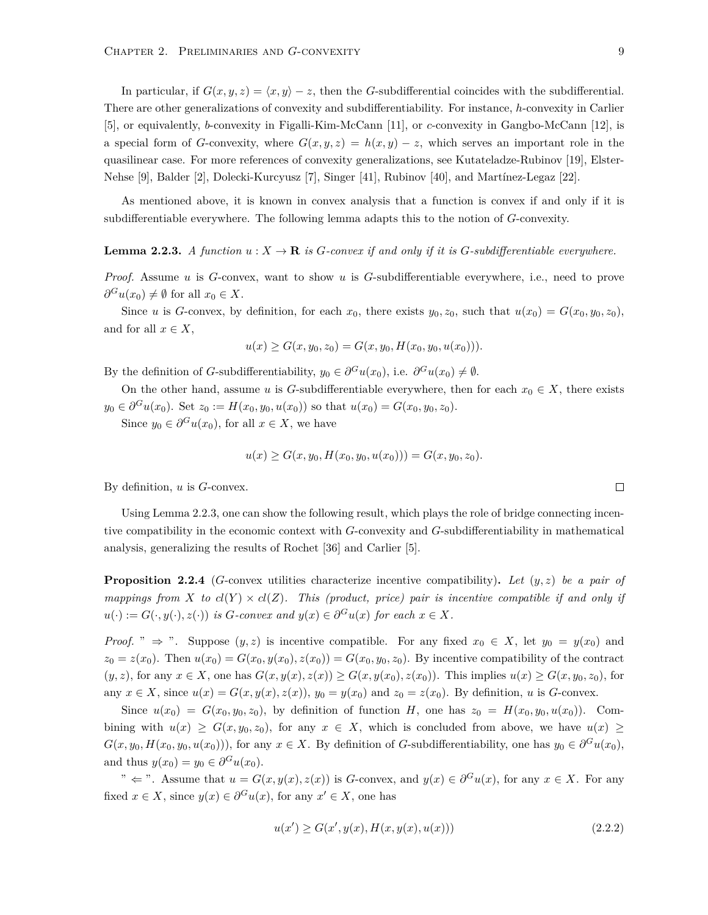In particular, if $G(x,y,z) = \langle x, y\rangle - z$, then the $G$-subdifferential coincides with the subdifferential. There are other generalizations of convexity and subdifferentiability. For instance, $h$-convexity in Carlier [5], or equivalently, $b$-convexity in Figalli-Kim-McCann [11], or $c$-convexity in Gangbo-McCann [12], is a special form of $G$-convexity, where $G(x,y,z) = h(x,y) - z$, which serves an important role in the quasilinear case. For more references of convexity generalizations, see Kutateladze-Rubinov [19], Elster-Nehse [9], Balder [2], Dolecki-Kurcyusz [7], Singer [41], Rubinov [40], and Martínez-Legaz [22].

As mentioned above, it is known in convex analysis that a function is convex if and only if it is subdifferentiable everywhere. The following lemma adapts this to the notion of $G$-convexity.

**Lemma 2.2.3.** *A function $u : X \to \mathbf{R}$ is $G$-convex if and only if it is $G$-subdifferentiable everywhere.*

*Proof.* Assume $u$ is $G$-convex, want to show $u$ is $G$-subdifferentiable everywhere, i.e., need to prove $\partial^G u(x_0) \neq \emptyset$ for all $x_0 \in X$.

Since $u$ is $G$-convex, by definition, for each $x_0$, there exists $y_0, z_0$, such that $u(x_0) = G(x_0, y_0, z_0)$, and for all $x \in X$,

$$u(x) \geq G(x, y_0, z_0) = G(x, y_0, H(x_0, y_0, u(x_0))).$$

By the definition of $G$-subdifferentiability, $y_0 \in \partial^G u(x_0)$, i.e. $\partial^G u(x_0) \neq \emptyset$.

On the other hand, assume $u$ is $G$-subdifferentiable everywhere, then for each $x_0 \in X$, there exists $y_0 \in \partial^G u(x_0)$. Set $z_0 := H(x_0, y_0, u(x_0))$ so that $u(x_0) = G(x_0, y_0, z_0)$.

Since $y_0 \in \partial^G u(x_0)$, for all $x \in X$, we have

$$u(x) \geq G(x, y_0, H(x_0, y_0, u(x_0))) = G(x, y_0, z_0).$$

By definition, $u$ is $G$-convex. $\square$

Using Lemma 2.2.3, one can show the following result, which plays the role of bridge connecting incentive compatibility in the economic context with $G$-convexity and $G$-subdifferentiability in mathematical analysis, generalizing the results of Rochet [36] and Carlier [5].

**Proposition 2.2.4** ($G$-convex utilities characterize incentive compatibility)**.** *Let $(y, z)$ be a pair of mappings from $X$ to $cl(Y) \times cl(Z)$. This (product, price) pair is incentive compatible if and only if $u(\cdot) := G(\cdot, y(\cdot), z(\cdot))$ is $G$-convex and $y(x) \in \partial^G u(x)$ for each $x \in X$.*

*Proof.* " $\Rightarrow$ ". Suppose $(y, z)$ is incentive compatible. For any fixed $x_0 \in X$, let $y_0 = y(x_0)$ and $z_0 = z(x_0)$. Then $u(x_0) = G(x_0, y(x_0), z(x_0)) = G(x_0, y_0, z_0)$. By incentive compatibility of the contract $(y, z)$, for any $x \in X$, one has $G(x, y(x), z(x)) \geq G(x, y(x_0), z(x_0))$. This implies $u(x) \geq G(x, y_0, z_0)$, for any $x \in X$, since $u(x) = G(x, y(x), z(x))$, $y_0 = y(x_0)$ and $z_0 = z(x_0)$. By definition, $u$ is $G$-convex.

Since $u(x_0) = G(x_0, y_0, z_0)$, by definition of function $H$, one has $z_0 = H(x_0, y_0, u(x_0))$. Combining with $u(x) \geq G(x, y_0, z_0)$, for any $x \in X$, which is concluded from above, we have $u(x) \geq G(x, y_0, H(x_0, y_0, u(x_0)))$, for any $x \in X$. By definition of $G$-subdifferentiability, one has $y_0 \in \partial^G u(x_0)$, and thus $y(x_0) = y_0 \in \partial^G u(x_0)$.

" $\Leftarrow$ ". Assume that $u = G(x, y(x), z(x))$ is $G$-convex, and $y(x) \in \partial^G u(x)$, for any $x \in X$. For any fixed $x \in X$, since $y(x) \in \partial^G u(x)$, for any $x' \in X$, one has

$$u(x') \geq G(x', y(x), H(x, y(x), u(x))) \tag{2.2.2}$$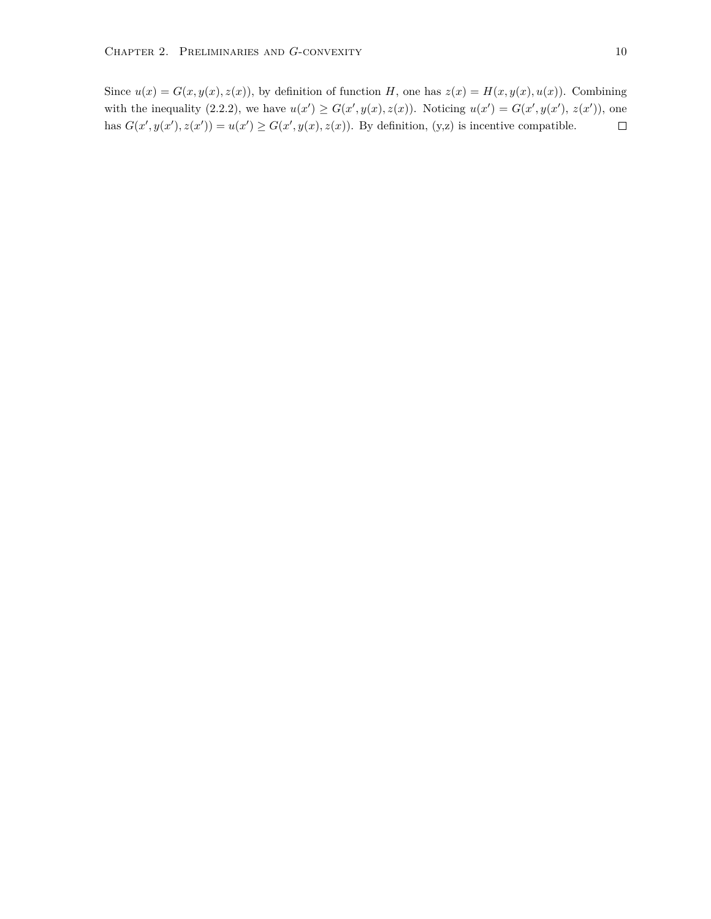Since $u(x) = G(x, y(x), z(x))$, by definition of function $H$, one has $z(x) = H(x, y(x), u(x))$. Combining with the inequality (2.2.2), we have $u(x') \geq G(x', y(x), z(x))$. Noticing $u(x') = G(x', y(x'), z(x'))$, one has $G(x', y(x'), z(x')) = u(x') \geq G(x', y(x), z(x))$. By definition, (y,z) is incentive compatible. □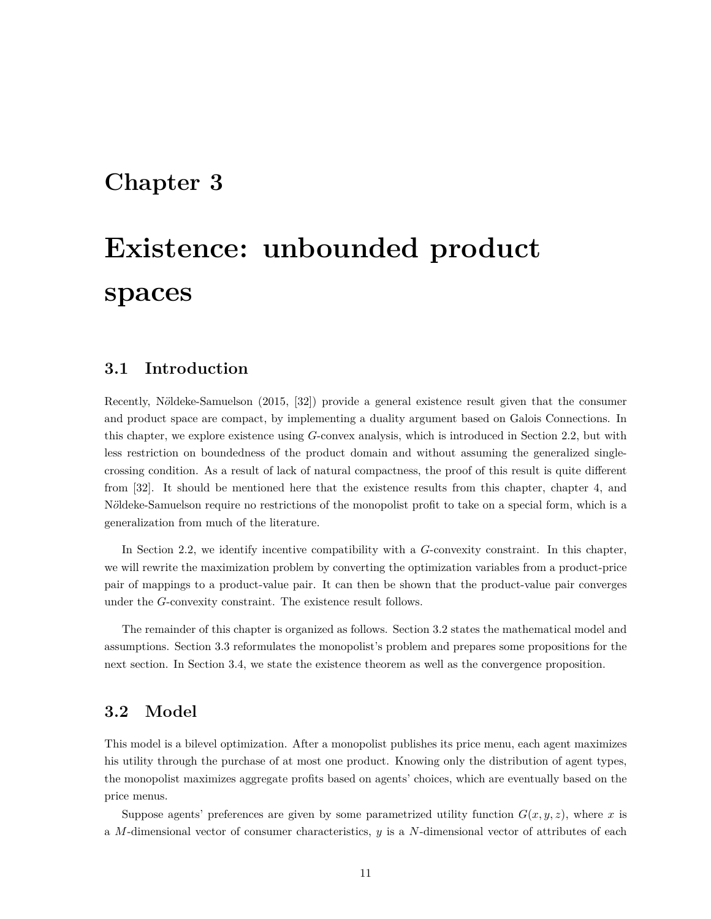# Chapter 3

# Existence: unbounded product spaces

## 3.1 Introduction

Recently, Nöldeke-Samuelson (2015, [32]) provide a general existence result given that the consumer and product space are compact, by implementing a duality argument based on Galois Connections. In this chapter, we explore existence using $G$-convex analysis, which is introduced in Section 2.2, but with less restriction on boundedness of the product domain and without assuming the generalized single-crossing condition. As a result of lack of natural compactness, the proof of this result is quite different from [32]. It should be mentioned here that the existence results from this chapter, chapter 4, and Nöldeke-Samuelson require no restrictions of the monopolist profit to take on a special form, which is a generalization from much of the literature.

In Section 2.2, we identify incentive compatibility with a $G$-convexity constraint. In this chapter, we will rewrite the maximization problem by converting the optimization variables from a product-price pair of mappings to a product-value pair. It can then be shown that the product-value pair converges under the $G$-convexity constraint. The existence result follows.

The remainder of this chapter is organized as follows. Section 3.2 states the mathematical model and assumptions. Section 3.3 reformulates the monopolist's problem and prepares some propositions for the next section. In Section 3.4, we state the existence theorem as well as the convergence proposition.

## 3.2 Model

This model is a bilevel optimization. After a monopolist publishes its price menu, each agent maximizes his utility through the purchase of at most one product. Knowing only the distribution of agent types, the monopolist maximizes aggregate profits based on agents' choices, which are eventually based on the price menus.

Suppose agents' preferences are given by some parametrized utility function $G(x, y, z)$, where $x$ is a $M$-dimensional vector of consumer characteristics, $y$ is a $N$-dimensional vector of attributes of each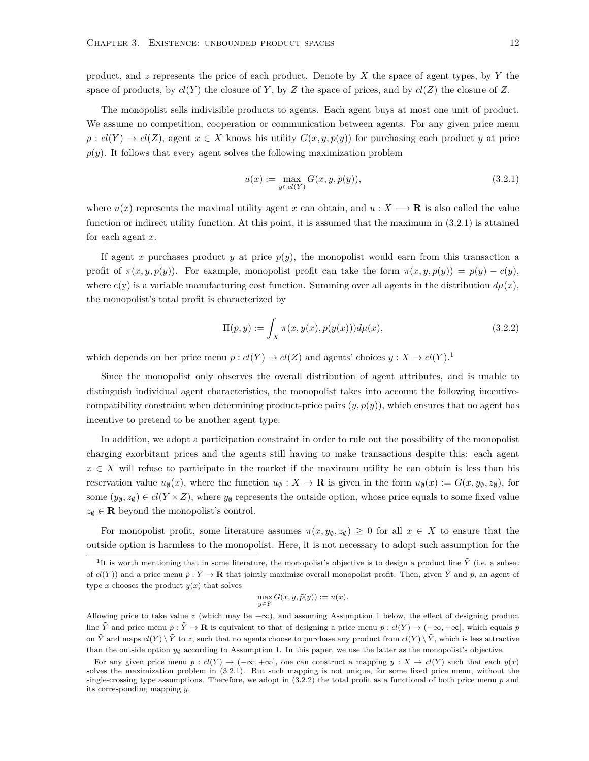product, and $z$ represents the price of each product. Denote by $X$ the space of agent types, by $Y$ the space of products, by $cl(Y)$ the closure of $Y$, by $Z$ the space of prices, and by $cl(Z)$ the closure of $Z$.

The monopolist sells indivisible products to agents. Each agent buys at most one unit of product. We assume no competition, cooperation or communication between agents. For any given price menu $p : cl(Y) \to cl(Z)$, agent $x \in X$ knows his utility $G(x, y, p(y))$ for purchasing each product $y$ at price $p(y)$. It follows that every agent solves the following maximization problem

$$u(x) := \max_{y \in cl(Y)} G(x, y, p(y)), \tag{3.2.1}$$

where $u(x)$ represents the maximal utility agent $x$ can obtain, and $u : X \longrightarrow \mathbf{R}$ is also called the value function or indirect utility function. At this point, it is assumed that the maximum in (3.2.1) is attained for each agent $x$.

If agent $x$ purchases product $y$ at price $p(y)$, the monopolist would earn from this transaction a profit of $\pi(x, y, p(y))$. For example, monopolist profit can take the form $\pi(x, y, p(y)) = p(y) - c(y)$, where c(y) is a variable manufacturing cost function. Summing over all agents in the distribution $d\mu(x)$, the monopolist's total profit is characterized by

$$\Pi(p, y) := \int_X \pi(x, y(x), p(y(x)))d\mu(x), \tag{3.2.2}$$

which depends on her price menu $p : cl(Y) \to cl(Z)$ and agents' choices $y : X \to cl(Y)$.[1]

Since the monopolist only observes the overall distribution of agent attributes, and is unable to distinguish individual agent characteristics, the monopolist takes into account the following incentive-compatibility constraint when determining product-price pairs $(y, p(y))$, which ensures that no agent has incentive to pretend to be another agent type.

In addition, we adopt a participation constraint in order to rule out the possibility of the monopolist charging exorbitant prices and the agents still having to make transactions despite this: each agent $x \in X$ will refuse to participate in the market if the maximum utility he can obtain is less than his reservation value $u_\emptyset(x)$, where the function $u_\emptyset : X \to \mathbf{R}$ is given in the form $u_\emptyset(x) := G(x, y_\emptyset, z_\emptyset)$, for some $(y_\emptyset, z_\emptyset) \in cl(Y \times Z)$, where $y_\emptyset$ represents the outside option, whose price equals to some fixed value $z_\emptyset \in \mathbf{R}$ beyond the monopolist's control.

For monopolist profit, some literature assumes $\pi(x, y_\emptyset, z_\emptyset) \geq 0$ for all $x \in X$ to ensure that the outside option is harmless to the monopolist. Here, it is not necessary to adopt such assumption for the

---

[1] It is worth mentioning that in some literature, the monopolist's objective is to design a product line $\tilde{Y}$ (i.e. a subset of $cl(Y)$) and a price menu $\tilde{p} : \tilde{Y} \to \mathbf{R}$ that jointly maximize overall monopolist profit. Then, given $\tilde{Y}$ and $\tilde{p}$, an agent of type $x$ chooses the product $y(x)$ that solves

$$\max_{y \in \tilde{Y}} G(x, y, \tilde{p}(y)) := u(x).$$

Allowing price to take value $\bar{z}$ (which may be $+\infty$), and assuming Assumption 1 below, the effect of designing product line $\tilde{Y}$ and price menu $\tilde{p} : \tilde{Y} \to \mathbf{R}$ is equivalent to that of designing a price menu $p : cl(Y) \to (-\infty, +\infty]$, which equals $\tilde{p}$ on $\tilde{Y}$ and maps $cl(Y) \setminus \tilde{Y}$ to $\bar{z}$, such that no agents choose to purchase any product from $cl(Y) \setminus \tilde{Y}$, which is less attractive than the outside option $y_\emptyset$ according to Assumption 1. In this paper, we use the latter as the monopolist's objective.

For any given price menu $p : cl(Y) \to (-\infty, +\infty]$, one can construct a mapping $y : X \to cl(Y)$ such that each $y(x)$ solves the maximization problem in (3.2.1). But such mapping is not unique, for some fixed price menu, without the single-crossing type assumptions. Therefore, we adopt in (3.2.2) the total profit as a functional of both price menu $p$ and its corresponding mapping $y$.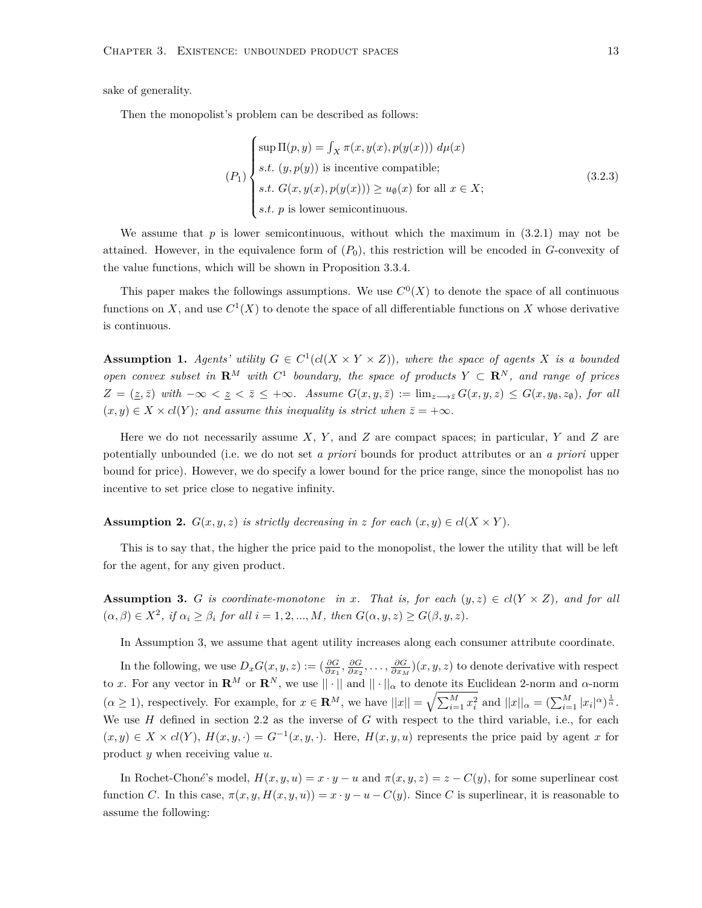sake of generality.

Then the monopolist's problem can be described as follows:

$$(P_1)\begin{cases} \sup \Pi(p,y) = \int_X \pi(x, y(x), p(y(x)))\ d\mu(x) \\ s.t.\ (y, p(y)) \text{ is incentive compatible;} \\ s.t.\ G(x, y(x), p(y(x))) \geq u_\emptyset(x) \text{ for all } x \in X; \\ s.t.\ p \text{ is lower semicontinuous.} \end{cases} \tag{3.2.3}$$

We assume that $p$ is lower semicontinuous, without which the maximum in (3.2.1) may not be attained. However, in the equivalence form of $(P_0)$, this restriction will be encoded in $G$-convexity of the value functions, which will be shown in Proposition 3.3.4.

This paper makes the followings assumptions. We use $C^0(X)$ to denote the space of all continuous functions on $X$, and use $C^1(X)$ to denote the space of all differentiable functions on $X$ whose derivative is continuous.

**Assumption 1.** *Agents' utility $G \in C^1(cl(X \times Y \times Z))$, where the space of agents $X$ is a bounded open convex subset in $\mathbf{R}^M$ with $C^1$ boundary, the space of products $Y \subset \mathbf{R}^N$, and range of prices $Z = (\underline{z}, \bar{z})$ with $-\infty < \underline{z} < \bar{z} \leq +\infty$. Assume $G(x, y, \bar{z}) := \lim_{z \longrightarrow \bar{z}} G(x, y, z) \leq G(x, y_\emptyset, z_\emptyset)$, for all $(x, y) \in X \times cl(Y)$; and assume this inequality is strict when $\bar{z} = +\infty$.*

Here we do not necessarily assume $X$, $Y$, and $Z$ are compact spaces; in particular, $Y$ and $Z$ are potentially unbounded (i.e. we do not set *a priori* bounds for product attributes or an *a priori* upper bound for price). However, we do specify a lower bound for the price range, since the monopolist has no incentive to set price close to negative infinity.

**Assumption 2.** *$G(x, y, z)$ is strictly decreasing in $z$ for each $(x, y) \in cl(X \times Y)$.*

This is to say that, the higher the price paid to the monopolist, the lower the utility that will be left for the agent, for any given product.

**Assumption 3.** *$G$ is coordinate-monotone in $x$. That is, for each $(y, z) \in cl(Y \times Z)$, and for all $(\alpha, \beta) \in X^2$, if $\alpha_i \geq \beta_i$ for all $i = 1, 2, ..., M$, then $G(\alpha, y, z) \geq G(\beta, y, z)$.*

In Assumption 3, we assume that agent utility increases along each consumer attribute coordinate.

In the following, we use $D_x G(x, y, z) := (\frac{\partial G}{\partial x_1}, \frac{\partial G}{\partial x_2}, \ldots, \frac{\partial G}{\partial x_M})(x, y, z)$ to denote derivative with respect to $x$. For any vector in $\mathbf{R}^M$ or $\mathbf{R}^N$, we use $||\cdot||$ and $||\cdot||_\alpha$ to denote its Euclidean 2-norm and $\alpha$-norm ($\alpha \geq 1$), respectively. For example, for $x \in \mathbf{R}^M$, we have $||x|| = \sqrt{\sum_{i=1}^M x_i^2}$ and $||x||_\alpha = (\sum_{i=1}^M |x_i|^\alpha)^{\frac{1}{\alpha}}$. We use $H$ defined in section 2.2 as the inverse of $G$ with respect to the third variable, i.e., for each $(x, y) \in X \times cl(Y)$, $H(x, y, \cdot) = G^{-1}(x, y, \cdot)$. Here, $H(x, y, u)$ represents the price paid by agent $x$ for product $y$ when receiving value $u$.

In Rochet-Choné's model, $H(x, y, u) = x \cdot y - u$ and $\pi(x, y, z) = z - C(y)$, for some superlinear cost function $C$. In this case, $\pi(x, y, H(x, y, u)) = x \cdot y - u - C(y)$. Since $C$ is superlinear, it is reasonable to assume the following: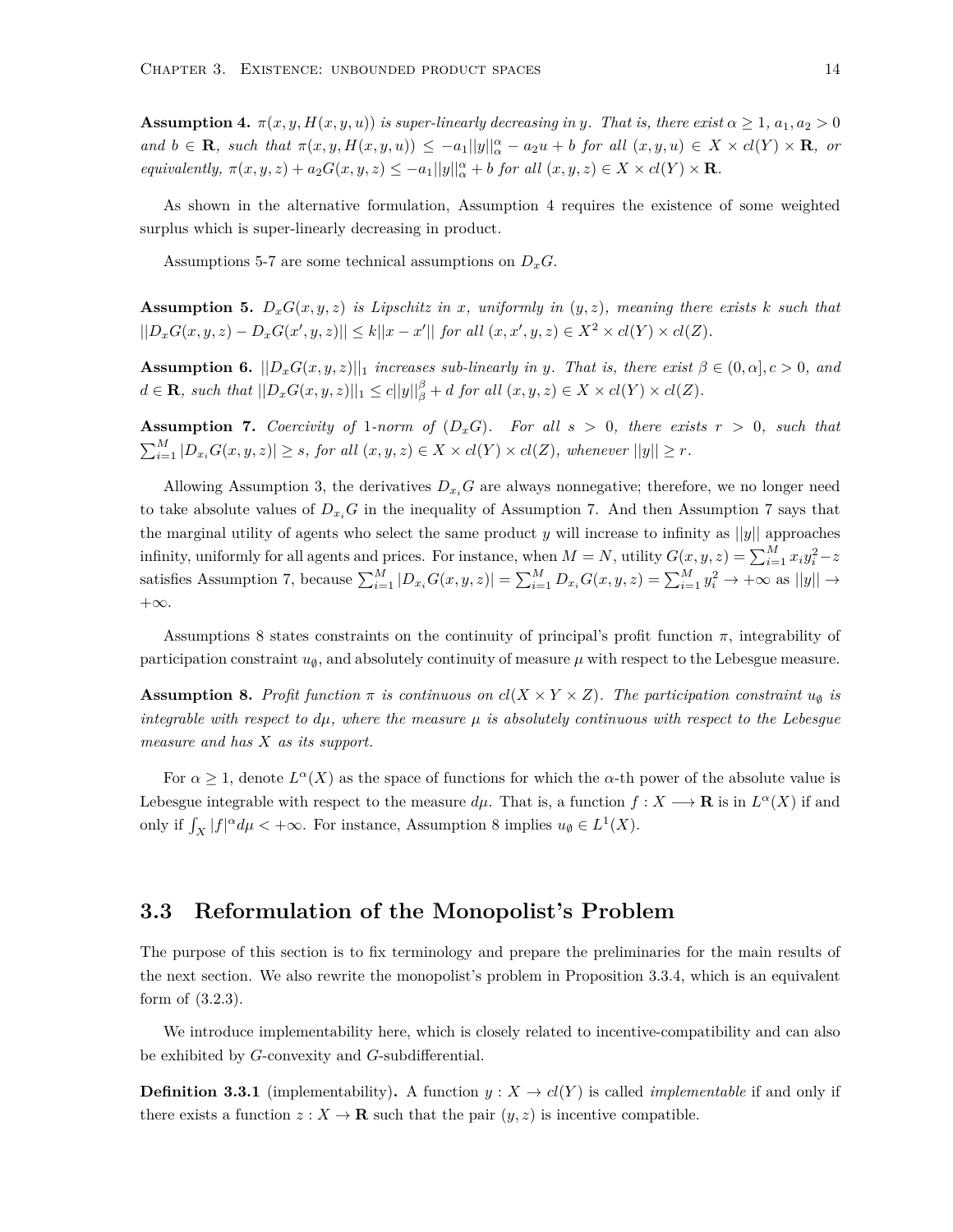**Assumption 4.** *$\pi(x, y, H(x, y, u))$ is super-linearly decreasing in $y$. That is, there exist $\alpha \geq 1$, $a_1, a_2 > 0$ and $b \in \mathbf{R}$, such that $\pi(x, y, H(x, y, u)) \leq -a_1||y||_\alpha^\alpha - a_2 u + b$ for all $(x, y, u) \in X \times cl(Y) \times \mathbf{R}$, or equivalently, $\pi(x, y, z) + a_2 G(x, y, z) \leq -a_1||y||_\alpha^\alpha + b$ for all $(x, y, z) \in X \times cl(Y) \times \mathbf{R}$.*

As shown in the alternative formulation, Assumption 4 requires the existence of some weighted surplus which is super-linearly decreasing in product.

Assumptions 5-7 are some technical assumptions on $D_x G$.

**Assumption 5.** *$D_x G(x, y, z)$ is Lipschitz in $x$, uniformly in $(y, z)$, meaning there exists $k$ such that $||D_x G(x, y, z) - D_x G(x', y, z)|| \leq k||x - x'||$ for all $(x, x', y, z) \in X^2 \times cl(Y) \times cl(Z)$.*

**Assumption 6.** *$||D_x G(x, y, z)||_1$ increases sub-linearly in $y$. That is, there exist $\beta \in (0, \alpha]$, $c > 0$, and $d \in \mathbf{R}$, such that $||D_x G(x, y, z)||_1 \leq c||y||_\beta^\beta + d$ for all $(x, y, z) \in X \times cl(Y) \times cl(Z)$.*

**Assumption 7.** *Coercivity of 1-norm of $(D_x G)$. For all $s > 0$, there exists $r > 0$, such that $\sum_{i=1}^M |D_{x_i} G(x, y, z)| \geq s$, for all $(x, y, z) \in X \times cl(Y) \times cl(Z)$, whenever $||y|| \geq r$.*

Allowing Assumption 3, the derivatives $D_{x_i} G$ are always nonnegative; therefore, we no longer need to take absolute values of $D_{x_i} G$ in the inequality of Assumption 7. And then Assumption 7 says that the marginal utility of agents who select the same product $y$ will increase to infinity as $||y||$ approaches infinity, uniformly for all agents and prices. For instance, when $M = N$, utility $G(x, y, z) = \sum_{i=1}^M x_i y_i^2 - z$ satisfies Assumption 7, because $\sum_{i=1}^M |D_{x_i} G(x, y, z)| = \sum_{i=1}^M D_{x_i} G(x, y, z) = \sum_{i=1}^M y_i^2 \to +\infty$ as $||y|| \to +\infty$.

Assumptions 8 states constraints on the continuity of principal's profit function $\pi$, integrability of participation constraint $u_\emptyset$, and absolutely continuity of measure $\mu$ with respect to the Lebesgue measure.

**Assumption 8.** *Profit function $\pi$ is continuous on $cl(X \times Y \times Z)$. The participation constraint $u_\emptyset$ is integrable with respect to $d\mu$, where the measure $\mu$ is absolutely continuous with respect to the Lebesgue measure and has $X$ as its support.*

For $\alpha \geq 1$, denote $L^\alpha(X)$ as the space of functions for which the $\alpha$-th power of the absolute value is Lebesgue integrable with respect to the measure $d\mu$. That is, a function $f : X \longrightarrow \mathbf{R}$ is in $L^\alpha(X)$ if and only if $\int_X |f|^\alpha d\mu < +\infty$. For instance, Assumption 8 implies $u_\emptyset \in L^1(X)$.

## 3.3 Reformulation of the Monopolist's Problem

The purpose of this section is to fix terminology and prepare the preliminaries for the main results of the next section. We also rewrite the monopolist's problem in Proposition 3.3.4, which is an equivalent form of (3.2.3).

We introduce implementability here, which is closely related to incentive-compatibility and can also be exhibited by $G$-convexity and $G$-subdifferential.

**Definition 3.3.1** (implementability)**.** A function $y : X \to cl(Y)$ is called *implementable* if and only if there exists a function $z : X \to \mathbf{R}$ such that the pair $(y, z)$ is incentive compatible.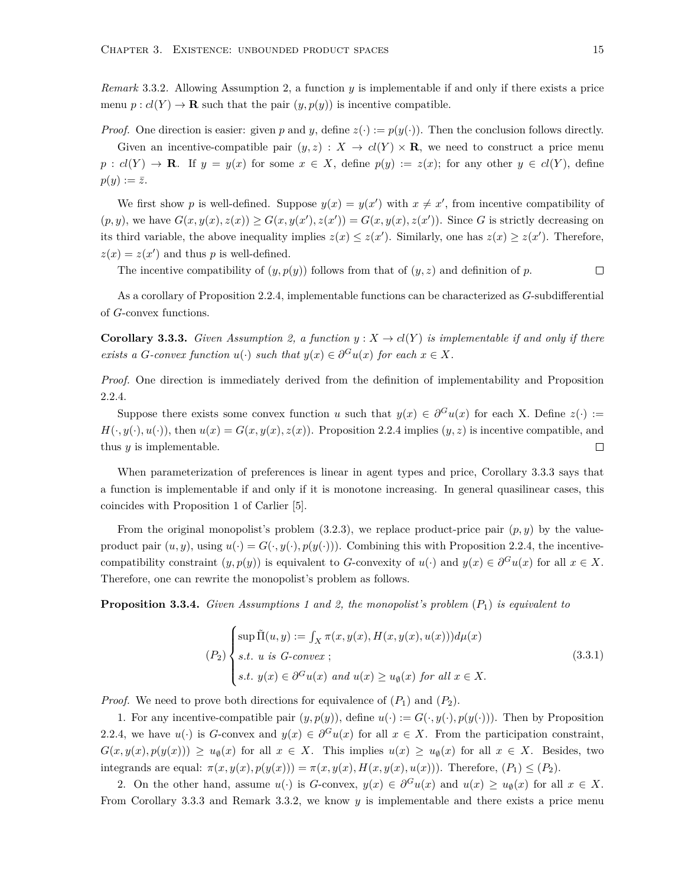*Remark* 3.3.2. Allowing Assumption 2, a function $y$ is implementable if and only if there exists a price menu $p : cl(Y) \to \mathbf{R}$ such that the pair $(y, p(y))$ is incentive compatible.

*Proof.* One direction is easier: given $p$ and $y$, define $z(\cdot) := p(y(\cdot))$. Then the conclusion follows directly.

Given an incentive-compatible pair $(y, z) : X \to cl(Y) \times \mathbf{R}$, we need to construct a price menu $p : cl(Y) \to \mathbf{R}$. If $y = y(x)$ for some $x \in X$, define $p(y) := z(x)$; for any other $y \in cl(Y)$, define $p(y) := \bar{z}$.

We first show $p$ is well-defined. Suppose $y(x) = y(x')$ with $x \neq x'$, from incentive compatibility of $(p, y)$, we have $G(x, y(x), z(x)) \geq G(x, y(x'), z(x')) = G(x, y(x), z(x'))$. Since $G$ is strictly decreasing on its third variable, the above inequality implies $z(x) \leq z(x')$. Similarly, one has $z(x) \geq z(x')$. Therefore, $z(x) = z(x')$ and thus $p$ is well-defined.

The incentive compatibility of $(y, p(y))$ follows from that of $(y, z)$ and definition of $p$. □

As a corollary of Proposition 2.2.4, implementable functions can be characterized as $G$-subdifferential of $G$-convex functions.

**Corollary 3.3.3.** *Given Assumption 2, a function $y : X \to cl(Y)$ is implementable if and only if there exists a $G$-convex function $u(\cdot)$ such that $y(x) \in \partial^G u(x)$ for each $x \in X$.*

*Proof.* One direction is immediately derived from the definition of implementability and Proposition 2.2.4.

Suppose there exists some convex function $u$ such that $y(x) \in \partial^G u(x)$ for each X. Define $z(\cdot) := H(\cdot, y(\cdot), u(\cdot))$, then $u(x) = G(x, y(x), z(x))$. Proposition 2.2.4 implies $(y, z)$ is incentive compatible, and thus $y$ is implementable. □

When parameterization of preferences is linear in agent types and price, Corollary 3.3.3 says that a function is implementable if and only if it is monotone increasing. In general quasilinear cases, this coincides with Proposition 1 of Carlier [5].

From the original monopolist's problem (3.2.3), we replace product-price pair $(p, y)$ by the value-product pair $(u, y)$, using $u(\cdot) = G(\cdot, y(\cdot), p(y(\cdot)))$. Combining this with Proposition 2.2.4, the incentive-compatibility constraint $(y, p(y))$ is equivalent to $G$-convexity of $u(\cdot)$ and $y(x) \in \partial^G u(x)$ for all $x \in X$. Therefore, one can rewrite the monopolist's problem as follows.

**Proposition 3.3.4.** *Given Assumptions 1 and 2, the monopolist's problem $(P_1)$ is equivalent to*

$$
(P_2) \begin{cases} \sup \tilde{\Pi}(u, y) := \int_X \pi(x, y(x), H(x, y(x), u(x))) d\mu(x) \\ s.t. \ u \text{ is } G\text{-convex}\ ; \\ s.t. \ y(x) \in \partial^G u(x) \text{ and } u(x) \geq u_\emptyset(x) \text{ for all } x \in X. \end{cases} \tag{3.3.1}
$$

*Proof.* We need to prove both directions for equivalence of $(P_1)$ and $(P_2)$.

1. For any incentive-compatible pair $(y, p(y))$, define $u(\cdot) := G(\cdot, y(\cdot), p(y(\cdot)))$. Then by Proposition 2.2.4, we have $u(\cdot)$ is $G$-convex and $y(x) \in \partial^G u(x)$ for all $x \in X$. From the participation constraint, $G(x, y(x), p(y(x))) \geq u_\emptyset(x)$ for all $x \in X$. This implies $u(x) \geq u_\emptyset(x)$ for all $x \in X$. Besides, two integrands are equal: $\pi(x, y(x), p(y(x))) = \pi(x, y(x), H(x, y(x), u(x)))$. Therefore, $(P_1) \leq (P_2)$.

2. On the other hand, assume $u(\cdot)$ is $G$-convex, $y(x) \in \partial^G u(x)$ and $u(x) \geq u_\emptyset(x)$ for all $x \in X$. From Corollary 3.3.3 and Remark 3.3.2, we know $y$ is implementable and there exists a price menu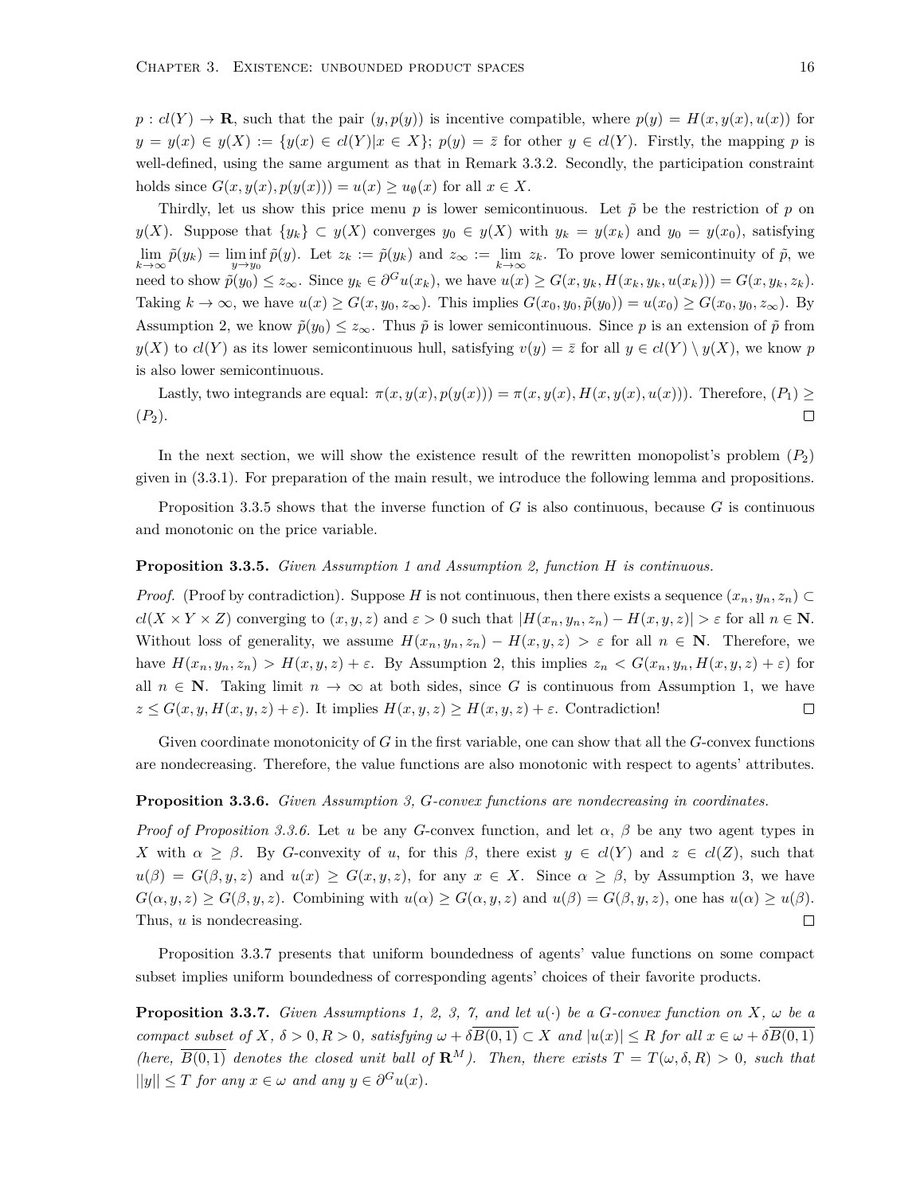$p : cl(Y) \to \mathbf{R}$, such that the pair $(y, p(y))$ is incentive compatible, where $p(y) = H(x, y(x), u(x))$ for $y = y(x) \in y(X) := \{y(x) \in cl(Y) | x \in X\}$; $p(y) = \bar{z}$ for other $y \in cl(Y)$. Firstly, the mapping $p$ is well-defined, using the same argument as that in Remark 3.3.2. Secondly, the participation constraint holds since $G(x, y(x), p(y(x))) = u(x) \geq u_\emptyset(x)$ for all $x \in X$.

Thirdly, let us show this price menu $p$ is lower semicontinuous. Let $\tilde{p}$ be the restriction of $p$ on $y(X)$. Suppose that $\{y_k\} \subset y(X)$ converges $y_0 \in y(X)$ with $y_k = y(x_k)$ and $y_0 = y(x_0)$, satisfying $\lim_{k \to \infty} \tilde{p}(y_k) = \liminf_{y \to y_0} \tilde{p}(y)$. Let $z_k := \tilde{p}(y_k)$ and $z_\infty := \lim_{k \to \infty} z_k$. To prove lower semicontinuity of $\tilde{p}$, we need to show $\tilde{p}(y_0) \leq z_\infty$. Since $y_k \in \partial^G u(x_k)$, we have $u(x) \geq G(x, y_k, H(x_k, y_k, u(x_k))) = G(x, y_k, z_k)$. Taking $k \to \infty$, we have $u(x) \geq G(x, y_0, z_\infty)$. This implies $G(x_0, y_0, \tilde{p}(y_0)) = u(x_0) \geq G(x_0, y_0, z_\infty)$. By Assumption 2, we know $\tilde{p}(y_0) \leq z_\infty$. Thus $\tilde{p}$ is lower semicontinuous. Since $p$ is an extension of $\tilde{p}$ from $y(X)$ to $cl(Y)$ as its lower semicontinuous hull, satisfying $v(y) = \bar{z}$ for all $y \in cl(Y) \setminus y(X)$, we know $p$ is also lower semicontinuous.

Lastly, two integrands are equal: $\pi(x, y(x), p(y(x))) = \pi(x, y(x), H(x, y(x), u(x)))$. Therefore, $(P_1) \geq (P_2)$. $\square$

In the next section, we will show the existence result of the rewritten monopolist's problem $(P_2)$ given in (3.3.1). For preparation of the main result, we introduce the following lemma and propositions.

Proposition 3.3.5 shows that the inverse function of $G$ is also continuous, because $G$ is continuous and monotonic on the price variable.

**Proposition 3.3.5.** *Given Assumption 1 and Assumption 2, function $H$ is continuous.*

*Proof.* (Proof by contradiction). Suppose $H$ is not continuous, then there exists a sequence $(x_n, y_n, z_n) \subset cl(X \times Y \times Z)$ converging to $(x, y, z)$ and $\varepsilon > 0$ such that $|H(x_n, y_n, z_n) - H(x, y, z)| > \varepsilon$ for all $n \in \mathbf{N}$. Without loss of generality, we assume $H(x_n, y_n, z_n) - H(x, y, z) > \varepsilon$ for all $n \in \mathbf{N}$. Therefore, we have $H(x_n, y_n, z_n) > H(x, y, z) + \varepsilon$. By Assumption 2, this implies $z_n < G(x_n, y_n, H(x, y, z) + \varepsilon)$ for all $n \in \mathbf{N}$. Taking limit $n \to \infty$ at both sides, since $G$ is continuous from Assumption 1, we have $z \leq G(x, y, H(x, y, z) + \varepsilon)$. It implies $H(x, y, z) \geq H(x, y, z) + \varepsilon$. Contradiction! $\square$

Given coordinate monotonicity of $G$ in the first variable, one can show that all the $G$-convex functions are nondecreasing. Therefore, the value functions are also monotonic with respect to agents' attributes.

**Proposition 3.3.6.** *Given Assumption 3, $G$-convex functions are nondecreasing in coordinates.*

*Proof of Proposition 3.3.6.* Let $u$ be any $G$-convex function, and let $\alpha$, $\beta$ be any two agent types in $X$ with $\alpha \geq \beta$. By $G$-convexity of $u$, for this $\beta$, there exist $y \in cl(Y)$ and $z \in cl(Z)$, such that $u(\beta) = G(\beta, y, z)$ and $u(x) \geq G(x, y, z)$, for any $x \in X$. Since $\alpha \geq \beta$, by Assumption 3, we have $G(\alpha, y, z) \geq G(\beta, y, z)$. Combining with $u(\alpha) \geq G(\alpha, y, z)$ and $u(\beta) = G(\beta, y, z)$, one has $u(\alpha) \geq u(\beta)$. Thus, $u$ is nondecreasing. $\square$

Proposition 3.3.7 presents that uniform boundedness of agents' value functions on some compact subset implies uniform boundedness of corresponding agents' choices of their favorite products.

**Proposition 3.3.7.** *Given Assumptions 1, 2, 3, 7, and let $u(\cdot)$ be a $G$-convex function on $X$, $\omega$ be a compact subset of $X$, $\delta > 0, R > 0$, satisfying $\omega + \delta\overline{B(0,1)} \subset X$ and $|u(x)| \leq R$ for all $x \in \omega + \delta\overline{B(0,1)}$ (here, $\overline{B(0,1)}$ denotes the closed unit ball of $\mathbf{R}^M$). Then, there exists $T = T(\omega, \delta, R) > 0$, such that $||y|| \leq T$ for any $x \in \omega$ and any $y \in \partial^G u(x)$.*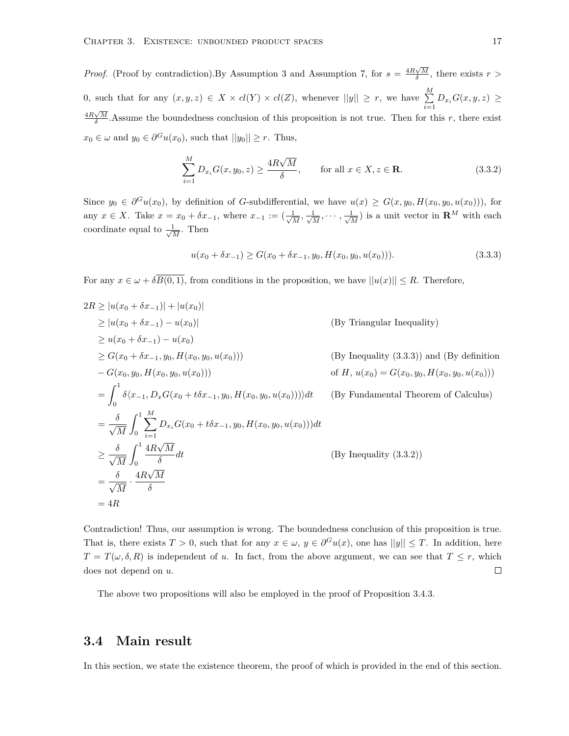*Proof.* (Proof by contradiction).By Assumption 3 and Assumption 7, for $s = \frac{4R\sqrt{M}}{\delta}$, there exists $r > 0$, such that for any $(x, y, z) \in X \times cl(Y) \times cl(Z)$, whenever $||y|| \geq r$, we have $\sum_{i=1}^{M} D_{x_i} G(x, y, z) \geq \frac{4R\sqrt{M}}{\delta}$.Assume the boundedness conclusion of this proposition is not true. Then for this $r$, there exist $x_0 \in \omega$ and $y_0 \in \partial^G u(x_0)$, such that $||y_0|| \geq r$. Thus,

$$\sum_{i=1}^{M} D_{x_i} G(x, y_0, z) \geq \frac{4R\sqrt{M}}{\delta}, \qquad \text{for all } x \in X, z \in \mathbf{R}. \tag{3.3.2}$$

Since $y_0 \in \partial^G u(x_0)$, by definition of $G$-subdifferential, we have $u(x) \geq G(x, y_0, H(x_0, y_0, u(x_0)))$, for any $x \in X$. Take $x = x_0 + \delta x_{-1}$, where $x_{-1} := (\frac{1}{\sqrt{M}}, \frac{1}{\sqrt{M}}, \cdots, \frac{1}{\sqrt{M}})$ is a unit vector in $\mathbf{R}^M$ with each coordinate equal to $\frac{1}{\sqrt{M}}$. Then

$$u(x_0 + \delta x_{-1}) \geq G(x_0 + \delta x_{-1}, y_0, H(x_0, y_0, u(x_0))). \tag{3.3.3}$$

For any $x \in \omega + \delta\overline{B(0,1)}$, from conditions in the proposition, we have $||u(x)|| \leq R$. Therefore,

$$\begin{aligned}
2R &\geq |u(x_0 + \delta x_{-1})| + |u(x_0)| \\
&\geq |u(x_0 + \delta x_{-1}) - u(x_0)| && \text{(By Triangular Inequality)} \\
&\geq u(x_0 + \delta x_{-1}) - u(x_0) \\
&\geq G(x_0 + \delta x_{-1}, y_0, H(x_0, y_0, u(x_0))) && \text{(By Inequality (3.3.3)) and (By definition} \\
&\quad - G(x_0, y_0, H(x_0, y_0, u(x_0))) && \text{of } H,\ u(x_0) = G(x_0, y_0, H(x_0, y_0, u(x_0)))) \\
&= \int_0^1 \delta \langle x_{-1}, D_x G(x_0 + t\delta x_{-1}, y_0, H(x_0, y_0, u(x_0))) \rangle dt && \text{(By Fundamental Theorem of Calculus)} \\
&= \frac{\delta}{\sqrt{M}} \int_0^1 \sum_{i=1}^{M} D_{x_i} G(x_0 + t\delta x_{-1}, y_0, H(x_0, y_0, u(x_0))) dt \\
&\geq \frac{\delta}{\sqrt{M}} \int_0^1 \frac{4R\sqrt{M}}{\delta} dt && \text{(By Inequality (3.3.2))} \\
&= \frac{\delta}{\sqrt{M}} \cdot \frac{4R\sqrt{M}}{\delta} \\
&= 4R
\end{aligned}$$

Contradiction! Thus, our assumption is wrong. The boundedness conclusion of this proposition is true. That is, there exists $T > 0$, such that for any $x \in \omega$, $y \in \partial^G u(x)$, one has $||y|| \leq T$. In addition, here $T = T(\omega, \delta, R)$ is independent of $u$. In fact, from the above argument, we can see that $T \leq r$, which does not depend on $u$. $\square$

The above two propositions will also be employed in the proof of Proposition 3.4.3.

## 3.4 Main result

In this section, we state the existence theorem, the proof of which is provided in the end of this section.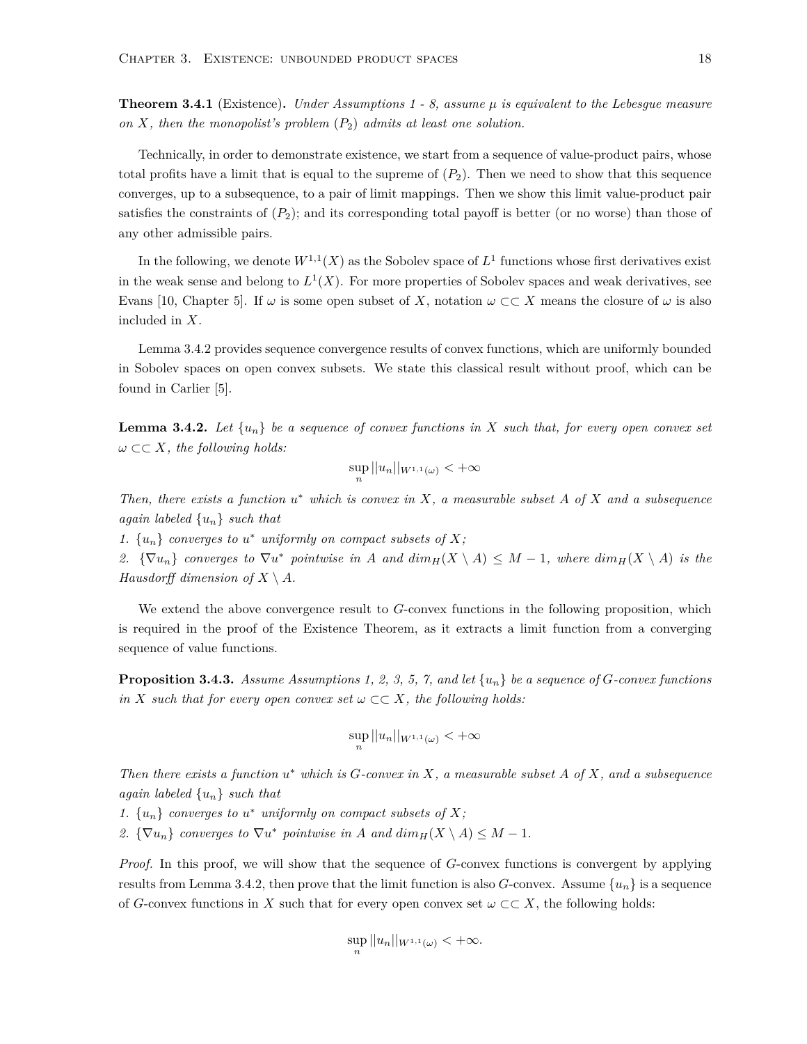**Theorem 3.4.1** (Existence)**.** *Under Assumptions 1 - 8, assume $\mu$ is equivalent to the Lebesgue measure on $X$, then the monopolist's problem $(P_2)$ admits at least one solution.*

Technically, in order to demonstrate existence, we start from a sequence of value-product pairs, whose total profits have a limit that is equal to the supreme of $(P_2)$. Then we need to show that this sequence converges, up to a subsequence, to a pair of limit mappings. Then we show this limit value-product pair satisfies the constraints of $(P_2)$; and its corresponding total payoff is better (or no worse) than those of any other admissible pairs.

In the following, we denote $W^{1,1}(X)$ as the Sobolev space of $L^1$ functions whose first derivatives exist in the weak sense and belong to $L^1(X)$. For more properties of Sobolev spaces and weak derivatives, see Evans [10, Chapter 5]. If $\omega$ is some open subset of $X$, notation $\omega \subset\subset X$ means the closure of $\omega$ is also included in $X$.

Lemma 3.4.2 provides sequence convergence results of convex functions, which are uniformly bounded in Sobolev spaces on open convex subsets. We state this classical result without proof, which can be found in Carlier [5].

**Lemma 3.4.2.** *Let $\{u_n\}$ be a sequence of convex functions in $X$ such that, for every open convex set $\omega \subset\subset X$, the following holds:*

$$\sup_n ||u_n||_{W^{1,1}(\omega)} < +\infty$$

*Then, there exists a function $u^*$ which is convex in $X$, a measurable subset $A$ of $X$ and a subsequence again labeled $\{u_n\}$ such that*

*1. $\{u_n\}$ converges to $u^*$ uniformly on compact subsets of $X$;*

*2. $\{\nabla u_n\}$ converges to $\nabla u^*$ pointwise in $A$ and $dim_H(X \setminus A) \leq M-1$, where $dim_H(X \setminus A)$ is the Hausdorff dimension of $X \setminus A$.*

We extend the above convergence result to $G$-convex functions in the following proposition, which is required in the proof of the Existence Theorem, as it extracts a limit function from a converging sequence of value functions.

**Proposition 3.4.3.** *Assume Assumptions 1, 2, 3, 5, 7, and let $\{u_n\}$ be a sequence of $G$-convex functions in $X$ such that for every open convex set $\omega \subset\subset X$, the following holds:*

$$\sup_n ||u_n||_{W^{1,1}(\omega)} < +\infty$$

*Then there exists a function $u^*$ which is $G$-convex in $X$, a measurable subset $A$ of $X$, and a subsequence again labeled $\{u_n\}$ such that*

*1. $\{u_n\}$ converges to $u^*$ uniformly on compact subsets of $X$;*

*2. $\{\nabla u_n\}$ converges to $\nabla u^*$ pointwise in $A$ and $dim_H(X \setminus A) \leq M-1$.*

*Proof.* In this proof, we will show that the sequence of $G$-convex functions is convergent by applying results from Lemma 3.4.2, then prove that the limit function is also $G$-convex. Assume $\{u_n\}$ is a sequence of $G$-convex functions in $X$ such that for every open convex set $\omega \subset\subset X$, the following holds:

$$\sup_n ||u_n||_{W^{1,1}(\omega)} < +\infty.$$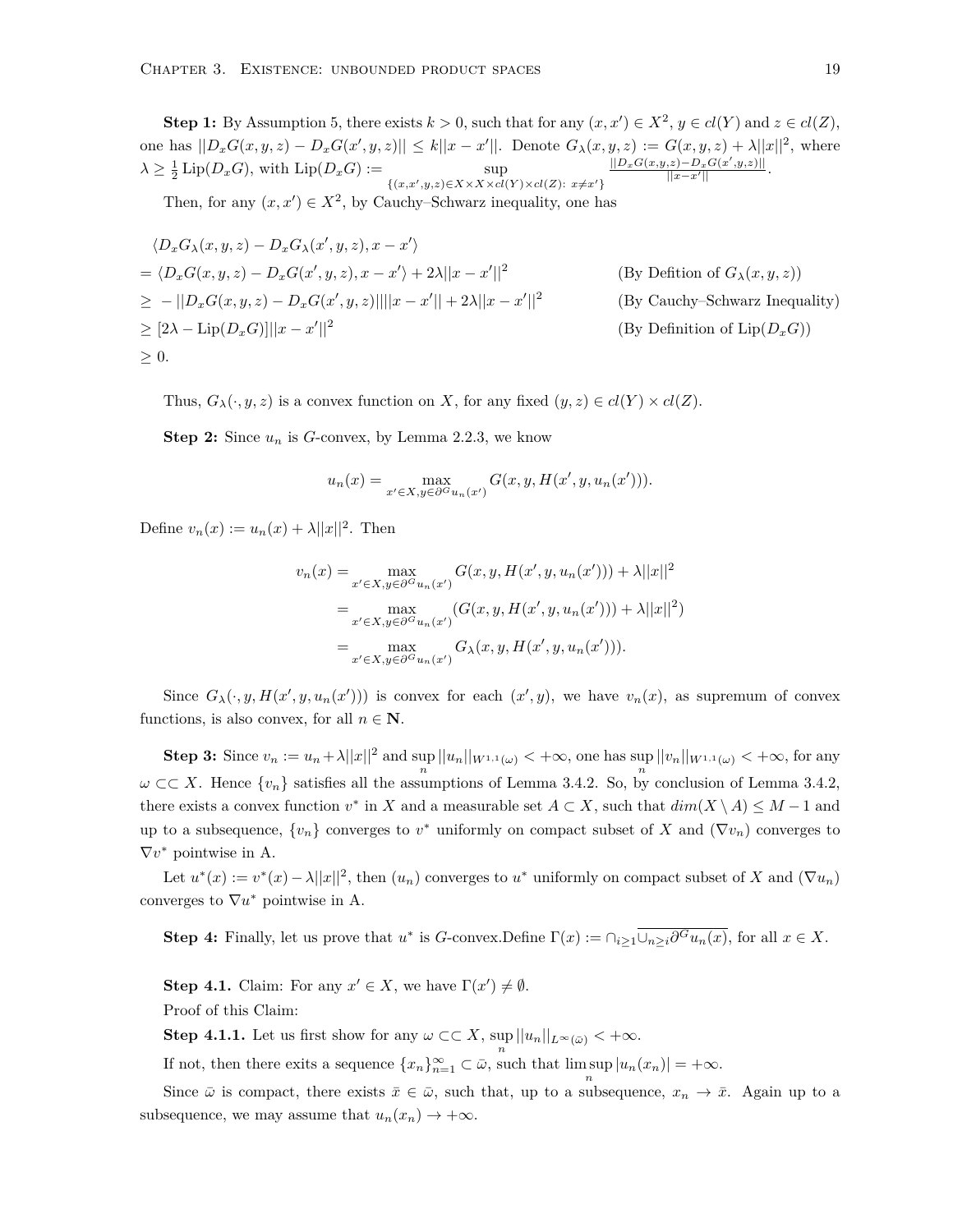**Step 1:** By Assumption 5, there exists $k > 0$, such that for any $(x, x') \in X^2$, $y \in cl(Y)$ and $z \in cl(Z)$, one has $||D_x G(x, y, z) - D_x G(x', y, z)|| \leq k||x - x'||$. Denote $G_\lambda(x, y, z) := G(x, y, z) + \lambda||x||^2$, where $\lambda \geq \frac{1}{2}\operatorname{Lip}(D_x G)$, with $\operatorname{Lip}(D_x G) := \sup_{\{(x,x',y,z) \in X \times X \times cl(Y) \times cl(Z):\ x \neq x'\}} \frac{||D_x G(x,y,z) - D_x G(x',y,z)||}{||x - x'||}$.

Then, for any $(x, x') \in X^2$, by Cauchy–Schwarz inequality, one has

$$
\begin{aligned}
&\langle D_x G_\lambda(x, y, z) - D_x G_\lambda(x', y, z), x - x' \rangle \\
&= \langle D_x G(x, y, z) - D_x G(x', y, z), x - x' \rangle + 2\lambda||x - x'||^2 && \text{(By Defition of } G_\lambda(x, y, z)) \\
&\geq -||D_x G(x, y, z) - D_x G(x', y, z)||||x - x'|| + 2\lambda||x - x'||^2 && \text{(By Cauchy–Schwarz Inequality)} \\
&\geq [2\lambda - \operatorname{Lip}(D_x G)]||x - x'||^2 && \text{(By Definition of } \operatorname{Lip}(D_x G)) \\
&\geq 0.
\end{aligned}
$$

Thus, $G_\lambda(\cdot, y, z)$ is a convex function on $X$, for any fixed $(y, z) \in cl(Y) \times cl(Z)$.

**Step 2:** Since $u_n$ is $G$-convex, by Lemma 2.2.3, we know

$$
u_n(x) = \max_{x' \in X, y \in \partial^G u_n(x')} G(x, y, H(x', y, u_n(x'))).
$$

Define $v_n(x) := u_n(x) + \lambda||x||^2$. Then

$$
\begin{aligned}
v_n(x) &= \max_{x' \in X, y \in \partial^G u_n(x')} G(x, y, H(x', y, u_n(x'))) + \lambda||x||^2 \\
&= \max_{x' \in X, y \in \partial^G u_n(x')} (G(x, y, H(x', y, u_n(x'))) + \lambda||x||^2) \\
&= \max_{x' \in X, y \in \partial^G u_n(x')} G_\lambda(x, y, H(x', y, u_n(x'))).
\end{aligned}
$$

Since $G_\lambda(\cdot, y, H(x', y, u_n(x')))$ is convex for each $(x', y)$, we have $v_n(x)$, as supremum of convex functions, is also convex, for all $n \in \mathbf{N}$.

**Step 3:** Since $v_n := u_n + \lambda||x||^2$ and $\sup_n ||u_n||_{W^{1,1}(\omega)} < +\infty$, one has $\sup_n ||v_n||_{W^{1,1}(\omega)} < +\infty$, for any $\omega \subset\subset X$. Hence $\{v_n\}$ satisfies all the assumptions of Lemma 3.4.2. So, by conclusion of Lemma 3.4.2, there exists a convex function $v^*$ in $X$ and a measurable set $A \subset X$, such that $dim(X \setminus A) \leq M - 1$ and up to a subsequence, $\{v_n\}$ converges to $v^*$ uniformly on compact subset of $X$ and $(\nabla v_n)$ converges to $\nabla v^*$ pointwise in A.

Let $u^*(x) := v^*(x) - \lambda||x||^2$, then $(u_n)$ converges to $u^*$ uniformly on compact subset of $X$ and $(\nabla u_n)$ converges to $\nabla u^*$ pointwise in A.

**Step 4:** Finally, let us prove that $u^*$ is $G$-convex.Define $\Gamma(x) := \cap_{i \geq 1} \overline{\cup_{n \geq i} \partial^G u_n(x)}$, for all $x \in X$.

**Step 4.1.** Claim: For any $x' \in X$, we have $\Gamma(x') \neq \emptyset$.

Proof of this Claim:

**Step 4.1.1.** Let us first show for any $\omega \subset\subset X$, $\sup_n ||u_n||_{L^\infty(\bar{\omega})} < +\infty$.

If not, then there exits a sequence $\{x_n\}_{n=1}^\infty \subset \bar{\omega}$, such that $\limsup_n |u_n(x_n)| = +\infty$.

Since $\bar{\omega}$ is compact, there exists $\bar{x} \in \bar{\omega}$, such that, up to a subsequence, $x_n \to \bar{x}$. Again up to a subsequence, we may assume that $u_n(x_n) \to +\infty$.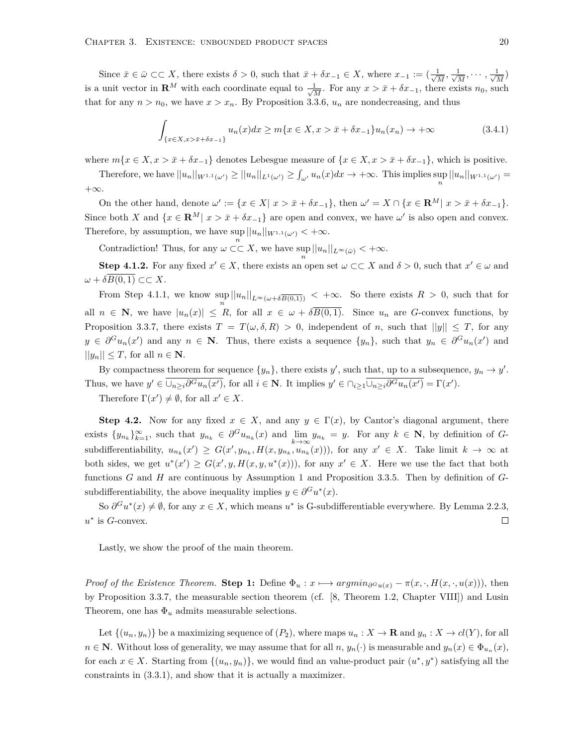Since $\bar{x} \in \bar{\omega} \subset\subset X$, there exists $\delta > 0$, such that $\bar{x} + \delta x_{-1} \in X$, where $x_{-1} := (\frac{1}{\sqrt{M}}, \frac{1}{\sqrt{M}}, \cdots, \frac{1}{\sqrt{M}})$ is a unit vector in $\mathbf{R}^M$ with each coordinate equal to $\frac{1}{\sqrt{M}}$. For any $x > \bar{x} + \delta x_{-1}$, there exists $n_0$, such that for any $n > n_0$, we have $x > x_n$. By Proposition 3.3.6, $u_n$ are nondecreasing, and thus

$$\int_{\{x \in X, x > \bar{x} + \delta x_{-1}\}} u_n(x)dx \geq m\{x \in X, x > \bar{x} + \delta x_{-1}\} u_n(x_n) \to +\infty \tag{3.4.1}$$

where $m\{x \in X, x > \bar{x} + \delta x_{-1}\}$ denotes Lebesgue measure of $\{x \in X, x > \bar{x} + \delta x_{-1}\}$, which is positive.

Therefore, we have $||u_n||_{W^{1,1}(\omega')} \geq ||u_n||_{L^1(\omega')} \geq \int_{\omega'} u_n(x)dx \to +\infty$. This implies $\sup_n ||u_n||_{W^{1,1}(\omega')} = +\infty$.

On the other hand, denote $\omega' := \{x \in X | \ x > \bar{x} + \delta x_{-1}\}$, then $\omega' = X \cap \{x \in \mathbf{R}^M | \ x > \bar{x} + \delta x_{-1}\}$. Since both $X$ and $\{x \in \mathbf{R}^M | \ x > \bar{x} + \delta x_{-1}\}$ are open and convex, we have $\omega'$ is also open and convex. Therefore, by assumption, we have $\sup_n ||u_n||_{W^{1,1}(\omega')} < +\infty$.

Contradiction! Thus, for any $\omega \subset\subset X$, we have $\sup_n ||u_n||_{L^\infty(\bar{\omega})} < +\infty$.

**Step 4.1.2.** For any fixed $x' \in X$, there exists an open set $\omega \subset\subset X$ and $\delta > 0$, such that $x' \in \omega$ and $\omega + \delta \overline{B(0,1)} \subset\subset X$.

From Step 4.1.1, we know $\sup_n ||u_n||_{L^\infty(\omega + \delta \overline{B(0,1)})} < +\infty$. So there exists $R > 0$, such that for all $n \in \mathbf{N}$, we have $|u_n(x)| \leq R$, for all $x \in \omega + \delta \overline{B(0,1)}$. Since $u_n$ are $G$-convex functions, by Proposition 3.3.7, there exists $T = T(\omega, \delta, R) > 0$, independent of $n$, such that $||y|| \leq T$, for any $y \in \partial^G u_n(x')$ and any $n \in \mathbf{N}$. Thus, there exists a sequence $\{y_n\}$, such that $y_n \in \partial^G u_n(x')$ and $||y_n|| \leq T$, for all $n \in \mathbf{N}$.

By compactness theorem for sequence $\{y_n\}$, there exists $y'$, such that, up to a subsequence, $y_n \to y'$. Thus, we have $y' \in \overline{\cup_{n \geq i} \partial^G u_n(x')}$, for all $i \in \mathbf{N}$. It implies $y' \in \cap_{i \geq 1} \overline{\cup_{n \geq i} \partial^G u_n(x')} = \Gamma(x')$.

Therefore $\Gamma(x') \neq \emptyset$, for all $x' \in X$.

**Step 4.2.** Now for any fixed $x \in X$, and any $y \in \Gamma(x)$, by Cantor's diagonal argument, there exists $\{y_{n_k}\}_{k=1}^\infty$, such that $y_{n_k} \in \partial^G u_{n_k}(x)$ and $\lim_{k \to \infty} y_{n_k} = y$. For any $k \in \mathbf{N}$, by definition of $G$-subdifferentiability, $u_{n_k}(x') \geq G(x', y_{n_k}, H(x, y_{n_k}, u_{n_k}(x)))$, for any $x' \in X$. Take limit $k \to \infty$ at both sides, we get $u^*(x') \geq G(x', y, H(x, y, u^*(x)))$, for any $x' \in X$. Here we use the fact that both functions $G$ and $H$ are continuous by Assumption 1 and Proposition 3.3.5. Then by definition of $G$-subdifferentiability, the above inequality implies $y \in \partial^G u^*(x)$.

So $\partial^G u^*(x) \neq \emptyset$, for any $x \in X$, which means $u^*$ is G-subdifferentiable everywhere. By Lemma 2.2.3, $u^*$ is $G$-convex. $\square$

Lastly, we show the proof of the main theorem.

*Proof of the Existence Theorem.* **Step 1:** Define $\Phi_u : x \longmapsto argmin_{\partial^G u(x)} - \pi(x, \cdot, H(x, \cdot, u(x)))$, then by Proposition 3.3.7, the measurable section theorem (cf. [8, Theorem 1.2, Chapter VIII]) and Lusin Theorem, one has $\Phi_u$ admits measurable selections.

Let $\{(u_n, y_n)\}$ be a maximizing sequence of $(P_2)$, where maps $u_n : X \to \mathbf{R}$ and $y_n : X \to cl(Y)$, for all $n \in \mathbf{N}$. Without loss of generality, we may assume that for all $n$, $y_n(\cdot)$ is measurable and $y_n(x) \in \Phi_{u_n}(x)$, for each $x \in X$. Starting from $\{(u_n, y_n)\}$, we would find an value-product pair $(u^*, y^*)$ satisfying all the constraints in (3.3.1), and show that it is actually a maximizer.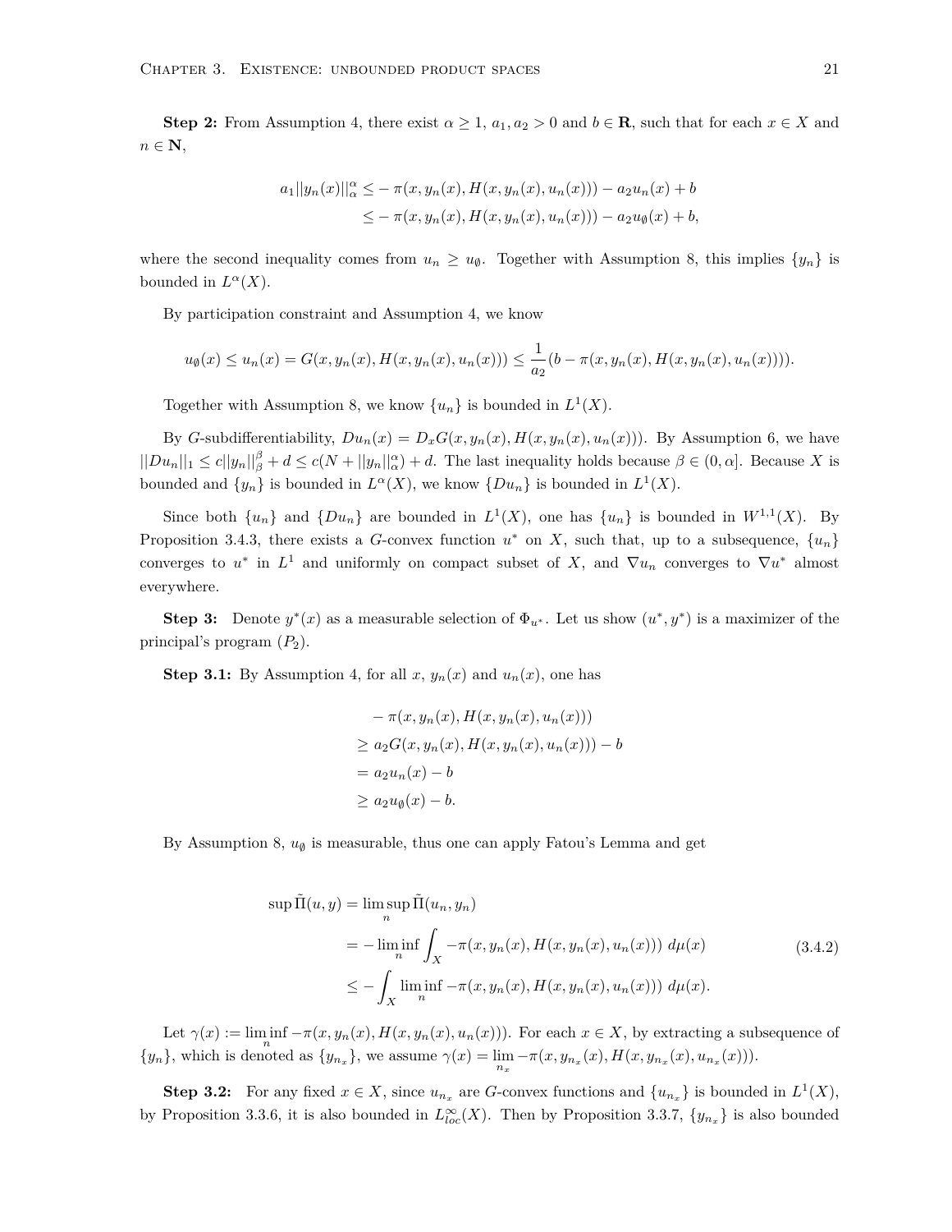**Step 2:** From Assumption 4, there exist $\alpha \geq 1$, $a_1, a_2 > 0$ and $b \in \mathbf{R}$, such that for each $x \in X$ and $n \in \mathbf{N}$,

$$
\begin{aligned}
a_1 ||y_n(x)||_\alpha^\alpha \leq & -\pi(x, y_n(x), H(x, y_n(x), u_n(x))) - a_2 u_n(x) + b \\
\leq & -\pi(x, y_n(x), H(x, y_n(x), u_n(x))) - a_2 u_\emptyset(x) + b,
\end{aligned}
$$

where the second inequality comes from $u_n \geq u_\emptyset$. Together with Assumption 8, this implies $\{y_n\}$ is bounded in $L^\alpha(X)$.

By participation constraint and Assumption 4, we know

$$
u_\emptyset(x) \leq u_n(x) = G(x, y_n(x), H(x, y_n(x), u_n(x))) \leq \frac{1}{a_2}(b - \pi(x, y_n(x), H(x, y_n(x), u_n(x)))).
$$

Together with Assumption 8, we know $\{u_n\}$ is bounded in $L^1(X)$.

By $G$-subdifferentiability, $Du_n(x) = D_x G(x, y_n(x), H(x, y_n(x), u_n(x)))$. By Assumption 6, we have $||Du_n||_1 \leq c||y_n||_\beta^\beta + d \leq c(N + ||y_n||_\alpha^\alpha) + d$. The last inequality holds because $\beta \in (0, \alpha]$. Because $X$ is bounded and $\{y_n\}$ is bounded in $L^\alpha(X)$, we know $\{Du_n\}$ is bounded in $L^1(X)$.

Since both $\{u_n\}$ and $\{Du_n\}$ are bounded in $L^1(X)$, one has $\{u_n\}$ is bounded in $W^{1,1}(X)$. By Proposition 3.4.3, there exists a $G$-convex function $u^*$ on $X$, such that, up to a subsequence, $\{u_n\}$ converges to $u^*$ in $L^1$ and uniformly on compact subset of $X$, and $\nabla u_n$ converges to $\nabla u^*$ almost everywhere.

**Step 3:** Denote $y^*(x)$ as a measurable selection of $\Phi_{u^*}$. Let us show $(u^*, y^*)$ is a maximizer of the principal's program $(P_2)$.

**Step 3.1:** By Assumption 4, for all $x$, $y_n(x)$ and $u_n(x)$, one has

$$
\begin{aligned}
& -\pi(x, y_n(x), H(x, y_n(x), u_n(x))) \\
\geq & \ a_2 G(x, y_n(x), H(x, y_n(x), u_n(x))) - b \\
= & \ a_2 u_n(x) - b \\
\geq & \ a_2 u_\emptyset(x) - b.
\end{aligned}
$$

By Assumption 8, $u_\emptyset$ is measurable, thus one can apply Fatou's Lemma and get

$$
\begin{aligned}
\sup \tilde{\Pi}(u, y) &= \limsup_n \tilde{\Pi}(u_n, y_n) \\
&= -\liminf_n \int_X -\pi(x, y_n(x), H(x, y_n(x), u_n(x))) \, d\mu(x) \\
&\leq -\int_X \liminf_n -\pi(x, y_n(x), H(x, y_n(x), u_n(x))) \, d\mu(x).
\end{aligned} \tag{3.4.2}
$$

Let $\gamma(x) := \liminf_n -\pi(x, y_n(x), H(x, y_n(x), u_n(x)))$. For each $x \in X$, by extracting a subsequence of $\{y_n\}$, which is denoted as $\{y_{n_x}\}$, we assume $\gamma(x) = \lim_{n_x} -\pi(x, y_{n_x}(x), H(x, y_{n_x}(x), u_{n_x}(x)))$.

**Step 3.2:** For any fixed $x \in X$, since $u_{n_x}$ are $G$-convex functions and $\{u_{n_x}\}$ is bounded in $L^1(X)$, by Proposition 3.3.6, it is also bounded in $L^\infty_{loc}(X)$. Then by Proposition 3.3.7, $\{y_{n_x}\}$ is also bounded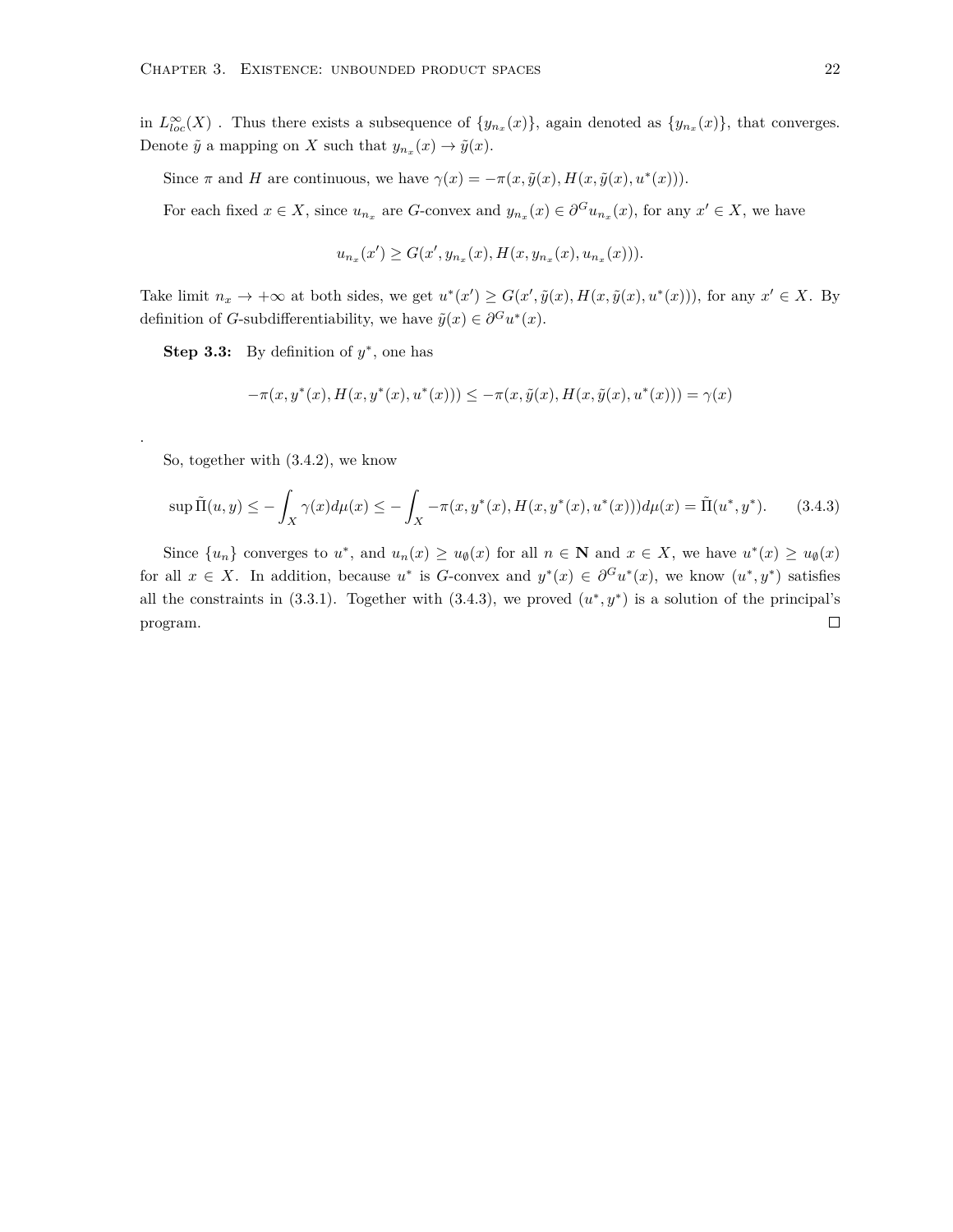in $L^\infty_{loc}(X)$ . Thus there exists a subsequence of $\{y_{n_x}(x)\}$, again denoted as $\{y_{n_x}(x)\}$, that converges. Denote $\tilde{y}$ a mapping on $X$ such that $y_{n_x}(x) \to \tilde{y}(x)$.

Since $\pi$ and $H$ are continuous, we have $\gamma(x) = -\pi(x, \tilde{y}(x), H(x, \tilde{y}(x), u^*(x)))$.

For each fixed $x \in X$, since $u_{n_x}$ are $G$-convex and $y_{n_x}(x) \in \partial^G u_{n_x}(x)$, for any $x' \in X$, we have

$$u_{n_x}(x') \geq G(x', y_{n_x}(x), H(x, y_{n_x}(x), u_{n_x}(x))).$$

Take limit $n_x \to +\infty$ at both sides, we get $u^*(x') \geq G(x', \tilde{y}(x), H(x, \tilde{y}(x), u^*(x)))$, for any $x' \in X$. By definition of $G$-subdifferentiability, we have $\tilde{y}(x) \in \partial^G u^*(x)$.

**Step 3.3:** By definition of $y^*$, one has

$$-\pi(x, y^*(x), H(x, y^*(x), u^*(x))) \leq -\pi(x, \tilde{y}(x), H(x, \tilde{y}(x), u^*(x))) = \gamma(x)$$

.

So, together with (3.4.2), we know

$$\sup \tilde{\Pi}(u, y) \leq -\int_X \gamma(x) d\mu(x) \leq -\int_X -\pi(x, y^*(x), H(x, y^*(x), u^*(x))) d\mu(x) = \tilde{\Pi}(u^*, y^*). \tag{3.4.3}$$

Since $\{u_n\}$ converges to $u^*$, and $u_n(x) \geq u_\emptyset(x)$ for all $n \in \mathbf{N}$ and $x \in X$, we have $u^*(x) \geq u_\emptyset(x)$ for all $x \in X$. In addition, because $u^*$ is $G$-convex and $y^*(x) \in \partial^G u^*(x)$, we know $(u^*, y^*)$ satisfies all the constraints in (3.3.1). Together with (3.4.3), we proved $(u^*, y^*)$ is a solution of the principal's program. $\square$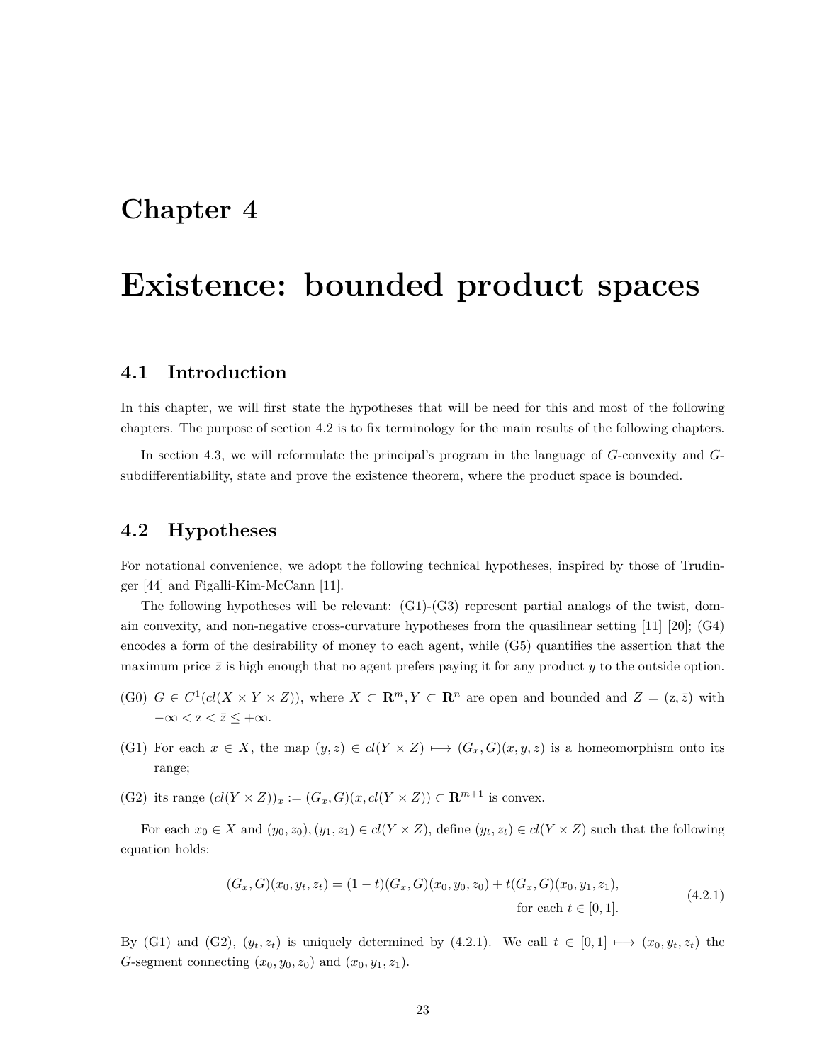# Chapter 4

# Existence: bounded product spaces

## 4.1 Introduction

In this chapter, we will first state the hypotheses that will be need for this and most of the following chapters. The purpose of section 4.2 is to fix terminology for the main results of the following chapters.

In section 4.3, we will reformulate the principal's program in the language of $G$-convexity and $G$-subdifferentiability, state and prove the existence theorem, where the product space is bounded.

## 4.2 Hypotheses

For notational convenience, we adopt the following technical hypotheses, inspired by those of Trudinger [44] and Figalli-Kim-McCann [11].

The following hypotheses will be relevant: (G1)-(G3) represent partial analogs of the twist, domain convexity, and non-negative cross-curvature hypotheses from the quasilinear setting [11] [20]; (G4) encodes a form of the desirability of money to each agent, while (G5) quantifies the assertion that the maximum price $\bar{z}$ is high enough that no agent prefers paying it for any product $y$ to the outside option.

(G0) $G \in C^1(cl(X \times Y \times Z))$, where $X \subset \mathbf{R}^m, Y \subset \mathbf{R}^n$ are open and bounded and $Z = (\underline{z}, \bar{z})$ with $-\infty < \underline{z} < \bar{z} \leq +\infty$.

(G1) For each $x \in X$, the map $(y, z) \in cl(Y \times Z) \longmapsto (G_x, G)(x, y, z)$ is a homeomorphism onto its range;

(G2) its range $(cl(Y \times Z))_x := (G_x, G)(x, cl(Y \times Z)) \subset \mathbf{R}^{m+1}$ is convex.

For each $x_0 \in X$ and $(y_0, z_0), (y_1, z_1) \in cl(Y \times Z)$, define $(y_t, z_t) \in cl(Y \times Z)$ such that the following equation holds:

$$(G_x, G)(x_0, y_t, z_t) = (1-t)(G_x, G)(x_0, y_0, z_0) + t(G_x, G)(x_0, y_1, z_1), \quad \text{for each } t \in [0, 1]. \tag{4.2.1}$$

By (G1) and (G2), $(y_t, z_t)$ is uniquely determined by (4.2.1). We call $t \in [0, 1] \longmapsto (x_0, y_t, z_t)$ the $G$-segment connecting $(x_0, y_0, z_0)$ and $(x_0, y_1, z_1)$.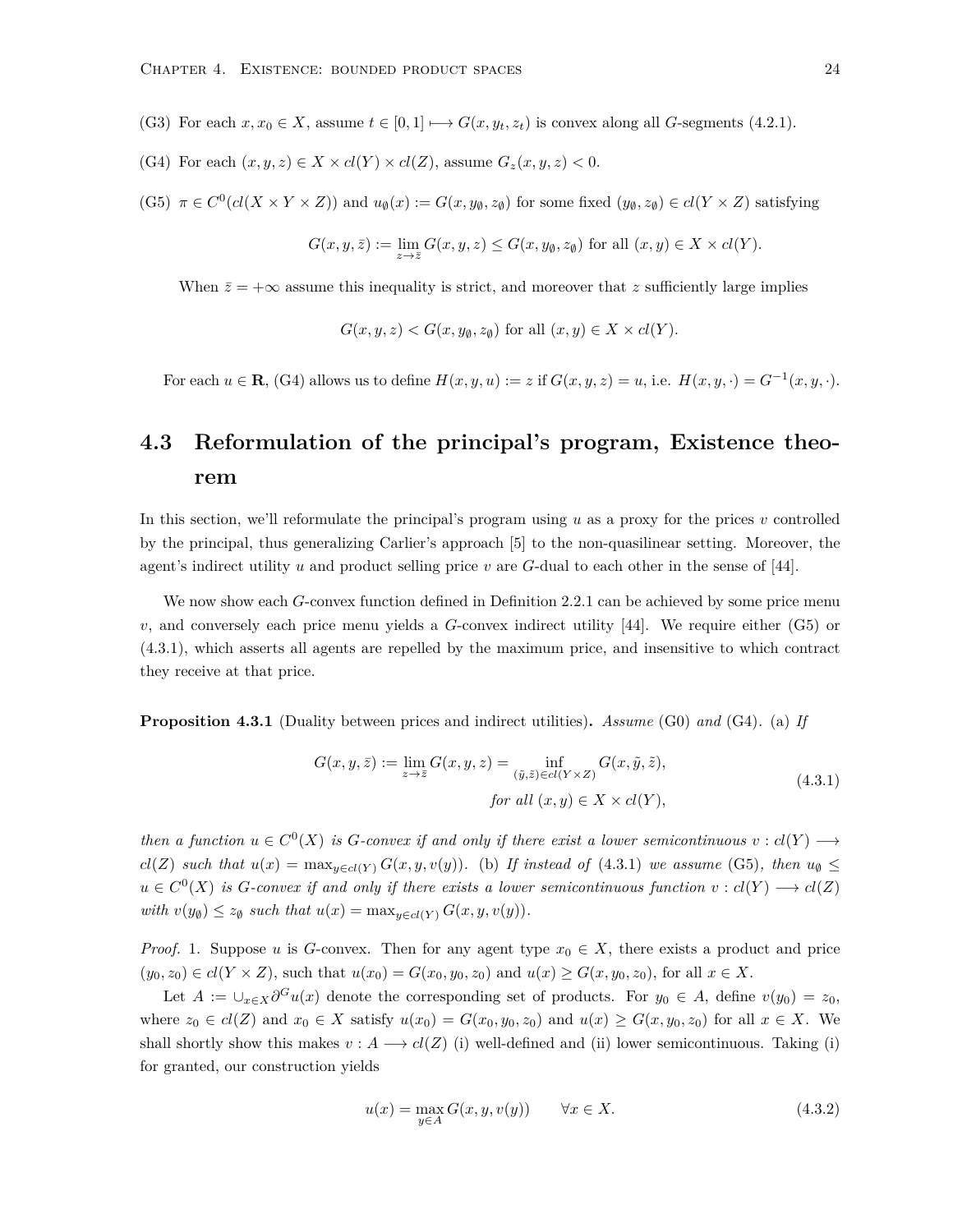(G3) For each $x, x_0 \in X$, assume $t \in [0,1] \longmapsto G(x, y_t, z_t)$ is convex along all $G$-segments (4.2.1).

(G4) For each $(x, y, z) \in X \times cl(Y) \times cl(Z)$, assume $G_z(x, y, z) < 0$.

(G5) $\pi \in C^0(cl(X \times Y \times Z))$ and $u_\emptyset(x) := G(x, y_\emptyset, z_\emptyset)$ for some fixed $(y_\emptyset, z_\emptyset) \in cl(Y \times Z)$ satisfying

$$G(x, y, \bar{z}) := \lim_{z \to \bar{z}} G(x, y, z) \leq G(x, y_\emptyset, z_\emptyset) \text{ for all } (x, y) \in X \times cl(Y).$$

When $\bar{z} = +\infty$ assume this inequality is strict, and moreover that $z$ sufficiently large implies

$$G(x, y, z) < G(x, y_\emptyset, z_\emptyset) \text{ for all } (x, y) \in X \times cl(Y).$$

For each $u \in \mathbf{R}$, (G4) allows us to define $H(x, y, u) := z$ if $G(x, y, z) = u$, i.e. $H(x, y, \cdot) = G^{-1}(x, y, \cdot)$.

## 4.3 Reformulation of the principal's program, Existence theorem

In this section, we'll reformulate the principal's program using $u$ as a proxy for the prices $v$ controlled by the principal, thus generalizing Carlier's approach [5] to the non-quasilinear setting. Moreover, the agent's indirect utility $u$ and product selling price $v$ are $G$-dual to each other in the sense of [44].

We now show each $G$-convex function defined in Definition 2.2.1 can be achieved by some price menu $v$, and conversely each price menu yields a $G$-convex indirect utility [44]. We require either (G5) or (4.3.1), which asserts all agents are repelled by the maximum price, and insensitive to which contract they receive at that price.

**Proposition 4.3.1** (Duality between prices and indirect utilities)**.** *Assume* (G0) *and* (G4). (a) *If*

$$G(x, y, \bar{z}) := \lim_{z \to \bar{z}} G(x, y, z) = \inf_{(\tilde{y}, \tilde{z}) \in cl(Y \times Z)} G(x, \tilde{y}, \tilde{z}), \quad \text{for all } (x, y) \in X \times cl(Y), \tag{4.3.1}$$

*then a function $u \in C^0(X)$ is $G$-convex if and only if there exist a lower semicontinuous $v : cl(Y) \longrightarrow cl(Z)$ such that $u(x) = \max_{y \in cl(Y)} G(x, y, v(y))$.* (b) *If instead of* (4.3.1) *we assume* (G5)*, then $u_\emptyset \leq u \in C^0(X)$ is $G$-convex if and only if there exists a lower semicontinuous function $v : cl(Y) \longrightarrow cl(Z)$ with $v(y_\emptyset) \leq z_\emptyset$ such that $u(x) = \max_{y \in cl(Y)} G(x, y, v(y))$.*

*Proof.* 1. Suppose $u$ is $G$-convex. Then for any agent type $x_0 \in X$, there exists a product and price $(y_0, z_0) \in cl(Y \times Z)$, such that $u(x_0) = G(x_0, y_0, z_0)$ and $u(x) \geq G(x, y_0, z_0)$, for all $x \in X$.

Let $A := \cup_{x \in X} \partial^G u(x)$ denote the corresponding set of products. For $y_0 \in A$, define $v(y_0) = z_0$, where $z_0 \in cl(Z)$ and $x_0 \in X$ satisfy $u(x_0) = G(x_0, y_0, z_0)$ and $u(x) \geq G(x, y_0, z_0)$ for all $x \in X$. We shall shortly show this makes $v : A \longrightarrow cl(Z)$ (i) well-defined and (ii) lower semicontinuous. Taking (i) for granted, our construction yields

$$u(x) = \max_{y \in A} G(x, y, v(y)) \qquad \forall x \in X. \tag{4.3.2}$$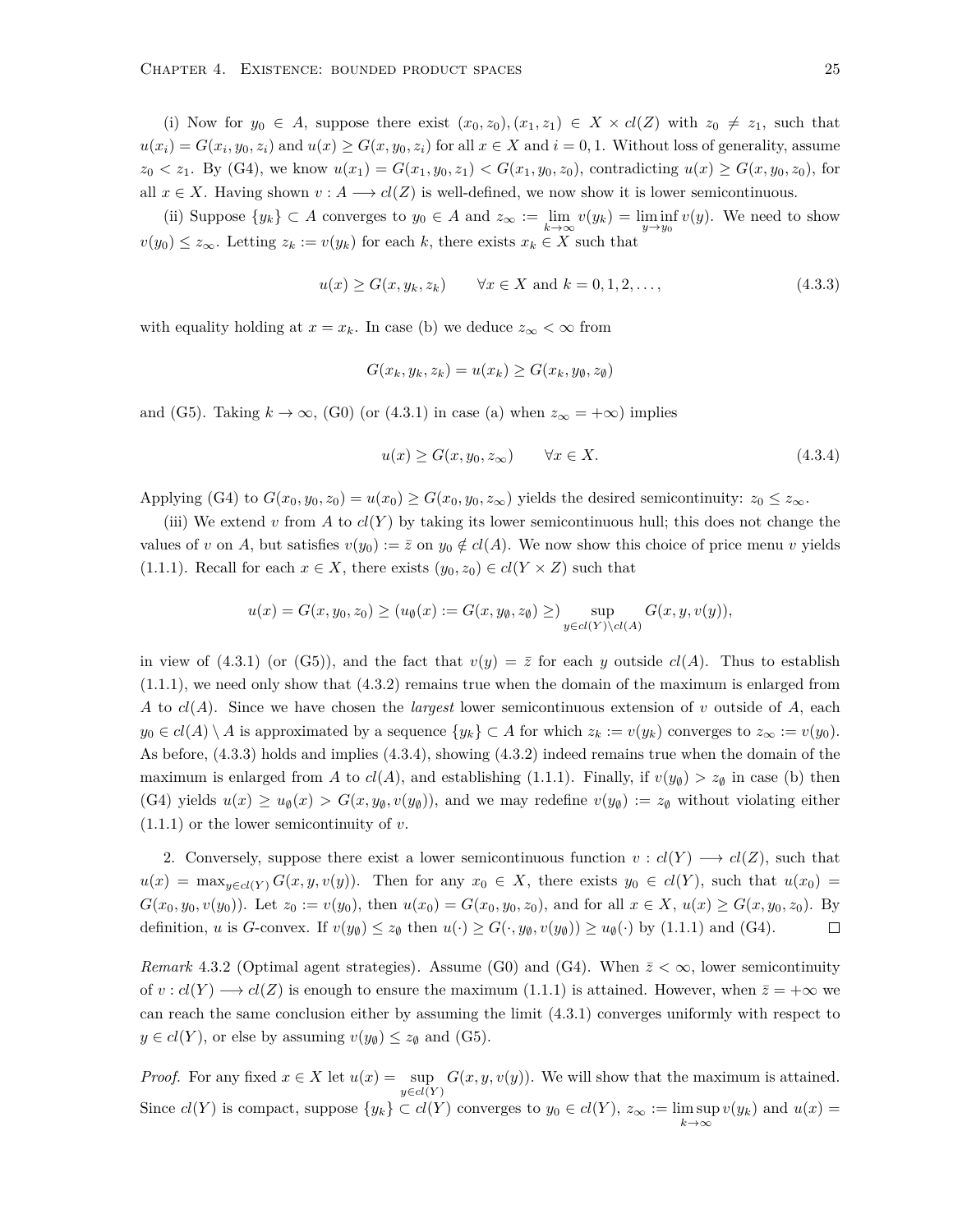(i) Now for $y_0 \in A$, suppose there exist $(x_0, z_0), (x_1, z_1) \in X \times cl(Z)$ with $z_0 \neq z_1$, such that $u(x_i) = G(x_i, y_0, z_i)$ and $u(x) \geq G(x, y_0, z_i)$ for all $x \in X$ and $i = 0, 1$. Without loss of generality, assume $z_0 < z_1$. By (G4), we know $u(x_1) = G(x_1, y_0, z_1) < G(x_1, y_0, z_0)$, contradicting $u(x) \geq G(x, y_0, z_0)$, for all $x \in X$. Having shown $v : A \longrightarrow cl(Z)$ is well-defined, we now show it is lower semicontinuous.

(ii) Suppose $\{y_k\} \subset A$ converges to $y_0 \in A$ and $z_\infty := \lim_{k\to\infty} v(y_k) = \liminf_{y \to y_0} v(y)$. We need to show $v(y_0) \leq z_\infty$. Letting $z_k := v(y_k)$ for each $k$, there exists $x_k \in X$ such that

$$u(x) \geq G(x, y_k, z_k) \qquad \forall x \in X \text{ and } k = 0, 1, 2, \ldots, \tag{4.3.3}$$

with equality holding at $x = x_k$. In case (b) we deduce $z_\infty < \infty$ from

$$G(x_k, y_k, z_k) = u(x_k) \geq G(x_k, y_\emptyset, z_\emptyset)$$

and (G5). Taking $k \to \infty$, (G0) (or (4.3.1) in case (a) when $z_\infty = +\infty$) implies

$$u(x) \geq G(x, y_0, z_\infty) \qquad \forall x \in X. \tag{4.3.4}$$

Applying (G4) to $G(x_0, y_0, z_0) = u(x_0) \geq G(x_0, y_0, z_\infty)$ yields the desired semicontinuity: $z_0 \leq z_\infty$.

(iii) We extend $v$ from $A$ to $cl(Y)$ by taking its lower semicontinuous hull; this does not change the values of $v$ on $A$, but satisfies $v(y_0) := \bar{z}$ on $y_0 \notin cl(A)$. We now show this choice of price menu $v$ yields (1.1.1). Recall for each $x \in X$, there exists $(y_0, z_0) \in cl(Y \times Z)$ such that

$$u(x) = G(x, y_0, z_0) \geq (u_\emptyset(x) := G(x, y_\emptyset, z_\emptyset) \geq) \sup_{y \in cl(Y) \setminus cl(A)} G(x, y, v(y)),$$

in view of (4.3.1) (or (G5)), and the fact that $v(y) = \bar{z}$ for each $y$ outside $cl(A)$. Thus to establish (1.1.1), we need only show that (4.3.2) remains true when the domain of the maximum is enlarged from $A$ to $cl(A)$. Since we have chosen the *largest* lower semicontinuous extension of $v$ outside of $A$, each $y_0 \in cl(A) \setminus A$ is approximated by a sequence $\{y_k\} \subset A$ for which $z_k := v(y_k)$ converges to $z_\infty := v(y_0)$. As before, (4.3.3) holds and implies (4.3.4), showing (4.3.2) indeed remains true when the domain of the maximum is enlarged from $A$ to $cl(A)$, and establishing (1.1.1). Finally, if $v(y_\emptyset) > z_\emptyset$ in case (b) then (G4) yields $u(x) \geq u_\emptyset(x) > G(x, y_\emptyset, v(y_\emptyset))$, and we may redefine $v(y_\emptyset) := z_\emptyset$ without violating either (1.1.1) or the lower semicontinuity of $v$.

2. Conversely, suppose there exist a lower semicontinuous function $v : cl(Y) \longrightarrow cl(Z)$, such that $u(x) = \max_{y \in cl(Y)} G(x, y, v(y))$. Then for any $x_0 \in X$, there exists $y_0 \in cl(Y)$, such that $u(x_0) = G(x_0, y_0, v(y_0))$. Let $z_0 := v(y_0)$, then $u(x_0) = G(x_0, y_0, z_0)$, and for all $x \in X$, $u(x) \geq G(x, y_0, z_0)$. By definition, $u$ is $G$-convex. If $v(y_\emptyset) \leq z_\emptyset$ then $u(\cdot) \geq G(\cdot, y_\emptyset, v(y_\emptyset)) \geq u_\emptyset(\cdot)$ by (1.1.1) and (G4). $\square$

*Remark* 4.3.2 (Optimal agent strategies). Assume (G0) and (G4). When $\bar{z} < \infty$, lower semicontinuity of $v : cl(Y) \longrightarrow cl(Z)$ is enough to ensure the maximum (1.1.1) is attained. However, when $\bar{z} = +\infty$ we can reach the same conclusion either by assuming the limit (4.3.1) converges uniformly with respect to $y \in cl(Y)$, or else by assuming $v(y_\emptyset) \leq z_\emptyset$ and (G5).

*Proof.* For any fixed $x \in X$ let $u(x) = \sup_{y \in cl(Y)} G(x, y, v(y))$. We will show that the maximum is attained. Since $cl(Y)$ is compact, suppose $\{y_k\} \subset cl(Y)$ converges to $y_0 \in cl(Y)$, $z_\infty := \limsup_{k\to\infty} v(y_k)$ and $u(x) =$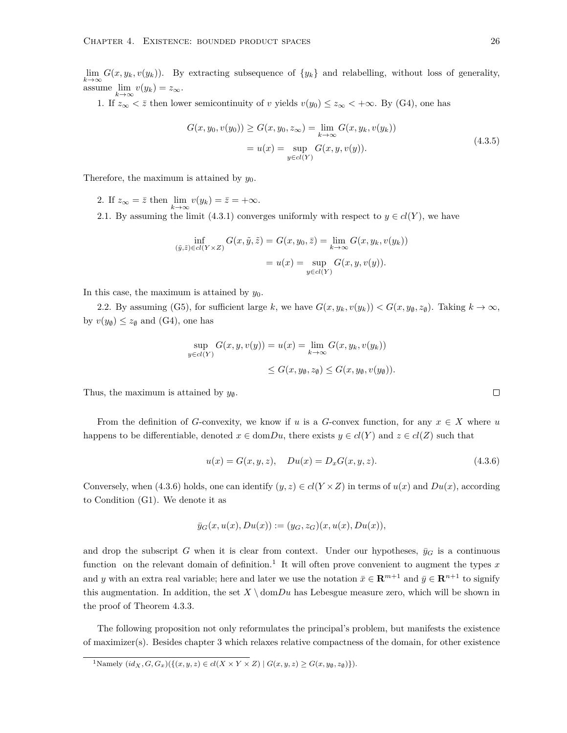$\lim_{k\to\infty} G(x, y_k, v(y_k))$. By extracting subsequence of $\{y_k\}$ and relabelling, without loss of generality, assume $\lim_{k\to\infty} v(y_k) = z_\infty$.

1. If $z_\infty < \bar{z}$ then lower semicontinuity of $v$ yields $v(y_0) \leq z_\infty < +\infty$. By (G4), one has

$$
\begin{aligned}
G(x, y_0, v(y_0)) \geq G(x, y_0, z_\infty) &= \lim_{k\to\infty} G(x, y_k, v(y_k)) \\
&= u(x) = \sup_{y \in cl(Y)} G(x, y, v(y)).
\end{aligned}
\tag{4.3.5}
$$

Therefore, the maximum is attained by $y_0$.

2. If $z_\infty = \bar{z}$ then $\lim_{k\to\infty} v(y_k) = \bar{z} = +\infty$.

2.1. By assuming the limit (4.3.1) converges uniformly with respect to $y \in cl(Y)$, we have

$$
\begin{aligned}
\inf_{(\tilde{y},\tilde{z})\in cl(Y\times Z)} G(x, \tilde{y}, \tilde{z}) = G(x, y_0, \bar{z}) &= \lim_{k\to\infty} G(x, y_k, v(y_k)) \\
&= u(x) = \sup_{y\in cl(Y)} G(x, y, v(y)).
\end{aligned}
$$

In this case, the maximum is attained by $y_0$.

2.2. By assuming (G5), for sufficient large $k$, we have $G(x, y_k, v(y_k)) < G(x, y_\emptyset, z_\emptyset)$. Taking $k \to \infty$, by $v(y_\emptyset) \leq z_\emptyset$ and (G4), one has

$$
\begin{aligned}
\sup_{y\in cl(Y)} G(x, y, v(y)) = u(x) &= \lim_{k\to\infty} G(x, y_k, v(y_k)) \\
&\leq G(x, y_\emptyset, z_\emptyset) \leq G(x, y_\emptyset, v(y_\emptyset)).
\end{aligned}
$$

Thus, the maximum is attained by $y_\emptyset$. □

From the definition of $G$-convexity, we know if $u$ is a $G$-convex function, for any $x \in X$ where $u$ happens to be differentiable, denoted $x \in \mathrm{dom}Du$, there exists $y \in cl(Y)$ and $z \in cl(Z)$ such that

$$
u(x) = G(x, y, z), \quad Du(x) = D_x G(x, y, z). \tag{4.3.6}
$$

Conversely, when (4.3.6) holds, one can identify $(y, z) \in cl(Y \times Z)$ in terms of $u(x)$ and $Du(x)$, according to Condition (G1). We denote it as

$$
\bar{y}_G(x, u(x), Du(x)) := (y_G, z_G)(x, u(x), Du(x)),
$$

and drop the subscript $G$ when it is clear from context. Under our hypotheses, $\bar{y}_G$ is a continuous function on the relevant domain of definition.[1] It will often prove convenient to augment the types $x$ and $y$ with an extra real variable; here and later we use the notation $\bar{x} \in \mathbf{R}^{m+1}$ and $\bar{y} \in \mathbf{R}^{n+1}$ to signify this augmentation. In addition, the set $X \setminus \mathrm{dom}Du$ has Lebesgue measure zero, which will be shown in the proof of Theorem 4.3.3.

The following proposition not only reformulates the principal's problem, but manifests the existence of maximizer(s). Besides chapter 3 which relaxes relative compactness of the domain, for other existence

[1] Namely $(id_X, G, G_x)(\{(x, y, z) \in cl(X \times Y \times Z) \mid G(x, y, z) \geq G(x, y_\emptyset, z_\emptyset)\})$.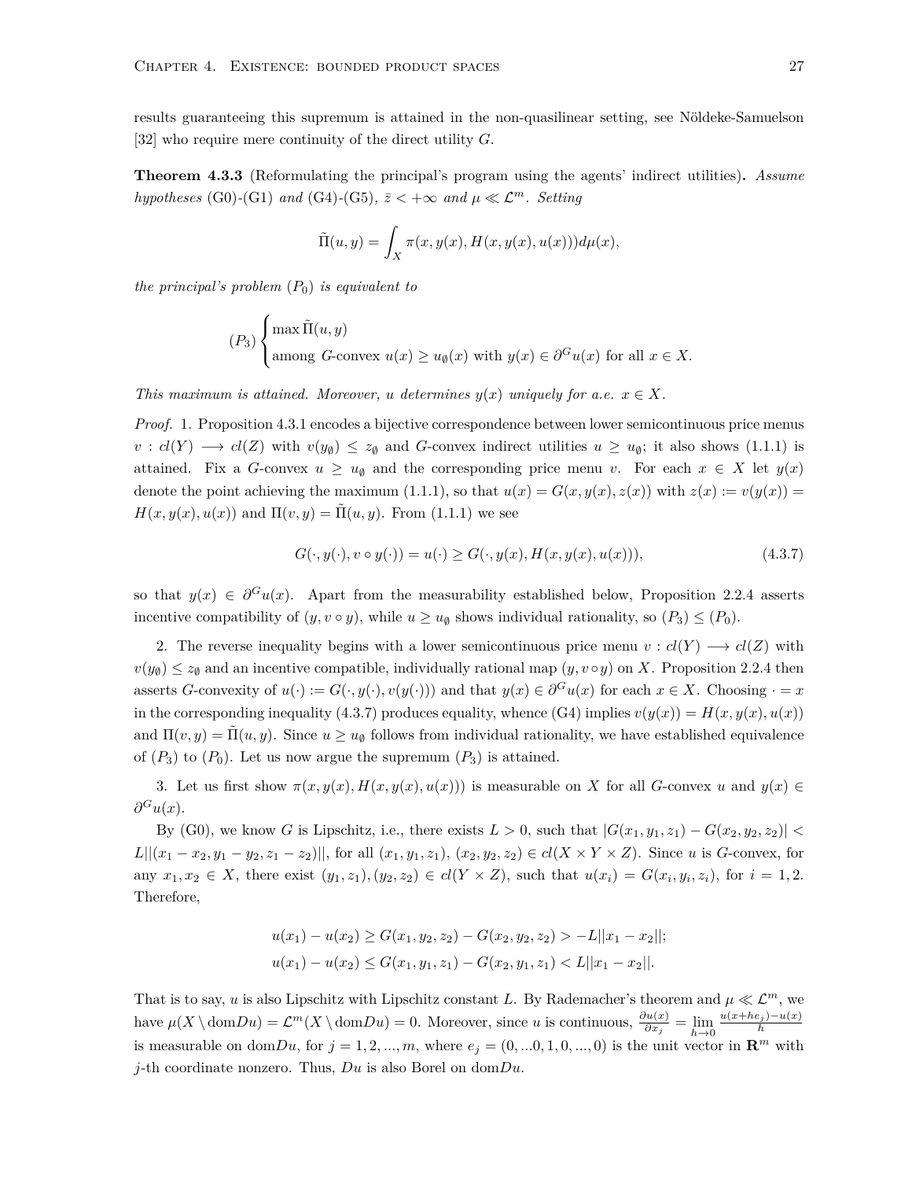results guaranteeing this supremum is attained in the non-quasilinear setting, see Nöldeke-Samuelson [32] who require mere continuity of the direct utility $G$.

**Theorem 4.3.3** (Reformulating the principal's program using the agents' indirect utilities)**.** *Assume hypotheses* (G0)-(G1) *and* (G4)-(G5)*,* $\bar{z} < +\infty$ *and* $\mu \ll \mathcal{L}^m$*. Setting*

$$\tilde{\Pi}(u, y) = \int_X \pi(x, y(x), H(x, y(x), u(x)))d\mu(x),$$

*the principal's problem* $(P_0)$ *is equivalent to*

$$(P_3) \begin{cases} \max \tilde{\Pi}(u, y) \\ \text{among } G\text{-convex } u(x) \geq u_\emptyset(x) \text{ with } y(x) \in \partial^G u(x) \text{ for all } x \in X. \end{cases}$$

*This maximum is attained. Moreover,* $u$ *determines* $y(x)$ *uniquely for a.e.* $x \in X$*.*

*Proof.* 1. Proposition 4.3.1 encodes a bijective correspondence between lower semicontinuous price menus $v : cl(Y) \longrightarrow cl(Z)$ with $v(y_\emptyset) \leq z_\emptyset$ and $G$-convex indirect utilities $u \geq u_\emptyset$; it also shows (1.1.1) is attained. Fix a $G$-convex $u \geq u_\emptyset$ and the corresponding price menu $v$. For each $x \in X$ let $y(x)$ denote the point achieving the maximum (1.1.1), so that $u(x) = G(x, y(x), z(x))$ with $z(x) := v(y(x)) = H(x, y(x), u(x))$ and $\Pi(v, y) = \tilde{\Pi}(u, y)$. From (1.1.1) we see

$$G(\cdot, y(\cdot), v \circ y(\cdot)) = u(\cdot) \geq G(\cdot, y(x), H(x, y(x), u(x))), \tag{4.3.7}$$

so that $y(x) \in \partial^G u(x)$. Apart from the measurability established below, Proposition 2.2.4 asserts incentive compatibility of $(y, v \circ y)$, while $u \geq u_\emptyset$ shows individual rationality, so $(P_3) \leq (P_0)$.

2. The reverse inequality begins with a lower semicontinuous price menu $v : cl(Y) \longrightarrow cl(Z)$ with $v(y_\emptyset) \leq z_\emptyset$ and an incentive compatible, individually rational map $(y, v \circ y)$ on $X$. Proposition 2.2.4 then asserts $G$-convexity of $u(\cdot) := G(\cdot, y(\cdot), v(y(\cdot)))$ and that $y(x) \in \partial^G u(x)$ for each $x \in X$. Choosing $\cdot = x$ in the corresponding inequality (4.3.7) produces equality, whence (G4) implies $v(y(x)) = H(x, y(x), u(x))$ and $\Pi(v, y) = \tilde{\Pi}(u, y)$. Since $u \geq u_\emptyset$ follows from individual rationality, we have established equivalence of $(P_3)$ to $(P_0)$. Let us now argue the supremum $(P_3)$ is attained.

3. Let us first show $\pi(x, y(x), H(x, y(x), u(x)))$ is measurable on $X$ for all $G$-convex $u$ and $y(x) \in \partial^G u(x)$.

By (G0), we know $G$ is Lipschitz, i.e., there exists $L > 0$, such that $|G(x_1, y_1, z_1) - G(x_2, y_2, z_2)| < L||(x_1 - x_2, y_1 - y_2, z_1 - z_2)||$, for all $(x_1, y_1, z_1)$, $(x_2, y_2, z_2) \in cl(X \times Y \times Z)$. Since $u$ is $G$-convex, for any $x_1, x_2 \in X$, there exist $(y_1, z_1), (y_2, z_2) \in cl(Y \times Z)$, such that $u(x_i) = G(x_i, y_i, z_i)$, for $i = 1, 2$. Therefore,

$$u(x_1) - u(x_2) \geq G(x_1, y_2, z_2) - G(x_2, y_2, z_2) > -L||x_1 - x_2||;$$
$$u(x_1) - u(x_2) \leq G(x_1, y_1, z_1) - G(x_2, y_1, z_1) < L||x_1 - x_2||.$$

That is to say, $u$ is also Lipschitz with Lipschitz constant $L$. By Rademacher's theorem and $\mu \ll \mathcal{L}^m$, we have $\mu(X \setminus \text{dom}Du) = \mathcal{L}^m(X \setminus \text{dom}Du) = 0$. Moreover, since $u$ is continuous, $\frac{\partial u(x)}{\partial x_j} = \lim\limits_{h \to 0} \frac{u(x+he_j)-u(x)}{h}$ is measurable on $\text{dom}Du$, for $j = 1, 2, ..., m$, where $e_j = (0, ...0, 1, 0, ..., 0)$ is the unit vector in $\mathbf{R}^m$ with $j$-th coordinate nonzero. Thus, $Du$ is also Borel on $\text{dom}Du$.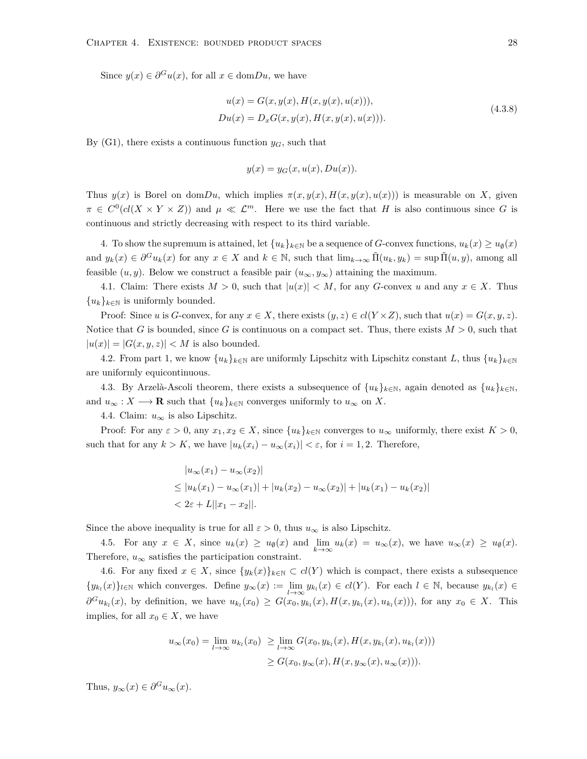Since $y(x) \in \partial^G u(x)$, for all $x \in \text{dom}Du$, we have

$$\begin{aligned} u(x) &= G(x, y(x), H(x, y(x), u(x))), \\ Du(x) &= D_x G(x, y(x), H(x, y(x), u(x))). \end{aligned} \tag{4.3.8}$$

By (G1), there exists a continuous function $y_G$, such that

$$y(x) = y_G(x, u(x), Du(x)).$$

Thus $y(x)$ is Borel on $\text{dom}Du$, which implies $\pi(x, y(x), H(x, y(x), u(x)))$ is measurable on $X$, given $\pi \in C^0(cl(X \times Y \times Z))$ and $\mu \ll \mathcal{L}^m$. Here we use the fact that $H$ is also continuous since $G$ is continuous and strictly decreasing with respect to its third variable.

4. To show the supremum is attained, let $\{u_k\}_{k\in\mathbb{N}}$ be a sequence of $G$-convex functions, $u_k(x) \geq u_\emptyset(x)$ and $y_k(x) \in \partial^G u_k(x)$ for any $x \in X$ and $k \in \mathbb{N}$, such that $\lim_{k\to\infty} \tilde{\Pi}(u_k, y_k) = \sup \tilde{\Pi}(u, y)$, among all feasible $(u, y)$. Below we construct a feasible pair $(u_\infty, y_\infty)$ attaining the maximum.

4.1. Claim: There exists $M > 0$, such that $|u(x)| < M$, for any $G$-convex $u$ and any $x \in X$. Thus $\{u_k\}_{k\in\mathbb{N}}$ is uniformly bounded.

Proof: Since $u$ is $G$-convex, for any $x \in X$, there exists $(y, z) \in cl(Y \times Z)$, such that $u(x) = G(x, y, z)$. Notice that $G$ is bounded, since $G$ is continuous on a compact set. Thus, there exists $M > 0$, such that $|u(x)| = |G(x, y, z)| < M$ is also bounded.

4.2. From part 1, we know $\{u_k\}_{k\in\mathbb{N}}$ are uniformly Lipschitz with Lipschitz constant $L$, thus $\{u_k\}_{k\in\mathbb{N}}$ are uniformly equicontinuous.

4.3. By Arzelà-Ascoli theorem, there exists a subsequence of $\{u_k\}_{k\in\mathbb{N}}$, again denoted as $\{u_k\}_{k\in\mathbb{N}}$, and $u_\infty : X \longrightarrow \mathbf{R}$ such that $\{u_k\}_{k\in\mathbb{N}}$ converges uniformly to $u_\infty$ on $X$.

4.4. Claim: $u_\infty$ is also Lipschitz.

Proof: For any $\varepsilon > 0$, any $x_1, x_2 \in X$, since $\{u_k\}_{k\in\mathbb{N}}$ converges to $u_\infty$ uniformly, there exist $K > 0$, such that for any $k > K$, we have $|u_k(x_i) - u_\infty(x_i)| < \varepsilon$, for $i = 1, 2$. Therefore,

$$\begin{aligned} & |u_\infty(x_1) - u_\infty(x_2)| \\ \leq\; & |u_k(x_1) - u_\infty(x_1)| + |u_k(x_2) - u_\infty(x_2)| + |u_k(x_1) - u_k(x_2)| \\ <\; & 2\varepsilon + L||x_1 - x_2||. \end{aligned}$$

Since the above inequality is true for all $\varepsilon > 0$, thus $u_\infty$ is also Lipschitz.

4.5. For any $x \in X$, since $u_k(x) \geq u_\emptyset(x)$ and $\lim_{k\to\infty} u_k(x) = u_\infty(x)$, we have $u_\infty(x) \geq u_\emptyset(x)$. Therefore, $u_\infty$ satisfies the participation constraint.

4.6. For any fixed $x \in X$, since $\{y_k(x)\}_{k\in\mathbb{N}} \subset cl(Y)$ which is compact, there exists a subsequence $\{y_{k_l}(x)\}_{l\in\mathbb{N}}$ which converges. Define $y_\infty(x) := \lim_{l\to\infty} y_{k_l}(x) \in cl(Y)$. For each $l \in \mathbb{N}$, because $y_{k_l}(x) \in \partial^G u_{k_l}(x)$, by definition, we have $u_{k_l}(x_0) \geq G(x_0, y_{k_l}(x), H(x, y_{k_l}(x), u_{k_l}(x)))$, for any $x_0 \in X$. This implies, for all $x_0 \in X$, we have

$$\begin{aligned} u_\infty(x_0) = \lim_{l\to\infty} u_{k_l}(x_0) \;&\geq \lim_{l\to\infty} G(x_0, y_{k_l}(x), H(x, y_{k_l}(x), u_{k_l}(x))) \\ &\geq G(x_0, y_\infty(x), H(x, y_\infty(x), u_\infty(x))). \end{aligned}$$

Thus, $y_\infty(x) \in \partial^G u_\infty(x)$.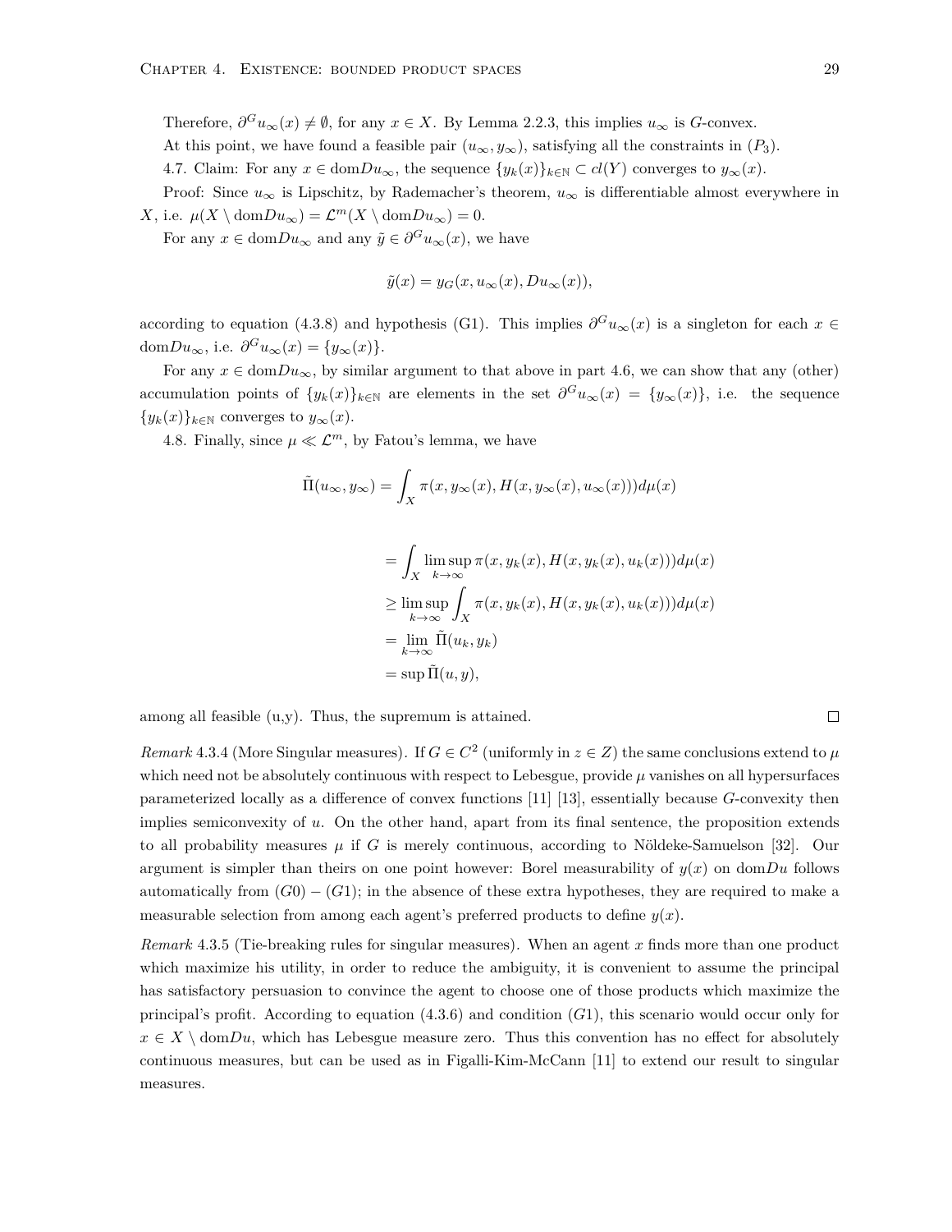Therefore, $\partial^G u_\infty(x) \neq \emptyset$, for any $x \in X$. By Lemma 2.2.3, this implies $u_\infty$ is $G$-convex.

At this point, we have found a feasible pair $(u_\infty, y_\infty)$, satisfying all the constraints in $(P_3)$.

4.7. Claim: For any $x \in \text{dom}Du_\infty$, the sequence $\{y_k(x)\}_{k\in\mathbb{N}} \subset cl(Y)$ converges to $y_\infty(x)$.

Proof: Since $u_\infty$ is Lipschitz, by Rademacher's theorem, $u_\infty$ is differentiable almost everywhere in $X$, i.e. $\mu(X \setminus \text{dom}Du_\infty) = \mathcal{L}^m(X \setminus \text{dom}Du_\infty) = 0$.

For any $x \in \text{dom}Du_\infty$ and any $\tilde{y} \in \partial^G u_\infty(x)$, we have

$$\tilde{y}(x) = y_G(x, u_\infty(x), Du_\infty(x)),$$

according to equation (4.3.8) and hypothesis (G1). This implies $\partial^G u_\infty(x)$ is a singleton for each $x \in \text{dom}Du_\infty$, i.e. $\partial^G u_\infty(x) = \{y_\infty(x)\}$.

For any $x \in \text{dom}Du_\infty$, by similar argument to that above in part 4.6, we can show that any (other) accumulation points of $\{y_k(x)\}_{k\in\mathbb{N}}$ are elements in the set $\partial^G u_\infty(x) = \{y_\infty(x)\}$, i.e. the sequence $\{y_k(x)\}_{k\in\mathbb{N}}$ converges to $y_\infty(x)$.

4.8. Finally, since $\mu \ll \mathcal{L}^m$, by Fatou's lemma, we have

$$\tilde{\Pi}(u_\infty, y_\infty) = \int_X \pi(x, y_\infty(x), H(x, y_\infty(x), u_\infty(x)))d\mu(x)$$

$$\begin{aligned}
&= \int_X \limsup_{k\to\infty} \pi(x, y_k(x), H(x, y_k(x), u_k(x)))d\mu(x) \\
&\geq \limsup_{k\to\infty} \int_X \pi(x, y_k(x), H(x, y_k(x), u_k(x)))d\mu(x) \\
&= \lim_{k\to\infty} \tilde{\Pi}(u_k, y_k) \\
&= \sup \tilde{\Pi}(u, y),
\end{aligned}$$

among all feasible (u,y). Thus, the supremum is attained. ∎

*Remark* 4.3.4 (More Singular measures). If $G \in C^2$ (uniformly in $z \in Z$) the same conclusions extend to $\mu$ which need not be absolutely continuous with respect to Lebesgue, provide $\mu$ vanishes on all hypersurfaces parameterized locally as a difference of convex functions [11] [13], essentially because $G$-convexity then implies semiconvexity of $u$. On the other hand, apart from its final sentence, the proposition extends to all probability measures $\mu$ if $G$ is merely continuous, according to Nöldeke-Samuelson [32]. Our argument is simpler than theirs on one point however: Borel measurability of $y(x)$ on dom$Du$ follows automatically from $(G0)-(G1)$; in the absence of these extra hypotheses, they are required to make a measurable selection from among each agent's preferred products to define $y(x)$.

*Remark* 4.3.5 (Tie-breaking rules for singular measures). When an agent $x$ finds more than one product which maximize his utility, in order to reduce the ambiguity, it is convenient to assume the principal has satisfactory persuasion to convince the agent to choose one of those products which maximize the principal's profit. According to equation (4.3.6) and condition $(G1)$, this scenario would occur only for $x \in X \setminus \text{dom}Du$, which has Lebesgue measure zero. Thus this convention has no effect for absolutely continuous measures, but can be used as in Figalli-Kim-McCann [11] to extend our result to singular measures.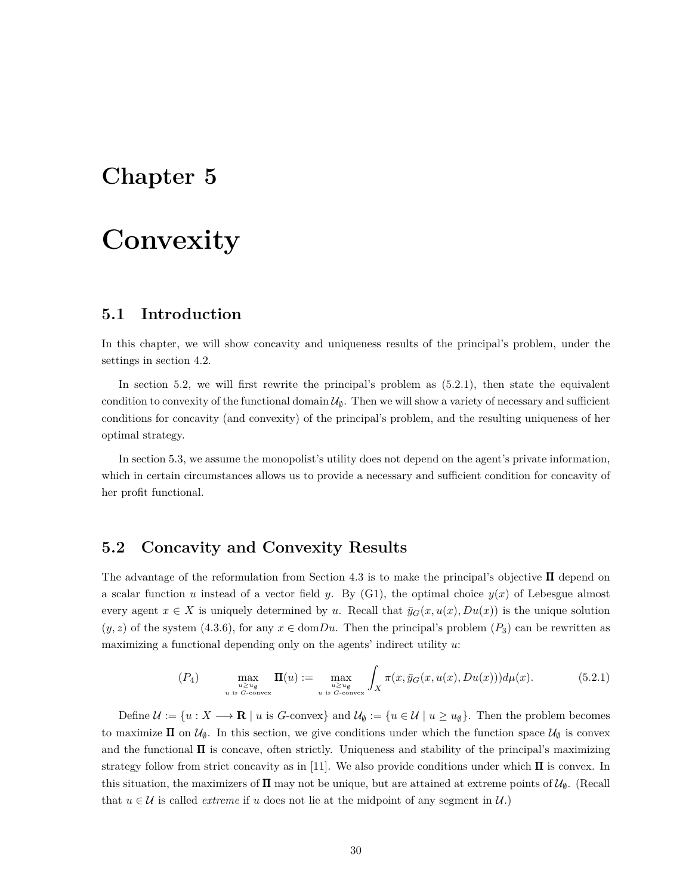# Chapter 5

# Convexity

## 5.1 Introduction

In this chapter, we will show concavity and uniqueness results of the principal's problem, under the settings in section 4.2.

In section 5.2, we will first rewrite the principal's problem as (5.2.1), then state the equivalent condition to convexity of the functional domain $\mathcal{U}_\emptyset$. Then we will show a variety of necessary and sufficient conditions for concavity (and convexity) of the principal's problem, and the resulting uniqueness of her optimal strategy.

In section 5.3, we assume the monopolist's utility does not depend on the agent's private information, which in certain circumstances allows us to provide a necessary and sufficient condition for concavity of her profit functional.

## 5.2 Concavity and Convexity Results

The advantage of the reformulation from Section 4.3 is to make the principal's objective $\mathbf{\Pi}$ depend on a scalar function $u$ instead of a vector field $y$. By (G1), the optimal choice $y(x)$ of Lebesgue almost every agent $x \in X$ is uniquely determined by $u$. Recall that $\bar{y}_G(x, u(x), Du(x))$ is the unique solution $(y, z)$ of the system (4.3.6), for any $x \in \mathrm{dom}Du$. Then the principal's problem $(P_3)$ can be rewritten as maximizing a functional depending only on the agents' indirect utility $u$:

$$(P_4) \qquad \max_{\substack{u \geq u_\emptyset \\ u \text{ is } G\text{-convex}}} \mathbf{\Pi}(u) := \max_{\substack{u \geq u_\emptyset \\ u \text{ is } G\text{-convex}}} \int_X \pi(x, \bar{y}_G(x, u(x), Du(x)))d\mu(x). \tag{5.2.1}$$

Define $\mathcal{U} := \{u : X \longrightarrow \mathbf{R} \mid u \text{ is } G\text{-convex}\}$ and $\mathcal{U}_\emptyset := \{u \in \mathcal{U} \mid u \geq u_\emptyset\}$. Then the problem becomes to maximize $\mathbf{\Pi}$ on $\mathcal{U}_\emptyset$. In this section, we give conditions under which the function space $\mathcal{U}_\emptyset$ is convex and the functional $\mathbf{\Pi}$ is concave, often strictly. Uniqueness and stability of the principal's maximizing strategy follow from strict concavity as in [11]. We also provide conditions under which $\mathbf{\Pi}$ is convex. In this situation, the maximizers of $\mathbf{\Pi}$ may not be unique, but are attained at extreme points of $\mathcal{U}_\emptyset$. (Recall that $u \in \mathcal{U}$ is called *extreme* if $u$ does not lie at the midpoint of any segment in $\mathcal{U}$.)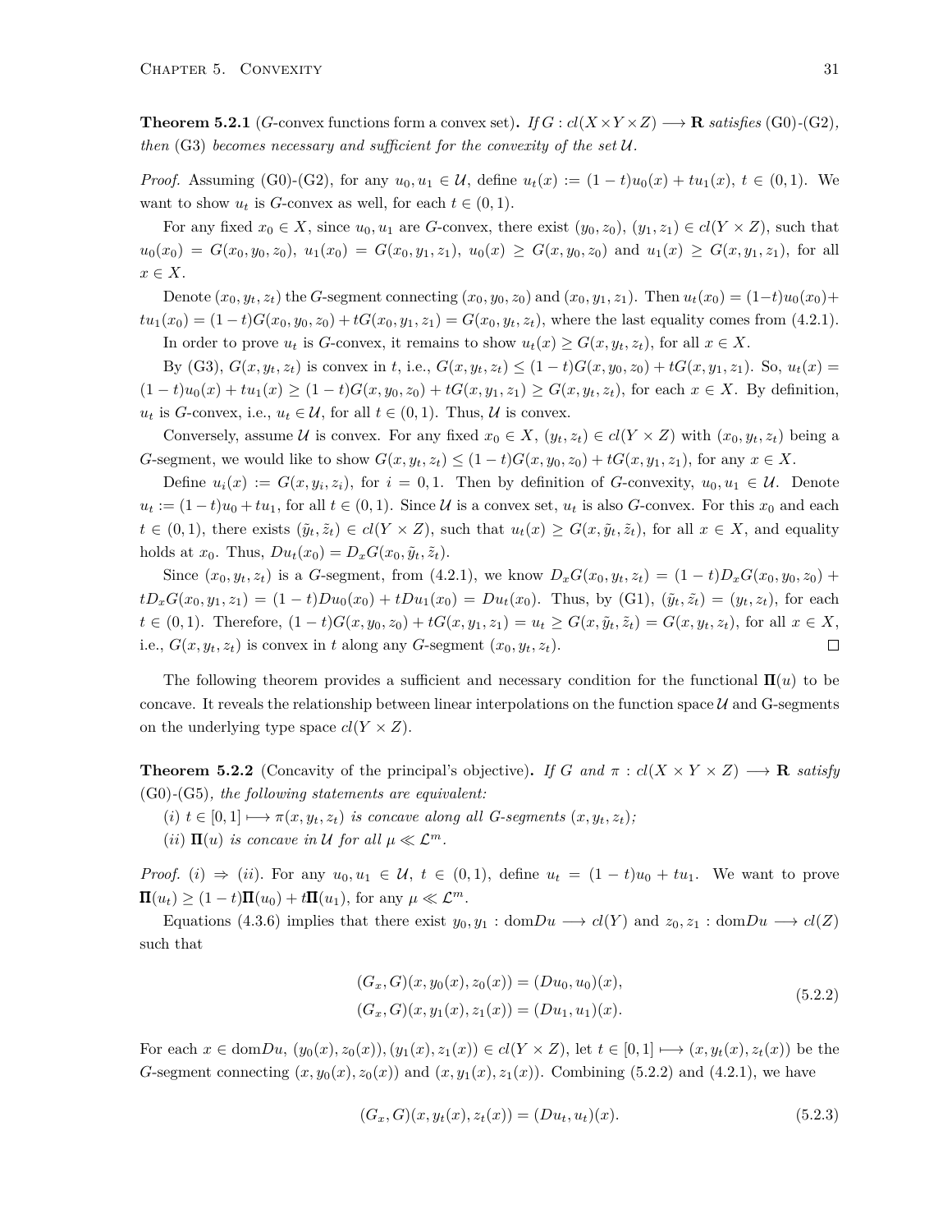**Theorem 5.2.1** (*G*-convex functions form a convex set)**.** *If* $G : cl(X\times Y\times Z) \longrightarrow \mathbf{R}$ *satisfies* (G0)-(G2), *then* (G3) *becomes necessary and sufficient for the convexity of the set* $\mathcal{U}$.

*Proof.* Assuming (G0)-(G2), for any $u_0, u_1 \in \mathcal{U}$, define $u_t(x) := (1-t)u_0(x) + tu_1(x)$, $t \in (0,1)$. We want to show $u_t$ is $G$-convex as well, for each $t \in (0,1)$.

For any fixed $x_0 \in X$, since $u_0, u_1$ are $G$-convex, there exist $(y_0, z_0)$, $(y_1, z_1) \in cl(Y \times Z)$, such that $u_0(x_0) = G(x_0, y_0, z_0)$, $u_1(x_0) = G(x_0, y_1, z_1)$, $u_0(x) \geq G(x, y_0, z_0)$ and $u_1(x) \geq G(x, y_1, z_1)$, for all $x \in X$.

Denote $(x_0, y_t, z_t)$ the $G$-segment connecting $(x_0, y_0, z_0)$ and $(x_0, y_1, z_1)$. Then $u_t(x_0) = (1-t)u_0(x_0) + tu_1(x_0) = (1-t)G(x_0, y_0, z_0) + tG(x_0, y_1, z_1) = G(x_0, y_t, z_t)$, where the last equality comes from (4.2.1).

In order to prove $u_t$ is $G$-convex, it remains to show $u_t(x) \geq G(x, y_t, z_t)$, for all $x \in X$.

By (G3), $G(x, y_t, z_t)$ is convex in $t$, i.e., $G(x, y_t, z_t) \leq (1-t)G(x, y_0, z_0) + tG(x, y_1, z_1)$. So, $u_t(x) = (1-t)u_0(x) + tu_1(x) \geq (1-t)G(x, y_0, z_0) + tG(x, y_1, z_1) \geq G(x, y_t, z_t)$, for each $x \in X$. By definition, $u_t$ is $G$-convex, i.e., $u_t \in \mathcal{U}$, for all $t \in (0,1)$. Thus, $\mathcal{U}$ is convex.

Conversely, assume $\mathcal{U}$ is convex. For any fixed $x_0 \in X$, $(y_t, z_t) \in cl(Y \times Z)$ with $(x_0, y_t, z_t)$ being a $G$-segment, we would like to show $G(x, y_t, z_t) \leq (1-t)G(x, y_0, z_0) + tG(x, y_1, z_1)$, for any $x \in X$.

Define $u_i(x) := G(x, y_i, z_i)$, for $i = 0, 1$. Then by definition of $G$-convexity, $u_0, u_1 \in \mathcal{U}$. Denote $u_t := (1-t)u_0 + tu_1$, for all $t \in (0,1)$. Since $\mathcal{U}$ is a convex set, $u_t$ is also $G$-convex. For this $x_0$ and each $t \in (0,1)$, there exists $(\tilde{y}_t, \tilde{z}_t) \in cl(Y \times Z)$, such that $u_t(x) \geq G(x, \tilde{y}_t, \tilde{z}_t)$, for all $x \in X$, and equality holds at $x_0$. Thus, $Du_t(x_0) = D_xG(x_0, \tilde{y}_t, \tilde{z}_t)$.

Since $(x_0, y_t, z_t)$ is a $G$-segment, from (4.2.1), we know $D_xG(x_0, y_t, z_t) = (1-t)D_xG(x_0, y_0, z_0) + tD_xG(x_0, y_1, z_1) = (1-t)Du_0(x_0) + tDu_1(x_0) = Du_t(x_0)$. Thus, by (G1), $(\tilde{y}_t, \tilde{z}_t) = (y_t, z_t)$, for each $t \in (0,1)$. Therefore, $(1-t)G(x, y_0, z_0) + tG(x, y_1, z_1) = u_t \geq G(x, \tilde{y}_t, \tilde{z}_t) = G(x, y_t, z_t)$, for all $x \in X$, i.e., $G(x, y_t, z_t)$ is convex in $t$ along any $G$-segment $(x_0, y_t, z_t)$. $\square$

The following theorem provides a sufficient and necessary condition for the functional $\mathbf{\Pi}(u)$ to be concave. It reveals the relationship between linear interpolations on the function space $\mathcal{U}$ and G-segments on the underlying type space $cl(Y \times Z)$.

**Theorem 5.2.2** (Concavity of the principal's objective)**.** *If* $G$ *and* $\pi : cl(X \times Y \times Z) \longrightarrow \mathbf{R}$ *satisfy* (G0)-(G5)*, the following statements are equivalent:*

(*i*) $t \in [0,1] \longmapsto \pi(x, y_t, z_t)$ *is concave along all* $G$*-segments* $(x, y_t, z_t)$*;*

(*ii*) $\mathbf{\Pi}(u)$ *is concave in* $\mathcal{U}$ *for all* $\mu \ll \mathcal{L}^m$.

*Proof.* (*i*) $\Rightarrow$ (*ii*). For any $u_0, u_1 \in \mathcal{U}$, $t \in (0,1)$, define $u_t = (1-t)u_0 + tu_1$. We want to prove $\mathbf{\Pi}(u_t) \geq (1-t)\mathbf{\Pi}(u_0) + t\mathbf{\Pi}(u_1)$, for any $\mu \ll \mathcal{L}^m$.

Equations (4.3.6) implies that there exist $y_0, y_1 : \mathrm{dom}Du \longrightarrow cl(Y)$ and $z_0, z_1 : \mathrm{dom}Du \longrightarrow cl(Z)$ such that

$$
\begin{aligned}
(G_x, G)(x, y_0(x), z_0(x)) &= (Du_0, u_0)(x), \\
(G_x, G)(x, y_1(x), z_1(x)) &= (Du_1, u_1)(x).
\end{aligned}
\tag{5.2.2}
$$

For each $x \in \mathrm{dom}Du$, $(y_0(x), z_0(x)), (y_1(x), z_1(x)) \in cl(Y \times Z)$, let $t \in [0,1] \longmapsto (x, y_t(x), z_t(x))$ be the $G$-segment connecting $(x, y_0(x), z_0(x))$ and $(x, y_1(x), z_1(x))$. Combining (5.2.2) and (4.2.1), we have

$$
(G_x, G)(x, y_t(x), z_t(x)) = (Du_t, u_t)(x). \tag{5.2.3}
$$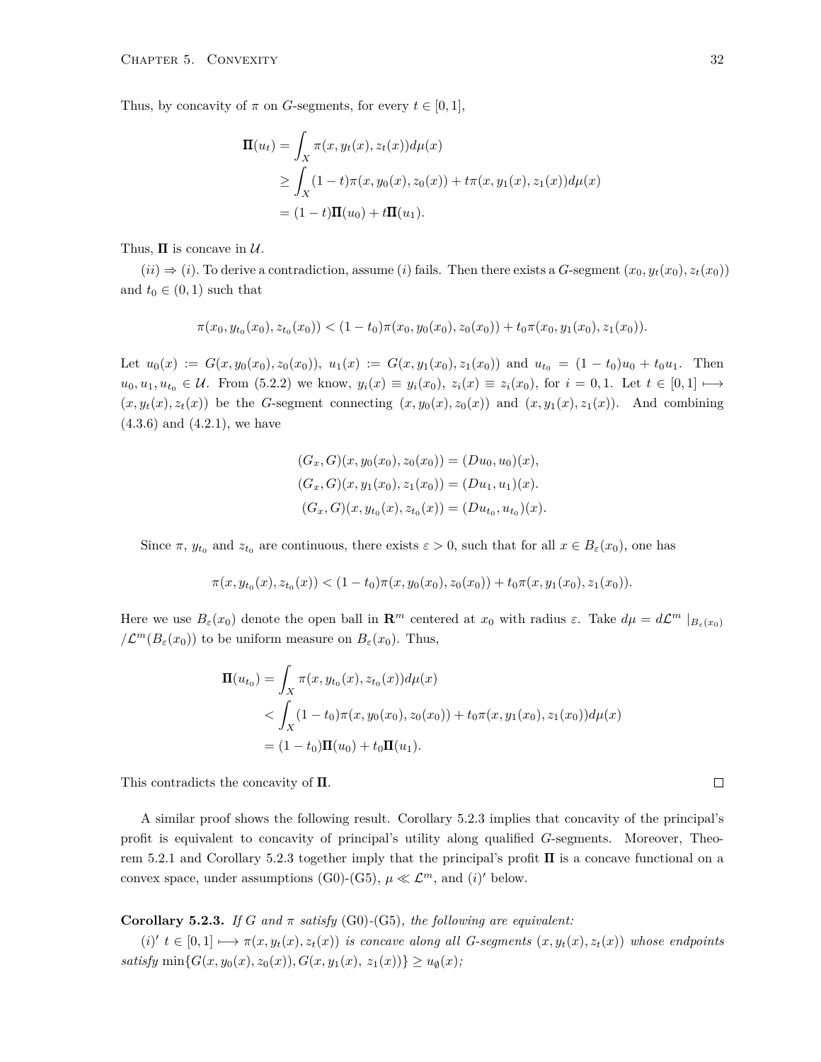Thus, by concavity of $\pi$ on $G$-segments, for every $t \in [0,1]$,

$$
\begin{aligned}
\mathbf{\Pi}(u_t) &= \int_X \pi(x, y_t(x), z_t(x)) d\mu(x) \\
&\geq \int_X (1-t)\pi(x, y_0(x), z_0(x)) + t\pi(x, y_1(x), z_1(x)) d\mu(x) \\
&= (1-t)\mathbf{\Pi}(u_0) + t\mathbf{\Pi}(u_1).
\end{aligned}
$$

Thus, $\mathbf{\Pi}$ is concave in $\mathcal{U}$.

$(ii) \Rightarrow (i)$. To derive a contradiction, assume $(i)$ fails. Then there exists a $G$-segment $(x_0, y_t(x_0), z_t(x_0))$ and $t_0 \in (0,1)$ such that

$$
\pi(x_0, y_{t_0}(x_0), z_{t_0}(x_0)) < (1-t_0)\pi(x_0, y_0(x_0), z_0(x_0)) + t_0\pi(x_0, y_1(x_0), z_1(x_0)).
$$

Let $u_0(x) := G(x, y_0(x_0), z_0(x_0))$, $u_1(x) := G(x, y_1(x_0), z_1(x_0))$ and $u_{t_0} = (1-t_0)u_0 + t_0 u_1$. Then $u_0, u_1, u_{t_0} \in \mathcal{U}$. From (5.2.2) we know, $y_i(x) \equiv y_i(x_0)$, $z_i(x) \equiv z_i(x_0)$, for $i = 0, 1$. Let $t \in [0,1] \longmapsto (x, y_t(x), z_t(x))$ be the $G$-segment connecting $(x, y_0(x), z_0(x))$ and $(x, y_1(x), z_1(x))$. And combining (4.3.6) and (4.2.1), we have

$$
\begin{aligned}
(G_x, G)(x, y_0(x_0), z_0(x_0)) &= (Du_0, u_0)(x), \\
(G_x, G)(x, y_1(x_0), z_1(x_0)) &= (Du_1, u_1)(x). \\
(G_x, G)(x, y_{t_0}(x), z_{t_0}(x)) &= (Du_{t_0}, u_{t_0})(x).
\end{aligned}
$$

Since $\pi$, $y_{t_0}$ and $z_{t_0}$ are continuous, there exists $\varepsilon > 0$, such that for all $x \in B_\varepsilon(x_0)$, one has

$$
\pi(x, y_{t_0}(x), z_{t_0}(x)) < (1-t_0)\pi(x, y_0(x_0), z_0(x_0)) + t_0\pi(x, y_1(x_0), z_1(x_0)).
$$

Here we use $B_\varepsilon(x_0)$ denote the open ball in $\mathbf{R}^m$ centered at $x_0$ with radius $\varepsilon$. Take $d\mu = d\mathcal{L}^m \mid_{B_\varepsilon(x_0)} / \mathcal{L}^m(B_\varepsilon(x_0))$ to be uniform measure on $B_\varepsilon(x_0)$. Thus,

$$
\begin{aligned}
\mathbf{\Pi}(u_{t_0}) &= \int_X \pi(x, y_{t_0}(x), z_{t_0}(x)) d\mu(x) \\
&< \int_X (1-t_0)\pi(x, y_0(x_0), z_0(x_0)) + t_0\pi(x, y_1(x_0), z_1(x_0)) d\mu(x) \\
&= (1-t_0)\mathbf{\Pi}(u_0) + t_0\mathbf{\Pi}(u_1).
\end{aligned}
$$

This contradicts the concavity of $\mathbf{\Pi}$. $\square$

A similar proof shows the following result. Corollary 5.2.3 implies that concavity of the principal's profit is equivalent to concavity of principal's utility along qualified $G$-segments. Moreover, Theorem 5.2.1 and Corollary 5.2.3 together imply that the principal's profit $\mathbf{\Pi}$ is a concave functional on a convex space, under assumptions (G0)-(G5), $\mu \ll \mathcal{L}^m$, and $(i)'$ below.

**Corollary 5.2.3.** *If $G$ and $\pi$ satisfy* (G0)-(G5)*, the following are equivalent:*

$(i)'$ *$t \in [0,1] \longmapsto \pi(x, y_t(x), z_t(x))$ is concave along all $G$-segments $(x, y_t(x), z_t(x))$ whose endpoints satisfy $\min\{G(x, y_0(x), z_0(x)), G(x, y_1(x), z_1(x))\} \geq u_\emptyset(x)$;*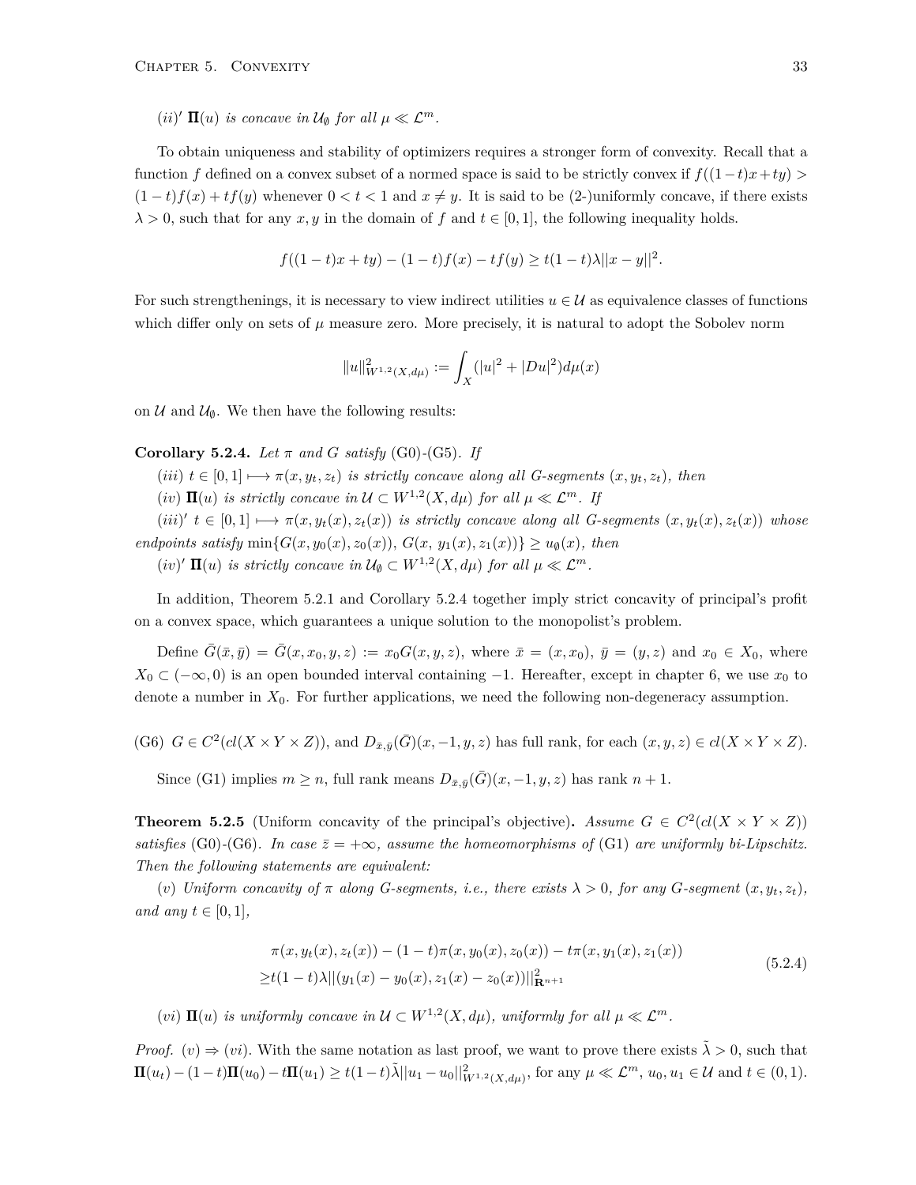*(ii)′* $\mathbf{\Pi}(u)$ *is concave in* $\mathcal{U}_\emptyset$ *for all* $\mu \ll \mathcal{L}^m$.

To obtain uniqueness and stability of optimizers requires a stronger form of convexity. Recall that a function $f$ defined on a convex subset of a normed space is said to be strictly convex if $f((1-t)x+ty) > (1-t)f(x) + tf(y)$ whenever $0 < t < 1$ and $x \neq y$. It is said to be (2-)uniformly concave, if there exists $\lambda > 0$, such that for any $x, y$ in the domain of $f$ and $t \in [0,1]$, the following inequality holds.

$$f((1-t)x+ty) - (1-t)f(x) - tf(y) \geq t(1-t)\lambda ||x-y||^2.$$

For such strengthenings, it is necessary to view indirect utilities $u \in \mathcal{U}$ as equivalence classes of functions which differ only on sets of $\mu$ measure zero. More precisely, it is natural to adopt the Sobolev norm

$$\|u\|^2_{W^{1,2}(X,d\mu)} := \int_X (|u|^2 + |Du|^2) d\mu(x)$$

on $\mathcal{U}$ and $\mathcal{U}_\emptyset$. We then have the following results:

**Corollary 5.2.4.** *Let* $\pi$ *and* $G$ *satisfy* (G0)-(G5). *If*

*(iii)* $t \in [0,1] \longmapsto \pi(x, y_t, z_t)$ *is strictly concave along all G-segments* $(x, y_t, z_t)$*, then*

*(iv)* $\mathbf{\Pi}(u)$ *is strictly concave in* $\mathcal{U} \subset W^{1,2}(X, d\mu)$ *for all* $\mu \ll \mathcal{L}^m$. *If*

*(iii)′* $t \in [0,1] \longmapsto \pi(x, y_t(x), z_t(x))$ *is strictly concave along all G-segments* $(x, y_t(x), z_t(x))$ *whose endpoints satisfy* $\min\{G(x, y_0(x), z_0(x)),\, G(x,\, y_1(x), z_1(x))\} \geq u_\emptyset(x)$*, then*

*(iv)′* $\mathbf{\Pi}(u)$ *is strictly concave in* $\mathcal{U}_\emptyset \subset W^{1,2}(X, d\mu)$ *for all* $\mu \ll \mathcal{L}^m$.

In addition, Theorem 5.2.1 and Corollary 5.2.4 together imply strict concavity of principal's profit on a convex space, which guarantees a unique solution to the monopolist's problem.

Define $\bar{G}(\bar{x}, \bar{y}) = \bar{G}(x, x_0, y, z) := x_0 G(x, y, z)$, where $\bar{x} = (x, x_0)$, $\bar{y} = (y, z)$ and $x_0 \in X_0$, where $X_0 \subset (-\infty, 0)$ is an open bounded interval containing $-1$. Hereafter, except in chapter 6, we use $x_0$ to denote a number in $X_0$. For further applications, we need the following non-degeneracy assumption.

(G6) $G \in C^2(cl(X \times Y \times Z))$, and $D_{\bar{x},\bar{y}}(\bar{G})(x, -1, y, z)$ has full rank, for each $(x, y, z) \in cl(X \times Y \times Z)$.

Since (G1) implies $m \geq n$, full rank means $D_{\bar{x},\bar{y}}(\bar{G})(x, -1, y, z)$ has rank $n+1$.

**Theorem 5.2.5** (Uniform concavity of the principal's objective)**.** *Assume* $G \in C^2(cl(X \times Y \times Z))$ *satisfies* (G0)-(G6). *In case* $\bar{z} = +\infty$*, assume the homeomorphisms of* (G1) *are uniformly bi-Lipschitz. Then the following statements are equivalent:*

*(v) Uniform concavity of* $\pi$ *along G-segments, i.e., there exists* $\lambda > 0$*, for any G-segment* $(x, y_t, z_t)$*, and any* $t \in [0,1]$*,*

$$\begin{aligned}
&\pi(x, y_t(x), z_t(x)) - (1-t)\pi(x, y_0(x), z_0(x)) - t\pi(x, y_1(x), z_1(x)) \\
\geq\, &t(1-t)\lambda ||(y_1(x) - y_0(x), z_1(x) - z_0(x))||^2_{\mathbf{R}^{n+1}}
\end{aligned} \tag{5.2.4}$$

*(vi)* $\mathbf{\Pi}(u)$ *is uniformly concave in* $\mathcal{U} \subset W^{1,2}(X, d\mu)$*, uniformly for all* $\mu \ll \mathcal{L}^m$.

*Proof.* $(v) \Rightarrow (vi)$. With the same notation as last proof, we want to prove there exists $\tilde{\lambda} > 0$, such that $\mathbf{\Pi}(u_t) - (1-t)\mathbf{\Pi}(u_0) - t\mathbf{\Pi}(u_1) \geq t(1-t)\tilde{\lambda}||u_1 - u_0||^2_{W^{1,2}(X,d\mu)}$, for any $\mu \ll \mathcal{L}^m$, $u_0, u_1 \in \mathcal{U}$ and $t \in (0,1)$.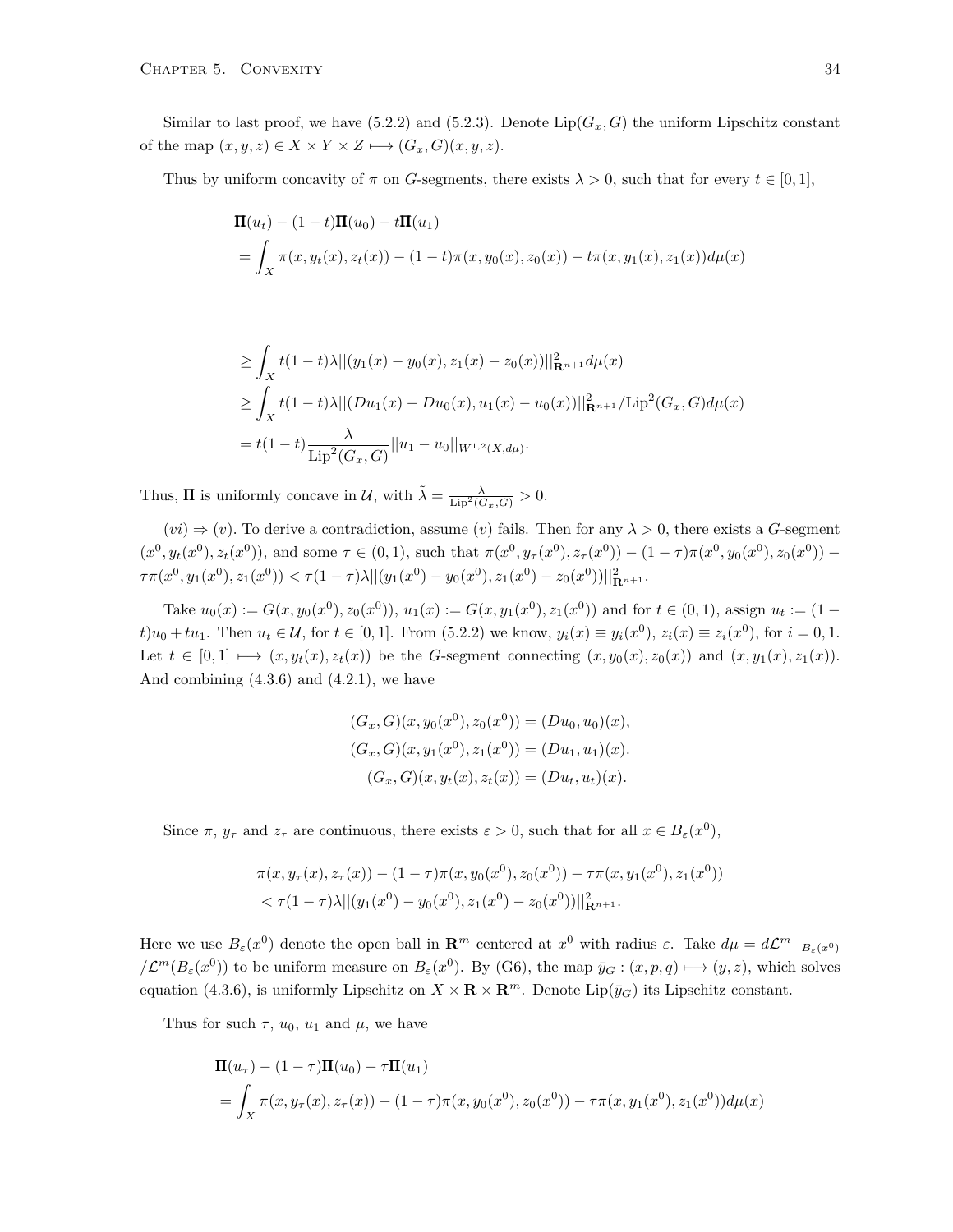Similar to last proof, we have (5.2.2) and (5.2.3). Denote $\mathrm{Lip}(G_x, G)$ the uniform Lipschitz constant of the map $(x, y, z) \in X \times Y \times Z \longmapsto (G_x, G)(x, y, z)$.

Thus by uniform concavity of $\pi$ on $G$-segments, there exists $\lambda > 0$, such that for every $t \in [0, 1]$,

$$
\begin{aligned}
&\mathbf{\Pi}(u_t) - (1-t)\mathbf{\Pi}(u_0) - t\mathbf{\Pi}(u_1) \\
&= \int_X \pi(x, y_t(x), z_t(x)) - (1-t)\pi(x, y_0(x), z_0(x)) - t\pi(x, y_1(x), z_1(x)) d\mu(x)
\end{aligned}
$$

$$
\begin{aligned}
&\geq \int_X t(1-t)\lambda ||(y_1(x) - y_0(x), z_1(x) - z_0(x))||^2_{\mathbf{R}^{n+1}} d\mu(x) \\
&\geq \int_X t(1-t)\lambda ||(Du_1(x) - Du_0(x), u_1(x) - u_0(x))||^2_{\mathbf{R}^{n+1}} / \mathrm{Lip}^2(G_x, G) d\mu(x) \\
&= t(1-t)\frac{\lambda}{\mathrm{Lip}^2(G_x, G)} ||u_1 - u_0||_{W^{1,2}(X, d\mu)}.
\end{aligned}
$$

Thus, $\mathbf{\Pi}$ is uniformly concave in $\mathcal{U}$, with $\tilde{\lambda} = \frac{\lambda}{\mathrm{Lip}^2(G_x, G)} > 0$.

$(vi) \Rightarrow (v)$. To derive a contradiction, assume $(v)$ fails. Then for any $\lambda > 0$, there exists a $G$-segment $(x^0, y_t(x^0), z_t(x^0))$, and some $\tau \in (0, 1)$, such that $\pi(x^0, y_\tau(x^0), z_\tau(x^0)) - (1-\tau)\pi(x^0, y_0(x^0), z_0(x^0)) - \tau\pi(x^0, y_1(x^0), z_1(x^0)) < \tau(1-\tau)\lambda||(y_1(x^0) - y_0(x^0), z_1(x^0) - z_0(x^0))||^2_{\mathbf{R}^{n+1}}$.

Take $u_0(x) := G(x, y_0(x^0), z_0(x^0))$, $u_1(x) := G(x, y_1(x^0), z_1(x^0))$ and for $t \in (0, 1)$, assign $u_t := (1-t)u_0 + tu_1$. Then $u_t \in \mathcal{U}$, for $t \in [0, 1]$. From (5.2.2) we know, $y_i(x) \equiv y_i(x^0)$, $z_i(x) \equiv z_i(x^0)$, for $i = 0, 1$. Let $t \in [0, 1] \longmapsto (x, y_t(x), z_t(x))$ be the $G$-segment connecting $(x, y_0(x), z_0(x))$ and $(x, y_1(x), z_1(x))$. And combining (4.3.6) and (4.2.1), we have

$$
\begin{aligned}
(G_x, G)(x, y_0(x^0), z_0(x^0)) &= (Du_0, u_0)(x), \\
(G_x, G)(x, y_1(x^0), z_1(x^0)) &= (Du_1, u_1)(x). \\
(G_x, G)(x, y_t(x), z_t(x)) &= (Du_t, u_t)(x).
\end{aligned}
$$

Since $\pi$, $y_\tau$ and $z_\tau$ are continuous, there exists $\varepsilon > 0$, such that for all $x \in B_\varepsilon(x^0)$,

$$
\begin{aligned}
&\pi(x, y_\tau(x), z_\tau(x)) - (1-\tau)\pi(x, y_0(x^0), z_0(x^0)) - \tau\pi(x, y_1(x^0), z_1(x^0)) \\
&< \tau(1-\tau)\lambda||(y_1(x^0) - y_0(x^0), z_1(x^0) - z_0(x^0))||^2_{\mathbf{R}^{n+1}}.
\end{aligned}
$$

Here we use $B_\varepsilon(x^0)$ denote the open ball in $\mathbf{R}^m$ centered at $x^0$ with radius $\varepsilon$. Take $d\mu = d\mathcal{L}^m |_{B_\varepsilon(x^0)} / \mathcal{L}^m(B_\varepsilon(x^0))$ to be uniform measure on $B_\varepsilon(x^0)$. By (G6), the map $\bar{y}_G : (x, p, q) \longmapsto (y, z)$, which solves equation (4.3.6), is uniformly Lipschitz on $X \times \mathbf{R} \times \mathbf{R}^m$. Denote $\mathrm{Lip}(\bar{y}_G)$ its Lipschitz constant.

Thus for such $\tau$, $u_0$, $u_1$ and $\mu$, we have

$$
\begin{aligned}
&\mathbf{\Pi}(u_\tau) - (1-\tau)\mathbf{\Pi}(u_0) - \tau\mathbf{\Pi}(u_1) \\
&= \int_X \pi(x, y_\tau(x), z_\tau(x)) - (1-\tau)\pi(x, y_0(x^0), z_0(x^0)) - \tau\pi(x, y_1(x^0), z_1(x^0)) d\mu(x)
\end{aligned}
$$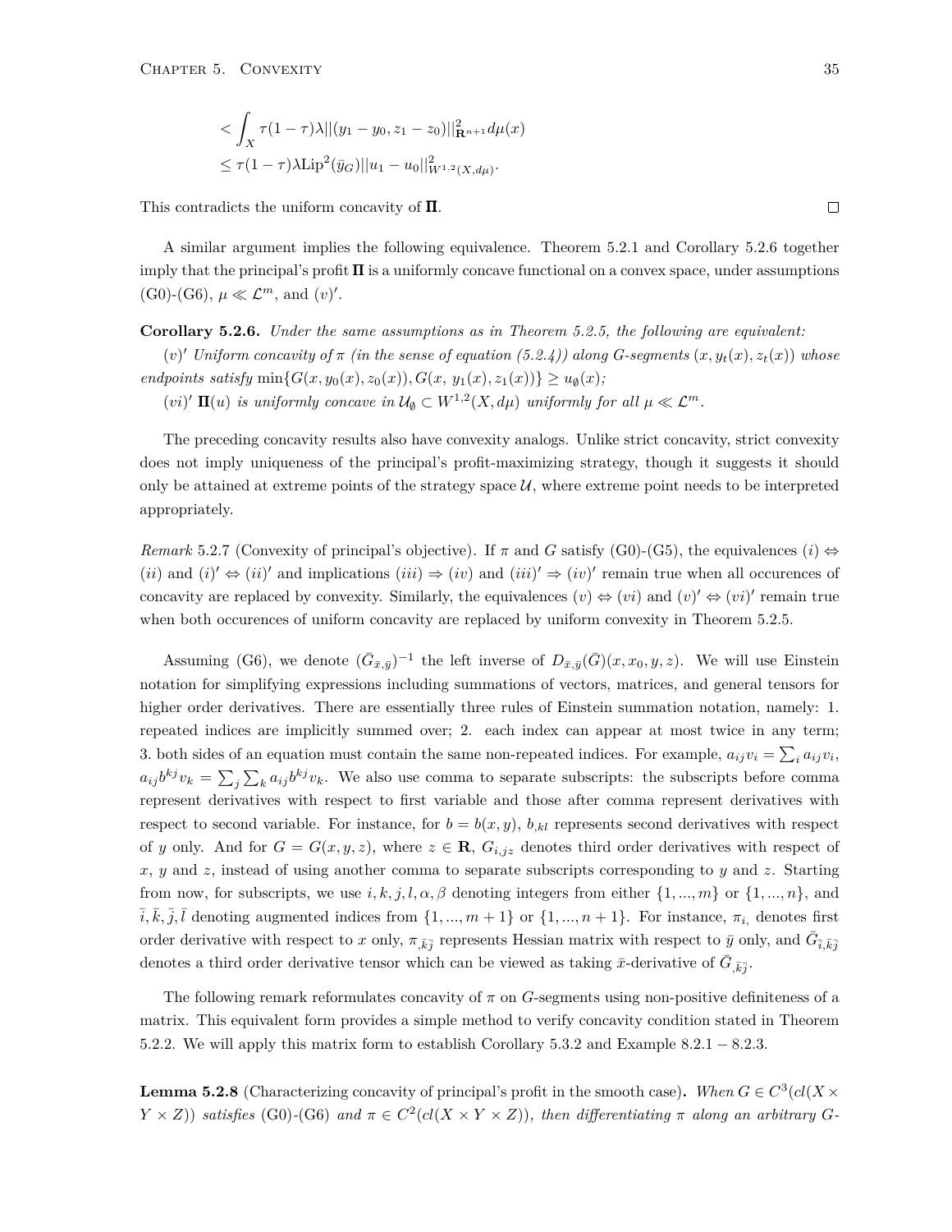$$< \int_X \tau(1-\tau)\lambda ||(y_1 - y_0, z_1 - z_0)||^2_{\mathbf{R}^{n+1}} d\mu(x)$$
$$\leq \tau(1-\tau)\lambda \mathrm{Lip}^2(\bar{y}_G)||u_1 - u_0||^2_{W^{1,2}(X,d\mu)}.$$

This contradicts the uniform concavity of $\mathbf{\Pi}$. ∎

A similar argument implies the following equivalence. Theorem 5.2.1 and Corollary 5.2.6 together imply that the principal's profit $\mathbf{\Pi}$ is a uniformly concave functional on a convex space, under assumptions (G0)-(G6), $\mu \ll \mathcal{L}^m$, and $(v)'$.

**Corollary 5.2.6.** *Under the same assumptions as in Theorem 5.2.5, the following are equivalent:*

$(v)'$ *Uniform concavity of* $\pi$ *(in the sense of equation (5.2.4)) along* $G$*-segments* $(x, y_t(x), z_t(x))$ *whose endpoints satisfy* $\min\{G(x, y_0(x), z_0(x)), G(x, y_1(x), z_1(x))\} \geq u_\emptyset(x)$*;*

$(vi)'$ $\mathbf{\Pi}(u)$ *is uniformly concave in* $\mathcal{U}_\emptyset \subset W^{1,2}(X, d\mu)$ *uniformly for all* $\mu \ll \mathcal{L}^m$*.*

The preceding concavity results also have convexity analogs. Unlike strict concavity, strict convexity does not imply uniqueness of the principal's profit-maximizing strategy, though it suggests it should only be attained at extreme points of the strategy space $\mathcal{U}$, where extreme point needs to be interpreted appropriately.

*Remark* 5.2.7 (Convexity of principal's objective). If $\pi$ and $G$ satisfy (G0)-(G5), the equivalences $(i) \Leftrightarrow (ii)$ and $(i)' \Leftrightarrow (ii)'$ and implications $(iii) \Rightarrow (iv)$ and $(iii)' \Rightarrow (iv)'$ remain true when all occurences of concavity are replaced by convexity. Similarly, the equivalences $(v) \Leftrightarrow (vi)$ and $(v)' \Leftrightarrow (vi)'$ remain true when both occurences of uniform concavity are replaced by uniform convexity in Theorem 5.2.5.

Assuming (G6), we denote $(\bar{G}_{\bar{x},\bar{y}})^{-1}$ the left inverse of $D_{\bar{x},\bar{y}}(\bar{G})(x, x_0, y, z)$. We will use Einstein notation for simplifying expressions including summations of vectors, matrices, and general tensors for higher order derivatives. There are essentially three rules of Einstein summation notation, namely: 1. repeated indices are implicitly summed over; 2. each index can appear at most twice in any term; 3. both sides of an equation must contain the same non-repeated indices. For example, $a_{ij}v_i = \sum_i a_{ij}v_i$, $a_{ij}b^{kj}v_k = \sum_j \sum_k a_{ij}b^{kj}v_k$. We also use comma to separate subscripts: the subscripts before comma represent derivatives with respect to first variable and those after comma represent derivatives with respect to second variable. For instance, for $b = b(x, y)$, $b_{,kl}$ represents second derivatives with respect of $y$ only. And for $G = G(x, y, z)$, where $z \in \mathbf{R}$, $G_{i,jz}$ denotes third order derivatives with respect of $x$, $y$ and $z$, instead of using another comma to separate subscripts corresponding to $y$ and $z$. Starting from now, for subscripts, we use $i, k, j, l, \alpha, \beta$ denoting integers from either $\{1, ..., m\}$ or $\{1, ..., n\}$, and $\bar{i}, \bar{k}, \bar{j}, \bar{l}$ denoting augmented indices from $\{1, ..., m+1\}$ or $\{1, ..., n+1\}$. For instance, $\pi_{i,}$ denotes first order derivative with respect to $x$ only, $\pi_{,\bar{k}\bar{j}}$ represents Hessian matrix with respect to $\bar{y}$ only, and $\bar{G}_{\bar{i},\bar{k}\bar{j}}$ denotes a third order derivative tensor which can be viewed as taking $\bar{x}$-derivative of $\bar{G}_{,\bar{k}\bar{j}}$.

The following remark reformulates concavity of $\pi$ on $G$-segments using non-positive definiteness of a matrix. This equivalent form provides a simple method to verify concavity condition stated in Theorem 5.2.2. We will apply this matrix form to establish Corollary 5.3.2 and Example 8.2.1 – 8.2.3.

**Lemma 5.2.8** (Characterizing concavity of principal's profit in the smooth case)**.** *When* $G \in C^3(cl(X \times Y \times Z))$ *satisfies* (G0)-(G6) *and* $\pi \in C^2(cl(X \times Y \times Z))$*, then differentiating* $\pi$ *along an arbitrary* $G$*-*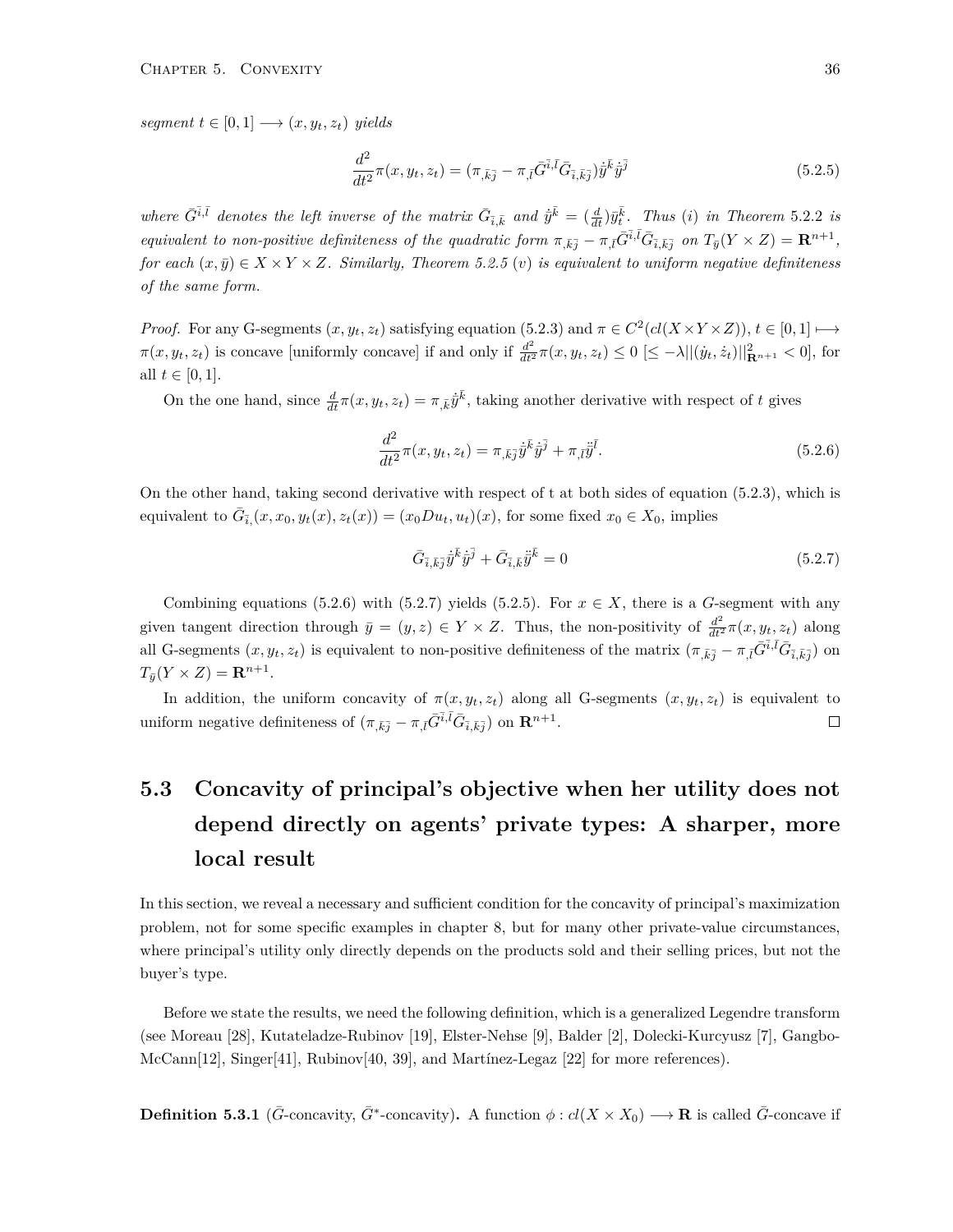*segment $t \in [0,1] \longrightarrow (x, y_t, z_t)$ yields*

$$\frac{d^2}{dt^2}\pi(x, y_t, z_t) = (\pi_{,\bar{k}\bar{j}} - \pi_{,\bar{l}}\bar{G}^{\bar{i},\bar{l}}\bar{G}_{\bar{i},\bar{k}\bar{j}})\dot{\bar{y}}^{\bar{k}}\dot{\bar{y}}^{\bar{j}} \tag{5.2.5}$$

*where $\bar{G}^{\bar{i},\bar{l}}$ denotes the left inverse of the matrix $\bar{G}_{\bar{i},\bar{k}}$ and $\dot{\bar{y}}^{\bar{k}} = (\frac{d}{dt})\bar{y}^{\bar{k}}_t$. Thus (i) in Theorem 5.2.2 is equivalent to non-positive definiteness of the quadratic form $\pi_{,\bar{k}\bar{j}} - \pi_{,\bar{l}}\bar{G}^{\bar{i},\bar{l}}\bar{G}_{\bar{i},\bar{k}\bar{j}}$ on $T_{\bar{y}}(Y \times Z) = \mathbf{R}^{n+1}$, for each $(x, \bar{y}) \in X \times Y \times Z$. Similarly, Theorem 5.2.5 (v) is equivalent to uniform negative definiteness of the same form.*

*Proof.* For any G-segments $(x, y_t, z_t)$ satisfying equation (5.2.3) and $\pi \in C^2(cl(X \times Y \times Z))$, $t \in [0,1] \longmapsto \pi(x, y_t, z_t)$ is concave [uniformly concave] if and only if $\frac{d^2}{dt^2}\pi(x, y_t, z_t) \leq 0$ $[\leq -\lambda||(\dot{y}_t, \dot{z}_t)||^2_{\mathbf{R}^{n+1}} < 0]$, for all $t \in [0,1]$.

On the one hand, since $\frac{d}{dt}\pi(x, y_t, z_t) = \pi_{,\bar{k}}\dot{\bar{y}}^{\bar{k}}$, taking another derivative with respect of $t$ gives

$$\frac{d^2}{dt^2}\pi(x, y_t, z_t) = \pi_{,\bar{k}\bar{j}}\dot{\bar{y}}^{\bar{k}}\dot{\bar{y}}^{\bar{j}} + \pi_{,\bar{l}}\ddot{\bar{y}}^{\bar{l}}. \tag{5.2.6}$$

On the other hand, taking second derivative with respect of t at both sides of equation (5.2.3), which is equivalent to $\bar{G}_{\bar{i},}(x, x_0, y_t(x), z_t(x)) = (x_0 Du_t, u_t)(x)$, for some fixed $x_0 \in X_0$, implies

$$\bar{G}_{\bar{i},\bar{k}\bar{j}}\dot{\bar{y}}^{\bar{k}}\dot{\bar{y}}^{\bar{j}} + \bar{G}_{\bar{i},\bar{k}}\ddot{\bar{y}}^{\bar{k}} = 0 \tag{5.2.7}$$

Combining equations (5.2.6) with (5.2.7) yields (5.2.5). For $x \in X$, there is a $G$-segment with any given tangent direction through $\bar{y} = (y, z) \in Y \times Z$. Thus, the non-positivity of $\frac{d^2}{dt^2}\pi(x, y_t, z_t)$ along all G-segments $(x, y_t, z_t)$ is equivalent to non-positive definiteness of the matrix $(\pi_{,\bar{k}\bar{j}} - \pi_{,\bar{l}}\bar{G}^{\bar{i},\bar{l}}\bar{G}_{\bar{i},\bar{k}\bar{j}})$ on $T_{\bar{y}}(Y \times Z) = \mathbf{R}^{n+1}$.

In addition, the uniform concavity of $\pi(x, y_t, z_t)$ along all G-segments $(x, y_t, z_t)$ is equivalent to uniform negative definiteness of $(\pi_{,\bar{k}\bar{j}} - \pi_{,\bar{l}}\bar{G}^{\bar{i},\bar{l}}\bar{G}_{\bar{i},\bar{k}\bar{j}})$ on $\mathbf{R}^{n+1}$. ☐

## 5.3 Concavity of principal's objective when her utility does not depend directly on agents' private types: A sharper, more local result

In this section, we reveal a necessary and sufficient condition for the concavity of principal's maximization problem, not for some specific examples in chapter 8, but for many other private-value circumstances, where principal's utility only directly depends on the products sold and their selling prices, but not the buyer's type.

Before we state the results, we need the following definition, which is a generalized Legendre transform (see Moreau [28], Kutateladze-Rubinov [19], Elster-Nehse [9], Balder [2], Dolecki-Kurcyusz [7], Gangbo-McCann[12], Singer[41], Rubinov[40, 39], and Martínez-Legaz [22] for more references).

**Definition 5.3.1** ($\bar{G}$-concavity, $\bar{G}^*$-concavity)**.** A function $\phi : cl(X \times X_0) \longrightarrow \mathbf{R}$ is called $\bar{G}$-concave if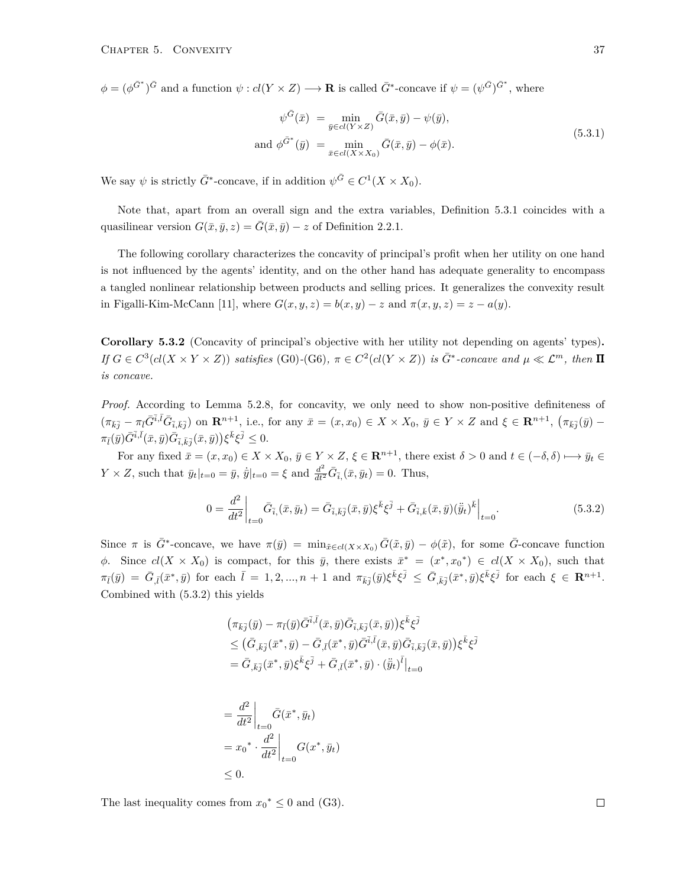$\phi = (\phi^{\bar{G}^*})^{\bar{G}}$ and a function $\psi : cl(Y \times Z) \longrightarrow \mathbf{R}$ is called $\bar{G}^*$-concave if $\psi = (\psi^{\bar{G}})^{\bar{G}^*}$, where

$$
\begin{aligned}
\psi^{\bar{G}}(\bar{x}) &= \min_{\bar{y} \in cl(Y \times Z)} \bar{G}(\bar{x}, \bar{y}) - \psi(\bar{y}), \\
\text{and } \phi^{\bar{G}^*}(\bar{y}) &= \min_{\bar{x} \in cl(X \times X_0)} \bar{G}(\bar{x}, \bar{y}) - \phi(\bar{x}).
\end{aligned}
\tag{5.3.1}
$$

We say $\psi$ is strictly $\bar{G}^*$-concave, if in addition $\psi^{\bar{G}} \in C^1(X \times X_0)$.

Note that, apart from an overall sign and the extra variables, Definition 5.3.1 coincides with a quasilinear version $G(\bar{x}, \bar{y}, z) = \bar{G}(\bar{x}, \bar{y}) - z$ of Definition 2.2.1.

The following corollary characterizes the concavity of principal's profit when her utility on one hand is not influenced by the agents' identity, and on the other hand has adequate generality to encompass a tangled nonlinear relationship between products and selling prices. It generalizes the convexity result in Figalli-Kim-McCann [11], where $G(x, y, z) = b(x, y) - z$ and $\pi(x, y, z) = z - a(y)$.

**Corollary 5.3.2** (Concavity of principal's objective with her utility not depending on agents' types)**.** *If $G \in C^3(cl(X \times Y \times Z))$ satisfies* (G0)-(G6)*, $\pi \in C^2(cl(Y \times Z))$ is $\bar{G}^*$-concave and $\mu \ll \mathcal{L}^m$, then $\mathbf{\Pi}$ is concave.*

*Proof.* According to Lemma 5.2.8, for concavity, we only need to show non-positive definiteness of $(\pi_{\bar{k}\bar{j}} - \pi_{\bar{l}} \bar{G}^{\bar{i},\bar{l}} \bar{G}_{\bar{i},\bar{k}\bar{j}})$ on $\mathbf{R}^{n+1}$, i.e., for any $\bar{x} = (x, x_0) \in X \times X_0$, $\bar{y} \in Y \times Z$ and $\xi \in \mathbf{R}^{n+1}$, $\big(\pi_{\bar{k}\bar{j}}(\bar{y}) - \pi_{\bar{l}}(\bar{y}) \bar{G}^{\bar{i},\bar{l}}(\bar{x}, \bar{y}) \bar{G}_{\bar{i},\bar{k}\bar{j}}(\bar{x}, \bar{y})\big)\xi^{\bar{k}}\xi^{\bar{j}} \leq 0$.

For any fixed $\bar{x} = (x, x_0) \in X \times X_0$, $\bar{y} \in Y \times Z$, $\xi \in \mathbf{R}^{n+1}$, there exist $\delta > 0$ and $t \in (-\delta, \delta) \longmapsto \bar{y}_t \in Y \times Z$, such that $\bar{y}_t|_{t=0} = \bar{y}$, $\dot{\bar{y}}|_{t=0} = \xi$ and $\frac{d^2}{dt^2} \bar{G}_{\bar{i},}(\bar{x}, \bar{y}_t) = 0$. Thus,

$$
0 = \frac{d^2}{dt^2}\bigg|_{t=0} \bar{G}_{\bar{i},}(\bar{x}, \bar{y}_t) = \bar{G}_{\bar{i},\bar{k}\bar{j}}(\bar{x}, \bar{y})\xi^{\bar{k}}\xi^{\bar{j}} + \bar{G}_{\bar{i},\bar{k}}(\bar{x}, \bar{y})(\ddot{\bar{y}}_t)^{\bar{k}}\Big|_{t=0}. \tag{5.3.2}
$$

Since $\pi$ is $\bar{G}^*$-concave, we have $\pi(\bar{y}) = \min_{\tilde{x} \in cl(X \times X_0)} \bar{G}(\tilde{x}, \bar{y}) - \phi(\tilde{x})$, for some $\bar{G}$-concave function $\phi$. Since $cl(X \times X_0)$ is compact, for this $\bar{y}$, there exists $\bar{x}^* = (x^*, {x_0}^*) \in cl(X \times X_0)$, such that $\pi_{\bar{l}}(\bar{y}) = \bar{G}_{,\bar{l}}(\bar{x}^*, \bar{y})$ for each $\bar{l} = 1, 2, ..., n+1$ and $\pi_{\bar{k}\bar{j}}(\bar{y})\xi^{\bar{k}}\xi^{\bar{j}} \leq \bar{G}_{,\bar{k}\bar{j}}(\bar{x}^*, \bar{y})\xi^{\bar{k}}\xi^{\bar{j}}$ for each $\xi \in \mathbf{R}^{n+1}$. Combined with (5.3.2) this yields

$$
\begin{aligned}
&\big(\pi_{\bar{k}\bar{j}}(\bar{y}) - \pi_{\bar{l}}(\bar{y}) \bar{G}^{\bar{i},\bar{l}}(\bar{x}, \bar{y}) \bar{G}_{\bar{i},\bar{k}\bar{j}}(\bar{x}, \bar{y})\big)\xi^{\bar{k}}\xi^{\bar{j}} \\
&\leq \big(\bar{G}_{,\bar{k}\bar{j}}(\bar{x}^*, \bar{y}) - \bar{G}_{,\bar{l}}(\bar{x}^*, \bar{y}) \bar{G}^{\bar{i},\bar{l}}(\bar{x}, \bar{y}) \bar{G}_{\bar{i},\bar{k}\bar{j}}(\bar{x}, \bar{y})\big)\xi^{\bar{k}}\xi^{\bar{j}} \\
&= \bar{G}_{,\bar{k}\bar{j}}(\bar{x}^*, \bar{y})\xi^{\bar{k}}\xi^{\bar{j}} + \bar{G}_{,\bar{l}}(\bar{x}^*, \bar{y}) \cdot (\ddot{\bar{y}}_t)^{\bar{l}}\Big|_{t=0} \\
&= \frac{d^2}{dt^2}\bigg|_{t=0} \bar{G}(\bar{x}^*, \bar{y}_t) \\
&= {x_0}^* \cdot \frac{d^2}{dt^2}\bigg|_{t=0} G(x^*, \bar{y}_t) \\
&\leq 0.
\end{aligned}
$$

The last inequality comes from ${x_0}^* \leq 0$ and (G3). $\square$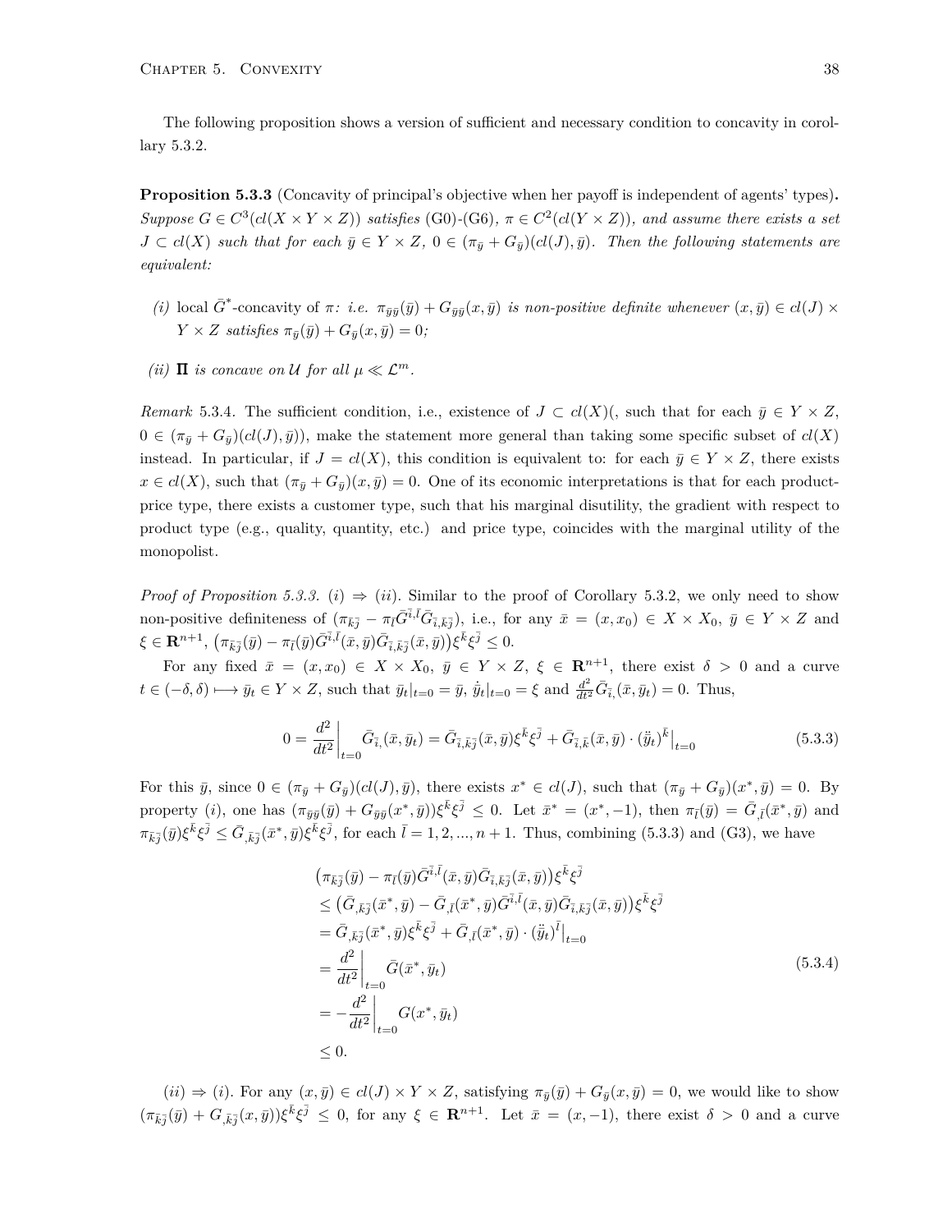The following proposition shows a version of sufficient and necessary condition to concavity in corollary 5.3.2.

**Proposition 5.3.3** (Concavity of principal's objective when her payoff is independent of agents' types)**.** *Suppose $G \in C^3(cl(X \times Y \times Z))$ satisfies* (G0)-(G6)*, $\pi \in C^2(cl(Y \times Z))$, and assume there exists a set $J \subset cl(X)$ such that for each $\bar{y} \in Y \times Z$, $0 \in (\pi_{\bar{y}} + G_{\bar{y}})(cl(J), \bar{y})$. Then the following statements are equivalent:*

*(i)* local $\bar{G}^*$-concavity of $\pi$*: i.e. $\pi_{\bar{y}\bar{y}}(\bar{y}) + G_{\bar{y}\bar{y}}(x, \bar{y})$ is non-positive definite whenever $(x, \bar{y}) \in cl(J) \times Y \times Z$ satisfies $\pi_{\bar{y}}(\bar{y}) + G_{\bar{y}}(x, \bar{y}) = 0$;*

*(ii)* $\mathbf{\Pi}$ *is concave on $\mathcal{U}$ for all $\mu \ll \mathcal{L}^m$.*

*Remark* 5.3.4. The sufficient condition, i.e., existence of $J \subset cl(X)$(, such that for each $\bar{y} \in Y \times Z$, $0 \in (\pi_{\bar{y}} + G_{\bar{y}})(cl(J), \bar{y})$), make the statement more general than taking some specific subset of $cl(X)$ instead. In particular, if $J = cl(X)$, this condition is equivalent to: for each $\bar{y} \in Y \times Z$, there exists $x \in cl(X)$, such that $(\pi_{\bar{y}} + G_{\bar{y}})(x, \bar{y}) = 0$. One of its economic interpretations is that for each product-price type, there exists a customer type, such that his marginal disutility, the gradient with respect to product type (e.g., quality, quantity, etc.) and price type, coincides with the marginal utility of the monopolist.

*Proof of Proposition 5.3.3.* $(i) \Rightarrow (ii)$. Similar to the proof of Corollary 5.3.2, we only need to show non-positive definiteness of $(\pi_{\bar{k}\bar{j}} - \pi_{\bar{l}}\bar{G}^{\bar{i},\bar{l}}\bar{G}_{\bar{i},\bar{k}\bar{j}})$, i.e., for any $\bar{x} = (x, x_0) \in X \times X_0$, $\bar{y} \in Y \times Z$ and $\xi \in \mathbf{R}^{n+1}$, $\big(\pi_{\bar{k}\bar{j}}(\bar{y}) - \pi_{\bar{l}}(\bar{y})\bar{G}^{\bar{i},\bar{l}}(\bar{x}, \bar{y})\bar{G}_{\bar{i},\bar{k}\bar{j}}(\bar{x}, \bar{y})\big)\xi^{\bar{k}}\xi^{\bar{j}} \leq 0$.

For any fixed $\bar{x} = (x, x_0) \in X \times X_0$, $\bar{y} \in Y \times Z$, $\xi \in \mathbf{R}^{n+1}$, there exist $\delta > 0$ and a curve $t \in (-\delta, \delta) \longmapsto \bar{y}_t \in Y \times Z$, such that $\bar{y}_t|_{t=0} = \bar{y}$, $\dot{\bar{y}}_t|_{t=0} = \xi$ and $\frac{d^2}{dt^2}\bar{G}_{\bar{i},}(\bar{x}, \bar{y}_t) = 0$. Thus,

$$0 = \frac{d^2}{dt^2}\bigg|_{t=0} \bar{G}_{\bar{i},}(\bar{x}, \bar{y}_t) = \bar{G}_{\bar{i},\bar{k}\bar{j}}(\bar{x}, \bar{y})\xi^{\bar{k}}\xi^{\bar{j}} + \bar{G}_{\bar{i},\bar{k}}(\bar{x}, \bar{y}) \cdot (\ddot{\bar{y}}_t)^{\bar{k}}\big|_{t=0} \tag{5.3.3}$$

For this $\bar{y}$, since $0 \in (\pi_{\bar{y}} + G_{\bar{y}})(cl(J), \bar{y})$, there exists $x^* \in cl(J)$, such that $(\pi_{\bar{y}} + G_{\bar{y}})(x^*, \bar{y}) = 0$. By property $(i)$, one has $(\pi_{\bar{y}\bar{y}}(\bar{y}) + G_{\bar{y}\bar{y}}(x^*, \bar{y}))\xi^{\bar{k}}\xi^{\bar{j}} \leq 0$. Let $\bar{x}^* = (x^*, -1)$, then $\pi_{\bar{l}}(\bar{y}) = \bar{G}_{,\bar{l}}(\bar{x}^*, \bar{y})$ and $\pi_{\bar{k}\bar{j}}(\bar{y})\xi^{\bar{k}}\xi^{\bar{j}} \leq \bar{G}_{,\bar{k}\bar{j}}(\bar{x}^*, \bar{y})\xi^{\bar{k}}\xi^{\bar{j}}$, for each $\bar{l} = 1, 2, ..., n+1$. Thus, combining (5.3.3) and (G3), we have

$$\begin{aligned}
&\big(\pi_{\bar{k}\bar{j}}(\bar{y}) - \pi_{\bar{l}}(\bar{y})\bar{G}^{\bar{i},\bar{l}}(\bar{x}, \bar{y})\bar{G}_{\bar{i},\bar{k}\bar{j}}(\bar{x}, \bar{y})\big)\xi^{\bar{k}}\xi^{\bar{j}} \\
&\leq \big(\bar{G}_{,\bar{k}\bar{j}}(\bar{x}^*, \bar{y}) - \bar{G}_{,\bar{l}}(\bar{x}^*, \bar{y})\bar{G}^{\bar{i},\bar{l}}(\bar{x}, \bar{y})\bar{G}_{\bar{i},\bar{k}\bar{j}}(\bar{x}, \bar{y})\big)\xi^{\bar{k}}\xi^{\bar{j}} \\
&= \bar{G}_{,\bar{k}\bar{j}}(\bar{x}^*, \bar{y})\xi^{\bar{k}}\xi^{\bar{j}} + \bar{G}_{,\bar{l}}(\bar{x}^*, \bar{y}) \cdot (\ddot{\bar{y}}_t)^{\bar{l}}\big|_{t=0} \\
&= \frac{d^2}{dt^2}\bigg|_{t=0} \bar{G}(\bar{x}^*, \bar{y}_t) \\
&= -\frac{d^2}{dt^2}\bigg|_{t=0} G(x^*, \bar{y}_t) \\
&\leq 0.
\end{aligned} \tag{5.3.4}$$

$(ii) \Rightarrow (i)$. For any $(x, \bar{y}) \in cl(J) \times Y \times Z$, satisfying $\pi_{\bar{y}}(\bar{y}) + G_{\bar{y}}(x, \bar{y}) = 0$, we would like to show $(\pi_{\bar{k}\bar{j}}(\bar{y}) + G_{,\bar{k}\bar{j}}(x, \bar{y}))\xi^{\bar{k}}\xi^{\bar{j}} \leq 0$, for any $\xi \in \mathbf{R}^{n+1}$. Let $\bar{x} = (x, -1)$, there exist $\delta > 0$ and a curve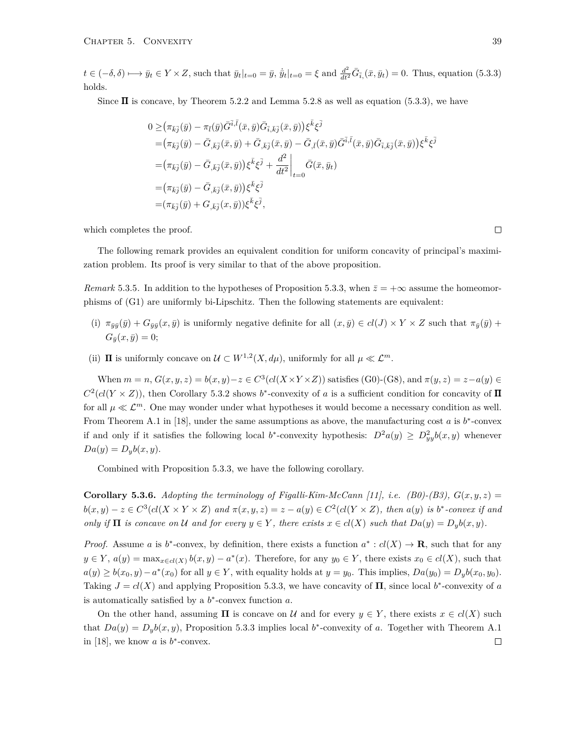$t \in (-\delta, \delta) \longmapsto \bar{y}_t \in Y \times Z$, such that $\bar{y}_t|_{t=0} = \bar{y}$, $\dot{\bar{y}}_t|_{t=0} = \xi$ and $\frac{d^2}{dt^2}\bar{G}_{\bar{i},}(\bar{x}, \bar{y}_t) = 0$. Thus, equation (5.3.3) holds.

Since $\mathbf{\Pi}$ is concave, by Theorem 5.2.2 and Lemma 5.2.8 as well as equation (5.3.3), we have

$$
\begin{aligned}
0 \geq & \big(\pi_{\bar{k}\bar{j}}(\bar{y}) - \pi_{\bar{l}}(\bar{y})\bar{G}^{\bar{i},\bar{l}}(\bar{x},\bar{y})\bar{G}_{\bar{i},\bar{k}\bar{j}}(\bar{x},\bar{y})\big)\xi^{\bar{k}}\xi^{\bar{j}} \\
= & \big(\pi_{\bar{k}\bar{j}}(\bar{y}) - \bar{G}_{,\bar{k}\bar{j}}(\bar{x},\bar{y}) + \bar{G}_{,\bar{k}\bar{j}}(\bar{x},\bar{y}) - \bar{G}_{,\bar{l}}(\bar{x},\bar{y})\bar{G}^{\bar{i},\bar{l}}(\bar{x},\bar{y})\bar{G}_{\bar{i},\bar{k}\bar{j}}(\bar{x},\bar{y})\big)\xi^{\bar{k}}\xi^{\bar{j}} \\
= & \big(\pi_{\bar{k}\bar{j}}(\bar{y}) - \bar{G}_{,\bar{k}\bar{j}}(\bar{x},\bar{y})\big)\xi^{\bar{k}}\xi^{\bar{j}} + \frac{d^2}{dt^2}\bigg|_{t=0}\bar{G}(\bar{x},\bar{y}_t) \\
= & \big(\pi_{\bar{k}\bar{j}}(\bar{y}) - \bar{G}_{,\bar{k}\bar{j}}(\bar{x},\bar{y})\big)\xi^{\bar{k}}\xi^{\bar{j}} \\
= & (\pi_{\bar{k}\bar{j}}(\bar{y}) + G_{,\bar{k}\bar{j}}(x,\bar{y}))\xi^{\bar{k}}\xi^{\bar{j}},
\end{aligned}
$$

which completes the proof. $\square$

The following remark provides an equivalent condition for uniform concavity of principal's maximization problem. Its proof is very similar to that of the above proposition.

*Remark* 5.3.5. In addition to the hypotheses of Proposition 5.3.3, when $\bar{z} = +\infty$ assume the homeomorphisms of (G1) are uniformly bi-Lipschitz. Then the following statements are equivalent:

(i) $\pi_{\bar{y}\bar{y}}(\bar{y}) + G_{\bar{y}\bar{y}}(x, \bar{y})$ is uniformly negative definite for all $(x, \bar{y}) \in cl(J) \times Y \times Z$ such that $\pi_{\bar{y}}(\bar{y}) + G_{\bar{y}}(x, \bar{y}) = 0$;

(ii) $\mathbf{\Pi}$ is uniformly concave on $\mathcal{U} \subset W^{1,2}(X, d\mu)$, uniformly for all $\mu \ll \mathcal{L}^m$.

When $m = n$, $G(x, y, z) = b(x, y) - z \in C^3(cl(X \times Y \times Z))$ satisfies (G0)-(G8), and $\pi(y, z) = z - a(y) \in C^2(cl(Y \times Z))$, then Corollary 5.3.2 shows $b^*$-convexity of $a$ is a sufficient condition for concavity of $\mathbf{\Pi}$ for all $\mu \ll \mathcal{L}^m$. One may wonder under what hypotheses it would become a necessary condition as well. From Theorem A.1 in [18], under the same assumptions as above, the manufacturing cost $a$ is $b^*$-convex if and only if it satisfies the following local $b^*$-convexity hypothesis: $D^2a(y) \geq D^2_{yy}b(x, y)$ whenever $Da(y) = D_y b(x, y)$.

Combined with Proposition 5.3.3, we have the following corollary.

**Corollary 5.3.6.** *Adopting the terminology of Figalli-Kim-McCann [11], i.e. (B0)-(B3), $G(x, y, z) = b(x, y) - z \in C^3(cl(X \times Y \times Z)$ and $\pi(x, y, z) = z - a(y) \in C^2(cl(Y \times Z)$, then $a(y)$ is $b^*$-convex if and only if $\mathbf{\Pi}$ is concave on $\mathcal{U}$ and for every $y \in Y$, there exists $x \in cl(X)$ such that $Da(y) = D_y b(x, y)$.*

*Proof.* Assume $a$ is $b^*$-convex, by definition, there exists a function $a^* : cl(X) \to \mathbf{R}$, such that for any $y \in Y$, $a(y) = \max_{x \in cl(X)} b(x, y) - a^*(x)$. Therefore, for any $y_0 \in Y$, there exists $x_0 \in cl(X)$, such that $a(y) \geq b(x_0, y) - a^*(x_0)$ for all $y \in Y$, with equality holds at $y = y_0$. This implies, $Da(y_0) = D_y b(x_0, y_0)$. Taking $J = cl(X)$ and applying Proposition 5.3.3, we have concavity of $\mathbf{\Pi}$, since local $b^*$-convexity of $a$ is automatically satisfied by a $b^*$-convex function $a$.

On the other hand, assuming $\mathbf{\Pi}$ is concave on $\mathcal{U}$ and for every $y \in Y$, there exists $x \in cl(X)$ such that $Da(y) = D_y b(x, y)$, Proposition 5.3.3 implies local $b^*$-convexity of $a$. Together with Theorem A.1 in [18], we know $a$ is $b^*$-convex. $\square$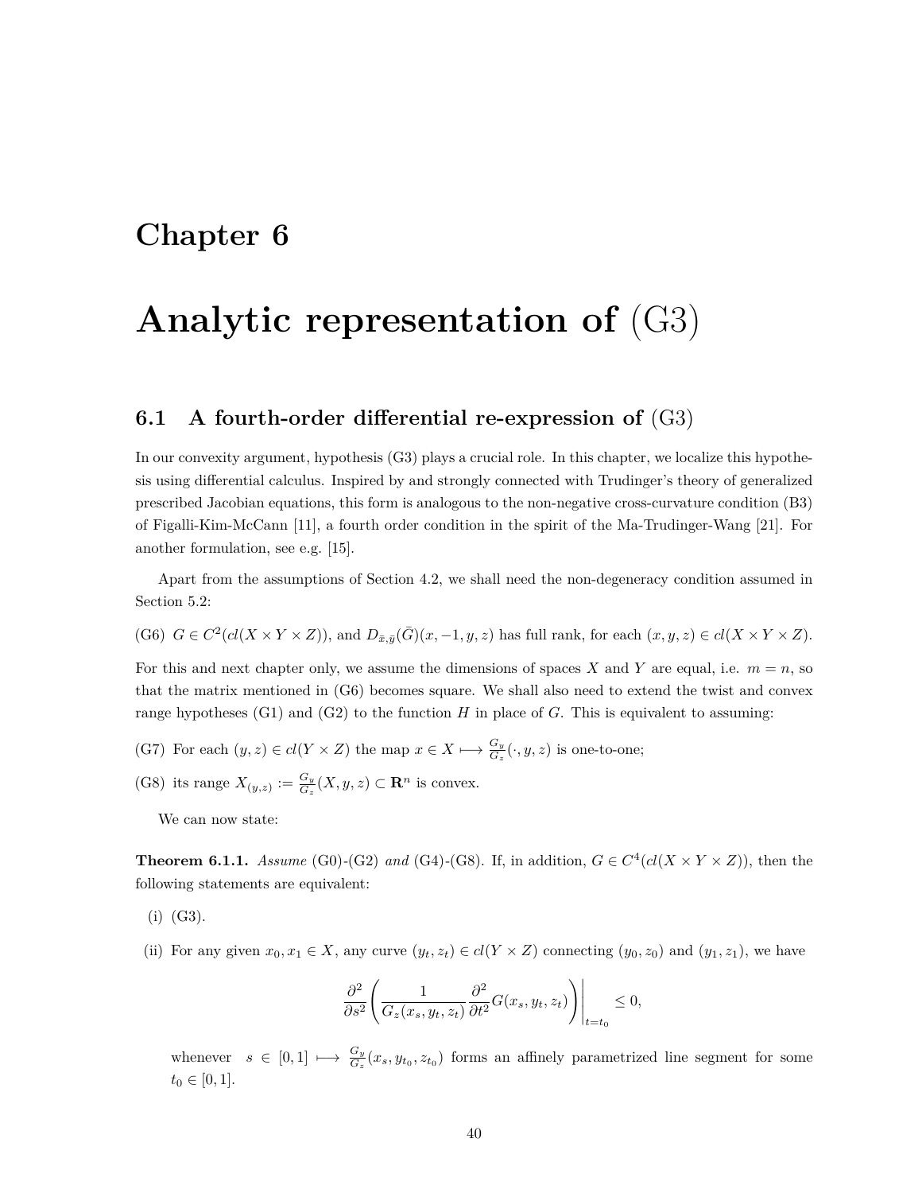# Chapter 6

# Analytic representation of (G3)

## 6.1 A fourth-order differential re-expression of (G3)

In our convexity argument, hypothesis (G3) plays a crucial role. In this chapter, we localize this hypothesis using differential calculus. Inspired by and strongly connected with Trudinger's theory of generalized prescribed Jacobian equations, this form is analogous to the non-negative cross-curvature condition (B3) of Figalli-Kim-McCann [11], a fourth order condition in the spirit of the Ma-Trudinger-Wang [21]. For another formulation, see e.g. [15].

Apart from the assumptions of Section 4.2, we shall need the non-degeneracy condition assumed in Section 5.2:

(G6) $G \in C^2(cl(X \times Y \times Z))$, and $D_{\bar{x},\bar{y}}(\bar{G})(x, -1, y, z)$ has full rank, for each $(x, y, z) \in cl(X \times Y \times Z)$.

For this and next chapter only, we assume the dimensions of spaces $X$ and $Y$ are equal, i.e. $m = n$, so that the matrix mentioned in (G6) becomes square. We shall also need to extend the twist and convex range hypotheses (G1) and (G2) to the function $H$ in place of $G$. This is equivalent to assuming:

(G7) For each $(y, z) \in cl(Y \times Z)$ the map $x \in X \longmapsto \frac{G_y}{G_z}(\cdot, y, z)$ is one-to-one;

(G8) its range $X_{(y,z)} := \frac{G_y}{G_z}(X, y, z) \subset \mathbf{R}^n$ is convex.

We can now state:

**Theorem 6.1.1.** *Assume* (G0)-(G2) *and* (G4)-(G8). *If, in addition,* $G \in C^4(cl(X \times Y \times Z))$, *then the following statements are equivalent:*

(i) (G3).

(ii) For any given $x_0, x_1 \in X$, any curve $(y_t, z_t) \in cl(Y \times Z)$ connecting $(y_0, z_0)$ and $(y_1, z_1)$, we have

$$\frac{\partial^2}{\partial s^2}\left(\frac{1}{G_z(x_s, y_t, z_t)}\frac{\partial^2}{\partial t^2}G(x_s, y_t, z_t)\right)\bigg|_{t=t_0} \leq 0,$$

whenever $s \in [0,1] \longmapsto \frac{G_y}{G_z}(x_s, y_{t_0}, z_{t_0})$ forms an affinely parametrized line segment for some $t_0 \in [0,1]$.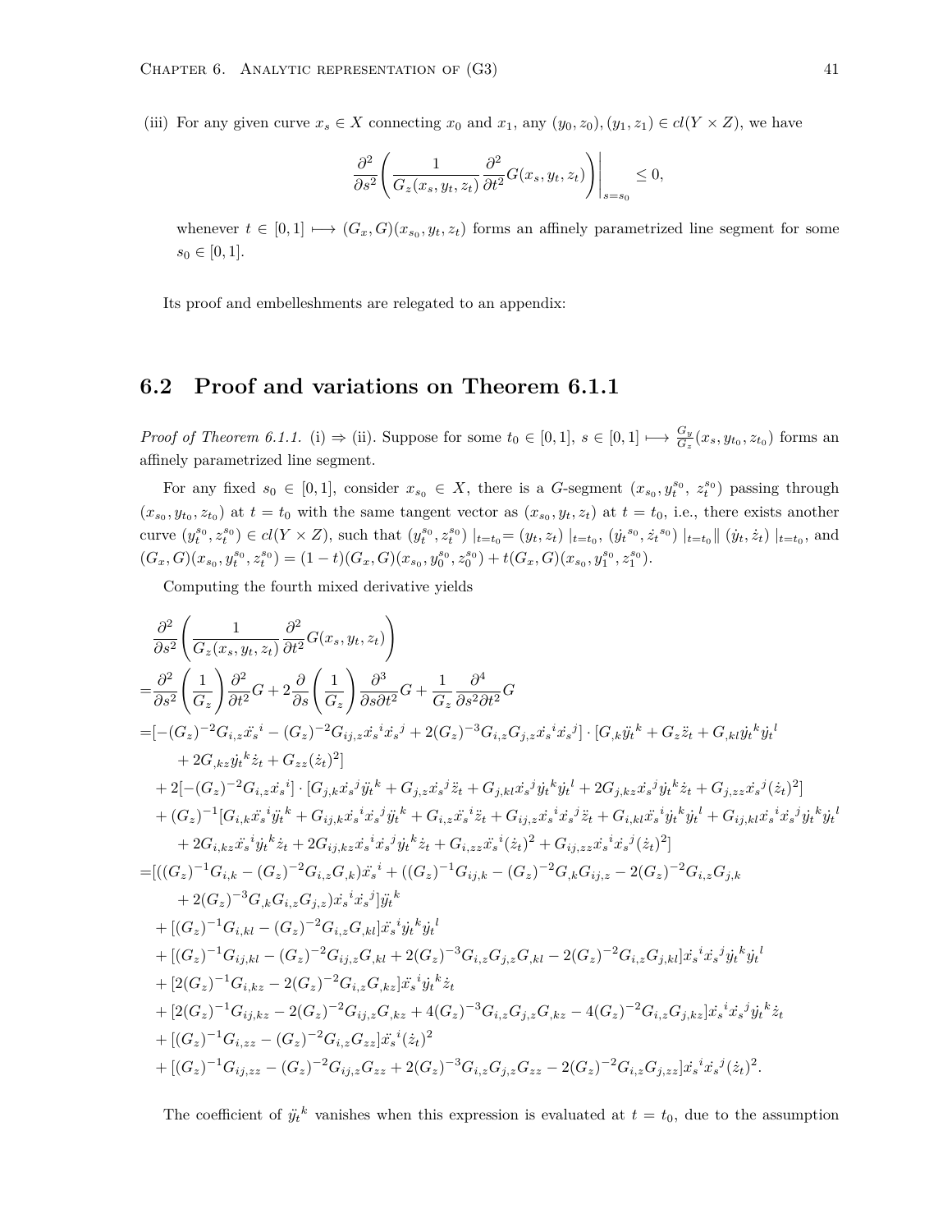(iii) For any given curve $x_s \in X$ connecting $x_0$ and $x_1$, any $(y_0, z_0), (y_1, z_1) \in cl(Y \times Z)$, we have

$$\frac{\partial^2}{\partial s^2}\left(\frac{1}{G_z(x_s, y_t, z_t)}\frac{\partial^2}{\partial t^2}G(x_s, y_t, z_t)\right)\bigg|_{s=s_0} \leq 0,$$

whenever $t \in [0,1] \longmapsto (G_x, G)(x_{s_0}, y_t, z_t)$ forms an affinely parametrized line segment for some $s_0 \in [0,1]$.

Its proof and embellieshments are relegated to an appendix:

## 6.2 Proof and variations on Theorem 6.1.1

*Proof of Theorem 6.1.1.* (i) $\Rightarrow$ (ii). Suppose for some $t_0 \in [0,1]$, $s \in [0,1] \longmapsto \frac{G_y}{G_z}(x_s, y_{t_0}, z_{t_0})$ forms an affinely parametrized line segment.

For any fixed $s_0 \in [0,1]$, consider $x_{s_0} \in X$, there is a $G$-segment $(x_{s_0}, y_t^{s_0}, z_t^{s_0})$ passing through $(x_{s_0}, y_{t_0}, z_{t_0})$ at $t = t_0$ with the same tangent vector as $(x_{s_0}, y_t, z_t)$ at $t = t_0$, i.e., there exists another curve $(y_t^{s_0}, z_t^{s_0}) \in cl(Y \times Z)$, such that $(y_t^{s_0}, z_t^{s_0})\mid_{t=t_0} = (y_t, z_t)\mid_{t=t_0}$, $(\dot{y_t}^{s_0}, \dot{z_t}^{s_0})\mid_{t=t_0} \parallel (\dot{y}_t, \dot{z}_t)\mid_{t=t_0}$, and $(G_x, G)(x_{s_0}, y_t^{s_0}, z_t^{s_0}) = (1-t)(G_x, G)(x_{s_0}, y_0^{s_0}, z_0^{s_0}) + t(G_x, G)(x_{s_0}, y_1^{s_0}, z_1^{s_0})$.

Computing the fourth mixed derivative yields

$$
\begin{aligned}
&\frac{\partial^2}{\partial s^2}\left(\frac{1}{G_z(x_s, y_t, z_t)}\frac{\partial^2}{\partial t^2}G(x_s, y_t, z_t)\right) \\
=&\frac{\partial^2}{\partial s^2}\left(\frac{1}{G_z}\right)\frac{\partial^2}{\partial t^2}G + 2\frac{\partial}{\partial s}\left(\frac{1}{G_z}\right)\frac{\partial^3}{\partial s \partial t^2}G + \frac{1}{G_z}\frac{\partial^4}{\partial s^2 \partial t^2}G \\
=&[-(G_z)^{-2}G_{i,z}\ddot{x_s}^i - (G_z)^{-2}G_{ij,z}\dot{x_s}^i\dot{x_s}^j + 2(G_z)^{-3}G_{i,z}G_{j,z}\dot{x_s}^i\dot{x_s}^j] \cdot [G_{,k}\ddot{y_t}^k + G_z\ddot{z}_t + G_{,kl}\dot{y_t}^k\dot{y_t}^l \\
&\quad + 2G_{,kz}\dot{y_t}^k\dot{z}_t + G_{zz}(\dot{z}_t)^2] \\
&+ 2[-(G_z)^{-2}G_{i,z}\dot{x_s}^i] \cdot [G_{j,k}\dot{x_s}^j\ddot{y_t}^k + G_{j,z}\dot{x_s}^j\ddot{z}_t + G_{j,kl}\dot{x_s}^j\dot{y_t}^k\dot{y_t}^l + 2G_{j,kz}\dot{x_s}^j\dot{y_t}^k\dot{z}_t + G_{j,zz}\dot{x_s}^j(\dot{z}_t)^2] \\
&+ (G_z)^{-1}[G_{i,k}\ddot{x_s}^i\ddot{y_t}^k + G_{ij,k}\dot{x_s}^i\dot{x_s}^j\ddot{y_t}^k + G_{i,z}\ddot{x_s}^i\ddot{z}_t + G_{ij,z}\dot{x_s}^i\dot{x_s}^j\ddot{z}_t + G_{i,kl}\ddot{x_s}^i\dot{y_t}^k\dot{y_t}^l + G_{ij,kl}\dot{x_s}^i\dot{x_s}^j\dot{y_t}^k\dot{y_t}^l \\
&\quad + 2G_{i,kz}\ddot{x_s}^i\dot{y_t}^k\dot{z}_t + 2G_{ij,kz}\dot{x_s}^i\dot{x_s}^j\dot{y_t}^k\dot{z}_t + G_{i,zz}\ddot{x_s}^i(\dot{z}_t)^2 + G_{ij,zz}\dot{x_s}^i\dot{x_s}^j(\dot{z}_t)^2] \\
=&[((G_z)^{-1}G_{i,k} - (G_z)^{-2}G_{i,z}G_{,k})\ddot{x_s}^i + ((G_z)^{-1}G_{ij,k} - (G_z)^{-2}G_{,k}G_{ij,z} - 2(G_z)^{-2}G_{i,z}G_{j,k} \\
&\quad + 2(G_z)^{-3}G_{,k}G_{i,z}G_{j,z})\dot{x_s}^i\dot{x_s}^j]\ddot{y_t}^k \\
&+ [(G_z)^{-1}G_{i,kl} - (G_z)^{-2}G_{i,z}G_{,kl}]\ddot{x_s}^i\dot{y_t}^k\dot{y_t}^l \\
&+ [(G_z)^{-1}G_{ij,kl} - (G_z)^{-2}G_{ij,z}G_{,kl} + 2(G_z)^{-3}G_{i,z}G_{j,z}G_{,kl} - 2(G_z)^{-2}G_{i,z}G_{j,kl}]\dot{x_s}^i\dot{x_s}^j\dot{y_t}^k\dot{y_t}^l \\
&+ [2(G_z)^{-1}G_{i,kz} - 2(G_z)^{-2}G_{i,z}G_{,kz}]\ddot{x_s}^i\dot{y_t}^k\dot{z}_t \\
&+ [2(G_z)^{-1}G_{ij,kz} - 2(G_z)^{-2}G_{ij,z}G_{,kz} + 4(G_z)^{-3}G_{i,z}G_{j,z}G_{,kz} - 4(G_z)^{-2}G_{i,z}G_{j,kz}]\dot{x_s}^i\dot{x_s}^j\dot{y_t}^k\dot{z}_t \\
&+ [(G_z)^{-1}G_{i,zz} - (G_z)^{-2}G_{i,z}G_{zz}]\ddot{x_s}^i(\dot{z}_t)^2 \\
&+ [(G_z)^{-1}G_{ij,zz} - (G_z)^{-2}G_{ij,z}G_{zz} + 2(G_z)^{-3}G_{i,z}G_{j,z}G_{zz} - 2(G_z)^{-2}G_{i,z}G_{j,zz}]\dot{x_s}^i\dot{x_s}^j(\dot{z}_t)^2.
\end{aligned}
$$

The coefficient of $\ddot{y_t}^k$ vanishes when this expression is evaluated at $t = t_0$, due to the assumption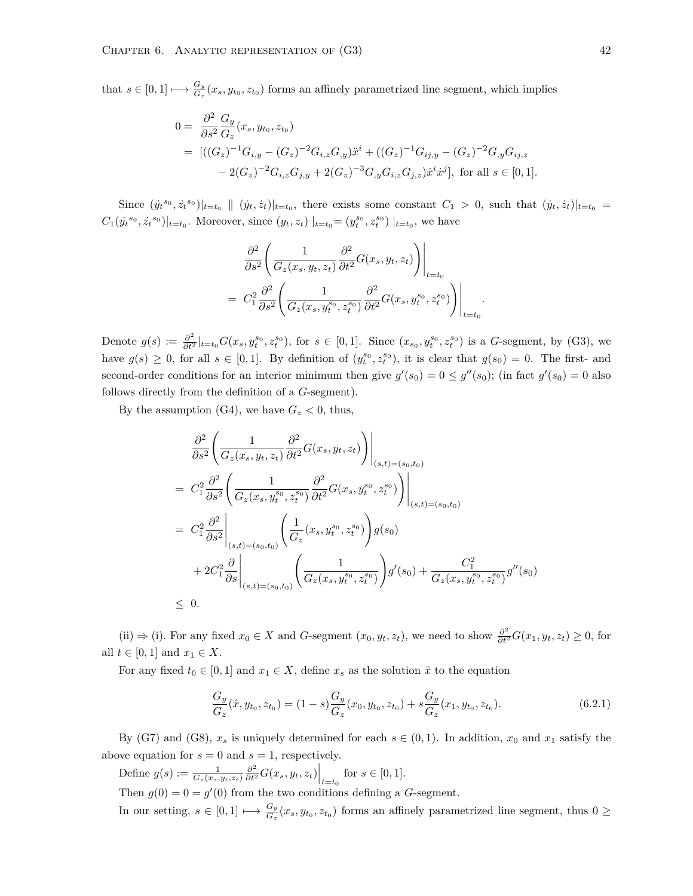that $s \in [0,1] \longmapsto \frac{G_y}{G_z}(x_s, y_{t_0}, z_{t_0})$ forms an affinely parametrized line segment, which implies

$$
\begin{aligned}
0 = &\ \frac{\partial^2}{\partial s^2}\frac{G_y}{G_z}(x_s, y_{t_0}, z_{t_0}) \\
= &\ [((G_z)^{-1}G_{i,y} - (G_z)^{-2}G_{i,z}G_{,y})\ddot{x}^i + ((G_z)^{-1}G_{ij,y} - (G_z)^{-2}G_{,y}G_{ij,z} \\
&\quad - 2(G_z)^{-2}G_{i,z}G_{j,y} + 2(G_z)^{-3}G_{,y}G_{i,z}G_{j,z})\dot{x}^i\dot{x}^j], \text{ for all } s \in [0,1].
\end{aligned}
$$

Since $(\dot{y}_t{}^{s_0}, \dot{z}_t{}^{s_0})|_{t=t_0} \parallel (\dot{y}_t, \dot{z}_t)|_{t=t_0}$, there exists some constant $C_1 > 0$, such that $(\dot{y}_t, \dot{z}_t)|_{t=t_0} = C_1(\dot{y}_t{}^{s_0}, \dot{z}_t{}^{s_0})|_{t=t_0}$. Moreover, since $(y_t, z_t)\ |_{t=t_0} = (y_t^{s_0}, z_t^{s_0})\ |_{t=t_0}$, we have

$$
\begin{aligned}
&\frac{\partial^2}{\partial s^2}\left(\frac{1}{G_z(x_s, y_t, z_t)}\frac{\partial^2}{\partial t^2}G(x_s, y_t, z_t)\right)\Bigg|_{t=t_0} \\
= &\ C_1^2\frac{\partial^2}{\partial s^2}\left(\frac{1}{G_z(x_s, y_t^{s_0}, z_t^{s_0})}\frac{\partial^2}{\partial t^2}G(x_s, y_t^{s_0}, z_t^{s_0})\right)\Bigg|_{t=t_0}.
\end{aligned}
$$

Denote $g(s) := \frac{\partial^2}{\partial t^2}|_{t=t_0}G(x_s, y_t^{s_0}, z_t^{s_0})$, for $s \in [0,1]$. Since $(x_{s_0}, y_t^{s_0}, z_t^{s_0})$ is a $G$-segment, by (G3), we have $g(s) \geq 0$, for all $s \in [0,1]$. By definition of $(y_t^{s_0}, z_t^{s_0})$, it is clear that $g(s_0) = 0$. The first- and second-order conditions for an interior minimum then give $g'(s_0) = 0 \leq g''(s_0)$; (in fact $g'(s_0) = 0$ also follows directly from the definition of a $G$-segment).

By the assumption (G4), we have $G_z < 0$, thus,

$$
\begin{aligned}
&\frac{\partial^2}{\partial s^2}\left(\frac{1}{G_z(x_s, y_t, z_t)}\frac{\partial^2}{\partial t^2}G(x_s, y_t, z_t)\right)\Bigg|_{(s,t)=(s_0,t_0)} \\
= &\ C_1^2\frac{\partial^2}{\partial s^2}\left(\frac{1}{G_z(x_s, y_t^{s_0}, z_t^{s_0})}\frac{\partial^2}{\partial t^2}G(x_s, y_t^{s_0}, z_t^{s_0})\right)\Bigg|_{(s,t)=(s_0,t_0)} \\
= &\ C_1^2\frac{\partial^2}{\partial s^2}\Bigg|_{(s,t)=(s_0,t_0)}\left(\frac{1}{G_z}(x_s, y_t^{s_0}, z_t^{s_0})\right)g(s_0) \\
&+ 2C_1^2\frac{\partial}{\partial s}\Bigg|_{(s,t)=(s_0,t_0)}\left(\frac{1}{G_z(x_s, y_t^{s_0}, z_t^{s_0})}\right)g'(s_0) + \frac{C_1^2}{G_z(x_s, y_t^{s_0}, z_t^{s_0})}g''(s_0) \\
\leq &\ 0.
\end{aligned}
$$

(ii) $\Rightarrow$ (i). For any fixed $x_0 \in X$ and $G$-segment $(x_0, y_t, z_t)$, we need to show $\frac{\partial^2}{\partial t^2}G(x_1, y_t, z_t) \geq 0$, for all $t \in [0,1]$ and $x_1 \in X$.

For any fixed $t_0 \in [0,1]$ and $x_1 \in X$, define $x_s$ as the solution $\hat{x}$ to the equation

$$
\frac{G_y}{G_z}(\hat{x}, y_{t_0}, z_{t_0}) = (1-s)\frac{G_y}{G_z}(x_0, y_{t_0}, z_{t_0}) + s\frac{G_y}{G_z}(x_1, y_{t_0}, z_{t_0}). \tag{6.2.1}
$$

By (G7) and (G8), $x_s$ is uniquely determined for each $s \in (0,1)$. In addition, $x_0$ and $x_1$ satisfy the above equation for $s = 0$ and $s = 1$, respectively.

Define $g(s) := \frac{1}{G_z(x_s, y_t, z_t)}\frac{\partial^2}{\partial t^2}G(x_s, y_t, z_t)\Big|_{t=t_0}$ for $s \in [0,1]$.

Then $g(0) = 0 = g'(0)$ from the two conditions defining a $G$-segment.

In our setting, $s \in [0,1] \longmapsto \frac{G_y}{G_z}(x_s, y_{t_0}, z_{t_0})$ forms an affinely parametrized line segment, thus $0 \geq$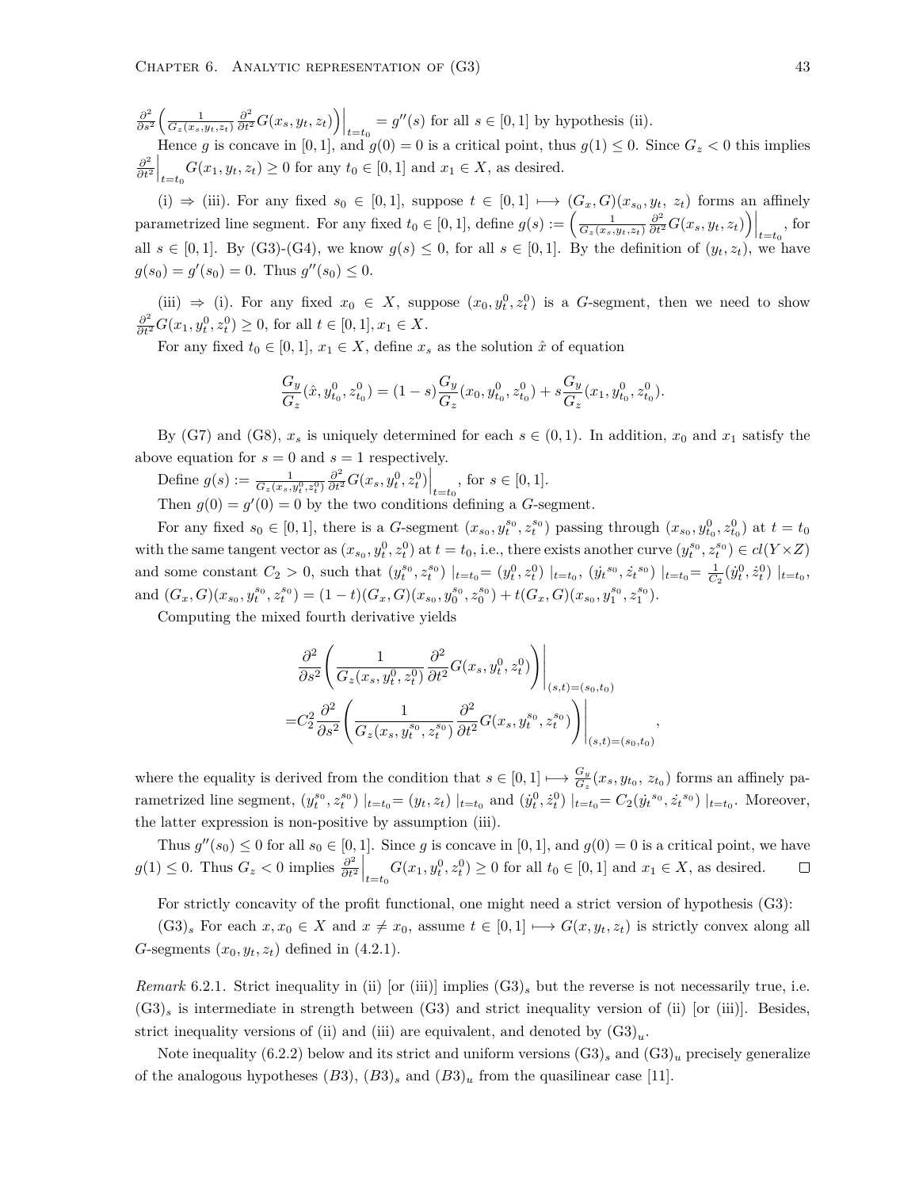$\frac{\partial^2}{\partial s^2}\left(\frac{1}{G_z(x_s,y_t,z_t)}\frac{\partial^2}{\partial t^2}G(x_s,y_t,z_t)\right)\Big|_{t=t_0} = g''(s)$ for all $s \in [0,1]$ by hypothesis (ii).

Hence $g$ is concave in $[0,1]$, and $g(0)=0$ is a critical point, thus $g(1) \leq 0$. Since $G_z < 0$ this implies $\frac{\partial^2}{\partial t^2}\Big|_{t=t_0} G(x_1,y_t,z_t) \geq 0$ for any $t_0 \in [0,1]$ and $x_1 \in X$, as desired.

(i) $\Rightarrow$ (iii). For any fixed $s_0 \in [0,1]$, suppose $t \in [0,1] \longmapsto (G_x, G)(x_{s_0}, y_t,\ z_t)$ forms an affinely parametrized line segment. For any fixed $t_0 \in [0,1]$, define $g(s) := \left(\frac{1}{G_z(x_s,y_t,z_t)}\frac{\partial^2}{\partial t^2}G(x_s,y_t,z_t)\right)\Big|_{t=t_0}$, for all $s \in [0,1]$. By (G3)-(G4), we know $g(s) \leq 0$, for all $s \in [0,1]$. By the definition of $(y_t, z_t)$, we have $g(s_0) = g'(s_0) = 0$. Thus $g''(s_0) \leq 0$.

(iii) $\Rightarrow$ (i). For any fixed $x_0 \in X$, suppose $(x_0, y_t^0, z_t^0)$ is a $G$-segment, then we need to show $\frac{\partial^2}{\partial t^2}G(x_1, y_t^0, z_t^0) \geq 0$, for all $t \in [0,1], x_1 \in X$.

For any fixed $t_0 \in [0,1]$, $x_1 \in X$, define $x_s$ as the solution $\hat{x}$ of equation

$$\frac{G_y}{G_z}(\hat{x}, y_{t_0}^0, z_{t_0}^0) = (1-s)\frac{G_y}{G_z}(x_0, y_{t_0}^0, z_{t_0}^0) + s\frac{G_y}{G_z}(x_1, y_{t_0}^0, z_{t_0}^0).$$

By (G7) and (G8), $x_s$ is uniquely determined for each $s \in (0,1)$. In addition, $x_0$ and $x_1$ satisfy the above equation for $s=0$ and $s=1$ respectively.

Define $g(s) := \frac{1}{G_z(x_s,y_t^0,z_t^0)}\frac{\partial^2}{\partial t^2}G(x_s,y_t^0,z_t^0)\Big|_{t=t_0}$, for $s \in [0,1]$.

Then $g(0) = g'(0) = 0$ by the two conditions defining a $G$-segment.

For any fixed $s_0 \in [0,1]$, there is a $G$-segment $(x_{s_0}, y_t^{s_0}, z_t^{s_0})$ passing through $(x_{s_0}, y_{t_0}^0, z_{t_0}^0)$ at $t = t_0$ with the same tangent vector as $(x_{s_0}, y_t^0, z_t^0)$ at $t=t_0$, i.e., there exists another curve $(y_t^{s_0}, z_t^{s_0}) \in cl(Y \times Z)$ and some constant $C_2 > 0$, such that $(y_t^{s_0}, z_t^{s_0}) \mid_{t=t_0} = (y_t^0, z_t^0) \mid_{t=t_0}$, $(\dot{y}_t^{s_0}, \dot{z}_t^{s_0}) \mid_{t=t_0} = \frac{1}{C_2}(\dot{y}_t^0, \dot{z}_t^0) \mid_{t=t_0}$, and $(G_x, G)(x_{s_0}, y_t^{s_0}, z_t^{s_0}) = (1-t)(G_x,G)(x_{s_0}, y_0^{s_0}, z_0^{s_0}) + t(G_x,G)(x_{s_0}, y_1^{s_0}, z_1^{s_0})$.

Computing the mixed fourth derivative yields

$$\begin{aligned}
&\frac{\partial^2}{\partial s^2}\left(\frac{1}{G_z(x_s,y_t^0,z_t^0)}\frac{\partial^2}{\partial t^2}G(x_s,y_t^0,z_t^0)\right)\Bigg|_{(s,t)=(s_0,t_0)} \\
=&C_2^2\frac{\partial^2}{\partial s^2}\left(\frac{1}{G_z(x_s,y_t^{s_0},z_t^{s_0})}\frac{\partial^2}{\partial t^2}G(x_s,y_t^{s_0},z_t^{s_0})\right)\Bigg|_{(s,t)=(s_0,t_0)},
\end{aligned}$$

where the equality is derived from the condition that $s \in [0,1] \longmapsto \frac{G_y}{G_z}(x_s, y_{t_0},\ z_{t_0})$ forms an affinely parametrized line segment, $(y_t^{s_0}, z_t^{s_0}) \mid_{t=t_0} = (y_t, z_t) \mid_{t=t_0}$ and $(\dot{y}_t^0, \dot{z}_t^0) \mid_{t=t_0} = C_2(\dot{y}_t^{s_0}, \dot{z}_t^{s_0}) \mid_{t=t_0}$. Moreover, the latter expression is non-positive by assumption (iii).

Thus $g''(s_0) \leq 0$ for all $s_0 \in [0,1]$. Since $g$ is concave in $[0,1]$, and $g(0)=0$ is a critical point, we have $g(1) \leq 0$. Thus $G_z < 0$ implies $\frac{\partial^2}{\partial t^2}\Big|_{t=t_0} G(x_1, y_t^0, z_t^0) \geq 0$ for all $t_0 \in [0,1]$ and $x_1 \in X$, as desired. ◻

For strictly concavity of the profit functional, one might need a strict version of hypothesis (G3):

$(G3)_s$ For each $x, x_0 \in X$ and $x \neq x_0$, assume $t \in [0,1] \longmapsto G(x, y_t, z_t)$ is strictly convex along all $G$-segments $(x_0, y_t, z_t)$ defined in (4.2.1).

*Remark* 6.2.1. Strict inequality in (ii) [or (iii)] implies $(G3)_s$ but the reverse is not necessarily true, i.e. $(G3)_s$ is intermediate in strength between (G3) and strict inequality version of (ii) [or (iii)]. Besides, strict inequality versions of (ii) and (iii) are equivalent, and denoted by $(G3)_u$.

Note inequality (6.2.2) below and its strict and uniform versions $(G3)_s$ and $(G3)_u$ precisely generalize of the analogous hypotheses $(B3)$, $(B3)_s$ and $(B3)_u$ from the quasilinear case [11].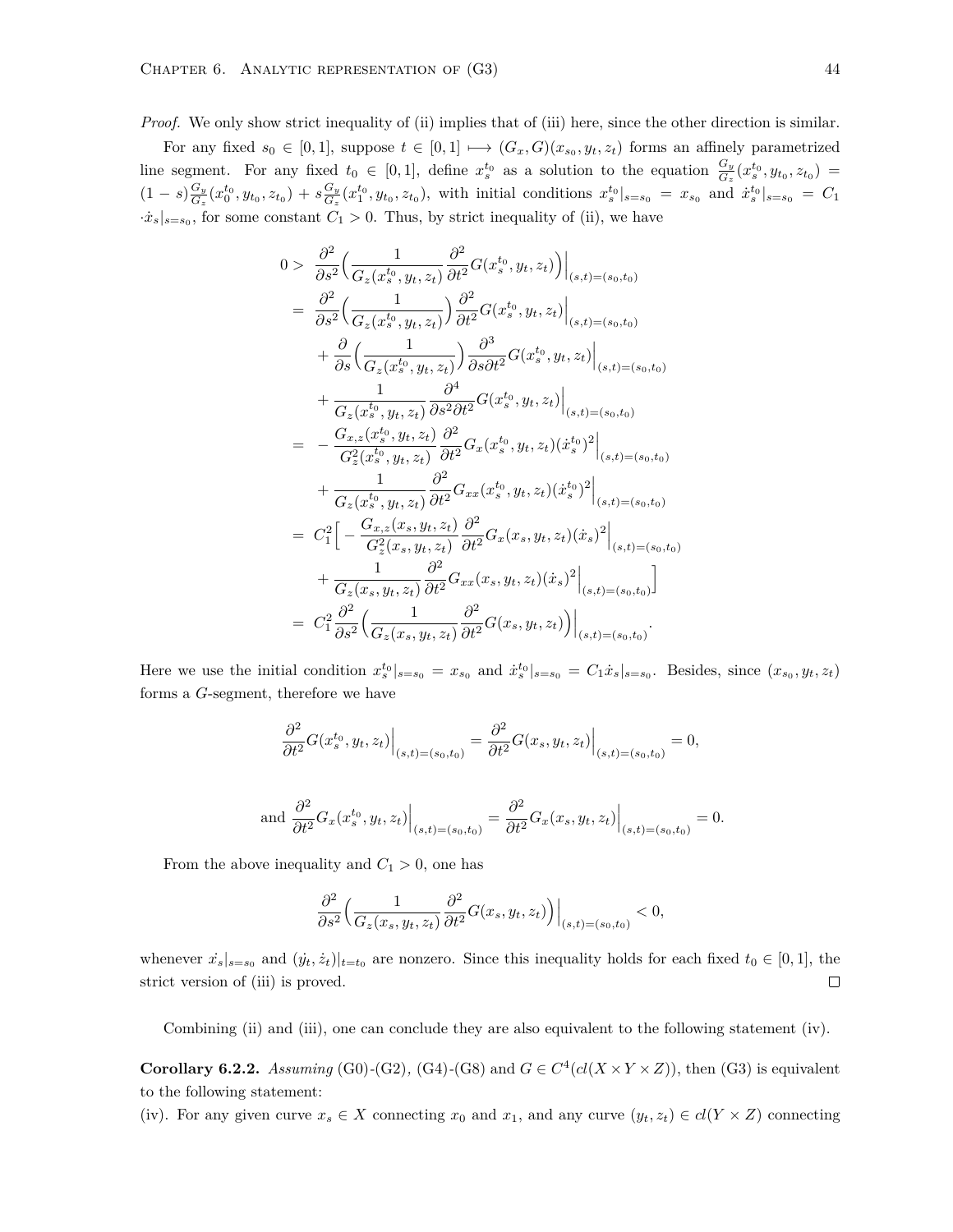*Proof.* We only show strict inequality of (ii) implies that of (iii) here, since the other direction is similar.

For any fixed $s_0 \in [0,1]$, suppose $t \in [0,1] \longmapsto (G_x, G)(x_{s_0}, y_t, z_t)$ forms an affinely parametrized line segment. For any fixed $t_0 \in [0,1]$, define $x_s^{t_0}$ as a solution to the equation $\frac{G_y}{G_z}(x_s^{t_0}, y_{t_0}, z_{t_0}) = (1-s)\frac{G_y}{G_z}(x_0^{t_0}, y_{t_0}, z_{t_0}) + s\frac{G_y}{G_z}(x_1^{t_0}, y_{t_0}, z_{t_0})$, with initial conditions $x_s^{t_0}|_{s=s_0} = x_{s_0}$ and $\dot{x}_s^{t_0}|_{s=s_0} = C_1 \cdot \dot{x}_s|_{s=s_0}$, for some constant $C_1 > 0$. Thus, by strict inequality of (ii), we have

$$
\begin{aligned}
0 > \;& \frac{\partial^2}{\partial s^2}\Big(\frac{1}{G_z(x_s^{t_0}, y_t, z_t)}\frac{\partial^2}{\partial t^2}G(x_s^{t_0}, y_t, z_t)\Big)\Big|_{(s,t)=(s_0,t_0)} \\
=\;& \frac{\partial^2}{\partial s^2}\Big(\frac{1}{G_z(x_s^{t_0}, y_t, z_t)}\Big)\frac{\partial^2}{\partial t^2}G(x_s^{t_0}, y_t, z_t)\Big|_{(s,t)=(s_0,t_0)} \\
&+ \frac{\partial}{\partial s}\Big(\frac{1}{G_z(x_s^{t_0}, y_t, z_t)}\Big)\frac{\partial^3}{\partial s \partial t^2}G(x_s^{t_0}, y_t, z_t)\Big|_{(s,t)=(s_0,t_0)} \\
&+ \frac{1}{G_z(x_s^{t_0}, y_t, z_t)}\frac{\partial^4}{\partial s^2 \partial t^2}G(x_s^{t_0}, y_t, z_t)\Big|_{(s,t)=(s_0,t_0)} \\
=\;& -\frac{G_{x,z}(x_s^{t_0}, y_t, z_t)}{G_z^2(x_s^{t_0}, y_t, z_t)}\frac{\partial^2}{\partial t^2}G_x(x_s^{t_0}, y_t, z_t)(\dot{x}_s^{t_0})^2\Big|_{(s,t)=(s_0,t_0)} \\
&+ \frac{1}{G_z(x_s^{t_0}, y_t, z_t)}\frac{\partial^2}{\partial t^2}G_{xx}(x_s^{t_0}, y_t, z_t)(\dot{x}_s^{t_0})^2\Big|_{(s,t)=(s_0,t_0)} \\
=\;& C_1^2\Big[-\frac{G_{x,z}(x_s, y_t, z_t)}{G_z^2(x_s, y_t, z_t)}\frac{\partial^2}{\partial t^2}G_x(x_s, y_t, z_t)(\dot{x}_s)^2\Big|_{(s,t)=(s_0,t_0)} \\
&+ \frac{1}{G_z(x_s, y_t, z_t)}\frac{\partial^2}{\partial t^2}G_{xx}(x_s, y_t, z_t)(\dot{x}_s)^2\Big|_{(s,t)=(s_0,t_0)}\Big] \\
=\;& C_1^2\frac{\partial^2}{\partial s^2}\Big(\frac{1}{G_z(x_s, y_t, z_t)}\frac{\partial^2}{\partial t^2}G(x_s, y_t, z_t)\Big)\Big|_{(s,t)=(s_0,t_0)}.
\end{aligned}
$$

Here we use the initial condition $x_s^{t_0}|_{s=s_0} = x_{s_0}$ and $\dot{x}_s^{t_0}|_{s=s_0} = C_1\dot{x}_s|_{s=s_0}$. Besides, since $(x_{s_0}, y_t, z_t)$ forms a $G$-segment, therefore we have

$$
\frac{\partial^2}{\partial t^2}G(x_s^{t_0}, y_t, z_t)\Big|_{(s,t)=(s_0,t_0)} = \frac{\partial^2}{\partial t^2}G(x_s, y_t, z_t)\Big|_{(s,t)=(s_0,t_0)} = 0,
$$

$$
\text{and } \frac{\partial^2}{\partial t^2}G_x(x_s^{t_0}, y_t, z_t)\Big|_{(s,t)=(s_0,t_0)} = \frac{\partial^2}{\partial t^2}G_x(x_s, y_t, z_t)\Big|_{(s,t)=(s_0,t_0)} = 0.
$$

From the above inequality and $C_1 > 0$, one has

$$
\frac{\partial^2}{\partial s^2}\Big(\frac{1}{G_z(x_s, y_t, z_t)}\frac{\partial^2}{\partial t^2}G(x_s, y_t, z_t)\Big)\Big|_{(s,t)=(s_0,t_0)} < 0,
$$

whenever $\dot{x_s}|_{s=s_0}$ and $(\dot{y_t}, \dot{z_t})|_{t=t_0}$ are nonzero. Since this inequality holds for each fixed $t_0 \in [0,1]$, the strict version of (iii) is proved. □

Combining (ii) and (iii), one can conclude they are also equivalent to the following statement (iv).

**Corollary 6.2.2.** *Assuming* (G0)-(G2)*,* (G4)-(G8) *and* $G \in C^4(cl(X \times Y \times Z))$, then (G3) is equivalent to the following statement:

(iv). For any given curve $x_s \in X$ connecting $x_0$ and $x_1$, and any curve $(y_t, z_t) \in cl(Y \times Z)$ connecting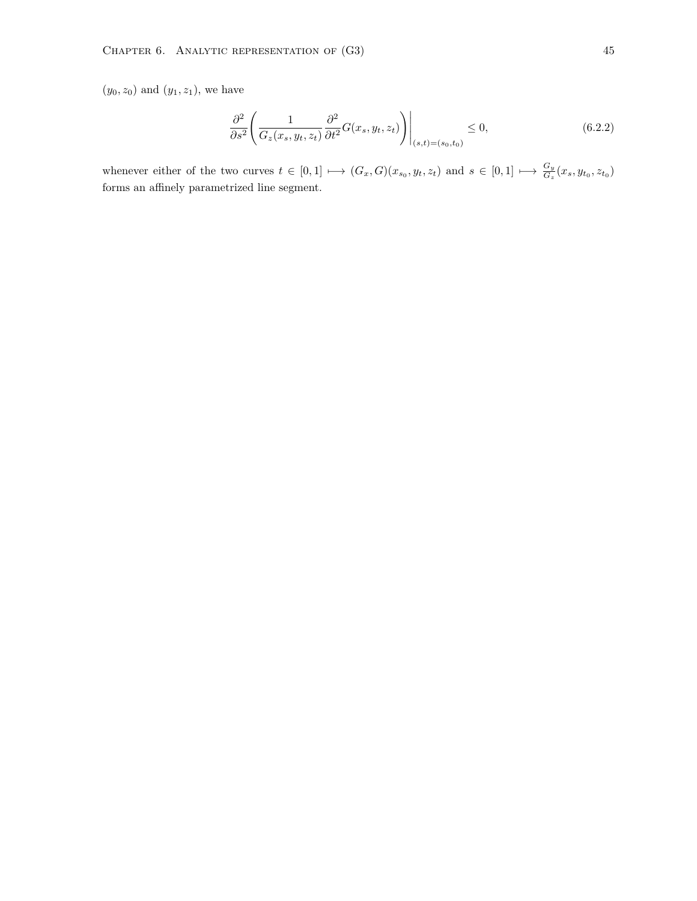$(y_0, z_0)$ and $(y_1, z_1)$, we have

$$\frac{\partial^2}{\partial s^2}\left(\frac{1}{G_z(x_s, y_t, z_t)}\frac{\partial^2}{\partial t^2}G(x_s, y_t, z_t)\right)\Bigg|_{(s,t)=(s_0,t_0)} \leq 0, \tag{6.2.2}$$

whenever either of the two curves $t \in [0,1] \longmapsto (G_x, G)(x_{s_0}, y_t, z_t)$ and $s \in [0,1] \longmapsto \frac{G_y}{G_z}(x_s, y_{t_0}, z_{t_0})$ forms an affinely parametrized line segment.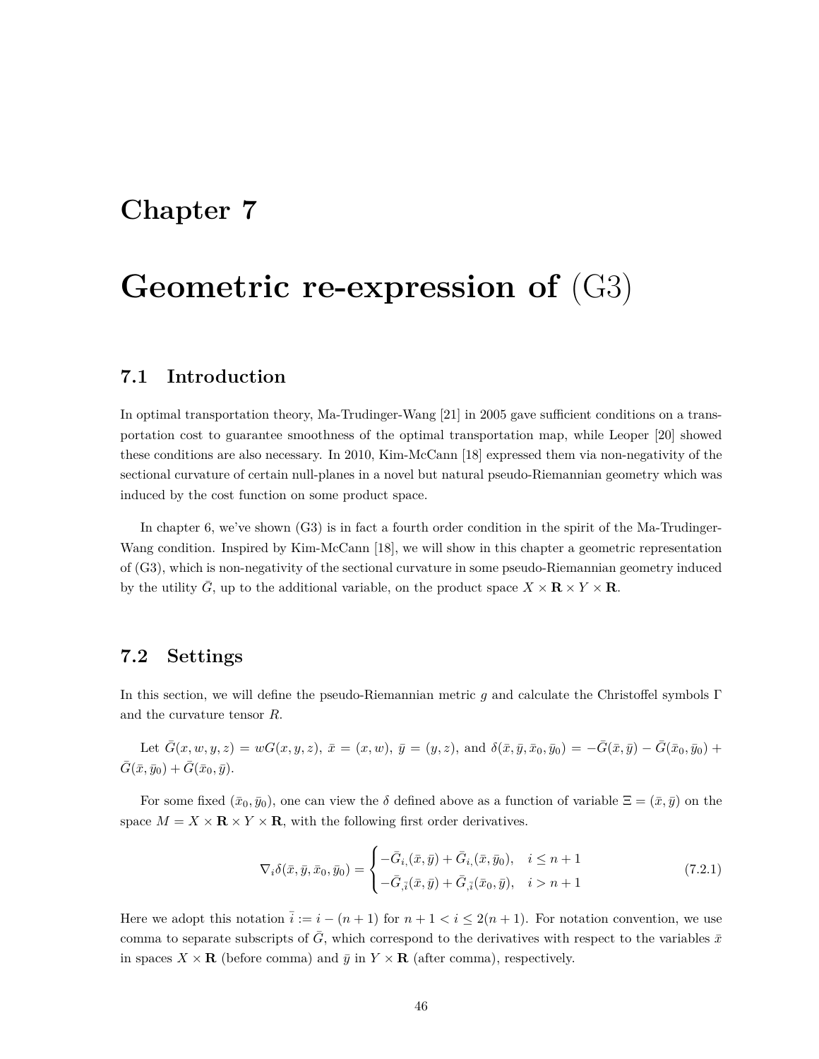# Chapter 7

# Geometric re-expression of (G3)

## 7.1 Introduction

In optimal transportation theory, Ma-Trudinger-Wang [21] in 2005 gave sufficient conditions on a transportation cost to guarantee smoothness of the optimal transportation map, while Leoper [20] showed these conditions are also necessary. In 2010, Kim-McCann [18] expressed them via non-negativity of the sectional curvature of certain null-planes in a novel but natural pseudo-Riemannian geometry which was induced by the cost function on some product space.

In chapter 6, we've shown (G3) is in fact a fourth order condition in the spirit of the Ma-Trudinger-Wang condition. Inspired by Kim-McCann [18], we will show in this chapter a geometric representation of (G3), which is non-negativity of the sectional curvature in some pseudo-Riemannian geometry induced by the utility $\bar{G}$, up to the additional variable, on the product space $X \times \mathbf{R} \times Y \times \mathbf{R}$.

## 7.2 Settings

In this section, we will define the pseudo-Riemannian metric $g$ and calculate the Christoffel symbols $\Gamma$ and the curvature tensor $R$.

Let $\bar{G}(x, w, y, z) = wG(x, y, z)$, $\bar{x} = (x, w)$, $\bar{y} = (y, z)$, and $\delta(\bar{x}, \bar{y}, \bar{x}_0, \bar{y}_0) = -\bar{G}(\bar{x}, \bar{y}) - \bar{G}(\bar{x}_0, \bar{y}_0) + \bar{G}(\bar{x}, \bar{y}_0) + \bar{G}(\bar{x}_0, \bar{y})$.

For some fixed $(\bar{x}_0, \bar{y}_0)$, one can view the $\delta$ defined above as a function of variable $\Xi = (\bar{x}, \bar{y})$ on the space $M = X \times \mathbf{R} \times Y \times \mathbf{R}$, with the following first order derivatives.

$$\nabla_i \delta(\bar{x}, \bar{y}, \bar{x}_0, \bar{y}_0) = \begin{cases} -\bar{G}_{i,}(\bar{x}, \bar{y}) + \bar{G}_{i,}(\bar{x}, \bar{y}_0), & i \leq n+1 \\ -\bar{G}_{,\bar{i}}(\bar{x}, \bar{y}) + \bar{G}_{,\bar{i}}(\bar{x}_0, \bar{y}), & i > n+1 \end{cases} \tag{7.2.1}$$

Here we adopt this notation $\bar{i} := i - (n+1)$ for $n+1 < i \leq 2(n+1)$. For notation convention, we use comma to separate subscripts of $\bar{G}$, which correspond to the derivatives with respect to the variables $\bar{x}$ in spaces $X \times \mathbf{R}$ (before comma) and $\bar{y}$ in $Y \times \mathbf{R}$ (after comma), respectively.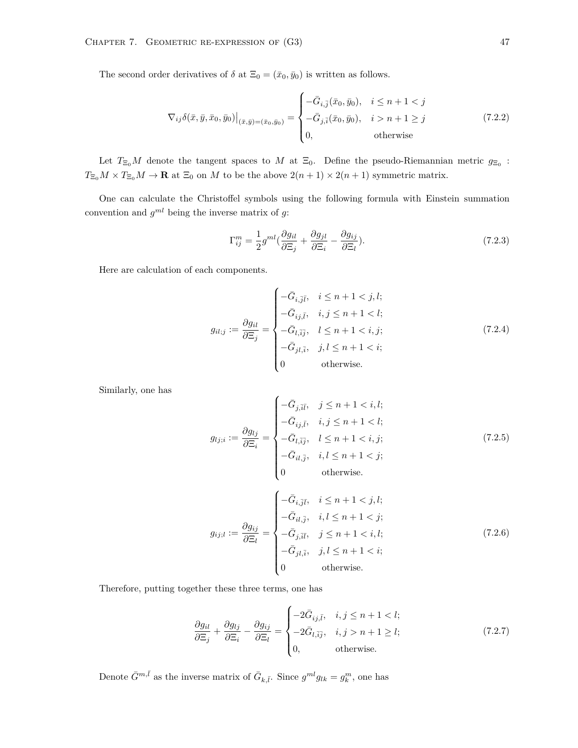The second order derivatives of $\delta$ at $\Xi_0 = (\bar{x}_0, \bar{y}_0)$ is written as follows.

$$\nabla_{ij}\delta(\bar{x}, \bar{y}, \bar{x}_0, \bar{y}_0)\big|_{(\bar{x},\bar{y})=(\bar{x}_0,\bar{y}_0)} = \begin{cases} -\bar{G}_{i,\bar{j}}(\bar{x}_0, \bar{y}_0), & i \leq n+1 < j \\ -\bar{G}_{j,\bar{i}}(\bar{x}_0, \bar{y}_0), & i > n+1 \geq j \\ 0, & \text{otherwise} \end{cases} \tag{7.2.2}$$

Let $T_{\Xi_0}M$ denote the tangent spaces to $M$ at $\Xi_0$. Define the pseudo-Riemannian metric $g_{\Xi_0} : T_{\Xi_0}M \times T_{\Xi_0}M \to \mathbf{R}$ at $\Xi_0$ on $M$ to be the above $2(n+1) \times 2(n+1)$ symmetric matrix.

One can calculate the Christoffel symbols using the following formula with Einstein summation convention and $g^{ml}$ being the inverse matrix of $g$:

$$\Gamma_{ij}^m = \frac{1}{2} g^{ml} \left( \frac{\partial g_{il}}{\partial \Xi_j} + \frac{\partial g_{jl}}{\partial \Xi_i} - \frac{\partial g_{ij}}{\partial \Xi_l} \right). \tag{7.2.3}$$

Here are calculation of each components.

$$g_{il;j} := \frac{\partial g_{il}}{\partial \Xi_j} = \begin{cases} -\bar{G}_{i,\bar{j}\bar{l}}, & i \leq n+1 < j, l; \\ -\bar{G}_{ij,\bar{l}}, & i, j \leq n+1 < l; \\ -\bar{G}_{l,\bar{i}\bar{j}}, & l \leq n+1 < i, j; \\ -\bar{G}_{jl,\bar{i}}, & j, l \leq n+1 < i; \\ 0 & \text{otherwise.} \end{cases} \tag{7.2.4}$$

Similarly, one has

$$g_{lj;i} := \frac{\partial g_{lj}}{\partial \Xi_i} = \begin{cases} -\bar{G}_{j,\bar{i}\bar{l}}, & j \leq n+1 < i, l; \\ -\bar{G}_{ij,\bar{l}}, & i, j \leq n+1 < l; \\ -\bar{G}_{l,\bar{i}\bar{j}}, & l \leq n+1 < i, j; \\ -\bar{G}_{il,\bar{j}}, & i, l \leq n+1 < j; \\ 0 & \text{otherwise.} \end{cases} \tag{7.2.5}$$

$$g_{ij;l} := \frac{\partial g_{ij}}{\partial \Xi_l} = \begin{cases} -\bar{G}_{i,\bar{j}\bar{l}}, & i \leq n+1 < j, l; \\ -\bar{G}_{il,\bar{j}}, & i, l \leq n+1 < j; \\ -\bar{G}_{j,\bar{i}\bar{l}}, & j \leq n+1 < i, l; \\ -\bar{G}_{jl,\bar{i}}, & j, l \leq n+1 < i; \\ 0 & \text{otherwise.} \end{cases} \tag{7.2.6}$$

Therefore, putting together these three terms, one has

$$\frac{\partial g_{il}}{\partial \Xi_j} + \frac{\partial g_{lj}}{\partial \Xi_i} - \frac{\partial g_{ij}}{\partial \Xi_l} = \begin{cases} -2\bar{G}_{ij,\bar{l}}, & i, j \leq n+1 < l; \\ -2\bar{G}_{l,\bar{i}\bar{j}}, & i, j > n+1 \geq l; \\ 0, & \text{otherwise.} \end{cases} \tag{7.2.7}$$

Denote $\bar{G}^{m,\bar{l}}$ as the inverse matrix of $\bar{G}_{k,\bar{l}}$. Since $g^{ml}g_{lk} = g_k^m$, one has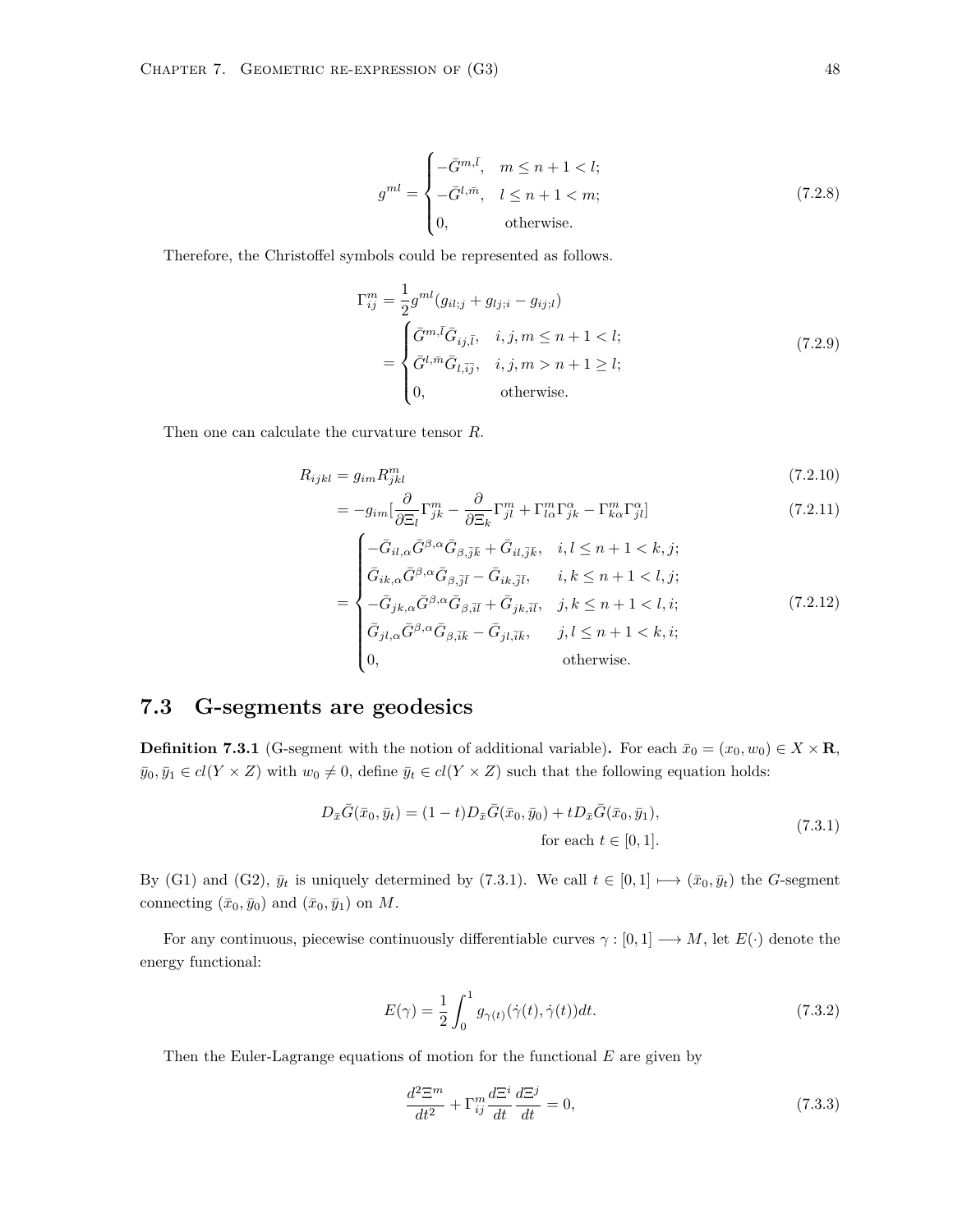$$
g^{ml} = \begin{cases} -\bar{G}^{m,\bar{l}}, & m \le n+1 < l; \\ -\bar{G}^{l,\bar{m}}, & l \le n+1 < m; \\ 0, & \text{otherwise.} \end{cases} \tag{7.2.8}
$$

Therefore, the Christoffel symbols could be represented as follows.

$$
\begin{aligned}
\Gamma_{ij}^{m} &= \frac{1}{2} g^{ml} (g_{il;j} + g_{lj;i} - g_{ij;l}) \\
&= \begin{cases} \bar{G}^{m,\bar{l}} \bar{G}_{ij,\bar{l}}, & i,j,m \le n+1 < l; \\ \bar{G}^{l,\bar{m}} \bar{G}_{l,\bar{i}\bar{j}}, & i,j,m > n+1 \ge l; \\ 0, & \text{otherwise.} \end{cases}
\end{aligned} \tag{7.2.9}
$$

Then one can calculate the curvature tensor $R$.

$$
R_{ijkl} = g_{im} R_{jkl}^{m} \tag{7.2.10}
$$

$$
= -g_{im} \left[ \frac{\partial}{\partial \Xi_l} \Gamma_{jk}^{m} - \frac{\partial}{\partial \Xi_k} \Gamma_{jl}^{m} + \Gamma_{l\alpha}^{m} \Gamma_{jk}^{\alpha} - \Gamma_{k\alpha}^{m} \Gamma_{jl}^{\alpha} \right] \tag{7.2.11}
$$

$$
= \begin{cases} -\bar{G}_{il,\alpha} \bar{G}^{\beta,\alpha} \bar{G}_{\beta,\bar{j}\bar{k}} + \bar{G}_{il,\bar{j}\bar{k}}, & i,l \le n+1 < k,j; \\ \bar{G}_{ik,\alpha} \bar{G}^{\beta,\alpha} \bar{G}_{\beta,\bar{j}\bar{l}} - \bar{G}_{ik,\bar{j}\bar{l}}, & i,k \le n+1 < l,j; \\ -\bar{G}_{jk,\alpha} \bar{G}^{\beta,\alpha} \bar{G}_{\beta,\bar{i}\bar{l}} + \bar{G}_{jk,\bar{i}\bar{l}}, & j,k \le n+1 < l,i; \\ \bar{G}_{jl,\alpha} \bar{G}^{\beta,\alpha} \bar{G}_{\beta,\bar{i}\bar{k}} - \bar{G}_{jl,\bar{i}\bar{k}}, & j,l \le n+1 < k,i; \\ 0, & \text{otherwise.} \end{cases} \tag{7.2.12}
$$

## 7.3 G-segments are geodesics

**Definition 7.3.1** (G-segment with the notion of additional variable)**.** For each $\bar{x}_0 = (x_0, w_0) \in X \times \mathbf{R}$, $\bar{y}_0, \bar{y}_1 \in cl(Y \times Z)$ with $w_0 \neq 0$, define $\bar{y}_t \in cl(Y \times Z)$ such that the following equation holds:

$$
D_{\bar{x}} \bar{G}(\bar{x}_0, \bar{y}_t) = (1-t) D_{\bar{x}} \bar{G}(\bar{x}_0, \bar{y}_0) + t D_{\bar{x}} \bar{G}(\bar{x}_0, \bar{y}_1), \quad \text{for each } t \in [0,1]. \tag{7.3.1}
$$

By (G1) and (G2), $\bar{y}_t$ is uniquely determined by (7.3.1). We call $t \in [0,1] \longmapsto (\bar{x}_0, \bar{y}_t)$ the $G$-segment connecting $(\bar{x}_0, \bar{y}_0)$ and $(\bar{x}_0, \bar{y}_1)$ on $M$.

For any continuous, piecewise continuously differentiable curves $\gamma : [0,1] \longrightarrow M$, let $E(\cdot)$ denote the energy functional:

$$
E(\gamma) = \frac{1}{2} \int_0^1 g_{\gamma(t)}(\dot{\gamma}(t), \dot{\gamma}(t)) dt. \tag{7.3.2}
$$

Then the Euler-Lagrange equations of motion for the functional $E$ are given by

$$
\frac{d^2 \Xi^m}{dt^2} + \Gamma_{ij}^{m} \frac{d\Xi^i}{dt} \frac{d\Xi^j}{dt} = 0, \tag{7.3.3}
$$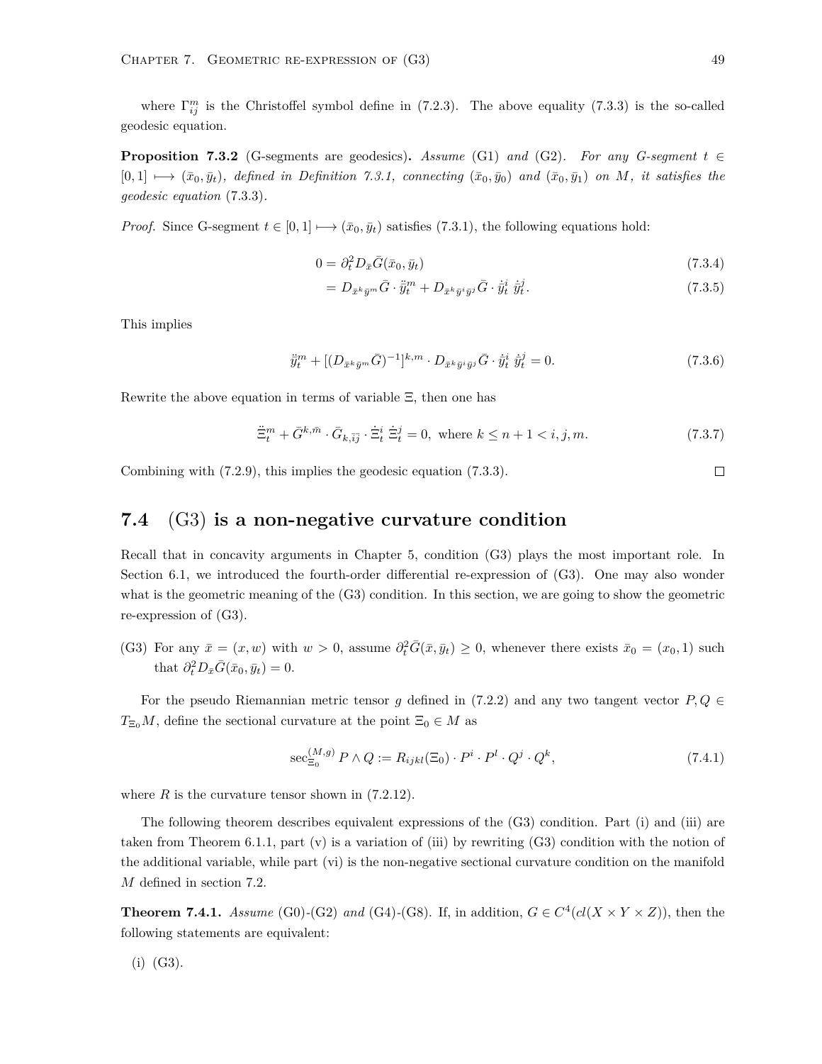where $\Gamma_{ij}^m$ is the Christoffel symbol define in (7.2.3). The above equality (7.3.3) is the so-called geodesic equation.

**Proposition 7.3.2** (G-segments are geodesics)**.** *Assume* (G1) *and* (G2). *For any G-segment* $t \in [0,1] \longmapsto (\bar{x}_0, \bar{y}_t)$*, defined in Definition 7.3.1, connecting* $(\bar{x}_0, \bar{y}_0)$ *and* $(\bar{x}_0, \bar{y}_1)$ *on* $M$*, it satisfies the geodesic equation* (7.3.3)*.*

*Proof.* Since G-segment $t \in [0,1] \longmapsto (\bar{x}_0, \bar{y}_t)$ satisfies (7.3.1), the following equations hold:

$$0 = \partial_t^2 D_{\bar{x}} \bar{G}(\bar{x}_0, \bar{y}_t) \tag{7.3.4}$$

$$= D_{\bar{x}^k \bar{y}^m} \bar{G} \cdot \ddot{\bar{y}}_t^m + D_{\bar{x}^k \bar{y}^i \bar{y}^j} \bar{G} \cdot \dot{\bar{y}}_t^i \; \dot{\bar{y}}_t^j. \tag{7.3.5}$$

This implies

$$\ddot{\bar{y}}_t^m + [(D_{\bar{x}^k \bar{y}^m} \bar{G})^{-1}]^{k,m} \cdot D_{\bar{x}^k \bar{y}^i \bar{y}^j} \bar{G} \cdot \dot{\bar{y}}_t^i \; \dot{\bar{y}}_t^j = 0. \tag{7.3.6}$$

Rewrite the above equation in terms of variable $\Xi$, then one has

$$\ddot{\Xi}_t^m + \bar{G}^{k,\bar{m}} \cdot \bar{G}_{k,\bar{i}\bar{j}} \cdot \dot{\Xi}_t^i \; \dot{\Xi}_t^j = 0, \text{ where } k \leq n+1 < i,j,m. \tag{7.3.7}$$

Combining with (7.2.9), this implies the geodesic equation (7.3.3). $\square$

## 7.4 (G3) is a non-negative curvature condition

Recall that in concavity arguments in Chapter 5, condition (G3) plays the most important role. In Section 6.1, we introduced the fourth-order differential re-expression of (G3). One may also wonder what is the geometric meaning of the (G3) condition. In this section, we are going to show the geometric re-expression of (G3).

(G3) For any $\bar{x} = (x, w)$ with $w > 0$, assume $\partial_t^2 \bar{G}(\bar{x}, \bar{y}_t) \geq 0$, whenever there exists $\bar{x}_0 = (x_0, 1)$ such that $\partial_t^2 D_{\bar{x}} \bar{G}(\bar{x}_0, \bar{y}_t) = 0$.

For the pseudo Riemannian metric tensor $g$ defined in (7.2.2) and any two tangent vector $P, Q \in T_{\Xi_0} M$, define the sectional curvature at the point $\Xi_0 \in M$ as

$$\sec_{\Xi_0}^{(M,g)} P \wedge Q := R_{ijkl}(\Xi_0) \cdot P^i \cdot P^l \cdot Q^j \cdot Q^k, \tag{7.4.1}$$

where $R$ is the curvature tensor shown in (7.2.12).

The following theorem describes equivalent expressions of the (G3) condition. Part (i) and (iii) are taken from Theorem 6.1.1, part (v) is a variation of (iii) by rewriting (G3) condition with the notion of the additional variable, while part (vi) is the non-negative sectional curvature condition on the manifold $M$ defined in section 7.2.

**Theorem 7.4.1.** *Assume* (G0)-(G2) *and* (G4)-(G8). If, in addition, $G \in C^4(cl(X \times Y \times Z))$, then the following statements are equivalent:

(i) (G3).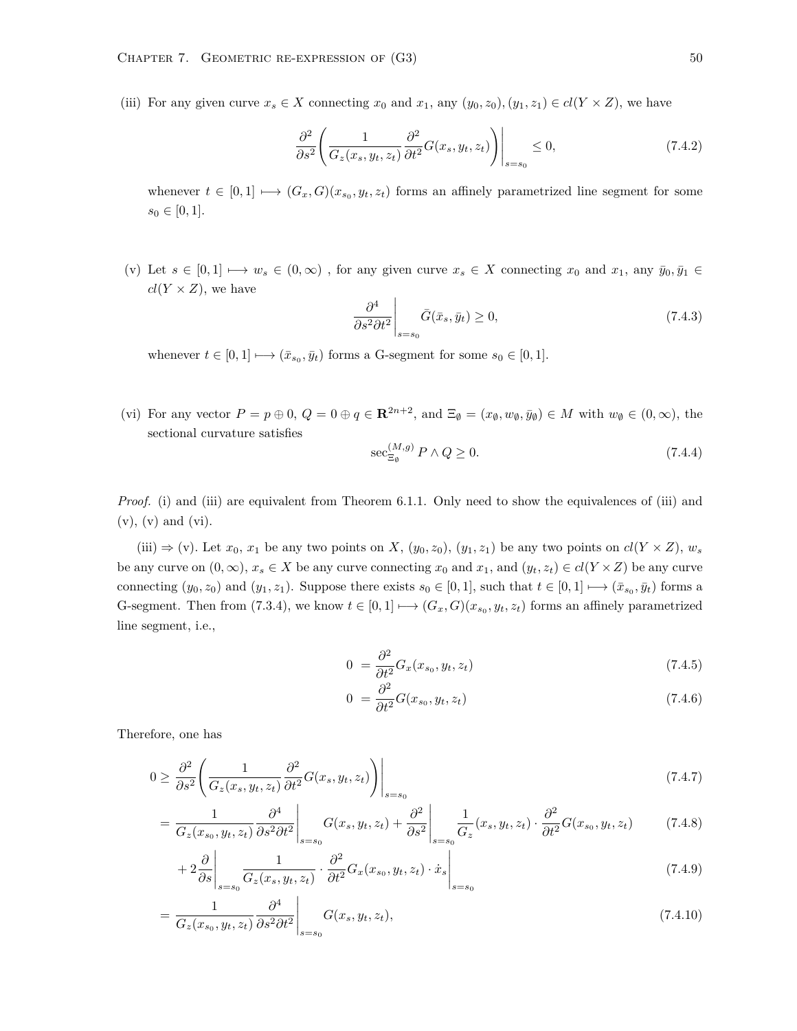(iii) For any given curve $x_s \in X$ connecting $x_0$ and $x_1$, any $(y_0, z_0), (y_1, z_1) \in cl(Y \times Z)$, we have

$$\frac{\partial^2}{\partial s^2}\left(\frac{1}{G_z(x_s, y_t, z_t)}\frac{\partial^2}{\partial t^2}G(x_s, y_t, z_t)\right)\Bigg|_{s=s_0} \le 0, \tag{7.4.2}$$

whenever $t \in [0,1] \longmapsto (G_x, G)(x_{s_0}, y_t, z_t)$ forms an affinely parametrized line segment for some $s_0 \in [0,1]$.

(v) Let $s \in [0,1] \longmapsto w_s \in (0,\infty)$ , for any given curve $x_s \in X$ connecting $x_0$ and $x_1$, any $\bar{y}_0, \bar{y}_1 \in cl(Y \times Z)$, we have

$$\frac{\partial^4}{\partial s^2 \partial t^2}\Bigg|_{s=s_0} \bar{G}(\bar{x}_s, \bar{y}_t) \ge 0, \tag{7.4.3}$$

whenever $t \in [0,1] \longmapsto (\bar{x}_{s_0}, \bar{y}_t)$ forms a G-segment for some $s_0 \in [0,1]$.

(vi) For any vector $P = p \oplus 0$, $Q = 0 \oplus q \in \mathbf{R}^{2n+2}$, and $\Xi_\emptyset = (x_\emptyset, w_\emptyset, \bar{y}_\emptyset) \in M$ with $w_\emptyset \in (0,\infty)$, the sectional curvature satisfies

$$\sec^{(M,g)}_{\Xi_\emptyset} P \wedge Q \ge 0. \tag{7.4.4}$$

*Proof.* (i) and (iii) are equivalent from Theorem 6.1.1. Only need to show the equivalences of (iii) and (v), (v) and (vi).

(iii) $\Rightarrow$ (v). Let $x_0$, $x_1$ be any two points on $X$, $(y_0, z_0)$, $(y_1, z_1)$ be any two points on $cl(Y \times Z)$, $w_s$ be any curve on $(0,\infty)$, $x_s \in X$ be any curve connecting $x_0$ and $x_1$, and $(y_t, z_t) \in cl(Y \times Z)$ be any curve connecting $(y_0, z_0)$ and $(y_1, z_1)$. Suppose there exists $s_0 \in [0,1]$, such that $t \in [0,1] \longmapsto (\bar{x}_{s_0}, \bar{y}_t)$ forms a G-segment. Then from (7.3.4), we know $t \in [0,1] \longmapsto (G_x, G)(x_{s_0}, y_t, z_t)$ forms an affinely parametrized line segment, i.e.,

$$0 = \frac{\partial^2}{\partial t^2}G_x(x_{s_0}, y_t, z_t) \tag{7.4.5}$$

$$0 = \frac{\partial^2}{\partial t^2}G(x_{s_0}, y_t, z_t) \tag{7.4.6}$$

Therefore, one has

$$0 \ge \frac{\partial^2}{\partial s^2}\left(\frac{1}{G_z(x_s, y_t, z_t)}\frac{\partial^2}{\partial t^2}G(x_s, y_t, z_t)\right)\Bigg|_{s=s_0} \tag{7.4.7}$$

$$= \frac{1}{G_z(x_{s_0}, y_t, z_t)}\frac{\partial^4}{\partial s^2 \partial t^2}\Bigg|_{s=s_0} G(x_s, y_t, z_t) + \frac{\partial^2}{\partial s^2}\Bigg|_{s=s_0}\frac{1}{G_z}(x_s, y_t, z_t) \cdot \frac{\partial^2}{\partial t^2}G(x_{s_0}, y_t, z_t) \tag{7.4.8}$$

$$+ 2\frac{\partial}{\partial s}\Bigg|_{s=s_0}\frac{1}{G_z(x_s, y_t, z_t)} \cdot \frac{\partial^2}{\partial t^2}G_x(x_{s_0}, y_t, z_t) \cdot \dot{x}_s\Bigg|_{s=s_0} \tag{7.4.9}$$

$$= \frac{1}{G_z(x_{s_0}, y_t, z_t)}\frac{\partial^4}{\partial s^2 \partial t^2}\Bigg|_{s=s_0} G(x_s, y_t, z_t), \tag{7.4.10}$$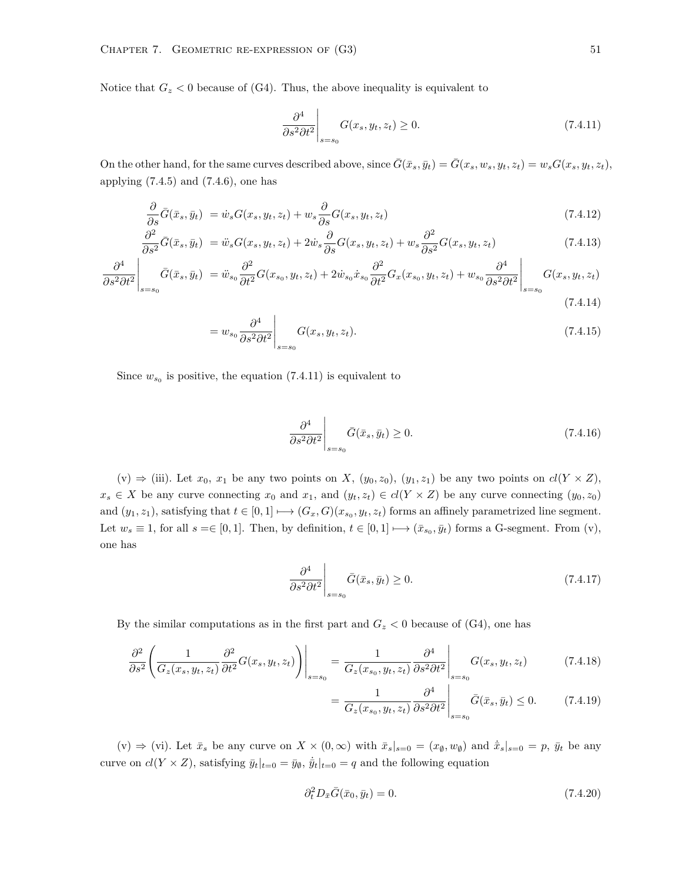Notice that $G_z < 0$ because of (G4). Thus, the above inequality is equivalent to

$$\left.\frac{\partial^4}{\partial s^2 \partial t^2}\right|_{s=s_0} G(x_s, y_t, z_t) \geq 0. \tag{7.4.11}$$

On the other hand, for the same curves described above, since $\bar{G}(\bar{x}_s, \bar{y}_t) = \bar{G}(x_s, w_s, y_t, z_t) = w_s G(x_s, y_t, z_t)$, applying (7.4.5) and (7.4.6), one has

$$\frac{\partial}{\partial s}\bar{G}(\bar{x}_s, \bar{y}_t) = \dot{w}_s G(x_s, y_t, z_t) + w_s \frac{\partial}{\partial s} G(x_s, y_t, z_t) \tag{7.4.12}$$

$$\frac{\partial^2}{\partial s^2}\bar{G}(\bar{x}_s, \bar{y}_t) = \ddot{w}_s G(x_s, y_t, z_t) + 2\dot{w}_s \frac{\partial}{\partial s} G(x_s, y_t, z_t) + w_s \frac{\partial^2}{\partial s^2} G(x_s, y_t, z_t) \tag{7.4.13}$$

$$\left.\frac{\partial^4}{\partial s^2 \partial t^2}\right|_{s=s_0} \bar{G}(\bar{x}_s, \bar{y}_t) = \ddot{w}_{s_0} \frac{\partial^2}{\partial t^2} G(x_{s_0}, y_t, z_t) + 2\dot{w}_{s_0} \dot{x}_{s_0} \frac{\partial^2}{\partial t^2} G_x(x_{s_0}, y_t, z_t) + w_{s_0} \left.\frac{\partial^4}{\partial s^2 \partial t^2}\right|_{s=s_0} G(x_s, y_t, z_t) \tag{7.4.14}$$

$$= w_{s_0} \left.\frac{\partial^4}{\partial s^2 \partial t^2}\right|_{s=s_0} G(x_s, y_t, z_t). \tag{7.4.15}$$

Since $w_{s_0}$ is positive, the equation (7.4.11) is equivalent to

$$\left.\frac{\partial^4}{\partial s^2 \partial t^2}\right|_{s=s_0} \bar{G}(\bar{x}_s, \bar{y}_t) \geq 0. \tag{7.4.16}$$

(v) $\Rightarrow$ (iii). Let $x_0$, $x_1$ be any two points on $X$, $(y_0, z_0)$, $(y_1, z_1)$ be any two points on $cl(Y \times Z)$, $x_s \in X$ be any curve connecting $x_0$ and $x_1$, and $(y_t, z_t) \in cl(Y \times Z)$ be any curve connecting $(y_0, z_0)$ and $(y_1, z_1)$, satisfying that $t \in [0,1] \longmapsto (G_x, G)(x_{s_0}, y_t, z_t)$ forms an affinely parametrized line segment. Let $w_s \equiv 1$, for all $s = \in [0,1]$. Then, by definition, $t \in [0,1] \longmapsto (\bar{x}_{s_0}, \bar{y}_t)$ forms a G-segment. From (v), one has

$$\left.\frac{\partial^4}{\partial s^2 \partial t^2}\right|_{s=s_0} \bar{G}(\bar{x}_s, \bar{y}_t) \geq 0. \tag{7.4.17}$$

By the similar computations as in the first part and $G_z < 0$ because of (G4), one has

$$\left.\frac{\partial^2}{\partial s^2}\left(\frac{1}{G_z(x_s, y_t, z_t)} \frac{\partial^2}{\partial t^2} G(x_s, y_t, z_t)\right)\right|_{s=s_0} = \frac{1}{G_z(x_{s_0}, y_t, z_t)} \left.\frac{\partial^4}{\partial s^2 \partial t^2}\right|_{s=s_0} G(x_s, y_t, z_t) \tag{7.4.18}$$

$$= \frac{1}{G_z(x_{s_0}, y_t, z_t)} \left.\frac{\partial^4}{\partial s^2 \partial t^2}\right|_{s=s_0} \bar{G}(\bar{x}_s, \bar{y}_t) \leq 0. \tag{7.4.19}$$

(v) $\Rightarrow$ (vi). Let $\bar{x}_s$ be any curve on $X \times (0, \infty)$ with $\bar{x}_s|_{s=0} = (x_\emptyset, w_\emptyset)$ and $\dot{\bar{x}}_s|_{s=0} = p$, $\bar{y}_t$ be any curve on $cl(Y \times Z)$, satisfying $\bar{y}_t|_{t=0} = \bar{y}_\emptyset$, $\dot{\bar{y}}_t|_{t=0} = q$ and the following equation

$$\partial_t^2 D_{\bar{x}} \bar{G}(\bar{x}_0, \bar{y}_t) = 0. \tag{7.4.20}$$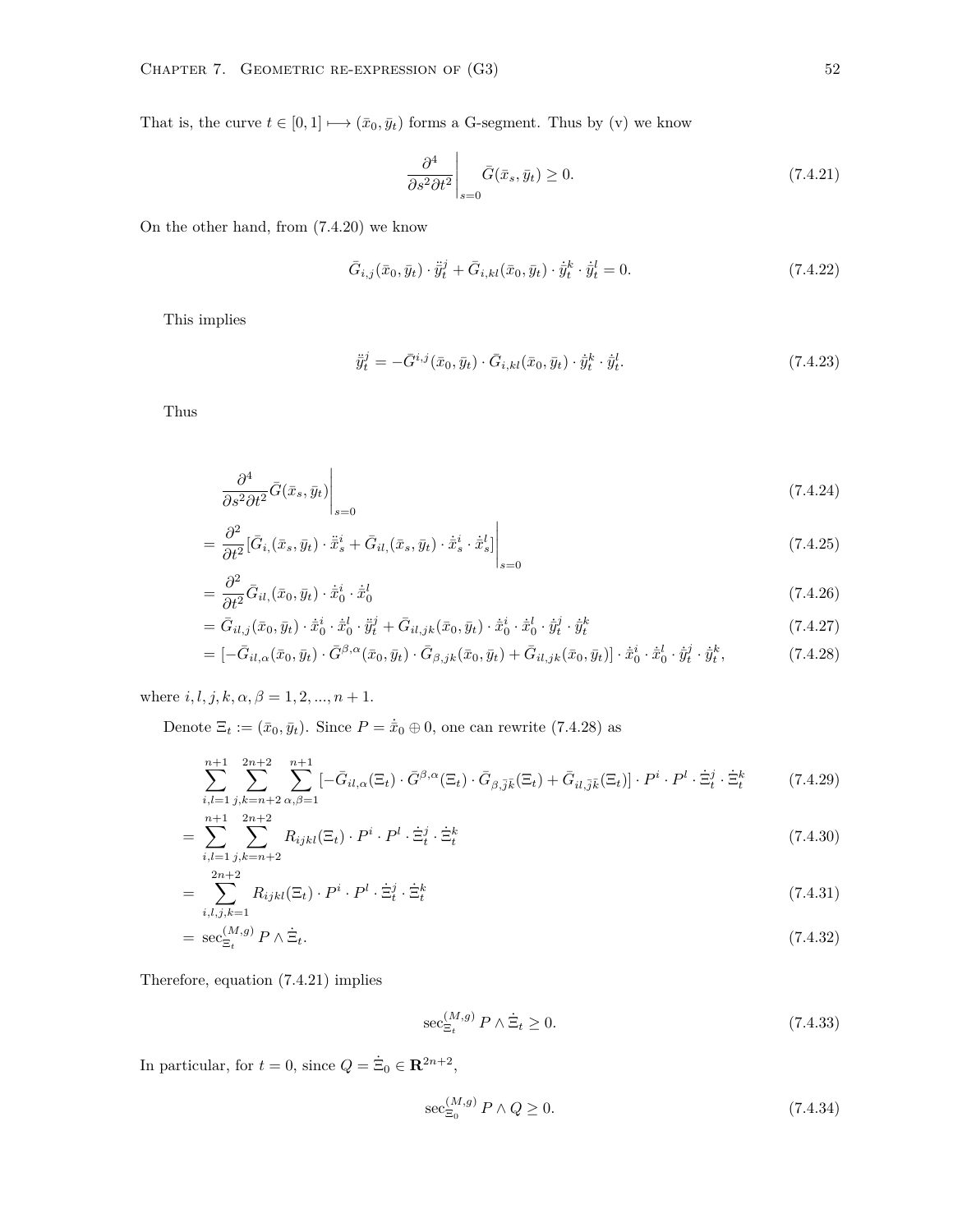That is, the curve $t \in [0,1] \longmapsto (\bar{x}_0, \bar{y}_t)$ forms a G-segment. Thus by (v) we know

$$\left.\frac{\partial^4}{\partial s^2 \partial t^2}\right|_{s=0} \bar{G}(\bar{x}_s, \bar{y}_t) \geq 0. \tag{7.4.21}$$

On the other hand, from (7.4.20) we know

$$\bar{G}_{i,j}(\bar{x}_0, \bar{y}_t) \cdot \ddot{\bar{y}}_t^j + \bar{G}_{i,kl}(\bar{x}_0, \bar{y}_t) \cdot \dot{\bar{y}}_t^k \cdot \dot{\bar{y}}_t^l = 0. \tag{7.4.22}$$

This implies

$$\ddot{\bar{y}}_t^j = -\bar{G}^{i,j}(\bar{x}_0, \bar{y}_t) \cdot \bar{G}_{i,kl}(\bar{x}_0, \bar{y}_t) \cdot \dot{\bar{y}}_t^k \cdot \dot{\bar{y}}_t^l. \tag{7.4.23}$$

Thus

$$\left.\frac{\partial^4}{\partial s^2 \partial t^2} \bar{G}(\bar{x}_s, \bar{y}_t)\right|_{s=0} \tag{7.4.24}$$

$$= \left.\frac{\partial^2}{\partial t^2}[\bar{G}_{i,}(\bar{x}_s, \bar{y}_t) \cdot \ddot{\bar{x}}_s^i + \bar{G}_{il,}(\bar{x}_s, \bar{y}_t) \cdot \dot{\bar{x}}_s^i \cdot \dot{\bar{x}}_s^l]\right|_{s=0} \tag{7.4.25}$$

$$= \frac{\partial^2}{\partial t^2} \bar{G}_{il,}(\bar{x}_0, \bar{y}_t) \cdot \dot{\bar{x}}_0^i \cdot \dot{\bar{x}}_0^l \tag{7.4.26}$$

$$= \bar{G}_{il,j}(\bar{x}_0, \bar{y}_t) \cdot \dot{\bar{x}}_0^i \cdot \dot{\bar{x}}_0^l \cdot \ddot{\bar{y}}_t^j + \bar{G}_{il,jk}(\bar{x}_0, \bar{y}_t) \cdot \dot{\bar{x}}_0^i \cdot \dot{\bar{x}}_0^l \cdot \dot{\bar{y}}_t^j \cdot \dot{\bar{y}}_t^k \tag{7.4.27}$$

$$= [-\bar{G}_{il,\alpha}(\bar{x}_0, \bar{y}_t) \cdot \bar{G}^{\beta,\alpha}(\bar{x}_0, \bar{y}_t) \cdot \bar{G}_{\beta,jk}(\bar{x}_0, \bar{y}_t) + \bar{G}_{il,jk}(\bar{x}_0, \bar{y}_t)] \cdot \dot{\bar{x}}_0^i \cdot \dot{\bar{x}}_0^l \cdot \dot{\bar{y}}_t^j \cdot \dot{\bar{y}}_t^k, \tag{7.4.28}$$

where $i, l, j, k, \alpha, \beta = 1, 2, ..., n+1$.

Denote $\Xi_t := (\bar{x}_0, \bar{y}_t)$. Since $P = \dot{\bar{x}}_0 \oplus 0$, one can rewrite (7.4.28) as

$$\sum_{i,l=1}^{n+1} \sum_{j,k=n+2}^{2n+2} \sum_{\alpha,\beta=1}^{n+1} [-\bar{G}_{il,\alpha}(\Xi_t) \cdot \bar{G}^{\beta,\alpha}(\Xi_t) \cdot \bar{G}_{\beta,\bar{j}\bar{k}}(\Xi_t) + \bar{G}_{il,\bar{j}\bar{k}}(\Xi_t)] \cdot P^i \cdot P^l \cdot \dot{\Xi}_t^j \cdot \dot{\Xi}_t^k \tag{7.4.29}$$

$$= \sum_{i,l=1}^{n+1} \sum_{j,k=n+2}^{2n+2} R_{ijkl}(\Xi_t) \cdot P^i \cdot P^l \cdot \dot{\Xi}_t^j \cdot \dot{\Xi}_t^k \tag{7.4.30}$$

$$= \sum_{i,l,j,k=1}^{2n+2} R_{ijkl}(\Xi_t) \cdot P^i \cdot P^l \cdot \dot{\Xi}_t^j \cdot \dot{\Xi}_t^k \tag{7.4.31}$$

$$= \sec_{\Xi_t}^{(M,g)} P \wedge \dot{\Xi}_t. \tag{7.4.32}$$

Therefore, equation (7.4.21) implies

$$\sec_{\Xi_t}^{(M,g)} P \wedge \dot{\Xi}_t \geq 0. \tag{7.4.33}$$

In particular, for $t = 0$, since $Q = \dot{\Xi}_0 \in \mathbf{R}^{2n+2}$,

$$\sec_{\Xi_0}^{(M,g)} P \wedge Q \geq 0. \tag{7.4.34}$$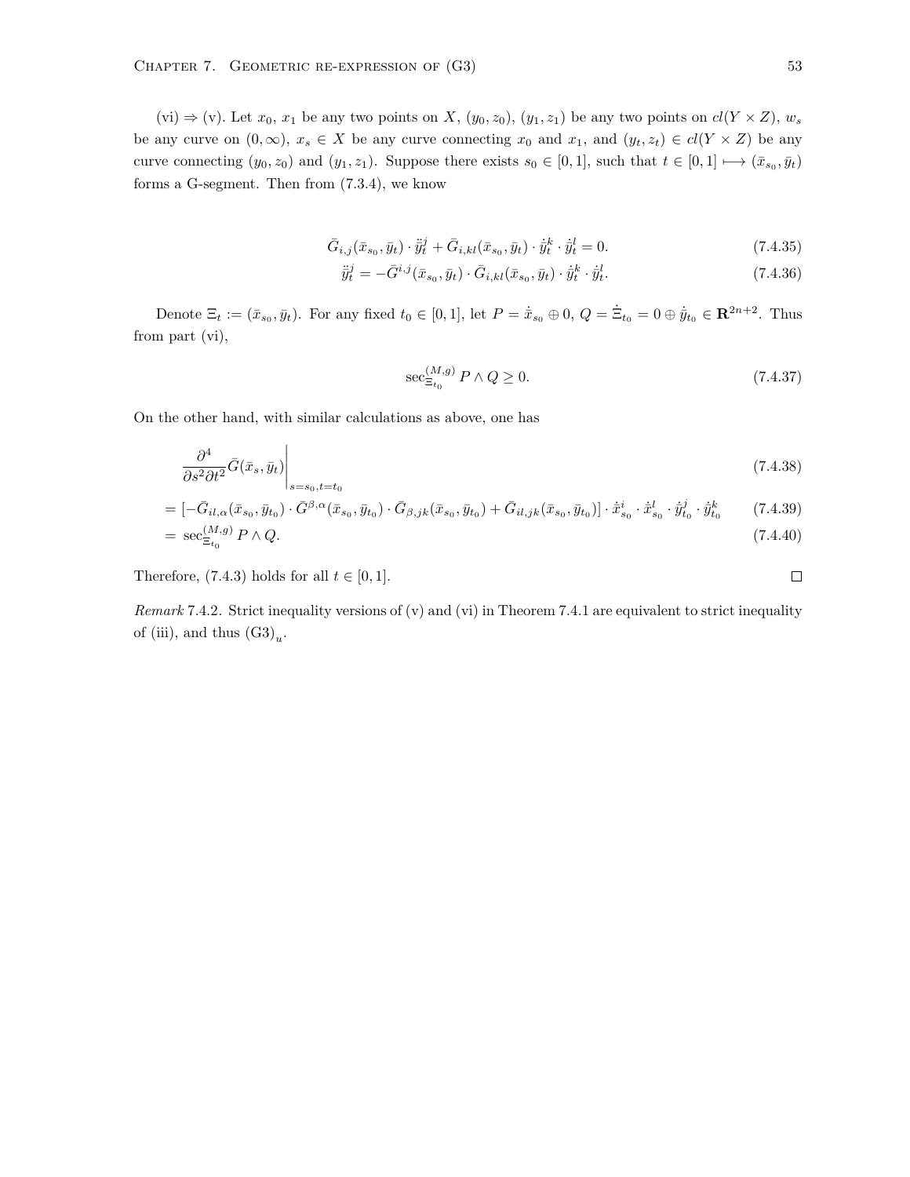(vi) $\Rightarrow$ (v). Let $x_0$, $x_1$ be any two points on $X$, $(y_0, z_0)$, $(y_1, z_1)$ be any two points on $cl(Y \times Z)$, $w_s$ be any curve on $(0, \infty)$, $x_s \in X$ be any curve connecting $x_0$ and $x_1$, and $(y_t, z_t) \in cl(Y \times Z)$ be any curve connecting $(y_0, z_0)$ and $(y_1, z_1)$. Suppose there exists $s_0 \in [0,1]$, such that $t \in [0,1] \longmapsto (\bar{x}_{s_0}, \bar{y}_t)$ forms a G-segment. Then from (7.3.4), we know

$$\bar{G}_{i,j}(\bar{x}_{s_0}, \bar{y}_t) \cdot \ddot{\bar{y}}_t^j + \bar{G}_{i,kl}(\bar{x}_{s_0}, \bar{y}_t) \cdot \dot{\bar{y}}_t^k \cdot \dot{\bar{y}}_t^l = 0. \tag{7.4.35}$$

$$\ddot{\bar{y}}_t^j = -\bar{G}^{i,j}(\bar{x}_{s_0}, \bar{y}_t) \cdot \bar{G}_{i,kl}(\bar{x}_{s_0}, \bar{y}_t) \cdot \dot{\bar{y}}_t^k \cdot \dot{\bar{y}}_t^l. \tag{7.4.36}$$

Denote $\Xi_t := (\bar{x}_{s_0}, \bar{y}_t)$. For any fixed $t_0 \in [0,1]$, let $P = \dot{\bar{x}}_{s_0} \oplus 0$, $Q = \dot{\Xi}_{t_0} = 0 \oplus \dot{\bar{y}}_{t_0} \in \mathbf{R}^{2n+2}$. Thus from part (vi),

$$\sec^{(M,g)}_{\Xi_{t_0}} P \wedge Q \geq 0. \tag{7.4.37}$$

On the other hand, with similar calculations as above, one has

$$\frac{\partial^4}{\partial s^2 \partial t^2} \bar{G}(\bar{x}_s, \bar{y}_t) \Bigg|_{s=s_0, t=t_0} \tag{7.4.38}$$

$$= [-\bar{G}_{il,\alpha}(\bar{x}_{s_0}, \bar{y}_{t_0}) \cdot \bar{G}^{\beta,\alpha}(\bar{x}_{s_0}, \bar{y}_{t_0}) \cdot \bar{G}_{\beta,jk}(\bar{x}_{s_0}, \bar{y}_{t_0}) + \bar{G}_{il,jk}(\bar{x}_{s_0}, \bar{y}_{t_0})] \cdot \dot{\bar{x}}_{s_0}^i \cdot \dot{\bar{x}}_{s_0}^l \cdot \dot{\bar{y}}_{t_0}^j \cdot \dot{\bar{y}}_{t_0}^k \tag{7.4.39}$$

$$= \sec^{(M,g)}_{\Xi_{t_0}} P \wedge Q. \tag{7.4.40}$$

Therefore, (7.4.3) holds for all $t \in [0,1]$. $\square$

*Remark* 7.4.2. Strict inequality versions of (v) and (vi) in Theorem 7.4.1 are equivalent to strict inequality of (iii), and thus $(\mathrm{G3})_u$.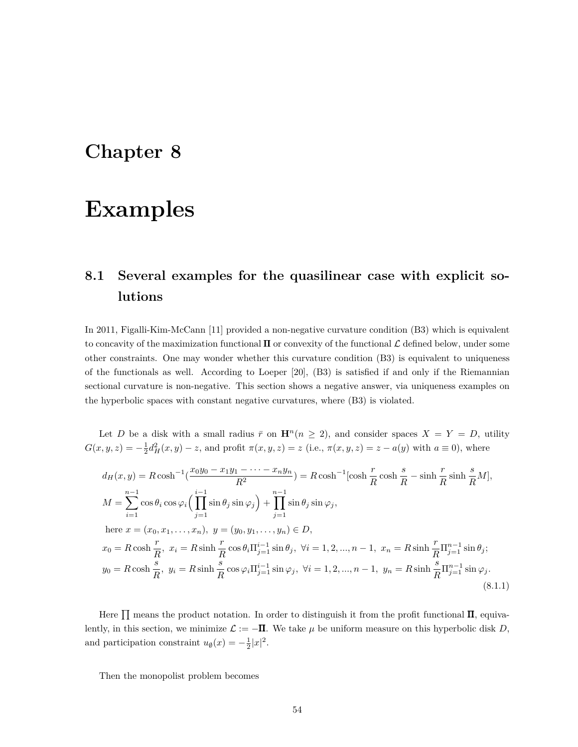# Chapter 8

# Examples

## 8.1 Several examples for the quasilinear case with explicit solutions

In 2011, Figalli-Kim-McCann [11] provided a non-negative curvature condition (B3) which is equivalent to concavity of the maximization functional $\mathbf{\Pi}$ or convexity of the functional $\mathcal{L}$ defined below, under some other constraints. One may wonder whether this curvature condition (B3) is equivalent to uniqueness of the functionals as well. According to Loeper [20], (B3) is satisfied if and only if the Riemannian sectional curvature is non-negative. This section shows a negative answer, via uniqueness examples on the hyperbolic spaces with constant negative curvatures, where (B3) is violated.

Let $D$ be a disk with a small radius $\bar{r}$ on $\mathbf{H}^n (n \geq 2)$, and consider spaces $X = Y = D$, utility $G(x, y, z) = -\frac{1}{2}d_H^2(x, y) - z$, and profit $\pi(x, y, z) = z$ (i.e., $\pi(x, y, z) = z - a(y)$ with $a \equiv 0$), where

$$
\begin{aligned}
& d_H(x,y) = R\cosh^{-1}\left(\frac{x_0y_0 - x_1y_1 - \cdots - x_ny_n}{R^2}\right) = R\cosh^{-1}\left[\cosh\frac{r}{R}\cosh\frac{s}{R} - \sinh\frac{r}{R}\sinh\frac{s}{R}M\right], \\
& M = \sum_{i=1}^{n-1}\cos\theta_i\cos\varphi_i\Big(\prod_{j=1}^{i-1}\sin\theta_j\sin\varphi_j\Big) + \prod_{j=1}^{n-1}\sin\theta_j\sin\varphi_j, \\
& \text{ here } x = (x_0, x_1, \ldots, x_n),\ y = (y_0, y_1, \ldots, y_n) \in D, \\
& x_0 = R\cosh\frac{r}{R},\ x_i = R\sinh\frac{r}{R}\cos\theta_i\Pi_{j=1}^{i-1}\sin\theta_j,\ \forall i = 1, 2, ..., n-1,\ x_n = R\sinh\frac{r}{R}\Pi_{j=1}^{n-1}\sin\theta_j; \\
& y_0 = R\cosh\frac{s}{R},\ y_i = R\sinh\frac{s}{R}\cos\varphi_i\Pi_{j=1}^{i-1}\sin\varphi_j,\ \forall i = 1, 2, ..., n-1,\ y_n = R\sinh\frac{s}{R}\Pi_{j=1}^{n-1}\sin\varphi_j.
\end{aligned}
\tag{8.1.1}
$$

Here $\prod$ means the product notation. In order to distinguish it from the profit functional $\mathbf{\Pi}$, equivalently, in this section, we minimize $\mathcal{L} := -\mathbf{\Pi}$. We take $\mu$ be uniform measure on this hyperbolic disk $D$, and participation constraint $u_\emptyset(x) = -\frac{1}{2}|x|^2$.

Then the monopolist problem becomes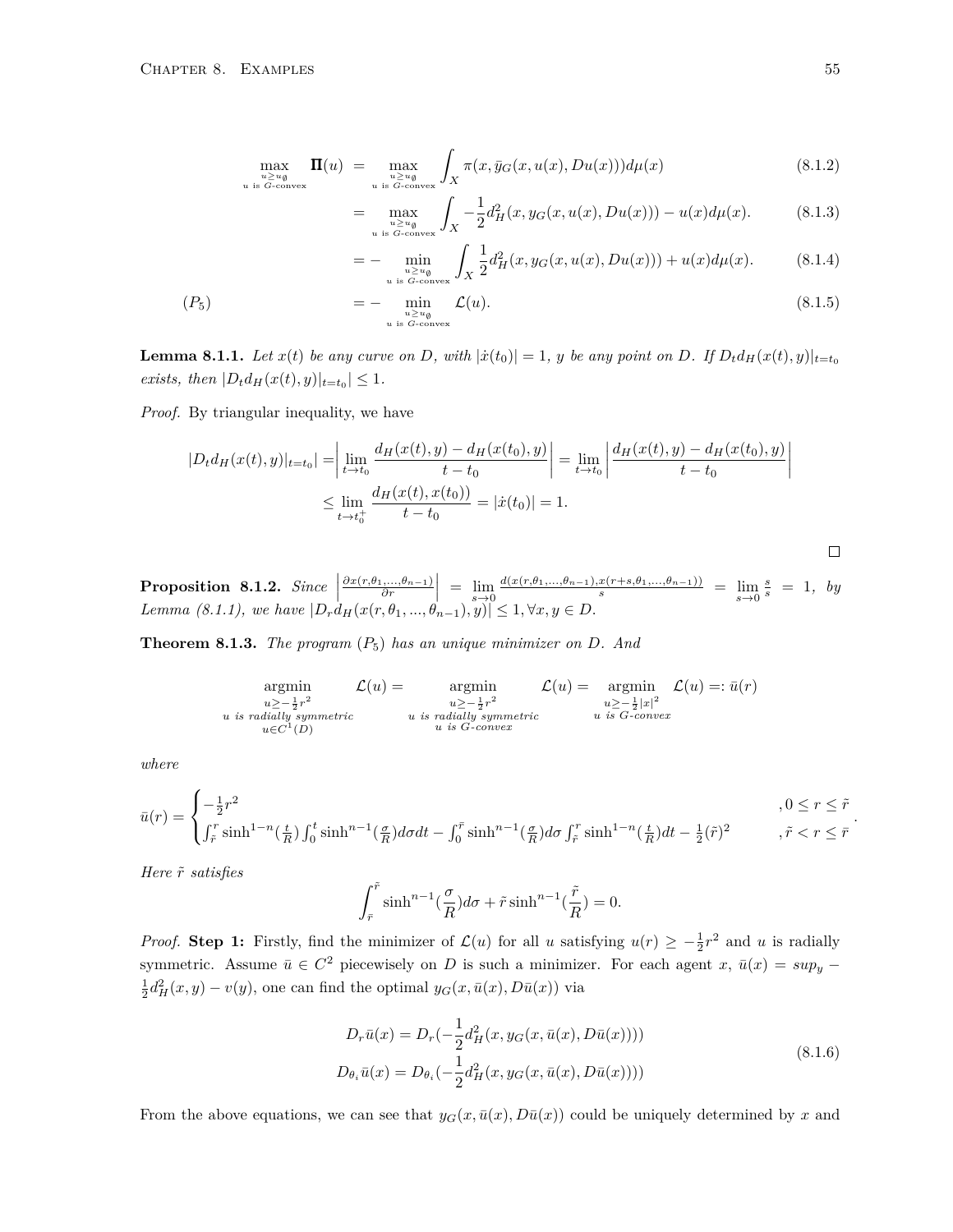$$
\begin{aligned}
\max_{\substack{u \geq u_\emptyset \\ u \text{ is } G\text{-convex}}} \mathbf{\Pi}(u) &= \max_{\substack{u \geq u_\emptyset \\ u \text{ is } G\text{-convex}}} \int_X \pi(x, \bar{y}_G(x, u(x), Du(x))) d\mu(x) && (8.1.2) \\
&= \max_{\substack{u \geq u_\emptyset \\ u \text{ is } G\text{-convex}}} \int_X -\frac{1}{2} d_H^2(x, y_G(x, u(x), Du(x))) - u(x) d\mu(x). && (8.1.3) \\
&= -\min_{\substack{u \geq u_\emptyset \\ u \text{ is } G\text{-convex}}} \int_X \frac{1}{2} d_H^2(x, y_G(x, u(x), Du(x))) + u(x) d\mu(x). && (8.1.4) \\
(P_5) \qquad &= -\min_{\substack{u \geq u_\emptyset \\ u \text{ is } G\text{-convex}}} \mathcal{L}(u). && (8.1.5)
\end{aligned}
$$

**Lemma 8.1.1.** *Let $x(t)$ be any curve on $D$, with $|\dot{x}(t_0)| = 1$, $y$ be any point on $D$. If $D_t d_H(x(t), y)|_{t=t_0}$ exists, then $|D_t d_H(x(t), y)|_{t=t_0}| \leq 1$.*

*Proof.* By triangular inequality, we have

$$
\begin{aligned}
|D_t d_H(x(t), y)|_{t=t_0}| &= \left| \lim_{t \to t_0} \frac{d_H(x(t), y) - d_H(x(t_0), y)}{t - t_0} \right| = \lim_{t \to t_0} \left| \frac{d_H(x(t), y) - d_H(x(t_0), y)}{t - t_0} \right| \\
&\leq \lim_{t \to t_0^+} \frac{d_H(x(t), x(t_0))}{t - t_0} = |\dot{x}(t_0)| = 1.
\end{aligned}
$$

∎

**Proposition 8.1.2.** *Since $\left| \frac{\partial x(r, \theta_1, ..., \theta_{n-1})}{\partial r} \right| = \lim_{s \to 0} \frac{d(x(r, \theta_1, ..., \theta_{n-1}), x(r+s, \theta_1, ..., \theta_{n-1}))}{s} = \lim_{s \to 0} \frac{s}{s} = 1$, by Lemma (8.1.1), we have $|D_r d_H(x(r, \theta_1, ..., \theta_{n-1}), y)| \leq 1, \forall x, y \in D$.*

**Theorem 8.1.3.** *The program $(P_5)$ has an unique minimizer on $D$. And*

$$
\operatorname*{argmin}_{\substack{u \geq -\frac{1}{2} r^2 \\ u \text{ is radially symmetric} \\ u \in C^1(D)}} \mathcal{L}(u) = \operatorname*{argmin}_{\substack{u \geq -\frac{1}{2} r^2 \\ u \text{ is radially symmetric} \\ u \text{ is } G\text{-convex}}} \mathcal{L}(u) = \operatorname*{argmin}_{\substack{u \geq -\frac{1}{2} |x|^2 \\ u \text{ is } G\text{-convex}}} \mathcal{L}(u) =: \bar{u}(r)
$$

*where*

$$
\bar{u}(r) = \begin{cases} -\frac{1}{2} r^2 & , 0 \leq r \leq \tilde{r} \\ \int_{\tilde{r}}^r \sinh^{1-n}(\frac{t}{R}) \int_0^t \sinh^{n-1}(\frac{\sigma}{R}) d\sigma dt - \int_0^{\bar{r}} \sinh^{n-1}(\frac{\sigma}{R}) d\sigma \int_{\tilde{r}}^r \sinh^{1-n}(\frac{t}{R}) dt - \frac{1}{2}(\tilde{r})^2 & , \tilde{r} < r \leq \bar{r} \end{cases}.
$$

*Here $\tilde{r}$ satisfies*

$$
\int_{\bar{r}}^{\tilde{r}} \sinh^{n-1}(\frac{\sigma}{R}) d\sigma + \tilde{r} \sinh^{n-1}(\frac{\tilde{r}}{R}) = 0.
$$

*Proof.* **Step 1:** Firstly, find the minimizer of $\mathcal{L}(u)$ for all $u$ satisfying $u(r) \geq -\frac{1}{2} r^2$ and $u$ is radially symmetric. Assume $\bar{u} \in C^2$ piecewisely on $D$ is such a minimizer. For each agent $x$, $\bar{u}(x) = sup_y - \frac{1}{2} d_H^2(x, y) - v(y)$, one can find the optimal $y_G(x, \bar{u}(x), D\bar{u}(x))$ via

$$
\begin{aligned}
D_r \bar{u}(x) &= D_r(-\frac{1}{2} d_H^2(x, y_G(x, \bar{u}(x), D\bar{u}(x)))) \\
D_{\theta_i} \bar{u}(x) &= D_{\theta_i}(-\frac{1}{2} d_H^2(x, y_G(x, \bar{u}(x), D\bar{u}(x))))
\end{aligned} \tag{8.1.6}
$$

From the above equations, we can see that $y_G(x, \bar{u}(x), D\bar{u}(x))$ could be uniquely determined by $x$ and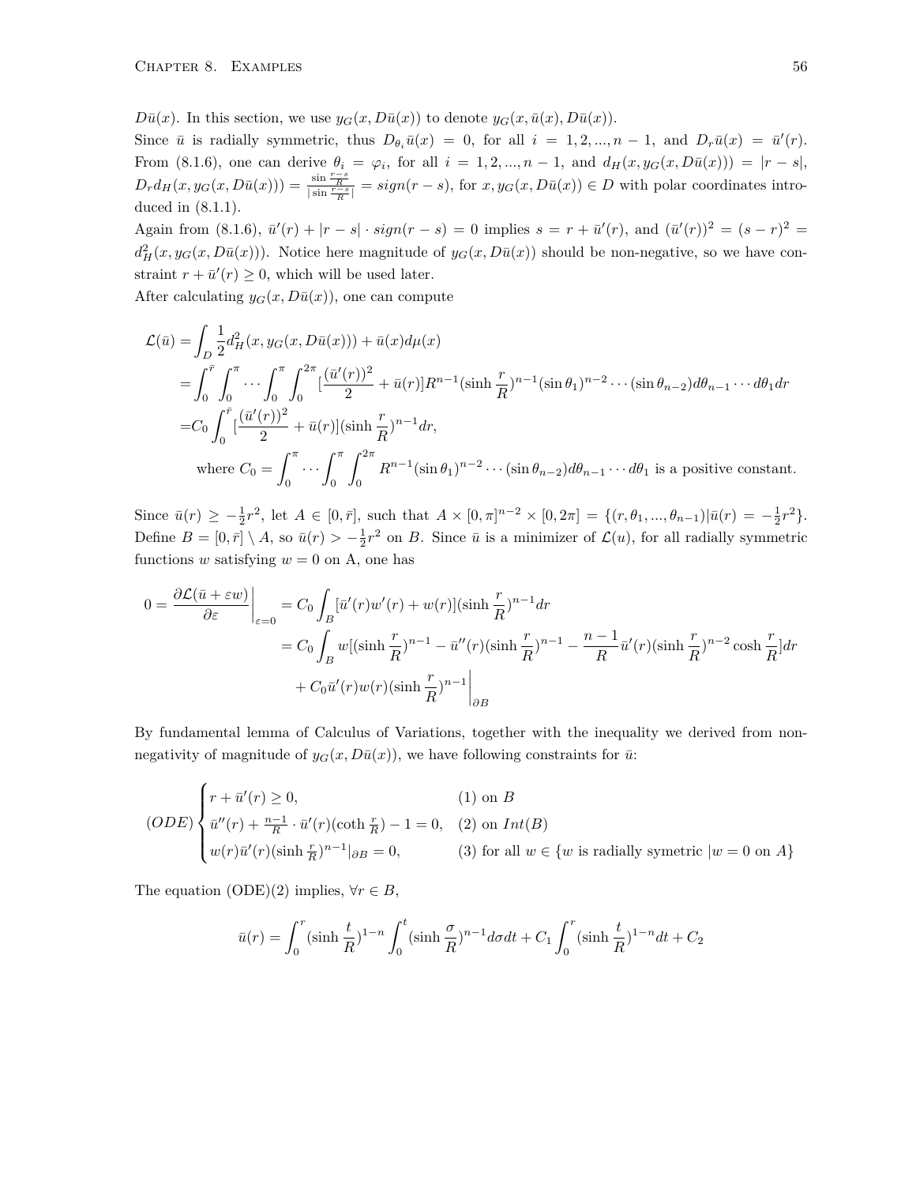$D\bar{u}(x)$. In this section, we use $y_G(x, D\bar{u}(x))$ to denote $y_G(x, \bar{u}(x), D\bar{u}(x))$.

Since $\bar{u}$ is radially symmetric, thus $D_{\theta_i}\bar{u}(x) = 0$, for all $i = 1, 2, ..., n-1$, and $D_r\bar{u}(x) = \bar{u}'(r)$. From (8.1.6), one can derive $\theta_i = \varphi_i$, for all $i = 1, 2, ..., n-1$, and $d_H(x, y_G(x, D\bar{u}(x))) = |r - s|$, $D_r d_H(x, y_G(x, D\bar{u}(x))) = \frac{\sin\frac{r-s}{R}}{|\sin\frac{r-s}{R}|} = sign(r-s)$, for $x, y_G(x, D\bar{u}(x)) \in D$ with polar coordinates introduced in (8.1.1).

Again from (8.1.6), $\bar{u}'(r) + |r-s| \cdot sign(r-s) = 0$ implies $s = r + \bar{u}'(r)$, and $(\bar{u}'(r))^2 = (s-r)^2 = d_H^2(x, y_G(x, D\bar{u}(x)))$. Notice here magnitude of $y_G(x, D\bar{u}(x))$ should be non-negative, so we have constraint $r + \bar{u}'(r) \geq 0$, which will be used later.

After calculating $y_G(x, D\bar{u}(x))$, one can compute

$$
\begin{aligned}
\mathcal{L}(\bar{u}) =& \int_D \frac{1}{2} d_H^2(x, y_G(x, D\bar{u}(x))) + \bar{u}(x) d\mu(x) \\
=& \int_0^{\bar{r}} \int_0^{\pi} \cdots \int_0^{\pi} \int_0^{2\pi} [\frac{(\bar{u}'(r))^2}{2} + \bar{u}(r)] R^{n-1} (\sinh\frac{r}{R})^{n-1} (\sin\theta_1)^{n-2} \cdots (\sin\theta_{n-2}) d\theta_{n-1} \cdots d\theta_1 dr \\
=& C_0 \int_0^{\bar{r}} [\frac{(\bar{u}'(r))^2}{2} + \bar{u}(r)] (\sinh\frac{r}{R})^{n-1} dr, \\
& \text{where } C_0 = \int_0^{\pi} \cdots \int_0^{\pi} \int_0^{2\pi} R^{n-1} (\sin\theta_1)^{n-2} \cdots (\sin\theta_{n-2}) d\theta_{n-1} \cdots d\theta_1 \text{ is a positive constant.}
\end{aligned}
$$

Since $\bar{u}(r) \geq -\frac{1}{2}r^2$, let $A \in [0, \bar{r}]$, such that $A \times [0, \pi]^{n-2} \times [0, 2\pi] = \{(r, \theta_1, ..., \theta_{n-1}) | \bar{u}(r) = -\frac{1}{2}r^2\}$. Define $B = [0, \bar{r}] \setminus A$, so $\bar{u}(r) > -\frac{1}{2}r^2$ on $B$. Since $\bar{u}$ is a minimizer of $\mathcal{L}(u)$, for all radially symmetric functions $w$ satisfying $w = 0$ on A, one has

$$
\begin{aligned}
0 = \left.\frac{\partial \mathcal{L}(\bar{u} + \varepsilon w)}{\partial \varepsilon}\right|_{\varepsilon=0} &= C_0 \int_B [\bar{u}'(r) w'(r) + w(r)] (\sinh\frac{r}{R})^{n-1} dr \\
&= C_0 \int_B w[(\sinh\frac{r}{R})^{n-1} - \bar{u}''(r)(\sinh\frac{r}{R})^{n-1} - \frac{n-1}{R}\bar{u}'(r)(\sinh\frac{r}{R})^{n-2}\cosh\frac{r}{R}] dr \\
&\quad + C_0 \bar{u}'(r) w(r) (\sinh\frac{r}{R})^{n-1}\Big|_{\partial B}
\end{aligned}
$$

By fundamental lemma of Calculus of Variations, together with the inequality we derived from non-negativity of magnitude of $y_G(x, D\bar{u}(x))$, we have following constraints for $\bar{u}$:

$$
(ODE) \begin{cases}
r + \bar{u}'(r) \geq 0, & (1) \text{ on } B \\
\bar{u}''(r) + \frac{n-1}{R} \cdot \bar{u}'(r)(\coth\frac{r}{R}) - 1 = 0, & (2) \text{ on } Int(B) \\
w(r)\bar{u}'(r)(\sinh\frac{r}{R})^{n-1}|_{\partial B} = 0, & (3) \text{ for all } w \in \{w \text{ is radially symetric } | w = 0 \text{ on } A\}
\end{cases}
$$

The equation (ODE)(2) implies, $\forall r \in B$,

$$
\bar{u}(r) = \int_0^r (\sinh\frac{t}{R})^{1-n} \int_0^t (\sinh\frac{\sigma}{R})^{n-1} d\sigma dt + C_1 \int_0^r (\sinh\frac{t}{R})^{1-n} dt + C_2
$$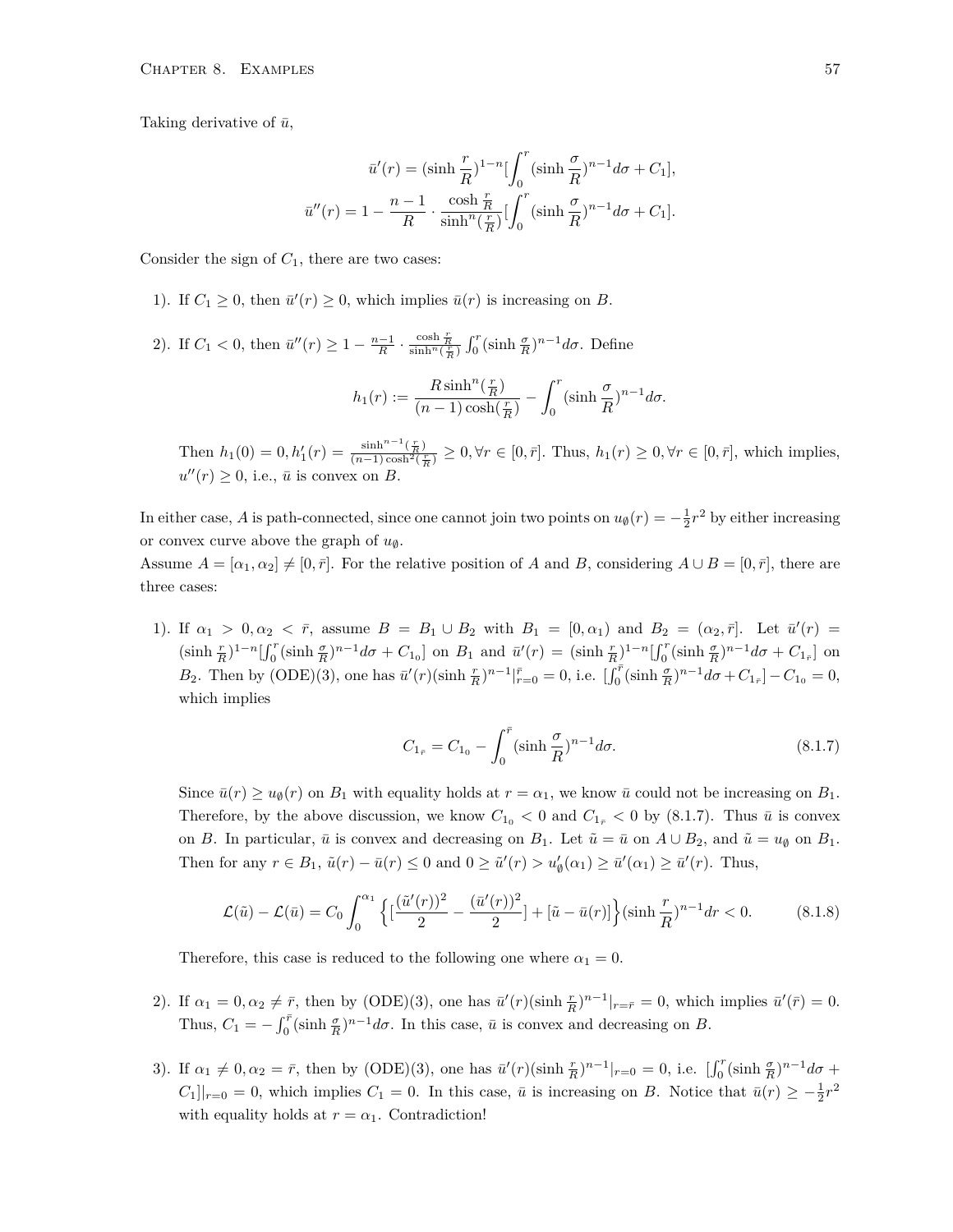Taking derivative of $\bar{u}$,

$$\bar{u}'(r) = (\sinh \frac{r}{R})^{1-n}[\int_0^r (\sinh \frac{\sigma}{R})^{n-1} d\sigma + C_1],$$

$$\bar{u}''(r) = 1 - \frac{n-1}{R} \cdot \frac{\cosh \frac{r}{R}}{\sinh^n(\frac{r}{R})}[\int_0^r (\sinh \frac{\sigma}{R})^{n-1} d\sigma + C_1].$$

Consider the sign of $C_1$, there are two cases:

1). If $C_1 \geq 0$, then $\bar{u}'(r) \geq 0$, which implies $\bar{u}(r)$ is increasing on $B$.

2). If $C_1 < 0$, then $\bar{u}''(r) \geq 1 - \frac{n-1}{R} \cdot \frac{\cosh \frac{r}{R}}{\sinh^n(\frac{r}{R})} \int_0^r (\sinh \frac{\sigma}{R})^{n-1} d\sigma$. Define

$$h_1(r) := \frac{R \sinh^n(\frac{r}{R})}{(n-1)\cosh(\frac{r}{R})} - \int_0^r (\sinh \frac{\sigma}{R})^{n-1} d\sigma.$$

Then $h_1(0) = 0, h_1'(r) = \frac{\sinh^{n-1}(\frac{r}{R})}{(n-1)\cosh^2(\frac{r}{R})} \geq 0, \forall r \in [0, \bar{r}]$. Thus, $h_1(r) \geq 0, \forall r \in [0, \bar{r}]$, which implies, $u''(r) \geq 0$, i.e., $\bar{u}$ is convex on $B$.

In either case, $A$ is path-connected, since one cannot join two points on $u_\emptyset(r) = -\frac{1}{2}r^2$ by either increasing or convex curve above the graph of $u_\emptyset$.

Assume $A = [\alpha_1, \alpha_2] \neq [0, \bar{r}]$. For the relative position of $A$ and $B$, considering $A \cup B = [0, \bar{r}]$, there are three cases:

1). If $\alpha_1 > 0, \alpha_2 < \bar{r}$, assume $B = B_1 \cup B_2$ with $B_1 = [0, \alpha_1)$ and $B_2 = (\alpha_2, \bar{r}]$. Let $\bar{u}'(r) = (\sinh \frac{r}{R})^{1-n}[\int_0^r (\sinh \frac{\sigma}{R})^{n-1} d\sigma + C_{1_0}]$ on $B_1$ and $\bar{u}'(r) = (\sinh \frac{r}{R})^{1-n}[\int_0^r (\sinh \frac{\sigma}{R})^{n-1} d\sigma + C_{1_{\bar{r}}}]$ on $B_2$. Then by (ODE)(3), one has $\bar{u}'(r)(\sinh \frac{r}{R})^{n-1}|_{r=0}^{\bar{r}} = 0$, i.e. $[\int_0^{\bar{r}} (\sinh \frac{\sigma}{R})^{n-1} d\sigma + C_{1_{\bar{r}}}] - C_{1_0} = 0$, which implies

$$C_{1_{\bar{r}}} = C_{1_0} - \int_0^{\bar{r}} (\sinh \frac{\sigma}{R})^{n-1} d\sigma. \tag{8.1.7}$$

Since $\bar{u}(r) \geq u_\emptyset(r)$ on $B_1$ with equality holds at $r = \alpha_1$, we know $\bar{u}$ could not be increasing on $B_1$. Therefore, by the above discussion, we know $C_{1_0} < 0$ and $C_{1_{\bar{r}}} < 0$ by (8.1.7). Thus $\bar{u}$ is convex on $B$. In particular, $\bar{u}$ is convex and decreasing on $B_1$. Let $\tilde{u} = \bar{u}$ on $A \cup B_2$, and $\tilde{u} = u_\emptyset$ on $B_1$. Then for any $r \in B_1$, $\tilde{u}(r) - \bar{u}(r) \leq 0$ and $0 \geq \tilde{u}'(r) > u_\emptyset'(\alpha_1) \geq \bar{u}'(\alpha_1) \geq \bar{u}'(r)$. Thus,

$$\mathcal{L}(\tilde{u}) - \mathcal{L}(\bar{u}) = C_0 \int_0^{\alpha_1} \Big\{ [\frac{(\tilde{u}'(r))^2}{2} - \frac{(\bar{u}'(r))^2}{2}] + [\tilde{u} - \bar{u}(r)] \Big\} (\sinh \frac{r}{R})^{n-1} dr < 0. \tag{8.1.8}$$

Therefore, this case is reduced to the following one where $\alpha_1 = 0$.

2). If $\alpha_1 = 0, \alpha_2 \neq \bar{r}$, then by (ODE)(3), one has $\bar{u}'(r)(\sinh \frac{r}{R})^{n-1}|_{r=\bar{r}} = 0$, which implies $\bar{u}'(\bar{r}) = 0$. Thus, $C_1 = -\int_0^{\bar{r}} (\sinh \frac{\sigma}{R})^{n-1} d\sigma$. In this case, $\bar{u}$ is convex and decreasing on $B$.

3). If $\alpha_1 \neq 0, \alpha_2 = \bar{r}$, then by (ODE)(3), one has $\bar{u}'(r)(\sinh \frac{r}{R})^{n-1}|_{r=0} = 0$, i.e. $[\int_0^r (\sinh \frac{\sigma}{R})^{n-1} d\sigma + C_1]|_{r=0} = 0$, which implies $C_1 = 0$. In this case, $\bar{u}$ is increasing on $B$. Notice that $\bar{u}(r) \geq -\frac{1}{2}r^2$ with equality holds at $r = \alpha_1$. Contradiction!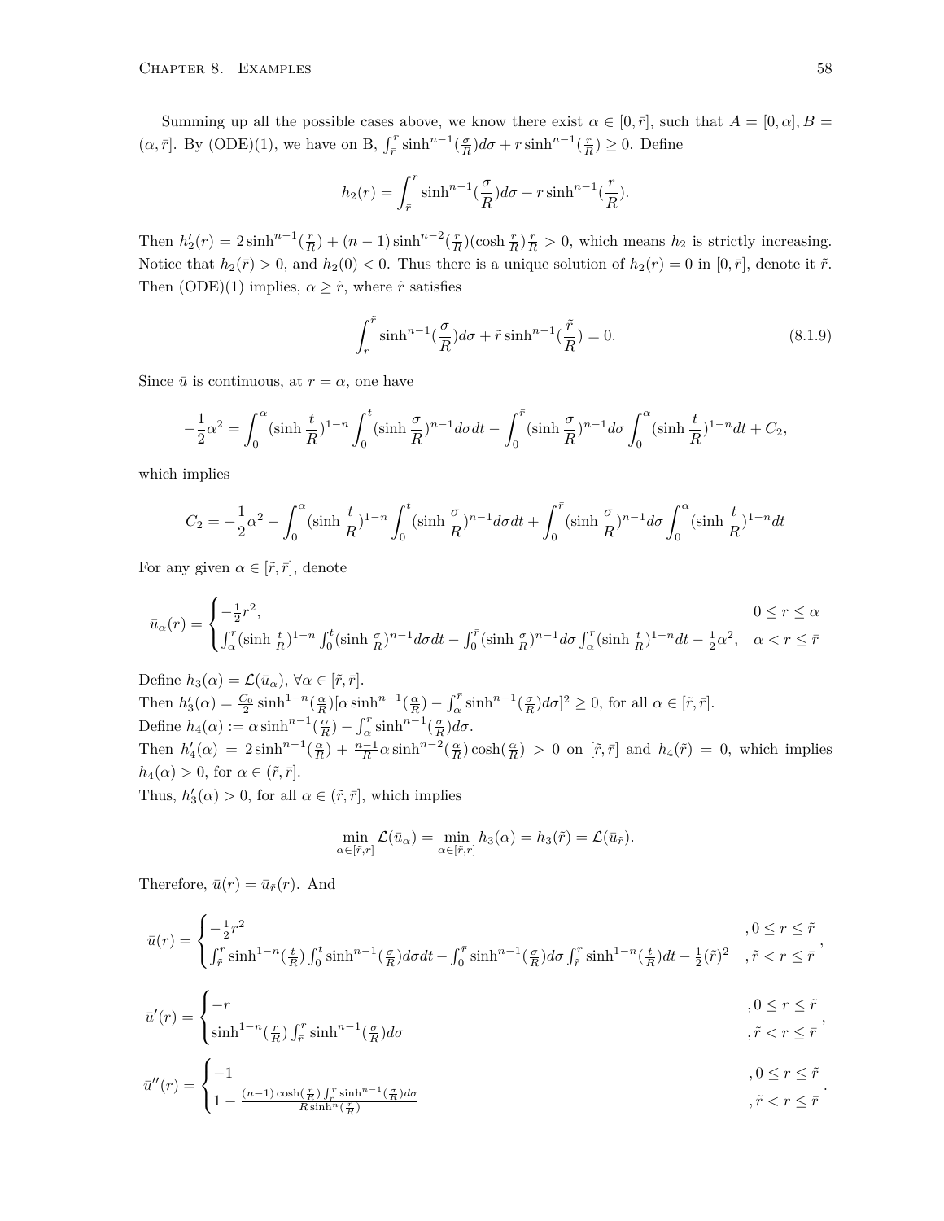Summing up all the possible cases above, we know there exist $\alpha \in [0, \bar{r}]$, such that $A = [0, \alpha], B = (\alpha, \bar{r}]$. By (ODE)(1), we have on B, $\int_{\bar{r}}^{r} \sinh^{n-1}(\frac{\sigma}{R})d\sigma + r\sinh^{n-1}(\frac{r}{R}) \geq 0$. Define

$$h_2(r) = \int_{\bar{r}}^{r} \sinh^{n-1}(\frac{\sigma}{R})d\sigma + r\sinh^{n-1}(\frac{r}{R}).$$

Then $h_2'(r) = 2\sinh^{n-1}(\frac{r}{R}) + (n-1)\sinh^{n-2}(\frac{r}{R})(\cosh\frac{r}{R})\frac{r}{R} > 0$, which means $h_2$ is strictly increasing. Notice that $h_2(\bar{r}) > 0$, and $h_2(0) < 0$. Thus there is a unique solution of $h_2(r) = 0$ in $[0, \bar{r}]$, denote it $\tilde{r}$. Then (ODE)(1) implies, $\alpha \geq \tilde{r}$, where $\tilde{r}$ satisfies

$$\int_{\bar{r}}^{\tilde{r}} \sinh^{n-1}(\frac{\sigma}{R})d\sigma + \tilde{r}\sinh^{n-1}(\frac{\tilde{r}}{R}) = 0. \tag{8.1.9}$$

Since $\bar{u}$ is continuous, at $r = \alpha$, one have

$$-\frac{1}{2}\alpha^2 = \int_0^{\alpha}(\sinh\frac{t}{R})^{1-n}\int_0^t(\sinh\frac{\sigma}{R})^{n-1}d\sigma dt - \int_0^{\bar{r}}(\sinh\frac{\sigma}{R})^{n-1}d\sigma\int_0^{\alpha}(\sinh\frac{t}{R})^{1-n}dt + C_2,$$

which implies

$$C_2 = -\frac{1}{2}\alpha^2 - \int_0^{\alpha}(\sinh\frac{t}{R})^{1-n}\int_0^t(\sinh\frac{\sigma}{R})^{n-1}d\sigma dt + \int_0^{\bar{r}}(\sinh\frac{\sigma}{R})^{n-1}d\sigma\int_0^{\alpha}(\sinh\frac{t}{R})^{1-n}dt$$

For any given $\alpha \in [\tilde{r}, \bar{r}]$, denote

$$\bar{u}_{\alpha}(r) = \begin{cases} -\frac{1}{2}r^2, & 0 \leq r \leq \alpha \\ \int_{\alpha}^{r}(\sinh\frac{t}{R})^{1-n}\int_0^t(\sinh\frac{\sigma}{R})^{n-1}d\sigma dt - \int_0^{\bar{r}}(\sinh\frac{\sigma}{R})^{n-1}d\sigma\int_{\alpha}^{r}(\sinh\frac{t}{R})^{1-n}dt - \frac{1}{2}\alpha^2, & \alpha < r \leq \bar{r} \end{cases}$$

Define $h_3(\alpha) = \mathcal{L}(\bar{u}_{\alpha})$, $\forall \alpha \in [\tilde{r}, \bar{r}]$.
Then $h_3'(\alpha) = \frac{C_0}{2}\sinh^{1-n}(\frac{\alpha}{R})[\alpha\sinh^{n-1}(\frac{\alpha}{R}) - \int_{\alpha}^{\bar{r}}\sinh^{n-1}(\frac{\sigma}{R})d\sigma]^2 \geq 0$, for all $\alpha \in [\tilde{r}, \bar{r}]$.
Define $h_4(\alpha) := \alpha\sinh^{n-1}(\frac{\alpha}{R}) - \int_{\alpha}^{\bar{r}}\sinh^{n-1}(\frac{\sigma}{R})d\sigma$.
Then $h_4'(\alpha) = 2\sinh^{n-1}(\frac{\alpha}{R}) + \frac{n-1}{R}\alpha\sinh^{n-2}(\frac{\alpha}{R})\cosh(\frac{\alpha}{R}) > 0$ on $[\tilde{r}, \bar{r}]$ and $h_4(\tilde{r}) = 0$, which implies $h_4(\alpha) > 0$, for $\alpha \in (\tilde{r}, \bar{r}]$.
Thus, $h_3'(\alpha) > 0$, for all $\alpha \in (\tilde{r}, \bar{r}]$, which implies

$$\min_{\alpha\in[\tilde{r},\bar{r}]}\mathcal{L}(\bar{u}_{\alpha}) = \min_{\alpha\in[\tilde{r},\bar{r}]}h_3(\alpha) = h_3(\tilde{r}) = \mathcal{L}(\bar{u}_{\tilde{r}}).$$

Therefore, $\bar{u}(r) = \bar{u}_{\tilde{r}}(r)$. And

$$\bar{u}(r) = \begin{cases} -\frac{1}{2}r^2 & ,0 \leq r \leq \tilde{r} \\ \int_{\tilde{r}}^{r}\sinh^{1-n}(\frac{t}{R})\int_0^t\sinh^{n-1}(\frac{\sigma}{R})d\sigma dt - \int_0^{\bar{r}}\sinh^{n-1}(\frac{\sigma}{R})d\sigma\int_{\tilde{r}}^{r}\sinh^{1-n}(\frac{t}{R})dt - \frac{1}{2}(\tilde{r})^2 & ,\tilde{r} < r \leq \bar{r} \end{cases},$$

$$\bar{u}'(r) = \begin{cases} -r & ,0 \leq r \leq \tilde{r} \\ \sinh^{1-n}(\frac{r}{R})\int_{\bar{r}}^{r}\sinh^{n-1}(\frac{\sigma}{R})d\sigma & ,\tilde{r} < r \leq \bar{r} \end{cases},$$

$$\bar{u}''(r) = \begin{cases} -1 & ,0 \leq r \leq \tilde{r} \\ 1 - \frac{(n-1)\cosh(\frac{r}{R})\int_{\bar{r}}^{r}\sinh^{n-1}(\frac{\sigma}{R})d\sigma}{R\sinh^{n}(\frac{r}{R})} & ,\tilde{r} < r \leq \bar{r} \end{cases}.$$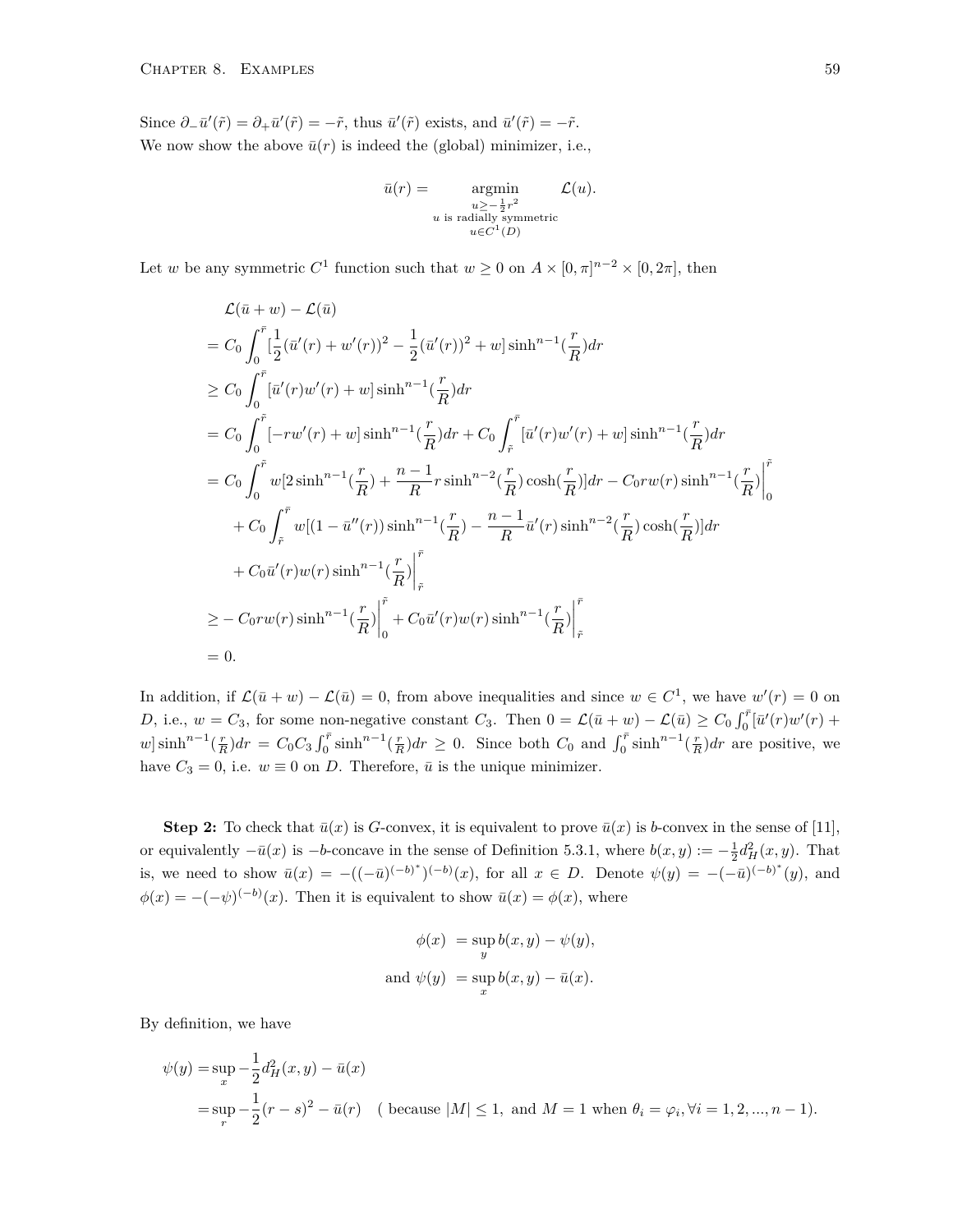Since $\partial_{-}\bar{u}'(\tilde{r}) = \partial_{+}\bar{u}'(\tilde{r}) = -\tilde{r}$, thus $\bar{u}'(\tilde{r})$ exists, and $\bar{u}'(\tilde{r}) = -\tilde{r}$.
We now show the above $\bar{u}(r)$ is indeed the (global) minimizer, i.e.,

$$\bar{u}(r) = \underset{\substack{u \geq -\frac{1}{2}r^2 \\ u \text{ is radially symmetric} \\ u \in C^1(D)}}{\operatorname{argmin}} \mathcal{L}(u).$$

Let $w$ be any symmetric $C^1$ function such that $w \geq 0$ on $A \times [0,\pi]^{n-2} \times [0, 2\pi]$, then

$$\begin{aligned}
&\mathcal{L}(\bar{u}+w) - \mathcal{L}(\bar{u}) \\
=& C_0 \int_0^{\bar{r}} [\frac{1}{2}(\bar{u}'(r)+w'(r))^2 - \frac{1}{2}(\bar{u}'(r))^2 + w] \sinh^{n-1}(\frac{r}{R}) dr \\
\geq& C_0 \int_0^{\bar{r}} [\bar{u}'(r)w'(r) + w] \sinh^{n-1}(\frac{r}{R}) dr \\
=& C_0 \int_0^{\tilde{r}} [-rw'(r) + w] \sinh^{n-1}(\frac{r}{R}) dr + C_0 \int_{\tilde{r}}^{\bar{r}} [\bar{u}'(r)w'(r) + w] \sinh^{n-1}(\frac{r}{R}) dr \\
=& C_0 \int_0^{\tilde{r}} w[2\sinh^{n-1}(\frac{r}{R}) + \frac{n-1}{R} r \sinh^{n-2}(\frac{r}{R})\cosh(\frac{r}{R})] dr - C_0 r w(r) \sinh^{n-1}(\frac{r}{R}) \Big|_0^{\tilde{r}} \\
&+ C_0 \int_{\tilde{r}}^{\bar{r}} w[(1-\bar{u}''(r))\sinh^{n-1}(\frac{r}{R}) - \frac{n-1}{R}\bar{u}'(r)\sinh^{n-2}(\frac{r}{R})\cosh(\frac{r}{R})] dr \\
&+ C_0 \bar{u}'(r) w(r) \sinh^{n-1}(\frac{r}{R}) \Big|_{\tilde{r}}^{\bar{r}} \\
\geq& - C_0 r w(r) \sinh^{n-1}(\frac{r}{R}) \Big|_0^{\tilde{r}} + C_0 \bar{u}'(r) w(r) \sinh^{n-1}(\frac{r}{R}) \Big|_{\tilde{r}}^{\bar{r}} \\
=& 0.
\end{aligned}$$

In addition, if $\mathcal{L}(\bar{u}+w) - \mathcal{L}(\bar{u}) = 0$, from above inequalities and since $w \in C^1$, we have $w'(r) = 0$ on $D$, i.e., $w = C_3$, for some non-negative constant $C_3$. Then $0 = \mathcal{L}(\bar{u}+w) - \mathcal{L}(\bar{u}) \geq C_0 \int_0^{\bar{r}} [\bar{u}'(r)w'(r) + w] \sinh^{n-1}(\frac{r}{R}) dr = C_0 C_3 \int_0^{\bar{r}} \sinh^{n-1}(\frac{r}{R}) dr \geq 0$. Since both $C_0$ and $\int_0^{\bar{r}} \sinh^{n-1}(\frac{r}{R}) dr$ are positive, we have $C_3 = 0$, i.e. $w \equiv 0$ on $D$. Therefore, $\bar{u}$ is the unique minimizer.

**Step 2:** To check that $\bar{u}(x)$ is $G$-convex, it is equivalent to prove $\bar{u}(x)$ is $b$-convex in the sense of [11], or equivalently $-\bar{u}(x)$ is $-b$-concave in the sense of Definition 5.3.1, where $b(x,y) := -\frac{1}{2}d_H^2(x,y)$. That is, we need to show $\bar{u}(x) = -((-\bar{u})^{(-b)^*})^{(-b)}(x)$, for all $x \in D$. Denote $\psi(y) = -(-\bar{u})^{(-b)^*}(y)$, and $\phi(x) = -(-\psi)^{(-b)}(x)$. Then it is equivalent to show $\bar{u}(x) = \phi(x)$, where

$$\begin{aligned}
\phi(x) &= \sup_y b(x,y) - \psi(y), \\
\text{and } \psi(y) &= \sup_x b(x,y) - \bar{u}(x).
\end{aligned}$$

By definition, we have

$$\begin{aligned}
\psi(y) =& \sup_x -\frac{1}{2}d_H^2(x,y) - \bar{u}(x) \\
=& \sup_r -\frac{1}{2}(r-s)^2 - \bar{u}(r) \quad (\text{ because } |M| \leq 1, \text{ and } M = 1 \text{ when } \theta_i = \varphi_i, \forall i = 1,2,...,n-1).
\end{aligned}$$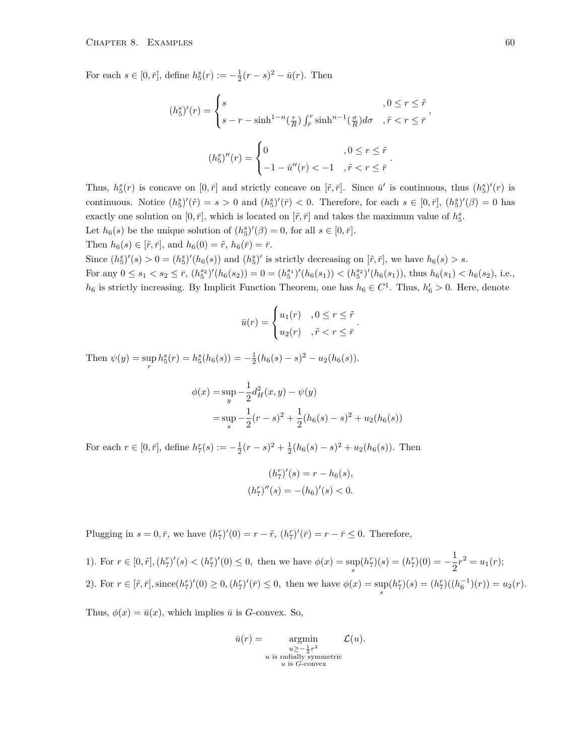For each $s \in [0, \bar{r}]$, define $h_5^s(r) := -\frac{1}{2}(r-s)^2 - \bar{u}(r)$. Then

$$(h_5^s)'(r) = \begin{cases} s & , 0 \le r \le \tilde{r} \\ s - r - \sinh^{1-n}(\frac{r}{R}) \int_{\tilde{r}}^{r} \sinh^{n-1}(\frac{\sigma}{R}) d\sigma & , \tilde{r} < r \le \bar{r} \end{cases},$$

$$(h_5^s)''(r) = \begin{cases} 0 & , 0 \le r \le \tilde{r} \\ -1 - \bar{u}''(r) < -1 & , \tilde{r} < r \le \bar{r} \end{cases}.$$

Thus, $h_5^s(r)$ is concave on $[0, \bar{r}]$ and strictly concave on $[\tilde{r}, \bar{r}]$. Since $\bar{u}'$ is continuous, thus $(h_5^s)'(r)$ is continuous. Notice $(h_5^s)'(\tilde{r}) = s > 0$ and $(h_5^s)'(\bar{r}) < 0$. Therefore, for each $s \in [0, \bar{r}]$, $(h_5^s)'(\beta) = 0$ has exactly one solution on $[0, \bar{r}]$, which is located on $[\tilde{r}, \bar{r}]$ and takes the maximum value of $h_5^s$.

Let $h_6(s)$ be the unique solution of $(h_5^s)'(\beta) = 0$, for all $s \in [0, \bar{r}]$.

Then $h_6(s) \in [\tilde{r}, \bar{r}]$, and $h_6(0) = \tilde{r}$, $h_6(\bar{r}) = \bar{r}$.

Since $(h_5^s)'(s) > 0 = (h_5^s)'(h_6(s))$ and $(h_5^s)'$ is strictly decreasing on $[\tilde{r}, \bar{r}]$, we have $h_6(s) > s$.

For any $0 \le s_1 < s_2 \le \bar{r}$, $(h_5^{s_2})'(h_6(s_2)) = 0 = (h_5^{s_1})'(h_6(s_1)) < (h_5^{s_2})'(h_6(s_1))$, thus $h_6(s_1) < h_6(s_2)$, i.e., $h_6$ is strictly increasing. By Implicit Function Theorem, one has $h_6 \in C^1$. Thus, $h_6' > 0$. Here, denote

$$\bar{u}(r) = \begin{cases} u_1(r) & , 0 \le r \le \tilde{r} \\ u_2(r) & , \tilde{r} < r \le \bar{r} \end{cases}.$$

Then $\psi(y) = \sup_r h_5^s(r) = h_5^s(h_6(s)) = -\frac{1}{2}(h_6(s) - s)^2 - u_2(h_6(s))$.

$$\begin{aligned} \phi(x) =& \sup_y -\frac{1}{2} d_H^2(x, y) - \psi(y) \\ =& \sup_s -\frac{1}{2}(r-s)^2 + \frac{1}{2}(h_6(s) - s)^2 + u_2(h_6(s)) \end{aligned}$$

For each $r \in [0, \bar{r}]$, define $h_7^r(s) := -\frac{1}{2}(r-s)^2 + \frac{1}{2}(h_6(s) - s)^2 + u_2(h_6(s))$. Then

$$(h_7^r)'(s) = r - h_6(s),$$
$$(h_7^r)''(s) = -(h_6)'(s) < 0.$$

Plugging in $s = 0, \bar{r}$, we have $(h_7^r)'(0) = r - \tilde{r}$, $(h_7^r)'(\bar{r}) = r - \bar{r} \le 0$. Therefore,

1). For $r \in [0, \tilde{r}], (h_7^r)'(s) < (h_7^r)'(0) \le 0$, then we have $\phi(x) = \sup_s (h_7^r)(s) = (h_7^r)(0) = -\dfrac{1}{2}r^2 = u_1(r)$;

2). For $r \in [\tilde{r}, \bar{r}]$, since $(h_7^r)'(0) \ge 0, (h_7^r)'(\bar{r}) \le 0$, then we have $\phi(x) = \sup_s (h_7^r)(s) = (h_7^r)((h_6^{-1})(r)) = u_2(r)$.

Thus, $\phi(x) = \bar{u}(x)$, which implies $\bar{u}$ is $G$-convex. So,

$$\bar{u}(r) = \underset{\substack{u \ge -\frac{1}{2}r^2 \\ u \text{ is radially symmetric} \\ u \text{ is } G\text{-convex}}}{\operatorname{argmin}} \mathcal{L}(u).$$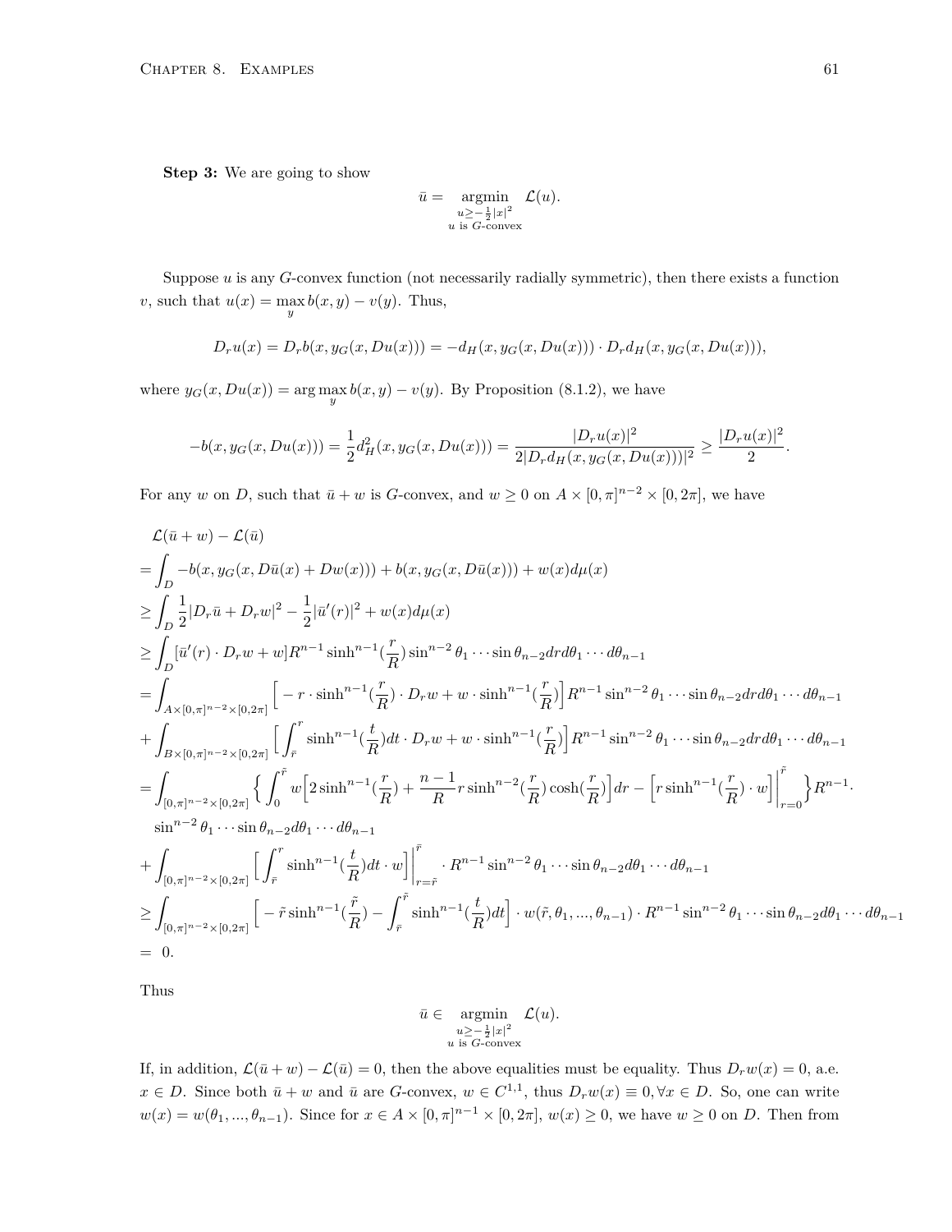**Step 3:** We are going to show

$$\bar{u} = \underset{\substack{u \geq -\frac{1}{2}|x|^2 \\ u \text{ is } G\text{-convex}}}{\operatorname{argmin}} \mathcal{L}(u).$$

Suppose $u$ is any $G$-convex function (not necessarily radially symmetric), then there exists a function $v$, such that $u(x) = \max_y b(x, y) - v(y)$. Thus,

$$D_r u(x) = D_r b(x, y_G(x, Du(x))) = -d_H(x, y_G(x, Du(x))) \cdot D_r d_H(x, y_G(x, Du(x))),$$

where $y_G(x, Du(x)) = \arg\max_y b(x, y) - v(y)$. By Proposition (8.1.2), we have

$$-b(x, y_G(x, Du(x))) = \frac{1}{2} d_H^2(x, y_G(x, Du(x))) = \frac{|D_r u(x)|^2}{2|D_r d_H(x, y_G(x, Du(x)))|^2} \geq \frac{|D_r u(x)|^2}{2}.$$

For any $w$ on $D$, such that $\bar{u} + w$ is $G$-convex, and $w \geq 0$ on $A \times [0, \pi]^{n-2} \times [0, 2\pi]$, we have

$$\begin{aligned}
& \mathcal{L}(\bar{u} + w) - \mathcal{L}(\bar{u}) \\
= & \int_D -b(x, y_G(x, D\bar{u}(x) + Dw(x))) + b(x, y_G(x, D\bar{u}(x))) + w(x) d\mu(x) \\
\geq & \int_D \frac{1}{2}|D_r \bar{u} + D_r w|^2 - \frac{1}{2}|\bar{u}'(r)|^2 + w(x) d\mu(x) \\
\geq & \int_D [\bar{u}'(r) \cdot D_r w + w] R^{n-1} \sinh^{n-1}(\frac{r}{R}) \sin^{n-2}\theta_1 \cdots \sin\theta_{n-2} dr d\theta_1 \cdots d\theta_{n-1} \\
= & \int_{A \times [0,\pi]^{n-2} \times [0,2\pi]} \Big[ -r \cdot \sinh^{n-1}(\frac{r}{R}) \cdot D_r w + w \cdot \sinh^{n-1}(\frac{r}{R}) \Big] R^{n-1} \sin^{n-2}\theta_1 \cdots \sin\theta_{n-2} dr d\theta_1 \cdots d\theta_{n-1} \\
+ & \int_{B \times [0,\pi]^{n-2} \times [0,2\pi]} \Big[ \int_{\bar{r}}^{r} \sinh^{n-1}(\frac{t}{R}) dt \cdot D_r w + w \cdot \sinh^{n-1}(\frac{r}{R}) \Big] R^{n-1} \sin^{n-2}\theta_1 \cdots \sin\theta_{n-2} dr d\theta_1 \cdots d\theta_{n-1} \\
= & \int_{[0,\pi]^{n-2} \times [0,2\pi]} \Big\{ \int_0^{\tilde{r}} w \Big[ 2\sinh^{n-1}(\frac{r}{R}) + \frac{n-1}{R} r \sinh^{n-2}(\frac{r}{R}) \cosh(\frac{r}{R}) \Big] dr - \Big[ r \sinh^{n-1}(\frac{r}{R}) \cdot w \Big] \Big|_{r=0}^{\tilde{r}} \Big\} R^{n-1} \cdot \\
& \sin^{n-2}\theta_1 \cdots \sin\theta_{n-2} d\theta_1 \cdots d\theta_{n-1} \\
+ & \int_{[0,\pi]^{n-2} \times [0,2\pi]} \Big[ \int_{\bar{r}}^{r} \sinh^{n-1}(\frac{t}{R}) dt \cdot w \Big] \Big|_{r=\tilde{r}}^{\bar{r}} \cdot R^{n-1} \sin^{n-2}\theta_1 \cdots \sin\theta_{n-2} d\theta_1 \cdots d\theta_{n-1} \\
\geq & \int_{[0,\pi]^{n-2} \times [0,2\pi]} \Big[ -\tilde{r} \sinh^{n-1}(\frac{\tilde{r}}{R}) - \int_{\bar{r}}^{\tilde{r}} \sinh^{n-1}(\frac{t}{R}) dt \Big] \cdot w(\tilde{r}, \theta_1, ..., \theta_{n-1}) \cdot R^{n-1} \sin^{n-2}\theta_1 \cdots \sin\theta_{n-2} d\theta_1 \cdots d\theta_{n-1} \\
= & \; 0.
\end{aligned}$$

Thus

$$\bar{u} \in \underset{\substack{u \geq -\frac{1}{2}|x|^2 \\ u \text{ is } G\text{-convex}}}{\operatorname{argmin}} \mathcal{L}(u).$$

If, in addition, $\mathcal{L}(\bar{u} + w) - \mathcal{L}(\bar{u}) = 0$, then the above equalities must be equality. Thus $D_r w(x) = 0$, a.e. $x \in D$. Since both $\bar{u} + w$ and $\bar{u}$ are $G$-convex, $w \in C^{1,1}$, thus $D_r w(x) \equiv 0, \forall x \in D$. So, one can write $w(x) = w(\theta_1, ..., \theta_{n-1})$. Since for $x \in A \times [0, \pi]^{n-1} \times [0, 2\pi]$, $w(x) \geq 0$, we have $w \geq 0$ on $D$. Then from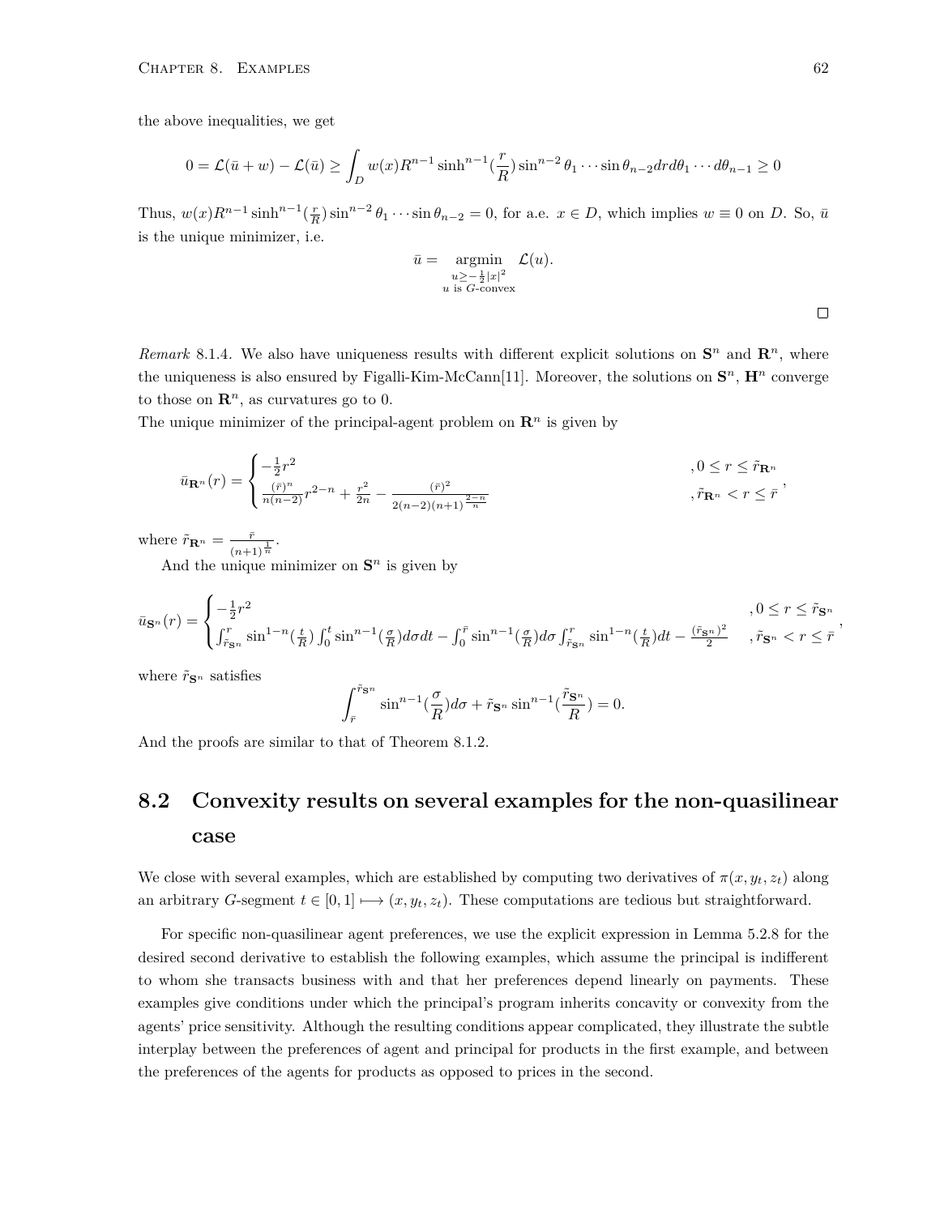the above inequalities, we get

$$0 = \mathcal{L}(\bar{u} + w) - \mathcal{L}(\bar{u}) \geq \int_D w(x) R^{n-1} \sinh^{n-1}(\frac{r}{R}) \sin^{n-2}\theta_1 \cdots \sin\theta_{n-2} dr d\theta_1 \cdots d\theta_{n-1} \geq 0$$

Thus, $w(x) R^{n-1} \sinh^{n-1}(\frac{r}{R}) \sin^{n-2}\theta_1 \cdots \sin\theta_{n-2} = 0$, for a.e. $x \in D$, which implies $w \equiv 0$ on $D$. So, $\bar{u}$ is the unique minimizer, i.e.

$$\bar{u} = \underset{\substack{u \geq -\frac{1}{2}|x|^2 \\ u \text{ is } G\text{-convex}}}{\operatorname{argmin}} \mathcal{L}(u).$$

□

*Remark* 8.1.4. We also have uniqueness results with different explicit solutions on $\mathbf{S}^n$ and $\mathbf{R}^n$, where the uniqueness is also ensured by Figalli-Kim-McCann[11]. Moreover, the solutions on $\mathbf{S}^n$, $\mathbf{H}^n$ converge to those on $\mathbf{R}^n$, as curvatures go to 0.

The unique minimizer of the principal-agent problem on $\mathbf{R}^n$ is given by

$$\bar{u}_{\mathbf{R}^n}(r) = \begin{cases} -\frac{1}{2}r^2 & , 0 \leq r \leq \tilde{r}_{\mathbf{R}^n} \\ \frac{(\bar{r})^n}{n(n-2)} r^{2-n} + \frac{r^2}{2n} - \frac{(\bar{r})^2}{2(n-2)(n+1)^{\frac{2-n}{n}}} & , \tilde{r}_{\mathbf{R}^n} < r \leq \bar{r} \end{cases},$$

where $\tilde{r}_{\mathbf{R}^n} = \frac{\bar{r}}{(n+1)^{\frac{1}{n}}}$.

And the unique minimizer on $\mathbf{S}^n$ is given by

$$\bar{u}_{\mathbf{S}^n}(r) = \begin{cases} -\frac{1}{2}r^2 & , 0 \leq r \leq \tilde{r}_{\mathbf{S}^n} \\ \int_{\tilde{r}_{\mathbf{S}^n}}^r \sin^{1-n}(\frac{t}{R}) \int_0^t \sin^{n-1}(\frac{\sigma}{R}) d\sigma dt - \int_0^{\bar{r}} \sin^{n-1}(\frac{\sigma}{R}) d\sigma \int_{\tilde{r}_{\mathbf{S}^n}}^r \sin^{1-n}(\frac{t}{R}) dt - \frac{(\tilde{r}_{\mathbf{S}^n})^2}{2} & , \tilde{r}_{\mathbf{S}^n} < r \leq \bar{r} \end{cases},$$

where $\tilde{r}_{\mathbf{S}^n}$ satisfies

$$\int_{\bar{r}}^{\tilde{r}_{\mathbf{S}^n}} \sin^{n-1}(\frac{\sigma}{R}) d\sigma + \tilde{r}_{\mathbf{S}^n} \sin^{n-1}(\frac{\tilde{r}_{\mathbf{S}^n}}{R}) = 0.$$

And the proofs are similar to that of Theorem 8.1.2.

## 8.2 Convexity results on several examples for the non-quasilinear case

We close with several examples, which are established by computing two derivatives of $\pi(x, y_t, z_t)$ along an arbitrary $G$-segment $t \in [0,1] \longmapsto (x, y_t, z_t)$. These computations are tedious but straightforward.

For specific non-quasilinear agent preferences, we use the explicit expression in Lemma 5.2.8 for the desired second derivative to establish the following examples, which assume the principal is indifferent to whom she transacts business with and that her preferences depend linearly on payments. These examples give conditions under which the principal's program inherits concavity or convexity from the agents' price sensitivity. Although the resulting conditions appear complicated, they illustrate the subtle interplay between the preferences of agent and principal for products in the first example, and between the preferences of the agents for products as opposed to prices in the second.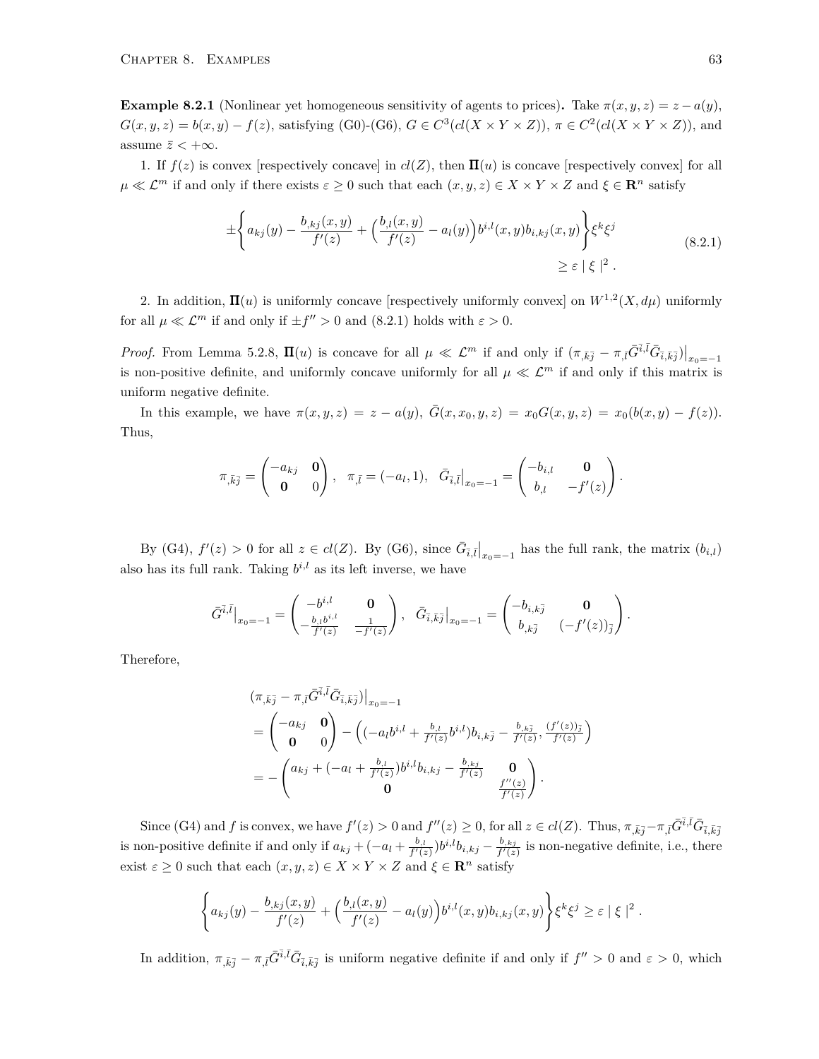**Example 8.2.1** (Nonlinear yet homogeneous sensitivity of agents to prices)**.** Take $\pi(x, y, z) = z - a(y)$, $G(x, y, z) = b(x, y) - f(z)$, satisfying (G0)-(G6), $G \in C^3(cl(X \times Y \times Z))$, $\pi \in C^2(cl(X \times Y \times Z))$, and assume $\bar{z} < +\infty$.

1. If $f(z)$ is convex [respectively concave] in $cl(Z)$, then $\mathbf{\Pi}(u)$ is concave [respectively convex] for all $\mu \ll \mathcal{L}^m$ if and only if there exists $\varepsilon \geq 0$ such that each $(x, y, z) \in X \times Y \times Z$ and $\xi \in \mathbf{R}^n$ satisfy

$$
\pm \left\{ a_{kj}(y) - \frac{b_{,kj}(x,y)}{f'(z)} + \Big( \frac{b_{,l}(x,y)}{f'(z)} - a_l(y) \Big) b^{i,l}(x,y) b_{i,kj}(x,y) \right\} \xi^k \xi^j \geq \varepsilon \mid \xi \mid^2 . \tag{8.2.1}
$$

2. In addition, $\mathbf{\Pi}(u)$ is uniformly concave [respectively uniformly convex] on $W^{1,2}(X, d\mu)$ uniformly for all $\mu \ll \mathcal{L}^m$ if and only if $\pm f'' > 0$ and (8.2.1) holds with $\varepsilon > 0$.

*Proof.* From Lemma 5.2.8, $\mathbf{\Pi}(u)$ is concave for all $\mu \ll \mathcal{L}^m$ if and only if $(\pi_{,\bar{k}\bar{j}} - \pi_{,\bar{l}} \bar{G}^{\bar{i},\bar{l}} \bar{G}_{\bar{i},\bar{k}\bar{j}})\big|_{x_0=-1}$ is non-positive definite, and uniformly concave uniformly for all $\mu \ll \mathcal{L}^m$ if and only if this matrix is uniform negative definite.

In this example, we have $\pi(x, y, z) = z - a(y)$, $\bar{G}(x, x_0, y, z) = x_0 G(x, y, z) = x_0(b(x, y) - f(z))$. Thus,

$$
\pi_{,\bar{k}\bar{j}} = \begin{pmatrix} -a_{kj} & \mathbf{0} \\ \mathbf{0} & 0 \end{pmatrix}, \quad \pi_{,\bar{l}} = (-a_l, 1), \quad \bar{G}_{\bar{i},\bar{l}}\big|_{x_0=-1} = \begin{pmatrix} -b_{i,l} & \mathbf{0} \\ b_{,l} & -f'(z) \end{pmatrix}.
$$

By (G4), $f'(z) > 0$ for all $z \in cl(Z)$. By (G6), since $\bar{G}_{\bar{i},\bar{l}}\big|_{x_0=-1}$ has the full rank, the matrix $(b_{i,l})$ also has its full rank. Taking $b^{i,l}$ as its left inverse, we have

$$
\bar{G}^{\bar{i},\bar{l}}\big|_{x_0=-1} = \begin{pmatrix} -b^{i,l} & \mathbf{0} \\ -\frac{b_{,l} b^{i,l}}{f'(z)} & \frac{1}{-f'(z)} \end{pmatrix}, \quad \bar{G}_{\bar{i},\bar{k}\bar{j}}\big|_{x_0=-1} = \begin{pmatrix} -b_{i,k\bar{j}} & \mathbf{0} \\ b_{,k\bar{j}} & (-f'(z))_{\bar{j}} \end{pmatrix}.
$$

Therefore,

$$
\begin{aligned}
&(\pi_{,\bar{k}\bar{j}} - \pi_{,\bar{l}} \bar{G}^{\bar{i},\bar{l}} \bar{G}_{\bar{i},\bar{k}\bar{j}})\big|_{x_0=-1} \\
&= \begin{pmatrix} -a_{kj} & \mathbf{0} \\ \mathbf{0} & 0 \end{pmatrix} - \Big( (-a_l b^{i,l} + \tfrac{b_{,l}}{f'(z)} b^{i,l}) b_{i,k\bar{j}} - \tfrac{b_{,k\bar{j}}}{f'(z)}, \tfrac{(f'(z))_{\bar{j}}}{f'(z)} \Big) \\
&= - \begin{pmatrix} a_{kj} + (-a_l + \frac{b_{,l}}{f'(z)}) b^{i,l} b_{i,kj} - \frac{b_{,kj}}{f'(z)} & \mathbf{0} \\ \mathbf{0} & \frac{f''(z)}{f'(z)} \end{pmatrix}.
\end{aligned}
$$

Since (G4) and $f$ is convex, we have $f'(z) > 0$ and $f''(z) \geq 0$, for all $z \in cl(Z)$. Thus, $\pi_{,\bar{k}\bar{j}} - \pi_{,\bar{l}} \bar{G}^{\bar{i},\bar{l}} \bar{G}_{\bar{i},\bar{k}\bar{j}}$ is non-positive definite if and only if $a_{kj} + (-a_l + \frac{b_{,l}}{f'(z)}) b^{i,l} b_{i,kj} - \frac{b_{,kj}}{f'(z)}$ is non-negative definite, i.e., there exist $\varepsilon \geq 0$ such that each $(x, y, z) \in X \times Y \times Z$ and $\xi \in \mathbf{R}^n$ satisfy

$$
\left\{ a_{kj}(y) - \frac{b_{,kj}(x,y)}{f'(z)} + \Big( \frac{b_{,l}(x,y)}{f'(z)} - a_l(y) \Big) b^{i,l}(x,y) b_{i,kj}(x,y) \right\} \xi^k \xi^j \geq \varepsilon \mid \xi \mid^2 .
$$

In addition, $\pi_{,\bar{k}\bar{j}} - \pi_{,\bar{l}} \bar{G}^{\bar{i},\bar{l}} \bar{G}_{\bar{i},\bar{k}\bar{j}}$ is uniform negative definite if and only if $f'' > 0$ and $\varepsilon > 0$, which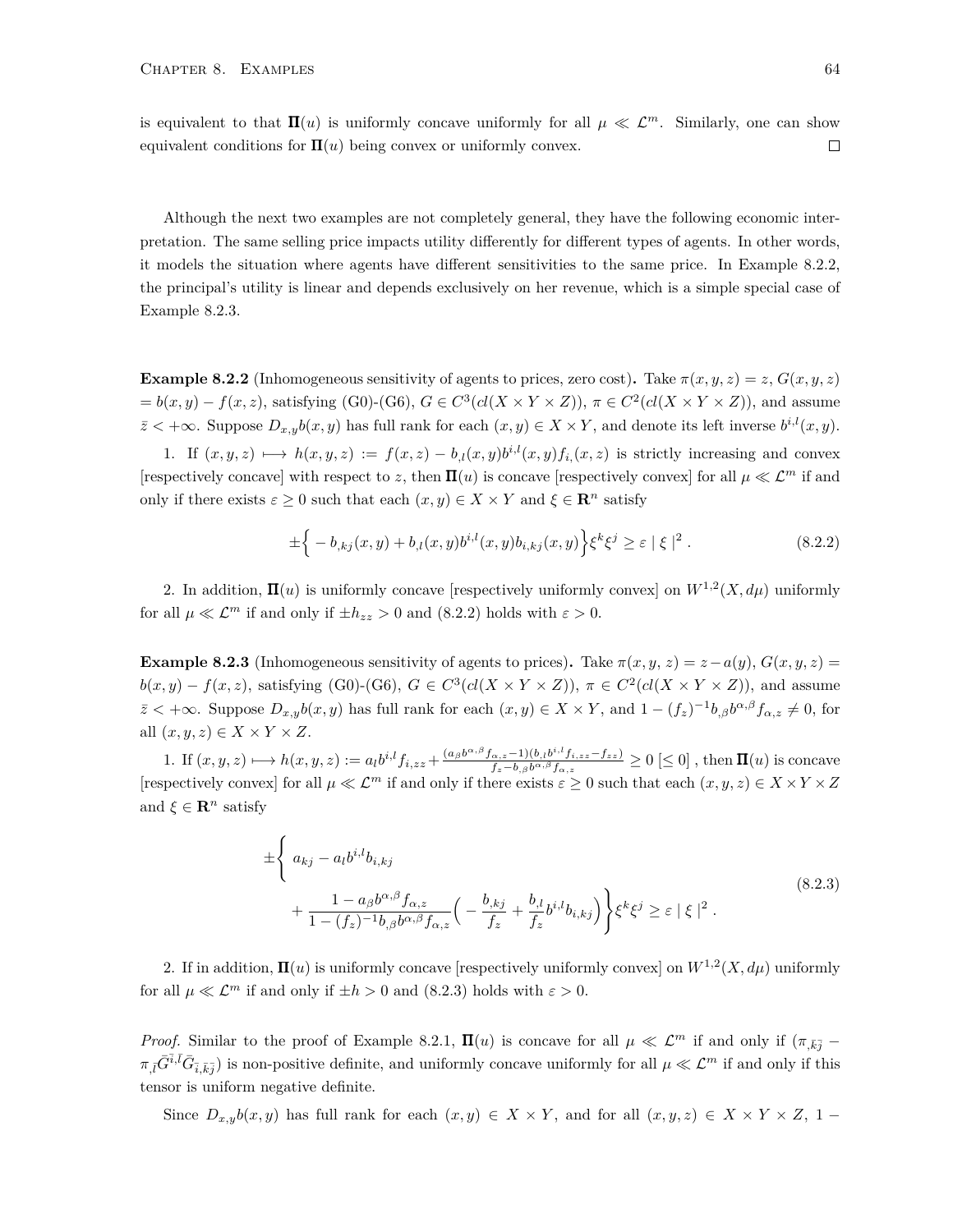is equivalent to that $\mathbf{\Pi}(u)$ is uniformly concave uniformly for all $\mu \ll \mathcal{L}^m$. Similarly, one can show equivalent conditions for $\mathbf{\Pi}(u)$ being convex or uniformly convex. $\square$

Although the next two examples are not completely general, they have the following economic interpretation. The same selling price impacts utility differently for different types of agents. In other words, it models the situation where agents have different sensitivities to the same price. In Example 8.2.2, the principal's utility is linear and depends exclusively on her revenue, which is a simple special case of Example 8.2.3.

**Example 8.2.2** (Inhomogeneous sensitivity of agents to prices, zero cost)**.** Take $\pi(x, y, z) = z$, $G(x, y, z) = b(x, y) - f(x, z)$, satisfying (G0)-(G6), $G \in C^3(cl(X \times Y \times Z))$, $\pi \in C^2(cl(X \times Y \times Z))$, and assume $\bar{z} < +\infty$. Suppose $D_{x,y}b(x, y)$ has full rank for each $(x, y) \in X \times Y$, and denote its left inverse $b^{i,l}(x, y)$.

1. If $(x, y, z) \longmapsto h(x, y, z) := f(x, z) - b_{,l}(x, y)b^{i,l}(x, y)f_{i,}(x, z)$ is strictly increasing and convex [respectively concave] with respect to $z$, then $\mathbf{\Pi}(u)$ is concave [respectively convex] for all $\mu \ll \mathcal{L}^m$ if and only if there exists $\varepsilon \geq 0$ such that each $(x, y) \in X \times Y$ and $\xi \in \mathbf{R}^n$ satisfy

$$\pm\Big\{ - b_{,kj}(x, y) + b_{,l}(x, y)b^{i,l}(x, y)b_{i,kj}(x, y)\Big\}\xi^k\xi^j \geq \varepsilon \mid \xi \mid^2 . \tag{8.2.2}$$

2. In addition, $\mathbf{\Pi}(u)$ is uniformly concave [respectively uniformly convex] on $W^{1,2}(X, d\mu)$ uniformly for all $\mu \ll \mathcal{L}^m$ if and only if $\pm h_{zz} > 0$ and (8.2.2) holds with $\varepsilon > 0$.

**Example 8.2.3** (Inhomogeneous sensitivity of agents to prices)**.** Take $\pi(x, y, z) = z - a(y)$, $G(x, y, z) = b(x, y) - f(x, z)$, satisfying (G0)-(G6), $G \in C^3(cl(X \times Y \times Z))$, $\pi \in C^2(cl(X \times Y \times Z))$, and assume $\bar{z} < +\infty$. Suppose $D_{x,y}b(x, y)$ has full rank for each $(x, y) \in X \times Y$, and $1 - (f_z)^{-1}b_{,\beta}b^{\alpha,\beta}f_{\alpha,z} \neq 0$, for all $(x, y, z) \in X \times Y \times Z$.

1. If $(x, y, z) \longmapsto h(x, y, z) := a_l b^{i,l} f_{i,zz} + \frac{(a_\beta b^{\alpha,\beta} f_{\alpha,z} - 1)(b_{,l}b^{i,l}f_{i,zz} - f_{zz})}{f_z - b_{,\beta}b^{\alpha,\beta}f_{\alpha,z}} \geq 0$ $[\leq 0]$ , then $\mathbf{\Pi}(u)$ is concave [respectively convex] for all $\mu \ll \mathcal{L}^m$ if and only if there exists $\varepsilon \geq 0$ such that each $(x, y, z) \in X \times Y \times Z$ and $\xi \in \mathbf{R}^n$ satisfy

$$\begin{aligned}\pm\Bigg\{ & a_{kj} - a_l b^{i,l} b_{i,kj} \\ & + \frac{1 - a_\beta b^{\alpha,\beta} f_{\alpha,z}}{1 - (f_z)^{-1} b_{,\beta} b^{\alpha,\beta} f_{\alpha,z}}\Big( - \frac{b_{,kj}}{f_z} + \frac{b_{,l}}{f_z} b^{i,l} b_{i,kj}\Big)\Bigg\}\xi^k\xi^j \geq \varepsilon \mid \xi \mid^2 .\end{aligned} \tag{8.2.3}$$

2. If in addition, $\mathbf{\Pi}(u)$ is uniformly concave [respectively uniformly convex] on $W^{1,2}(X, d\mu)$ uniformly for all $\mu \ll \mathcal{L}^m$ if and only if $\pm h > 0$ and (8.2.3) holds with $\varepsilon > 0$.

*Proof.* Similar to the proof of Example 8.2.1, $\mathbf{\Pi}(u)$ is concave for all $\mu \ll \mathcal{L}^m$ if and only if $(\pi_{,\bar{k}\bar{j}} - \pi_{,\bar{l}}\bar{G}^{\bar{i},\bar{l}}\bar{G}_{\bar{i},\bar{k}\bar{j}})$ is non-positive definite, and uniformly concave uniformly for all $\mu \ll \mathcal{L}^m$ if and only if this tensor is uniform negative definite.

Since $D_{x,y}b(x, y)$ has full rank for each $(x, y) \in X \times Y$, and for all $(x, y, z) \in X \times Y \times Z$, $1 -$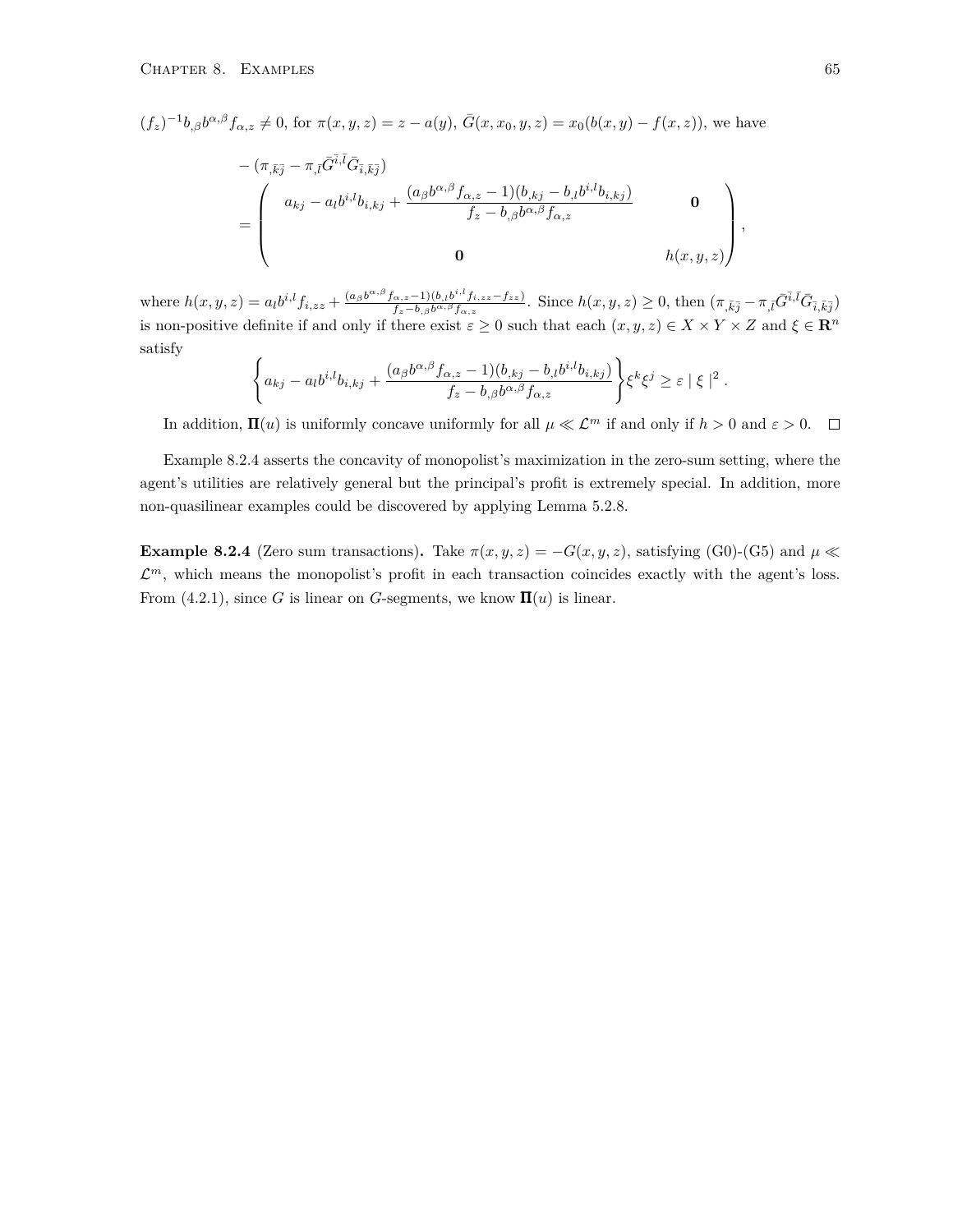$(f_z)^{-1} b_{,\beta} b^{\alpha,\beta} f_{\alpha,z} \neq 0$, for $\pi(x,y,z) = z - a(y)$, $\bar{G}(x, x_0, y, z) = x_0(b(x,y) - f(x,z))$, we have

$$
\begin{aligned}
&-(\pi_{,\bar{k}\bar{j}} - \pi_{,\bar{l}} \bar{G}^{\bar{i},\bar{l}} \bar{G}_{\bar{i},\bar{k}\bar{j}}) \\
&= \begin{pmatrix} a_{kj} - a_l b^{i,l} b_{i,kj} + \dfrac{(a_\beta b^{\alpha,\beta} f_{\alpha,z} - 1)(b_{,kj} - b_{,l} b^{i,l} b_{i,kj})}{f_z - b_{,\beta} b^{\alpha,\beta} f_{\alpha,z}} & \mathbf{0} \\ \mathbf{0} & h(x,y,z) \end{pmatrix},
\end{aligned}
$$

where $h(x,y,z) = a_l b^{i,l} f_{i,zz} + \frac{(a_\beta b^{\alpha,\beta} f_{\alpha,z} - 1)(b_{,l} b^{i,l} f_{i,zz} - f_{zz})}{f_z - b_{,\beta} b^{\alpha,\beta} f_{\alpha,z}}$. Since $h(x,y,z) \geq 0$, then $(\pi_{,\bar{k}\bar{j}} - \pi_{,\bar{l}} \bar{G}^{\bar{i},\bar{l}} \bar{G}_{\bar{i},\bar{k}\bar{j}})$ is non-positive definite if and only if there exist $\varepsilon \geq 0$ such that each $(x,y,z) \in X \times Y \times Z$ and $\xi \in \mathbf{R}^n$ satisfy

$$
\left\{ a_{kj} - a_l b^{i,l} b_{i,kj} + \frac{(a_\beta b^{\alpha,\beta} f_{\alpha,z} - 1)(b_{,kj} - b_{,l} b^{i,l} b_{i,kj})}{f_z - b_{,\beta} b^{\alpha,\beta} f_{\alpha,z}} \right\} \xi^k \xi^j \geq \varepsilon \mid \xi \mid^2 .
$$

In addition, $\mathbf{\Pi}(u)$ is uniformly concave uniformly for all $\mu \ll \mathcal{L}^m$ if and only if $h > 0$ and $\varepsilon > 0$. $\square$

Example 8.2.4 asserts the concavity of monopolist's maximization in the zero-sum setting, where the agent's utilities are relatively general but the principal's profit is extremely special. In addition, more non-quasilinear examples could be discovered by applying Lemma 5.2.8.

**Example 8.2.4** (Zero sum transactions)**.** Take $\pi(x,y,z) = -G(x,y,z)$, satisfying (G0)-(G5) and $\mu \ll \mathcal{L}^m$, which means the monopolist's profit in each transaction coincides exactly with the agent's loss. From (4.2.1), since $G$ is linear on $G$-segments, we know $\mathbf{\Pi}(u)$ is linear.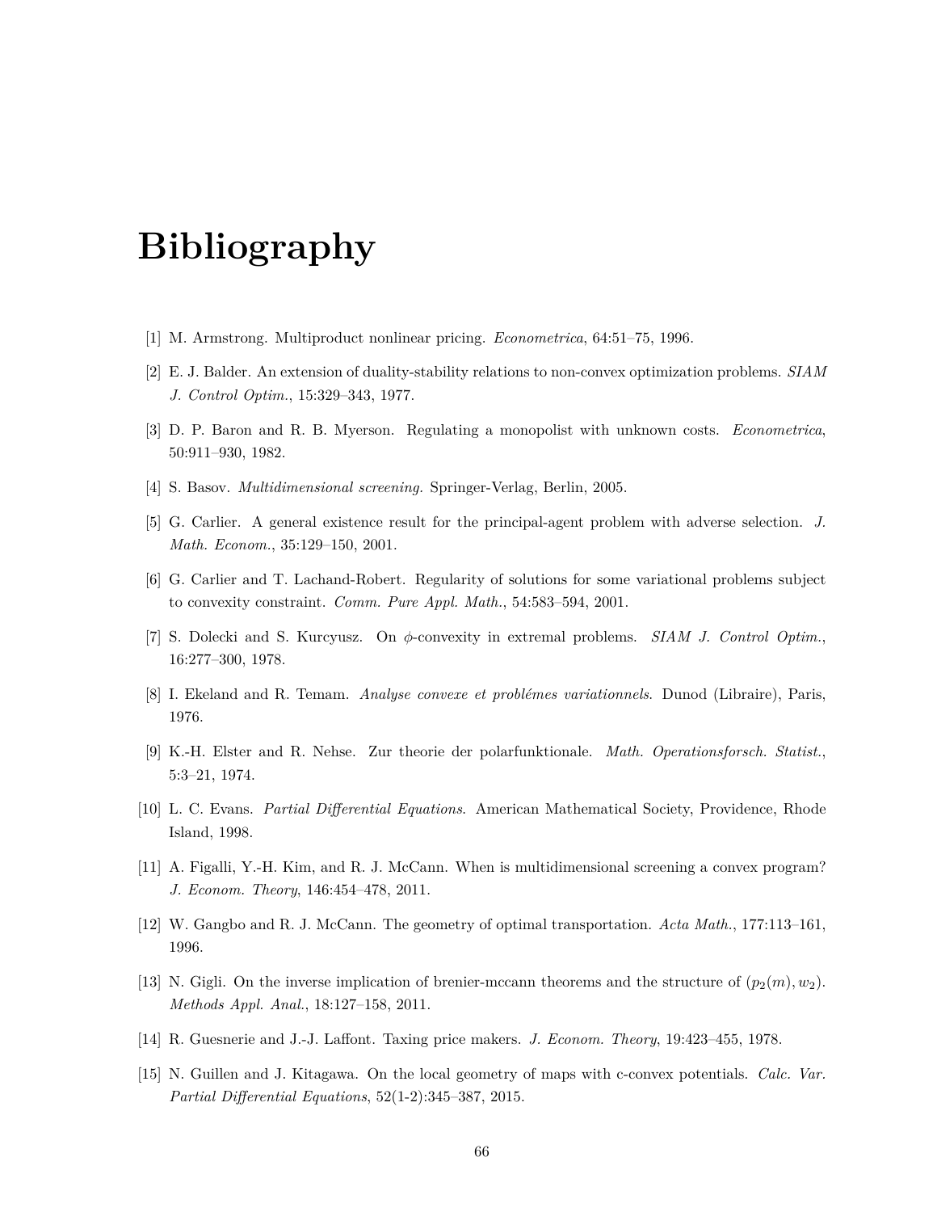# Bibliography

[1] M. Armstrong. Multiproduct nonlinear pricing. *Econometrica*, 64:51–75, 1996.

[2] E. J. Balder. An extension of duality-stability relations to non-convex optimization problems. *SIAM J. Control Optim.*, 15:329–343, 1977.

[3] D. P. Baron and R. B. Myerson. Regulating a monopolist with unknown costs. *Econometrica*, 50:911–930, 1982.

[4] S. Basov. *Multidimensional screening.* Springer-Verlag, Berlin, 2005.

[5] G. Carlier. A general existence result for the principal-agent problem with adverse selection. *J. Math. Econom.*, 35:129–150, 2001.

[6] G. Carlier and T. Lachand-Robert. Regularity of solutions for some variational problems subject to convexity constraint. *Comm. Pure Appl. Math.*, 54:583–594, 2001.

[7] S. Dolecki and S. Kurcyusz. On $\phi$-convexity in extremal problems. *SIAM J. Control Optim.*, 16:277–300, 1978.

[8] I. Ekeland and R. Temam. *Analyse convexe et problémes variationnels*. Dunod (Libraire), Paris, 1976.

[9] K.-H. Elster and R. Nehse. Zur theorie der polarfunktionale. *Math. Operationsforsch. Statist.*, 5:3–21, 1974.

[10] L. C. Evans. *Partial Differential Equations*. American Mathematical Society, Providence, Rhode Island, 1998.

[11] A. Figalli, Y.-H. Kim, and R. J. McCann. When is multidimensional screening a convex program? *J. Econom. Theory*, 146:454–478, 2011.

[12] W. Gangbo and R. J. McCann. The geometry of optimal transportation. *Acta Math.*, 177:113–161, 1996.

[13] N. Gigli. On the inverse implication of brenier-mccann theorems and the structure of $(p_2(m), w_2)$. *Methods Appl. Anal.*, 18:127–158, 2011.

[14] R. Guesnerie and J.-J. Laffont. Taxing price makers. *J. Econom. Theory*, 19:423–455, 1978.

[15] N. Guillen and J. Kitagawa. On the local geometry of maps with c-convex potentials. *Calc. Var. Partial Differential Equations*, 52(1-2):345–387, 2015.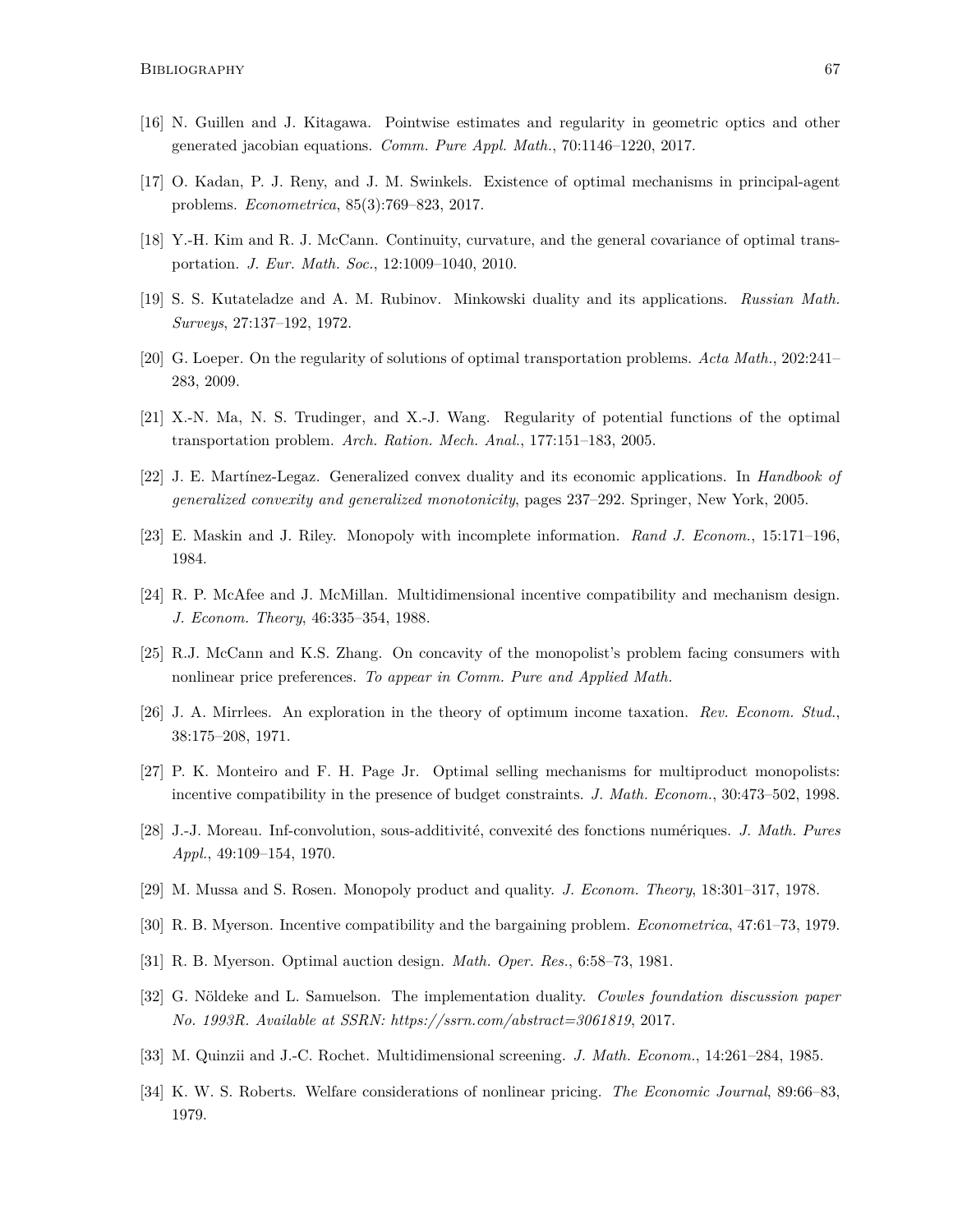[16] N. Guillen and J. Kitagawa. Pointwise estimates and regularity in geometric optics and other generated jacobian equations. *Comm. Pure Appl. Math.*, 70:1146–1220, 2017.

[17] O. Kadan, P. J. Reny, and J. M. Swinkels. Existence of optimal mechanisms in principal-agent problems. *Econometrica*, 85(3):769–823, 2017.

[18] Y.-H. Kim and R. J. McCann. Continuity, curvature, and the general covariance of optimal transportation. *J. Eur. Math. Soc.*, 12:1009–1040, 2010.

[19] S. S. Kutateladze and A. M. Rubinov. Minkowski duality and its applications. *Russian Math. Surveys*, 27:137–192, 1972.

[20] G. Loeper. On the regularity of solutions of optimal transportation problems. *Acta Math.*, 202:241–283, 2009.

[21] X.-N. Ma, N. S. Trudinger, and X.-J. Wang. Regularity of potential functions of the optimal transportation problem. *Arch. Ration. Mech. Anal.*, 177:151–183, 2005.

[22] J. E. Martínez-Legaz. Generalized convex duality and its economic applications. In *Handbook of generalized convexity and generalized monotonicity*, pages 237–292. Springer, New York, 2005.

[23] E. Maskin and J. Riley. Monopoly with incomplete information. *Rand J. Econom.*, 15:171–196, 1984.

[24] R. P. McAfee and J. McMillan. Multidimensional incentive compatibility and mechanism design. *J. Econom. Theory*, 46:335–354, 1988.

[25] R.J. McCann and K.S. Zhang. On concavity of the monopolist's problem facing consumers with nonlinear price preferences. *To appear in Comm. Pure and Applied Math.*

[26] J. A. Mirrlees. An exploration in the theory of optimum income taxation. *Rev. Econom. Stud.*, 38:175–208, 1971.

[27] P. K. Monteiro and F. H. Page Jr. Optimal selling mechanisms for multiproduct monopolists: incentive compatibility in the presence of budget constraints. *J. Math. Econom.*, 30:473–502, 1998.

[28] J.-J. Moreau. Inf-convolution, sous-additivité, convexité des fonctions numériques. *J. Math. Pures Appl.*, 49:109–154, 1970.

[29] M. Mussa and S. Rosen. Monopoly product and quality. *J. Econom. Theory*, 18:301–317, 1978.

[30] R. B. Myerson. Incentive compatibility and the bargaining problem. *Econometrica*, 47:61–73, 1979.

[31] R. B. Myerson. Optimal auction design. *Math. Oper. Res.*, 6:58–73, 1981.

[32] G. Nöldeke and L. Samuelson. The implementation duality. *Cowles foundation discussion paper No. 1993R. Available at SSRN: https://ssrn.com/abstract=3061819*, 2017.

[33] M. Quinzii and J.-C. Rochet. Multidimensional screening. *J. Math. Econom.*, 14:261–284, 1985.

[34] K. W. S. Roberts. Welfare considerations of nonlinear pricing. *The Economic Journal*, 89:66–83, 1979.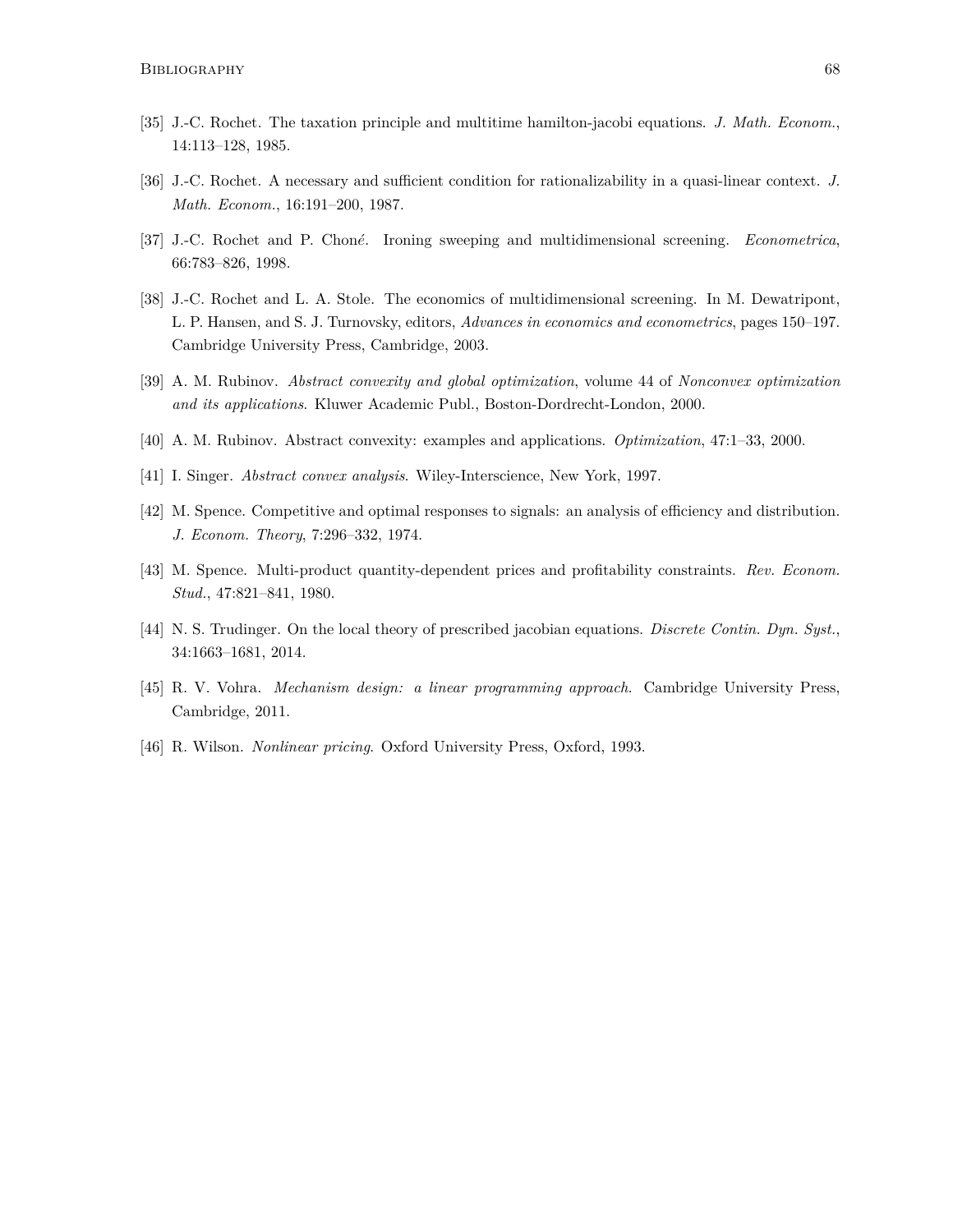[35] J.-C. Rochet. The taxation principle and multitime hamilton-jacobi equations. *J. Math. Econom.*, 14:113–128, 1985.

[36] J.-C. Rochet. A necessary and sufficient condition for rationalizability in a quasi-linear context. *J. Math. Econom.*, 16:191–200, 1987.

[37] J.-C. Rochet and P. Choné. Ironing sweeping and multidimensional screening. *Econometrica*, 66:783–826, 1998.

[38] J.-C. Rochet and L. A. Stole. The economics of multidimensional screening. In M. Dewatripont, L. P. Hansen, and S. J. Turnovsky, editors, *Advances in economics and econometrics*, pages 150–197. Cambridge University Press, Cambridge, 2003.

[39] A. M. Rubinov. *Abstract convexity and global optimization*, volume 44 of *Nonconvex optimization and its applications*. Kluwer Academic Publ., Boston-Dordrecht-London, 2000.

[40] A. M. Rubinov. Abstract convexity: examples and applications. *Optimization*, 47:1–33, 2000.

[41] I. Singer. *Abstract convex analysis*. Wiley-Interscience, New York, 1997.

[42] M. Spence. Competitive and optimal responses to signals: an analysis of efficiency and distribution. *J. Econom. Theory*, 7:296–332, 1974.

[43] M. Spence. Multi-product quantity-dependent prices and profitability constraints. *Rev. Econom. Stud.*, 47:821–841, 1980.

[44] N. S. Trudinger. On the local theory of prescribed jacobian equations. *Discrete Contin. Dyn. Syst.*, 34:1663–1681, 2014.

[45] R. V. Vohra. *Mechanism design: a linear programming approach*. Cambridge University Press, Cambridge, 2011.

[46] R. Wilson. *Nonlinear pricing*. Oxford University Press, Oxford, 1993.